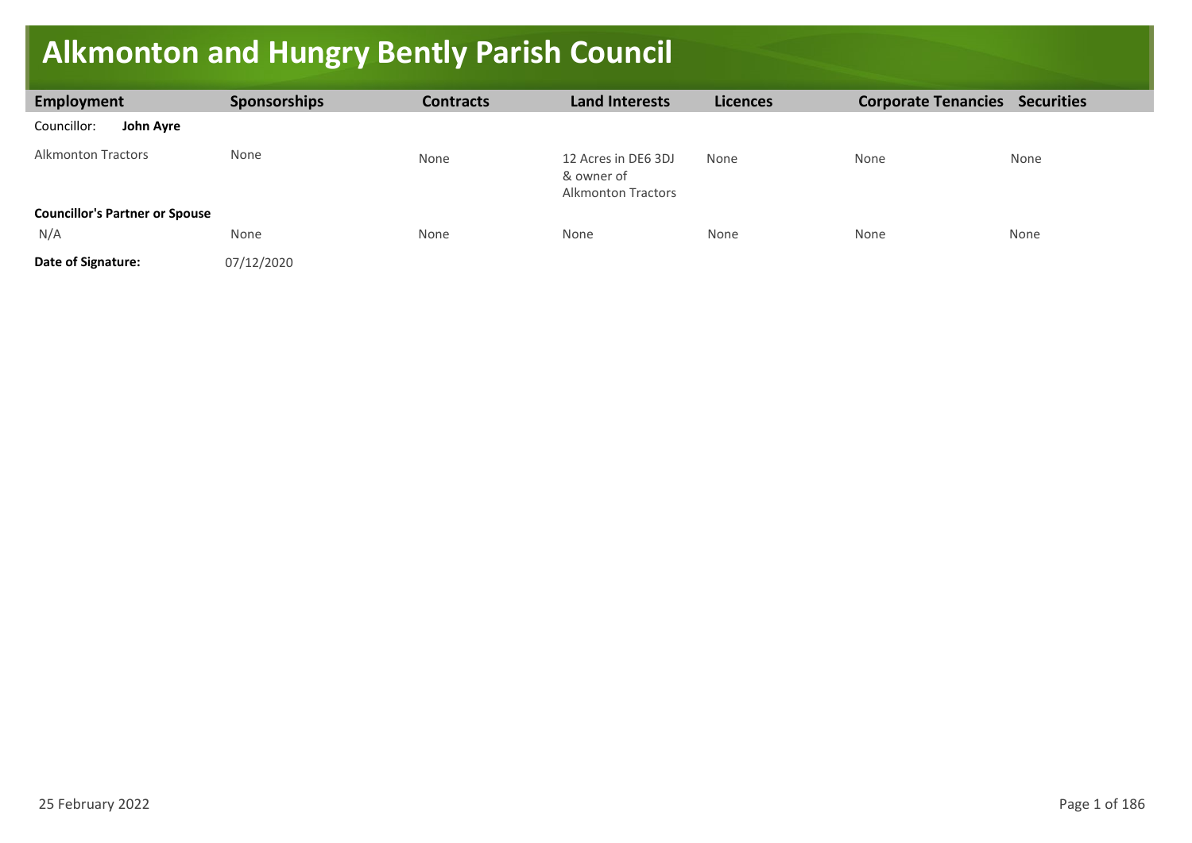# Alkmonton and Hungry Bently Parish Council

| Employment | Sponsorships | Contracts | Land Interests | Licences | Corporate Tenancies | Securities |
|---|---|---|---|---|---|---|
| Councillor: **John Ayre** | | | | | | |
| Alkmonton Tractors | None | None | 12 Acres in DE6 3DJ & owner of Alkmonton Tractors | None | None | None |
| **Councillor's Partner or Spouse** | | | | | | |
| N/A | None | None | None | None | None | None |
| **Date of Signature:** | 07/12/2020 | | | | | |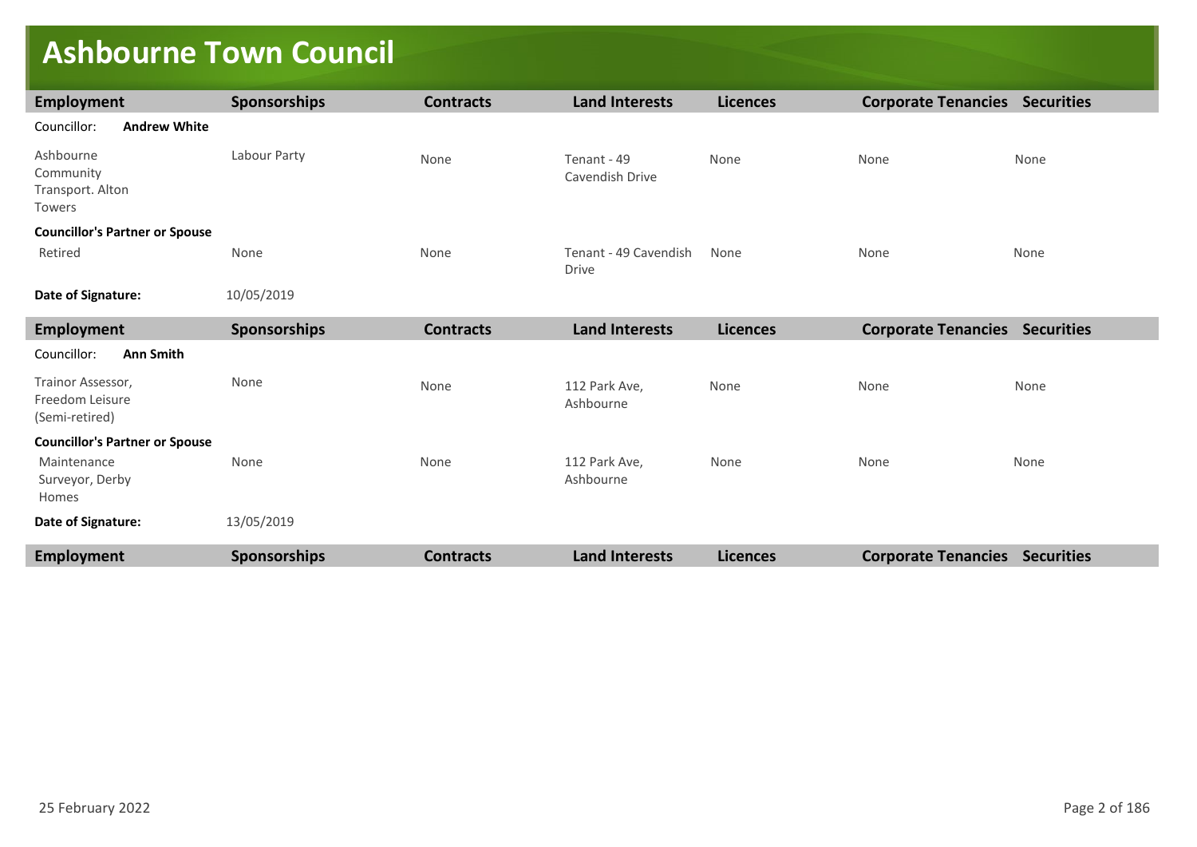# Ashbourne Town Council

| Employment | Sponsorships | Contracts | Land Interests | Licences | Corporate Tenancies | Securities |
|---|---|---|---|---|---|---|
| Councillor: **Andrew White** | | | | | | |
| Ashbourne Community Transport. Alton Towers | Labour Party | None | Tenant - 49 Cavendish Drive | None | None | None |
| **Councillor's Partner or Spouse** | | | | | | |
| Retired | None | None | Tenant - 49 Cavendish Drive | None | None | None |
| **Date of Signature:** | 10/05/2019 | | | | | |

| Employment | Sponsorships | Contracts | Land Interests | Licences | Corporate Tenancies | Securities |
|---|---|---|---|---|---|---|
| Councillor: **Ann Smith** | | | | | | |
| Trainor Assessor, Freedom Leisure (Semi-retired) | None | None | 112 Park Ave, Ashbourne | None | None | None |
| **Councillor's Partner or Spouse** | | | | | | |
| Maintenance Surveyor, Derby Homes | None | None | 112 Park Ave, Ashbourne | None | None | None |
| **Date of Signature:** | 13/05/2019 | | | | | |

| Employment | Sponsorships | Contracts | Land Interests | Licences | Corporate Tenancies | Securities |
|---|---|---|---|---|---|---|

25 February 2022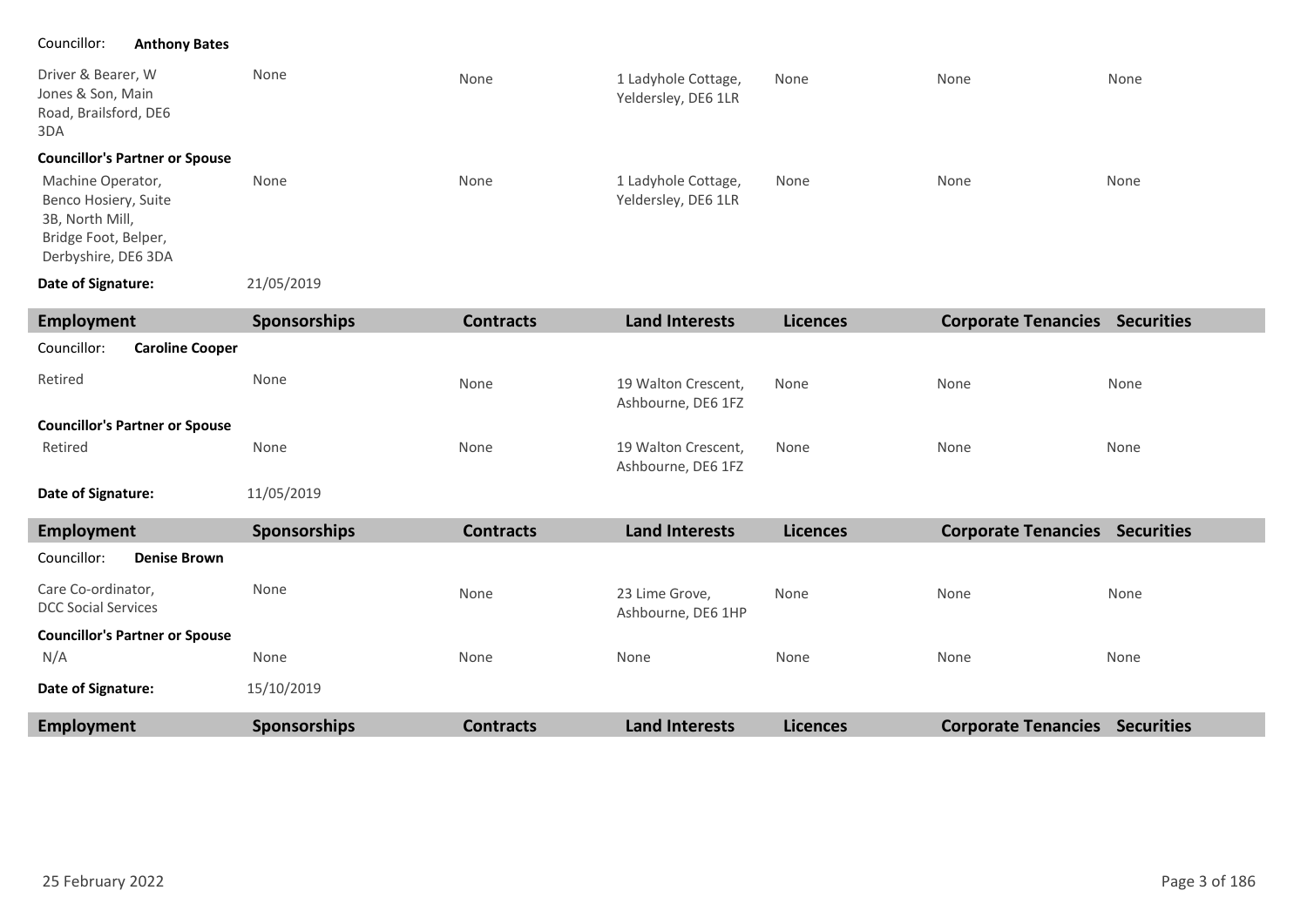Councillor: **Anthony Bates**

| Employment | Sponsorships | Contracts | Land Interests | Licences | Corporate Tenancies | Securities |
|---|---|---|---|---|---|---|
| Driver & Bearer, W Jones & Son, Main Road, Brailsford, DE6 3DA | None | None | 1 Ladyhole Cottage, Yeldersley, DE6 1LR | None | None | None |
| **Councillor's Partner or Spouse** | | | | | | |
| Machine Operator, Benco Hosiery, Suite 3B, North Mill, Bridge Foot, Belper, Derbyshire, DE6 3DA | None | None | 1 Ladyhole Cottage, Yeldersley, DE6 1LR | None | None | None |

**Date of Signature:** 21/05/2019

| Employment | Sponsorships | Contracts | Land Interests | Licences | Corporate Tenancies | Securities |
|---|---|---|---|---|---|---|
| Councillor: **Caroline Cooper** | | | | | | |
| Retired | None | None | 19 Walton Crescent, Ashbourne, DE6 1FZ | None | None | None |
| **Councillor's Partner or Spouse** | | | | | | |
| Retired | None | None | 19 Walton Crescent, Ashbourne, DE6 1FZ | None | None | None |

**Date of Signature:** 11/05/2019

| Employment | Sponsorships | Contracts | Land Interests | Licences | Corporate Tenancies | Securities |
|---|---|---|---|---|---|---|
| Councillor: **Denise Brown** | | | | | | |
| Care Co-ordinator, DCC Social Services | None | None | 23 Lime Grove, Ashbourne, DE6 1HP | None | None | None |
| **Councillor's Partner or Spouse** | | | | | | |
| N/A | None | None | None | None | None | None |

**Date of Signature:** 15/10/2019

| Employment | Sponsorships | Contracts | Land Interests | Licences | Corporate Tenancies | Securities |
|---|---|---|---|---|---|---|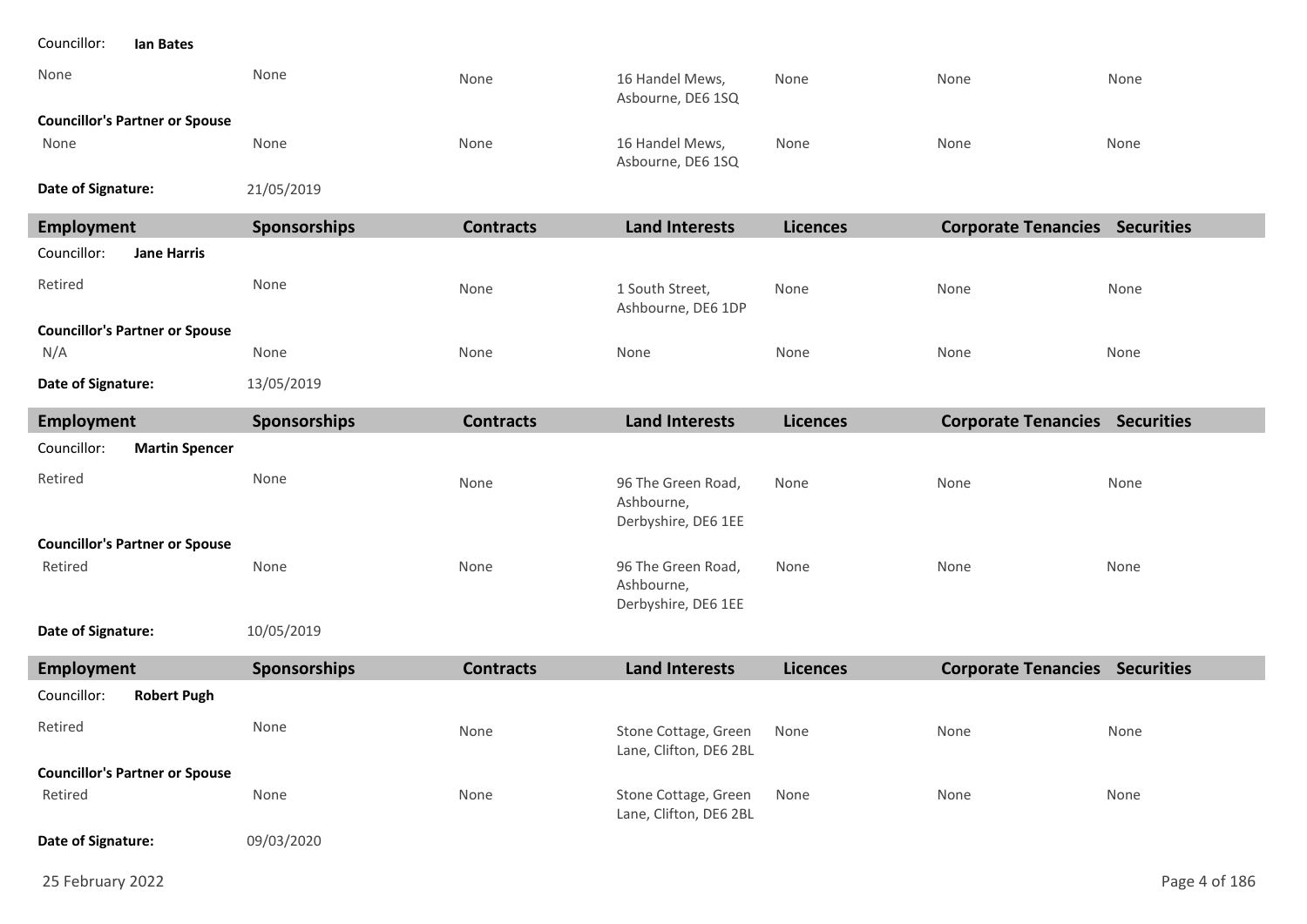Councillor: **Ian Bates**

| None | None | None | 16 Handel Mews, Asbourne, DE6 1SQ | None | None | None |
|---|---|---|---|---|---|---|

**Councillor's Partner or Spouse**

| None | None | None | 16 Handel Mews, Asbourne, DE6 1SQ | None | None | None |
|---|---|---|---|---|---|---|

**Date of Signature:** 21/05/2019

| Employment | Sponsorships | Contracts | Land Interests | Licences | Corporate Tenancies | Securities |
|---|---|---|---|---|---|---|
| Councillor: **Jane Harris** | | | | | | |
| Retired | None | None | 1 South Street, Ashbourne, DE6 1DP | None | None | None |
| **Councillor's Partner or Spouse** | | | | | | |
| N/A | None | None | None | None | None | None |

**Date of Signature:** 13/05/2019

| Employment | Sponsorships | Contracts | Land Interests | Licences | Corporate Tenancies | Securities |
|---|---|---|---|---|---|---|
| Councillor: **Martin Spencer** | | | | | | |
| Retired | None | None | 96 The Green Road, Ashbourne, Derbyshire, DE6 1EE | None | None | None |
| **Councillor's Partner or Spouse** | | | | | | |
| Retired | None | None | 96 The Green Road, Ashbourne, Derbyshire, DE6 1EE | None | None | None |

**Date of Signature:** 10/05/2019

| Employment | Sponsorships | Contracts | Land Interests | Licences | Corporate Tenancies | Securities |
|---|---|---|---|---|---|---|
| Councillor: **Robert Pugh** | | | | | | |
| Retired | None | None | Stone Cottage, Green Lane, Clifton, DE6 2BL | None | None | None |
| **Councillor's Partner or Spouse** | | | | | | |
| Retired | None | None | Stone Cottage, Green Lane, Clifton, DE6 2BL | None | None | None |

**Date of Signature:** 09/03/2020

25 February 2022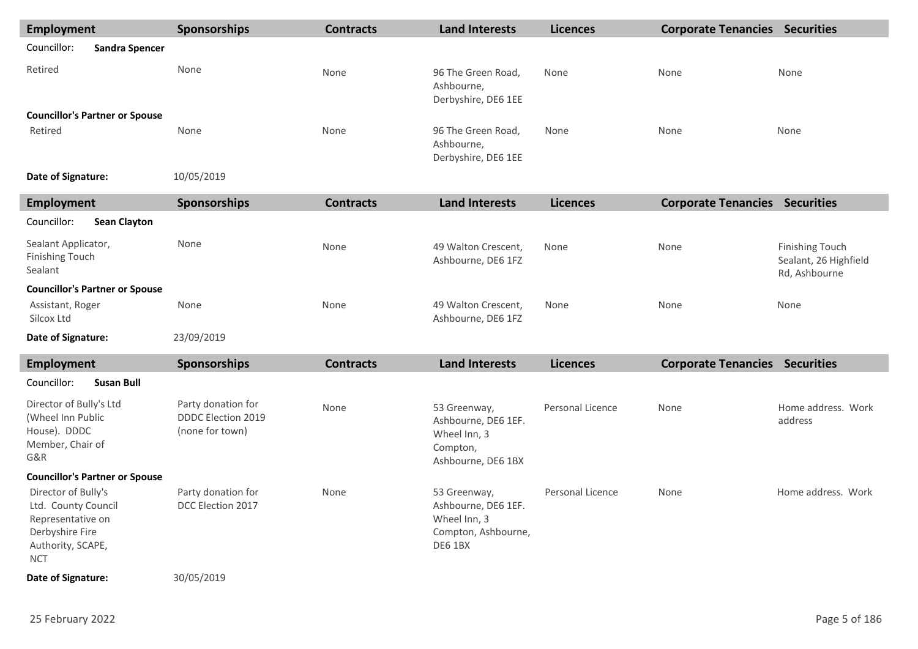| Employment | Sponsorships | Contracts | Land Interests | Licences | Corporate Tenancies | Securities |
|---|---|---|---|---|---|---|
| Councillor: **Sandra Spencer** | | | | | | |
| Retired | None | None | 96 The Green Road, Ashbourne, Derbyshire, DE6 1EE | None | None | None |
| **Councillor's Partner or Spouse** | | | | | | |
| Retired | None | None | 96 The Green Road, Ashbourne, Derbyshire, DE6 1EE | None | None | None |
| **Date of Signature:** | 10/05/2019 | | | | | |

| Employment | Sponsorships | Contracts | Land Interests | Licences | Corporate Tenancies | Securities |
|---|---|---|---|---|---|---|
| Councillor: **Sean Clayton** | | | | | | |
| Sealant Applicator, Finishing Touch Sealant | None | None | 49 Walton Crescent, Ashbourne, DE6 1FZ | None | None | Finishing Touch Sealant, 26 Highfield Rd, Ashbourne |
| **Councillor's Partner or Spouse** | | | | | | |
| Assistant, Roger Silcox Ltd | None | None | 49 Walton Crescent, Ashbourne, DE6 1FZ | None | None | None |
| **Date of Signature:** | 23/09/2019 | | | | | |

| Employment | Sponsorships | Contracts | Land Interests | Licences | Corporate Tenancies | Securities |
|---|---|---|---|---|---|---|
| Councillor: **Susan Bull** | | | | | | |
| Director of Bully's Ltd (Wheel Inn Public House). DDDC Member, Chair of G&R | Party donation for DDDC Election 2019 (none for town) | None | 53 Greenway, Ashbourne, DE6 1EF. Wheel Inn, 3 Compton, Ashbourne, DE6 1BX | Personal Licence | None | Home address. Work address |
| **Councillor's Partner or Spouse** | | | | | | |
| Director of Bully's Ltd. County Council Representative on Derbyshire Fire Authority, SCAPE, NCT | Party donation for DCC Election 2017 | None | 53 Greenway, Ashbourne, DE6 1EF. Wheel Inn, 3 Compton, Ashbourne, DE6 1BX | Personal Licence | None | Home address. Work |
| **Date of Signature:** | 30/05/2019 | | | | | |

25 February 2022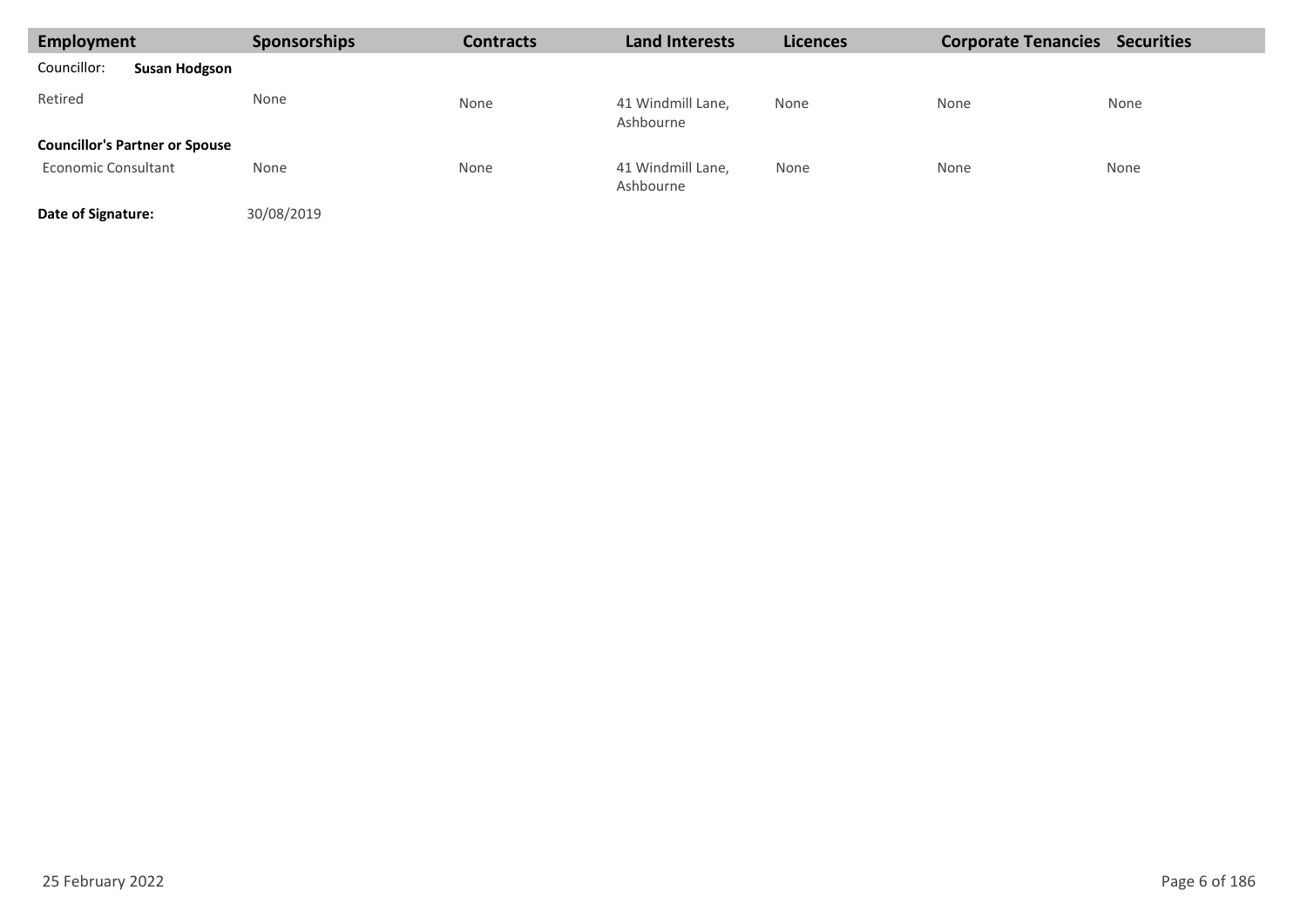| Employment | Sponsorships | Contracts | Land Interests | Licences | Corporate Tenancies | Securities |
|---|---|---|---|---|---|---|
| Councillor: **Susan Hodgson** | | | | | | |
| Retired | None | None | 41 Windmill Lane, Ashbourne | None | None | None |
| **Councillor's Partner or Spouse** | | | | | | |
| Economic Consultant | None | None | 41 Windmill Lane, Ashbourne | None | None | None |
| **Date of Signature:** | 30/08/2019 | | | | | |

25 February 2022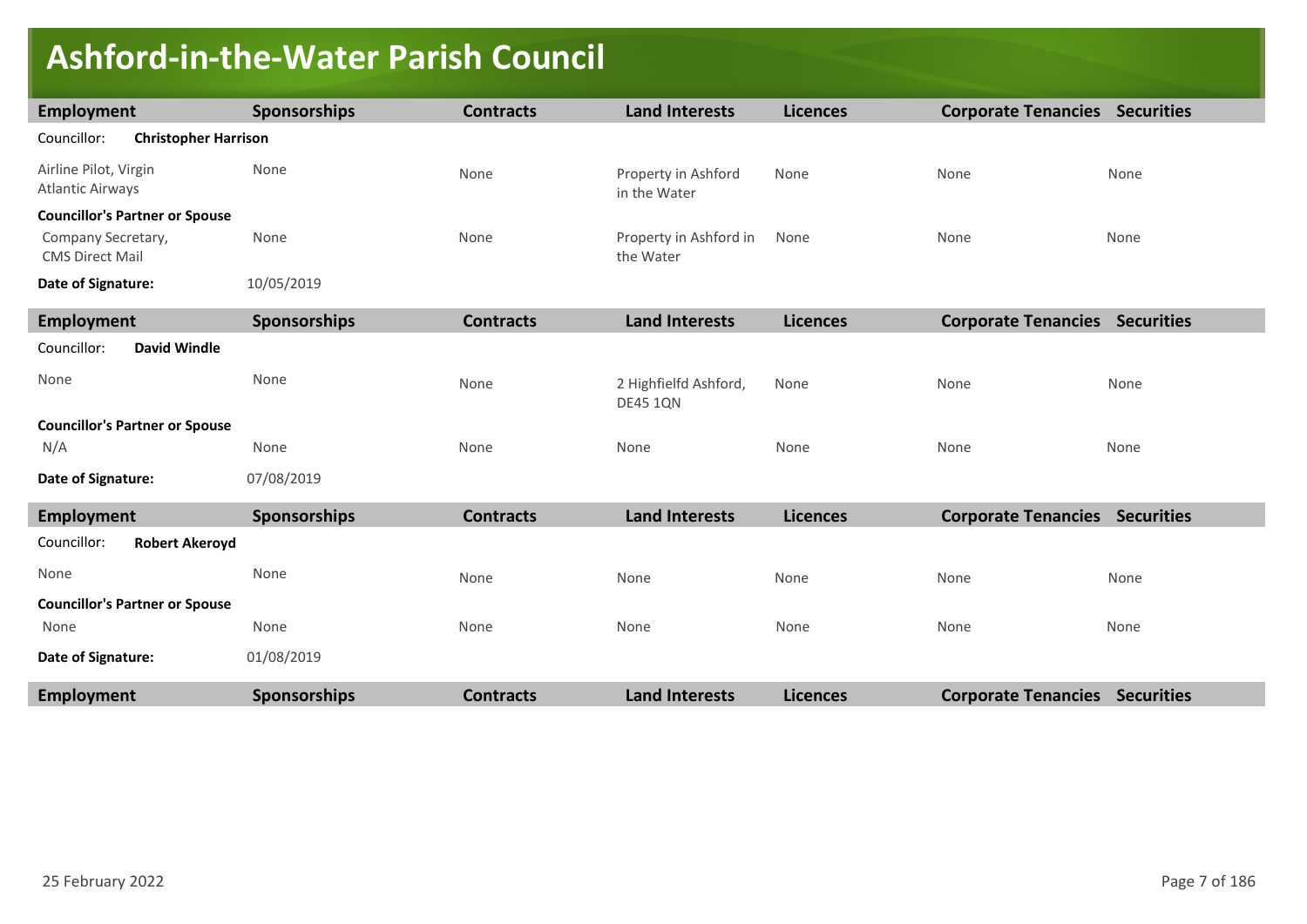# Ashford-in-the-Water Parish Council

| Employment | Sponsorships | Contracts | Land Interests | Licences | Corporate Tenancies | Securities |
|---|---|---|---|---|---|---|
| Councillor: **Christopher Harrison** | | | | | | |
| Airline Pilot, Virgin Atlantic Airways | None | None | Property in Ashford in the Water | None | None | None |
| **Councillor's Partner or Spouse** | | | | | | |
| Company Secretary, CMS Direct Mail | None | None | Property in Ashford in the Water | None | None | None |
| **Date of Signature:** | 10/05/2019 | | | | | |

| Employment | Sponsorships | Contracts | Land Interests | Licences | Corporate Tenancies | Securities |
|---|---|---|---|---|---|---|
| Councillor: **David Windle** | | | | | | |
| None | None | None | 2 Highfielfd Ashford, DE45 1QN | None | None | None |
| **Councillor's Partner or Spouse** | | | | | | |
| N/A | None | None | None | None | None | None |
| **Date of Signature:** | 07/08/2019 | | | | | |

| Employment | Sponsorships | Contracts | Land Interests | Licences | Corporate Tenancies | Securities |
|---|---|---|---|---|---|---|
| Councillor: **Robert Akeroyd** | | | | | | |
| None | None | None | None | None | None | None |
| **Councillor's Partner or Spouse** | | | | | | |
| None | None | None | None | None | None | None |
| **Date of Signature:** | 01/08/2019 | | | | | |

| Employment | Sponsorships | Contracts | Land Interests | Licences | Corporate Tenancies | Securities |
|---|---|---|---|---|---|---|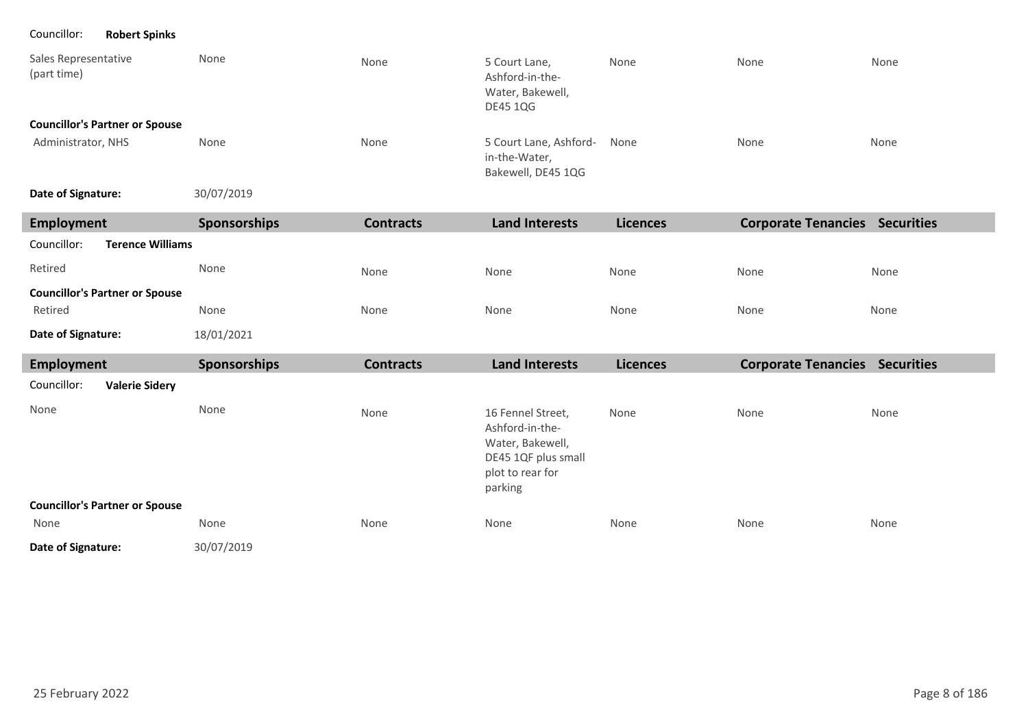Councillor: **Robert Spinks**

| Employment | Sponsorships | Contracts | Land Interests | Licences | Corporate Tenancies | Securities |
|---|---|---|---|---|---|---|
| Sales Representative (part time) | None | None | 5 Court Lane, Ashford-in-the-Water, Bakewell, DE45 1QG | None | None | None |
| **Councillor's Partner or Spouse** | | | | | | |
| Administrator, NHS | None | None | 5 Court Lane, Ashford-in-the-Water, Bakewell, DE45 1QG | None | None | None |

**Date of Signature:** 30/07/2019

| Employment | Sponsorships | Contracts | Land Interests | Licences | Corporate Tenancies | Securities |
|---|---|---|---|---|---|---|
| Councillor: **Terence Williams** | | | | | | |
| Retired | None | None | None | None | None | None |
| **Councillor's Partner or Spouse** | | | | | | |
| Retired | None | None | None | None | None | None |

**Date of Signature:** 18/01/2021

| Employment | Sponsorships | Contracts | Land Interests | Licences | Corporate Tenancies | Securities |
|---|---|---|---|---|---|---|
| Councillor: **Valerie Sidery** | | | | | | |
| None | None | None | 16 Fennel Street, Ashford-in-the-Water, Bakewell, DE45 1QF plus small plot to rear for parking | None | None | None |
| **Councillor's Partner or Spouse** | | | | | | |
| None | None | None | None | None | None | None |

**Date of Signature:** 30/07/2019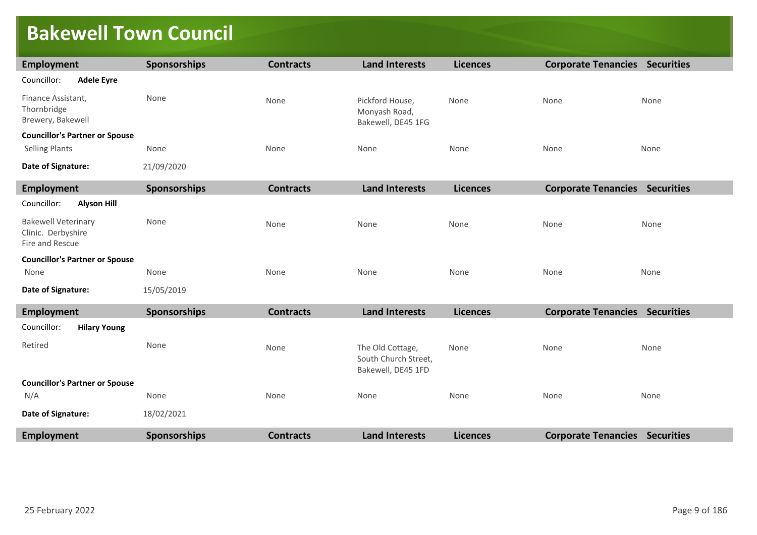# Bakewell Town Council

| Employment | Sponsorships | Contracts | Land Interests | Licences | Corporate Tenancies | Securities |
|---|---|---|---|---|---|---|
| Councillor: **Adele Eyre** | | | | | | |
| Finance Assistant, Thornbridge Brewery, Bakewell | None | None | Pickford House, Monyash Road, Bakewell, DE45 1FG | None | None | None |
| **Councillor's Partner or Spouse** | | | | | | |
| Selling Plants | None | None | None | None | None | None |
| **Date of Signature:** | 21/09/2020 | | | | | |

| Employment | Sponsorships | Contracts | Land Interests | Licences | Corporate Tenancies | Securities |
|---|---|---|---|---|---|---|
| Councillor: **Alyson Hill** | | | | | | |
| Bakewell Veterinary Clinic. Derbyshire Fire and Rescue | None | None | None | None | None | None |
| **Councillor's Partner or Spouse** | | | | | | |
| None | None | None | None | None | None | None |
| **Date of Signature:** | 15/05/2019 | | | | | |

| Employment | Sponsorships | Contracts | Land Interests | Licences | Corporate Tenancies | Securities |
|---|---|---|---|---|---|---|
| Councillor: **Hilary Young** | | | | | | |
| Retired | None | None | The Old Cottage, South Church Street, Bakewell, DE45 1FD | None | None | None |
| **Councillor's Partner or Spouse** | | | | | | |
| N/A | None | None | None | None | None | None |
| **Date of Signature:** | 18/02/2021 | | | | | |

| Employment | Sponsorships | Contracts | Land Interests | Licences | Corporate Tenancies | Securities |
|---|---|---|---|---|---|---|

25 February 2022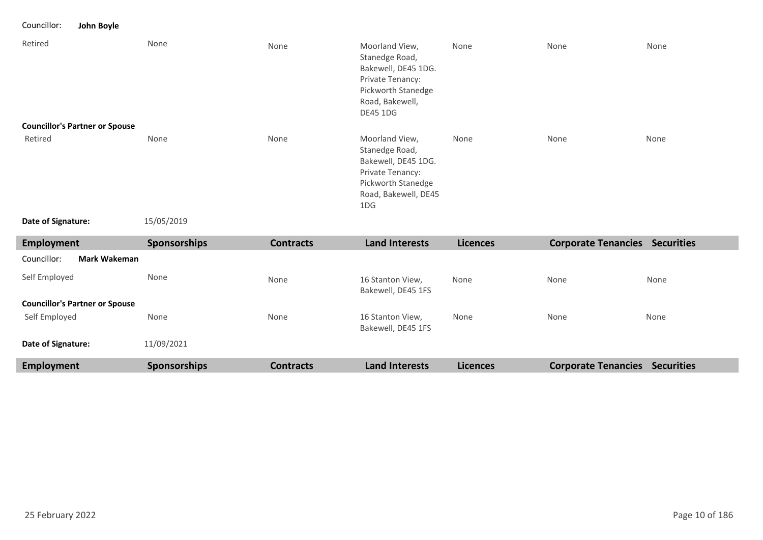Councillor: **John Boyle**

| Employment | Sponsorships | Contracts | Land Interests | Licences | Corporate Tenancies | Securities |
|---|---|---|---|---|---|---|
| Retired | None | None | Moorland View, Stanedge Road, Bakewell, DE45 1DG. Private Tenancy: Pickworth Stanedge Road, Bakewell, DE45 1DG | None | None | None |
| **Councillor's Partner or Spouse** | | | | | | |
| Retired | None | None | Moorland View, Stanedge Road, Bakewell, DE45 1DG. Private Tenancy: Pickworth Stanedge Road, Bakewell, DE45 1DG | None | None | None |

**Date of Signature:** 15/05/2019

Councillor: **Mark Wakeman**

| Employment | Sponsorships | Contracts | Land Interests | Licences | Corporate Tenancies | Securities |
|---|---|---|---|---|---|---|
| Self Employed | None | None | 16 Stanton View, Bakewell, DE45 1FS | None | None | None |
| **Councillor's Partner or Spouse** | | | | | | |
| Self Employed | None | None | 16 Stanton View, Bakewell, DE45 1FS | None | None | None |

**Date of Signature:** 11/09/2021

| Employment | Sponsorships | Contracts | Land Interests | Licences | Corporate Tenancies | Securities |
|---|---|---|---|---|---|---|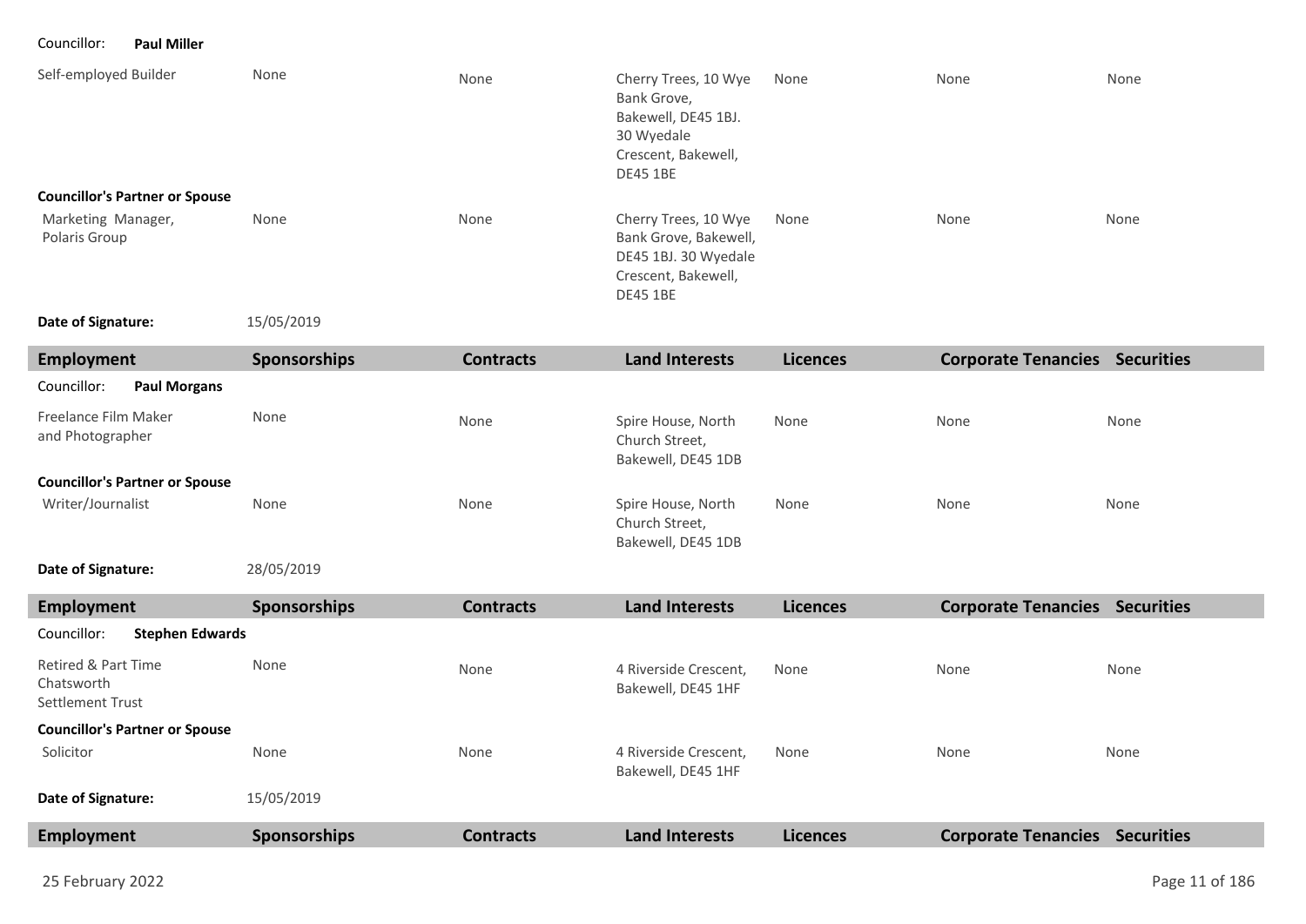Councillor: **Paul Miller**

| Employment | Sponsorships | Contracts | Land Interests | Licences | Corporate Tenancies | Securities |
|---|---|---|---|---|---|---|
| Self-employed Builder | None | None | Cherry Trees, 10 Wye Bank Grove, Bakewell, DE45 1BJ. 30 Wyedale Crescent, Bakewell, DE45 1BE | None | None | None |
| **Councillor's Partner or Spouse** | | | | | | |
| Marketing Manager, Polaris Group | None | None | Cherry Trees, 10 Wye Bank Grove, Bakewell, DE45 1BJ. 30 Wyedale Crescent, Bakewell, DE45 1BE | None | None | None |

**Date of Signature:** 15/05/2019

| Employment | Sponsorships | Contracts | Land Interests | Licences | Corporate Tenancies | Securities |
|---|---|---|---|---|---|---|
| Councillor: **Paul Morgans** | | | | | | |
| Freelance Film Maker and Photographer | None | None | Spire House, North Church Street, Bakewell, DE45 1DB | None | None | None |
| **Councillor's Partner or Spouse** | | | | | | |
| Writer/Journalist | None | None | Spire House, North Church Street, Bakewell, DE45 1DB | None | None | None |

**Date of Signature:** 28/05/2019

| Employment | Sponsorships | Contracts | Land Interests | Licences | Corporate Tenancies | Securities |
|---|---|---|---|---|---|---|
| Councillor: **Stephen Edwards** | | | | | | |
| Retired & Part Time Chatsworth Settlement Trust | None | None | 4 Riverside Crescent, Bakewell, DE45 1HF | None | None | None |
| **Councillor's Partner or Spouse** | | | | | | |
| Solicitor | None | None | 4 Riverside Crescent, Bakewell, DE45 1HF | None | None | None |

**Date of Signature:** 15/05/2019

| Employment | Sponsorships | Contracts | Land Interests | Licences | Corporate Tenancies | Securities |
|---|---|---|---|---|---|---|

25 February 2022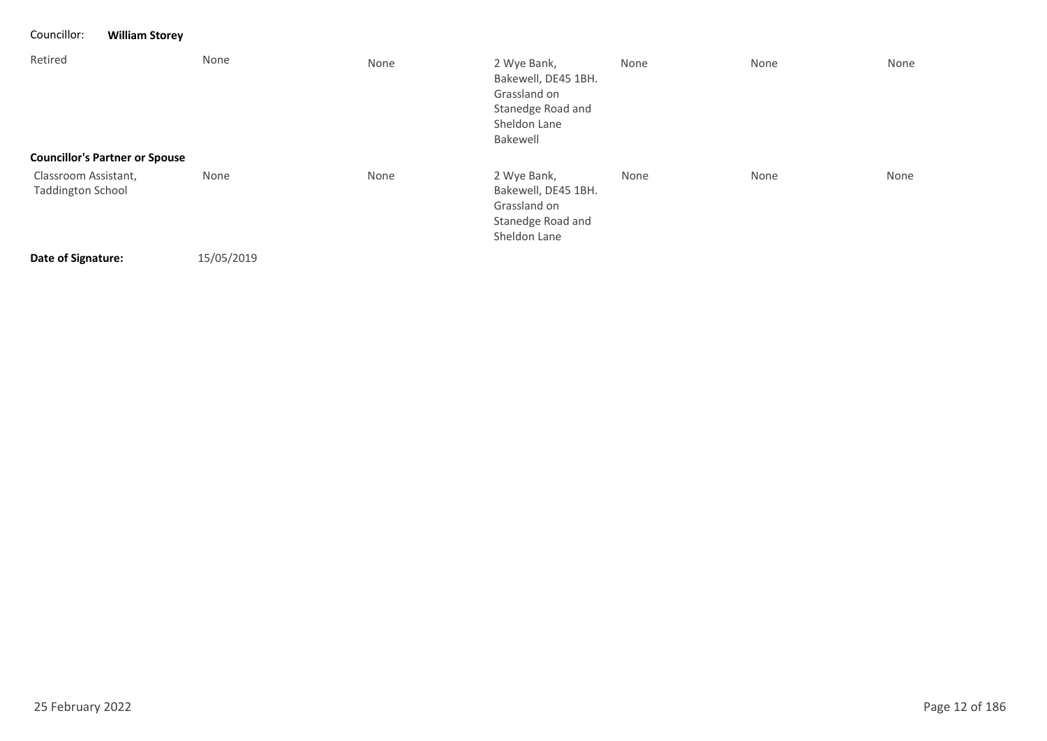Councillor: **William Storey**

| | | | | | | |
|---|---|---|---|---|---|---|
| Retired | None | None | 2 Wye Bank, Bakewell, DE45 1BH. Grassland on Stanedge Road and Sheldon Lane Bakewell | None | None | None |
| **Councillor's Partner or Spouse** | | | | | | |
| Classroom Assistant, Taddington School | None | None | 2 Wye Bank, Bakewell, DE45 1BH. Grassland on Stanedge Road and Sheldon Lane | None | None | None |

**Date of Signature:** 15/05/2019

25 February 2022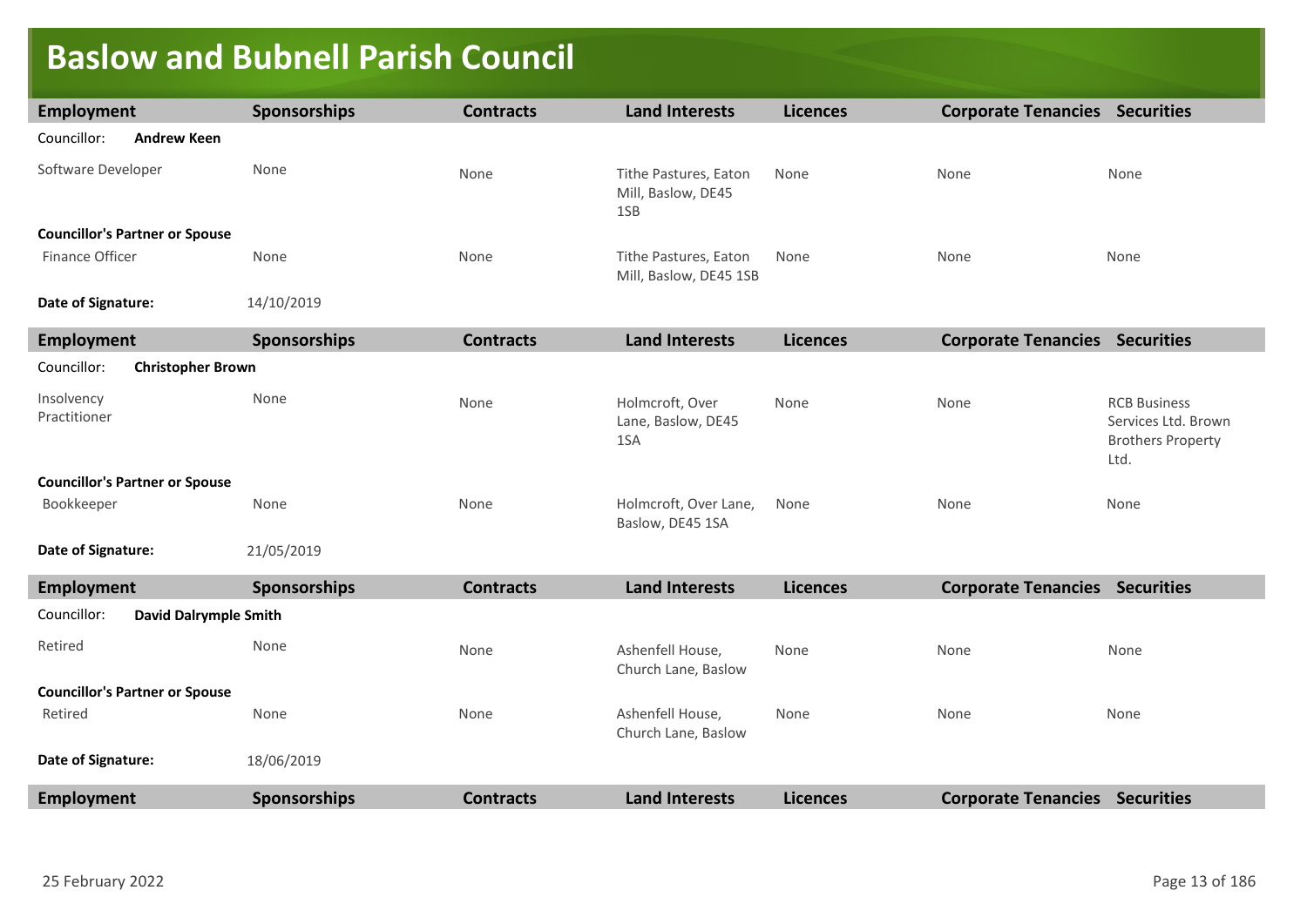# Baslow and Bubnell Parish Council

| Employment | Sponsorships | Contracts | Land Interests | Licences | Corporate Tenancies | Securities |
|---|---|---|---|---|---|---|
| Councillor: **Andrew Keen** | | | | | | |
| Software Developer | None | None | Tithe Pastures, Eaton Mill, Baslow, DE45 1SB | None | None | None |
| **Councillor's Partner or Spouse** | | | | | | |
| Finance Officer | None | None | Tithe Pastures, Eaton Mill, Baslow, DE45 1SB | None | None | None |
| **Date of Signature:** | 14/10/2019 | | | | | |

| Employment | Sponsorships | Contracts | Land Interests | Licences | Corporate Tenancies | Securities |
|---|---|---|---|---|---|---|
| Councillor: **Christopher Brown** | | | | | | |
| Insolvency Practitioner | None | None | Holmcroft, Over Lane, Baslow, DE45 1SA | None | None | RCB Business Services Ltd. Brown Brothers Property Ltd. |
| **Councillor's Partner or Spouse** | | | | | | |
| Bookkeeper | None | None | Holmcroft, Over Lane, Baslow, DE45 1SA | None | None | None |
| **Date of Signature:** | 21/05/2019 | | | | | |

| Employment | Sponsorships | Contracts | Land Interests | Licences | Corporate Tenancies | Securities |
|---|---|---|---|---|---|---|
| Councillor: **David Dalrymple Smith** | | | | | | |
| Retired | None | None | Ashenfell House, Church Lane, Baslow | None | None | None |
| **Councillor's Partner or Spouse** | | | | | | |
| Retired | None | None | Ashenfell House, Church Lane, Baslow | None | None | None |
| **Date of Signature:** | 18/06/2019 | | | | | |

| Employment | Sponsorships | Contracts | Land Interests | Licences | Corporate Tenancies | Securities |
|---|---|---|---|---|---|---|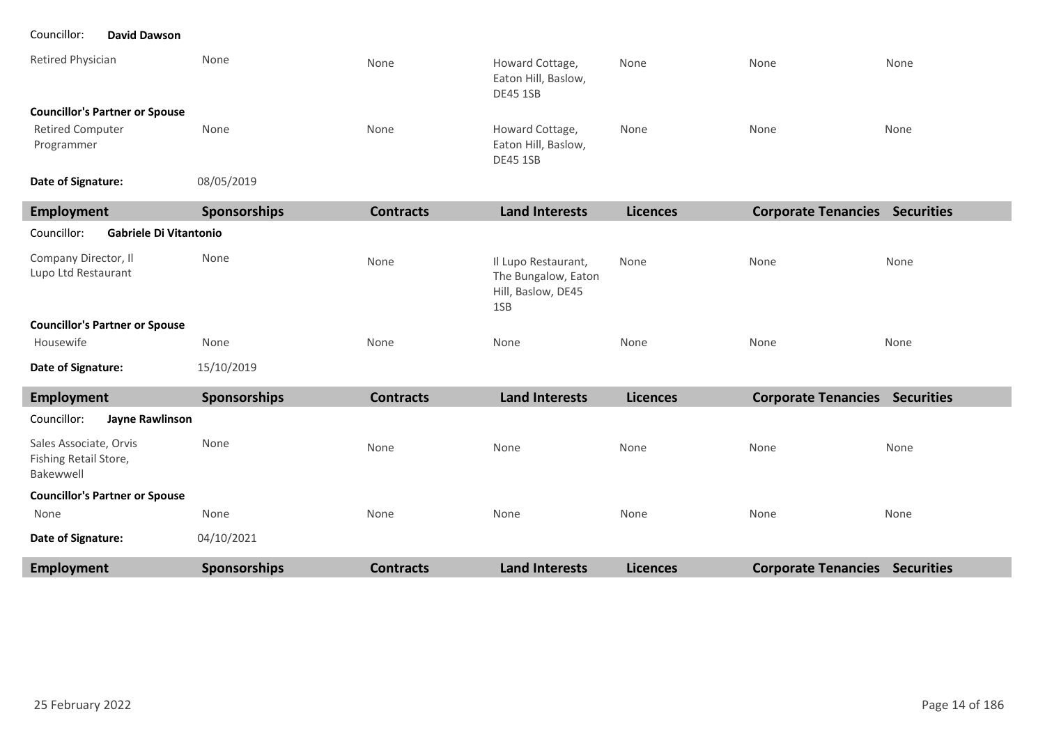Councillor: **David Dawson**

| Employment | Sponsorships | Contracts | Land Interests | Licences | Corporate Tenancies | Securities |
|---|---|---|---|---|---|---|
| Retired Physician | None | None | Howard Cottage, Eaton Hill, Baslow, DE45 1SB | None | None | None |
| **Councillor's Partner or Spouse** | | | | | | |
| Retired Computer Programmer | None | None | Howard Cottage, Eaton Hill, Baslow, DE45 1SB | None | None | None |

**Date of Signature:** 08/05/2019

| Employment | Sponsorships | Contracts | Land Interests | Licences | Corporate Tenancies | Securities |
|---|---|---|---|---|---|---|

Councillor: **Gabriele Di Vitantonio**

| Employment | Sponsorships | Contracts | Land Interests | Licences | Corporate Tenancies | Securities |
|---|---|---|---|---|---|---|
| Company Director, Il Lupo Ltd Restaurant | None | None | Il Lupo Restaurant, The Bungalow, Eaton Hill, Baslow, DE45 1SB | None | None | None |
| **Councillor's Partner or Spouse** | | | | | | |
| Housewife | None | None | None | None | None | None |

**Date of Signature:** 15/10/2019

| Employment | Sponsorships | Contracts | Land Interests | Licences | Corporate Tenancies | Securities |
|---|---|---|---|---|---|---|

Councillor: **Jayne Rawlinson**

| Employment | Sponsorships | Contracts | Land Interests | Licences | Corporate Tenancies | Securities |
|---|---|---|---|---|---|---|
| Sales Associate, Orvis Fishing Retail Store, Bakewwell | None | None | None | None | None | None |
| **Councillor's Partner or Spouse** | | | | | | |
| None | None | None | None | None | None | None |

**Date of Signature:** 04/10/2021

| Employment | Sponsorships | Contracts | Land Interests | Licences | Corporate Tenancies | Securities |
|---|---|---|---|---|---|---|

25 February 2022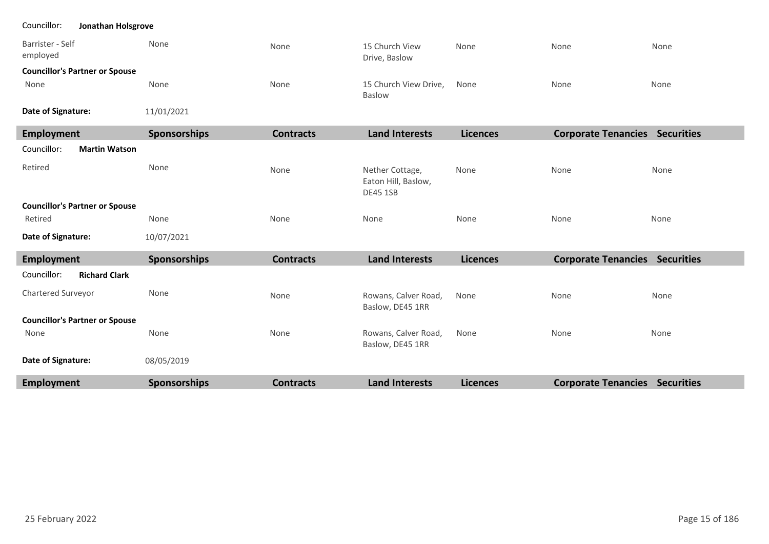Councillor: **Jonathan Holsgrove**

| Employment | Sponsorships | Contracts | Land Interests | Licences | Corporate Tenancies | Securities |
|---|---|---|---|---|---|---|
| Barrister - Self employed | None | None | 15 Church View Drive, Baslow | None | None | None |
| **Councillor's Partner or Spouse** | | | | | | |
| None | None | None | 15 Church View Drive, Baslow | None | None | None |
| **Date of Signature:** | 11/01/2021 | | | | | |

Councillor: **Martin Watson**

| Employment | Sponsorships | Contracts | Land Interests | Licences | Corporate Tenancies | Securities |
|---|---|---|---|---|---|---|
| Retired | None | None | Nether Cottage, Eaton Hill, Baslow, DE45 1SB | None | None | None |
| **Councillor's Partner or Spouse** | | | | | | |
| Retired | None | None | None | None | None | None |
| **Date of Signature:** | 10/07/2021 | | | | | |

Councillor: **Richard Clark**

| Employment | Sponsorships | Contracts | Land Interests | Licences | Corporate Tenancies | Securities |
|---|---|---|---|---|---|---|
| Chartered Surveyor | None | None | Rowans, Calver Road, Baslow, DE45 1RR | None | None | None |
| **Councillor's Partner or Spouse** | | | | | | |
| None | None | None | Rowans, Calver Road, Baslow, DE45 1RR | None | None | None |
| **Date of Signature:** | 08/05/2019 | | | | | |

| Employment | Sponsorships | Contracts | Land Interests | Licences | Corporate Tenancies | Securities |
|---|---|---|---|---|---|---|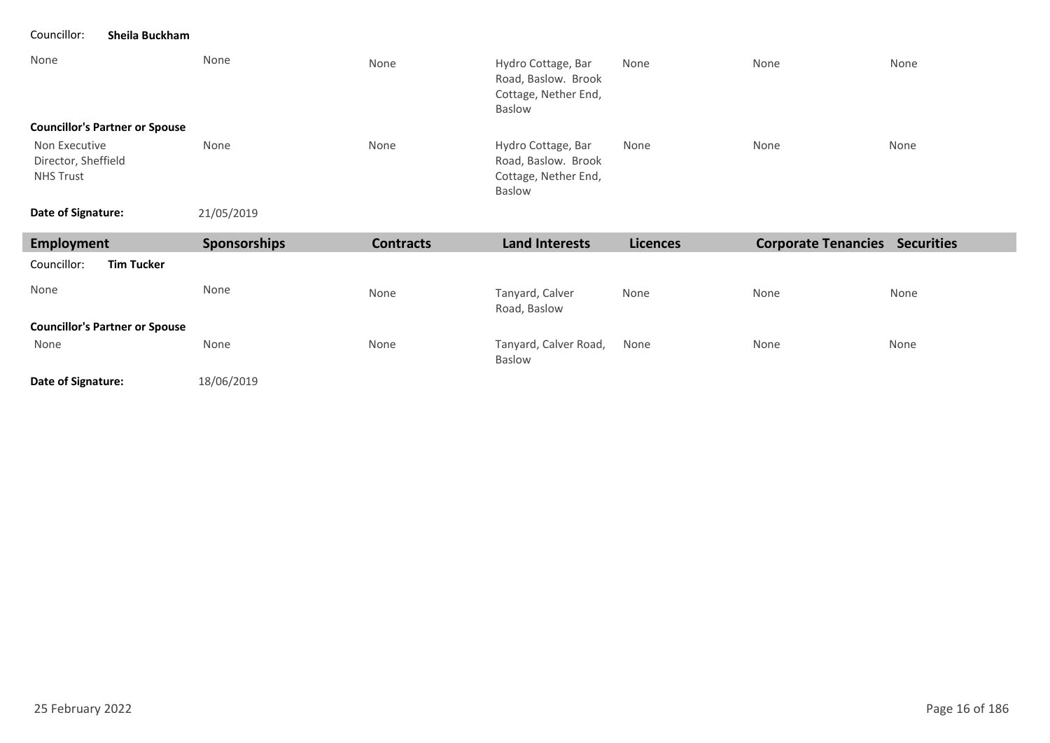Councillor: **Sheila Buckham**

| | | | | | | |
|---|---|---|---|---|---|---|
| None | None | None | Hydro Cottage, Bar Road, Baslow. Brook Cottage, Nether End, Baslow | None | None | None |

**Councillor's Partner or Spouse**

| | | | | | | |
|---|---|---|---|---|---|---|
| Non Executive Director, Sheffield NHS Trust | None | None | Hydro Cottage, Bar Road, Baslow. Brook Cottage, Nether End, Baslow | None | None | None |

**Date of Signature:** 21/05/2019

| Employment | Sponsorships | Contracts | Land Interests | Licences | Corporate Tenancies | Securities |
|---|---|---|---|---|---|---|

Councillor: **Tim Tucker**

| | | | | | | |
|---|---|---|---|---|---|---|
| None | None | None | Tanyard, Calver Road, Baslow | None | None | None |

**Councillor's Partner or Spouse**

| | | | | | | |
|---|---|---|---|---|---|---|
| None | None | None | Tanyard, Calver Road, Baslow | None | None | None |

**Date of Signature:** 18/06/2019

25 February 2022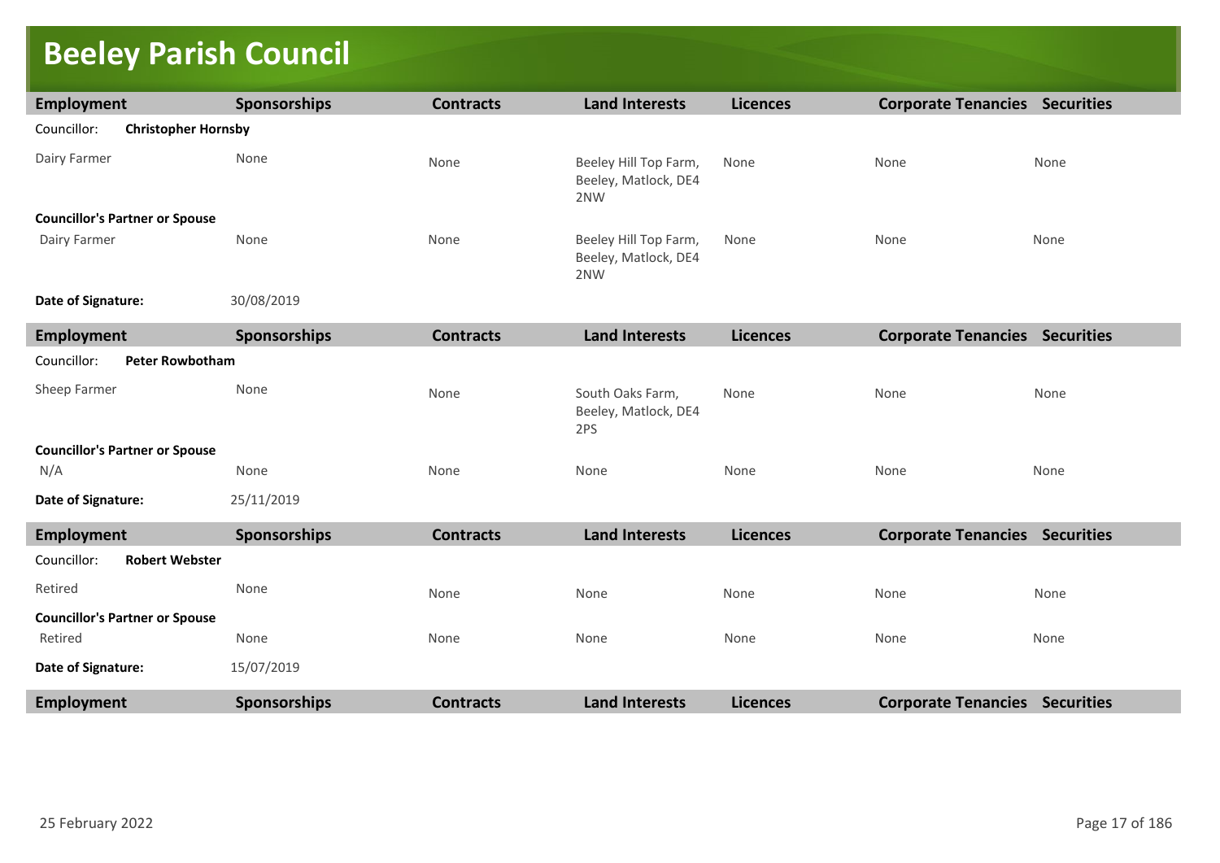# Beeley Parish Council

| Employment | Sponsorships | Contracts | Land Interests | Licences | Corporate Tenancies | Securities |
|---|---|---|---|---|---|---|
| Councillor: **Christopher Hornsby** | | | | | | |
| Dairy Farmer | None | None | Beeley Hill Top Farm, Beeley, Matlock, DE4 2NW | None | None | None |
| **Councillor's Partner or Spouse** | | | | | | |
| Dairy Farmer | None | None | Beeley Hill Top Farm, Beeley, Matlock, DE4 2NW | None | None | None |
| **Date of Signature:** | 30/08/2019 | | | | | |

| Employment | Sponsorships | Contracts | Land Interests | Licences | Corporate Tenancies | Securities |
|---|---|---|---|---|---|---|
| Councillor: **Peter Rowbotham** | | | | | | |
| Sheep Farmer | None | None | South Oaks Farm, Beeley, Matlock, DE4 2PS | None | None | None |
| **Councillor's Partner or Spouse** | | | | | | |
| N/A | None | None | None | None | None | None |
| **Date of Signature:** | 25/11/2019 | | | | | |

| Employment | Sponsorships | Contracts | Land Interests | Licences | Corporate Tenancies | Securities |
|---|---|---|---|---|---|---|
| Councillor: **Robert Webster** | | | | | | |
| Retired | None | None | None | None | None | None |
| **Councillor's Partner or Spouse** | | | | | | |
| Retired | None | None | None | None | None | None |
| **Date of Signature:** | 15/07/2019 | | | | | |

| Employment | Sponsorships | Contracts | Land Interests | Licences | Corporate Tenancies | Securities |
|---|---|---|---|---|---|---|

25 February 2022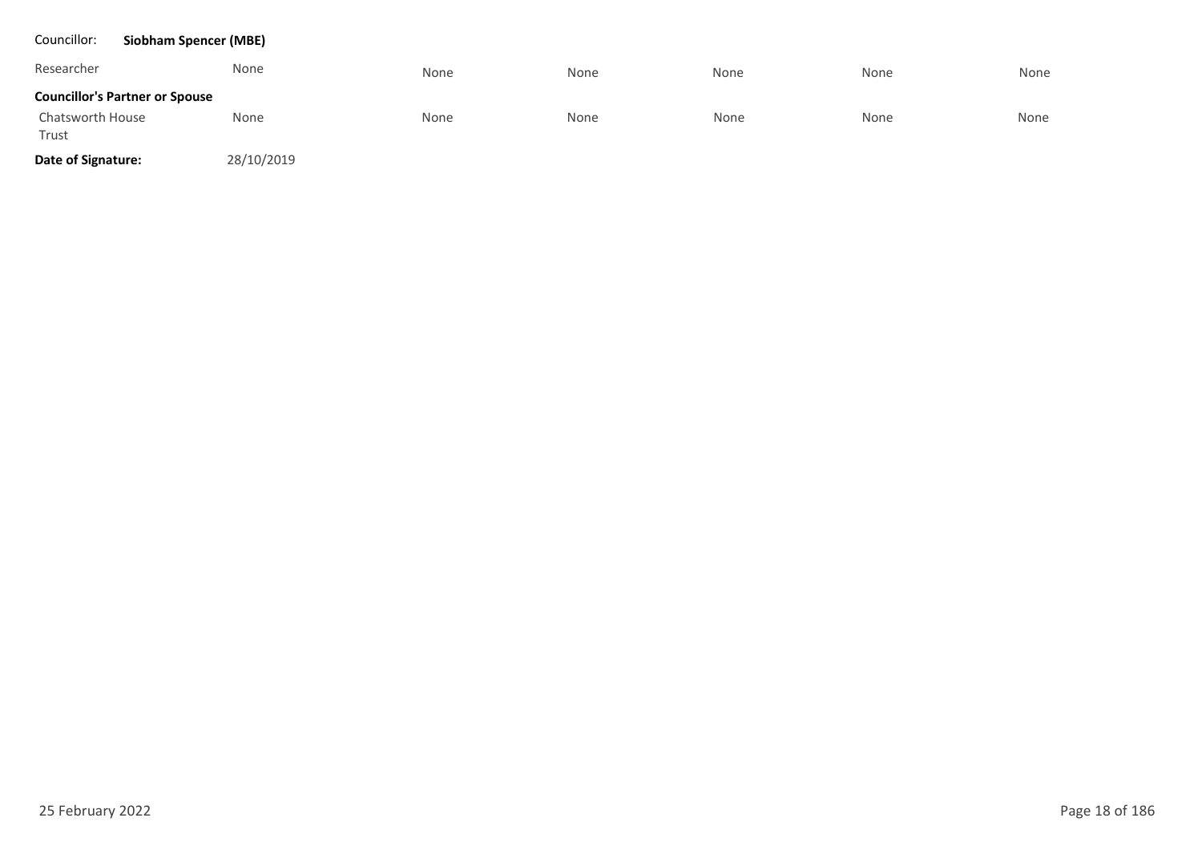Councillor: **Siobham Spencer (MBE)**

| | | | | | | |
|---|---|---|---|---|---|---|
| Researcher | None | None | None | None | None | None |
| **Councillor's Partner or Spouse** | | | | | | |
| Chatsworth House Trust | None | None | None | None | None | None |

**Date of Signature:** 28/10/2019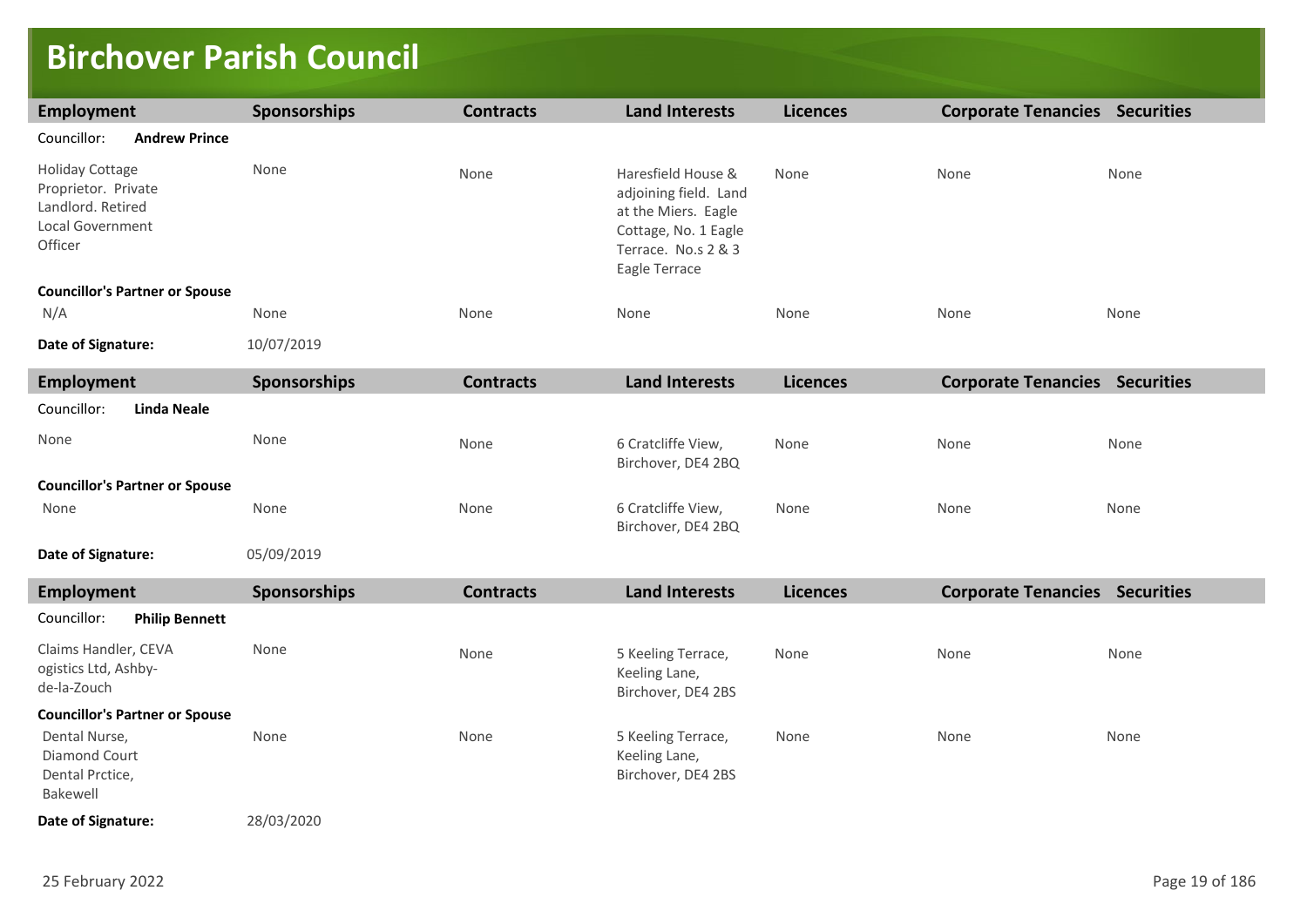# Birchover Parish Council

| Employment | Sponsorships | Contracts | Land Interests | Licences | Corporate Tenancies | Securities |
|---|---|---|---|---|---|---|
| Councillor: **Andrew Prince** | | | | | | |
| Holiday Cottage Proprietor. Private Landlord. Retired Local Government Officer | None | None | Haresfield House & adjoining field. Land at the Miers. Eagle Cottage, No. 1 Eagle Terrace. No.s 2 & 3 Eagle Terrace | None | None | None |
| **Councillor's Partner or Spouse** | | | | | | |
| N/A | None | None | None | None | None | None |
| **Date of Signature:** | 10/07/2019 | | | | | |

| Employment | Sponsorships | Contracts | Land Interests | Licences | Corporate Tenancies | Securities |
|---|---|---|---|---|---|---|
| Councillor: **Linda Neale** | | | | | | |
| None | None | None | 6 Cratcliffe View, Birchover, DE4 2BQ | None | None | None |
| **Councillor's Partner or Spouse** | | | | | | |
| None | None | None | 6 Cratcliffe View, Birchover, DE4 2BQ | None | None | None |
| **Date of Signature:** | 05/09/2019 | | | | | |

| Employment | Sponsorships | Contracts | Land Interests | Licences | Corporate Tenancies | Securities |
|---|---|---|---|---|---|---|
| Councillor: **Philip Bennett** | | | | | | |
| Claims Handler, CEVA ogistics Ltd, Ashby-de-la-Zouch | None | None | 5 Keeling Terrace, Keeling Lane, Birchover, DE4 2BS | None | None | None |
| **Councillor's Partner or Spouse** | | | | | | |
| Dental Nurse, Diamond Court Dental Prctice, Bakewell | None | None | 5 Keeling Terrace, Keeling Lane, Birchover, DE4 2BS | None | None | None |
| **Date of Signature:** | 28/03/2020 | | | | | |

25 February 2022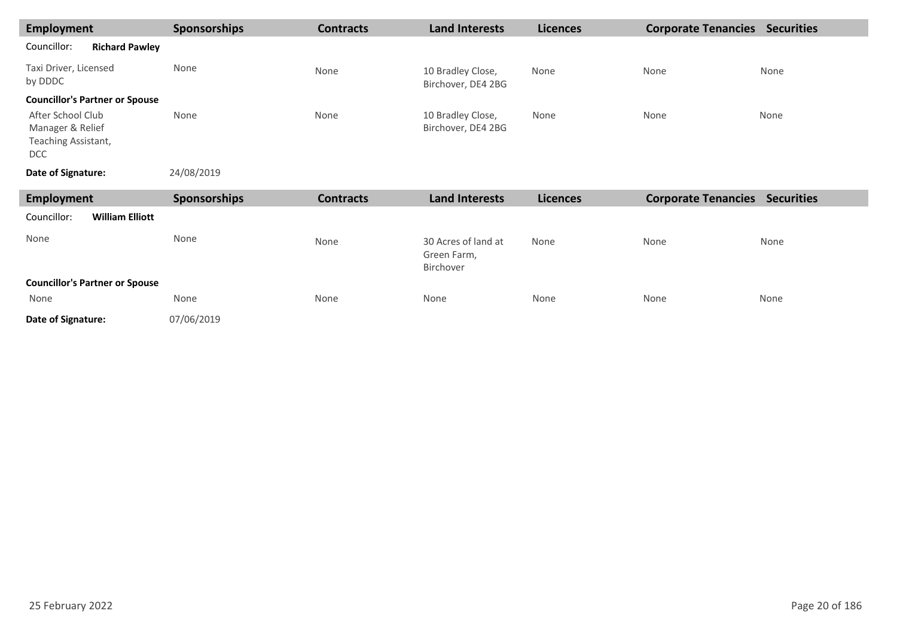| Employment | Sponsorships | Contracts | Land Interests | Licences | Corporate Tenancies | Securities |
|---|---|---|---|---|---|---|
| Councillor: **Richard Pawley** | | | | | | |
| Taxi Driver, Licensed by DDDC | None | None | 10 Bradley Close, Birchover, DE4 2BG | None | None | None |
| **Councillor's Partner or Spouse** | | | | | | |
| After School Club Manager & Relief Teaching Assistant, DCC | None | None | 10 Bradley Close, Birchover, DE4 2BG | None | None | None |
| **Date of Signature:** | 24/08/2019 | | | | | |

| Employment | Sponsorships | Contracts | Land Interests | Licences | Corporate Tenancies | Securities |
|---|---|---|---|---|---|---|
| Councillor: **William Elliott** | | | | | | |
| None | None | None | 30 Acres of land at Green Farm, Birchover | None | None | None |
| **Councillor's Partner or Spouse** | | | | | | |
| None | None | None | None | None | None | None |
| **Date of Signature:** | 07/06/2019 | | | | | |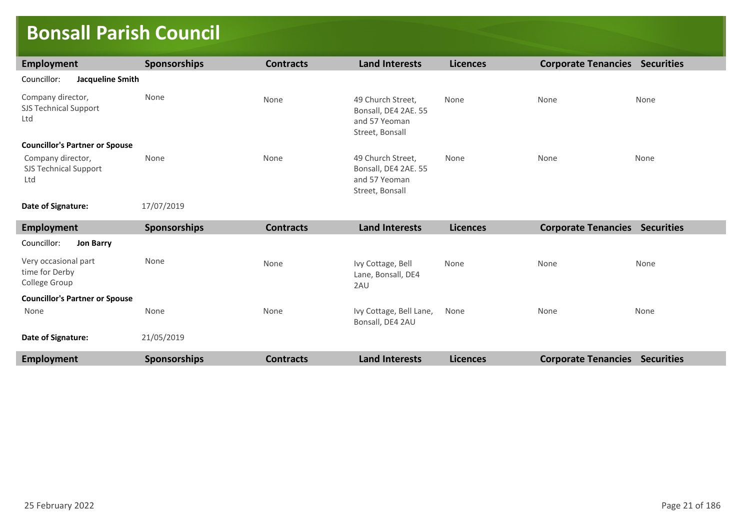# Bonsall Parish Council

| Employment | Sponsorships | Contracts | Land Interests | Licences | Corporate Tenancies | Securities |
|---|---|---|---|---|---|---|
| Councillor: **Jacqueline Smith** | | | | | | |
| Company director, SJS Technical Support Ltd | None | None | 49 Church Street, Bonsall, DE4 2AE. 55 and 57 Yeoman Street, Bonsall | None | None | None |
| **Councillor's Partner or Spouse** | | | | | | |
| Company director, SJS Technical Support Ltd | None | None | 49 Church Street, Bonsall, DE4 2AE. 55 and 57 Yeoman Street, Bonsall | None | None | None |
| **Date of Signature:** | 17/07/2019 | | | | | |

| Employment | Sponsorships | Contracts | Land Interests | Licences | Corporate Tenancies | Securities |
|---|---|---|---|---|---|---|
| Councillor: **Jon Barry** | | | | | | |
| Very occasional part time for Derby College Group | None | None | Ivy Cottage, Bell Lane, Bonsall, DE4 2AU | None | None | None |
| **Councillor's Partner or Spouse** | | | | | | |
| None | None | None | Ivy Cottage, Bell Lane, Bonsall, DE4 2AU | None | None | None |
| **Date of Signature:** | 21/05/2019 | | | | | |

| Employment | Sponsorships | Contracts | Land Interests | Licences | Corporate Tenancies | Securities |
|---|---|---|---|---|---|---|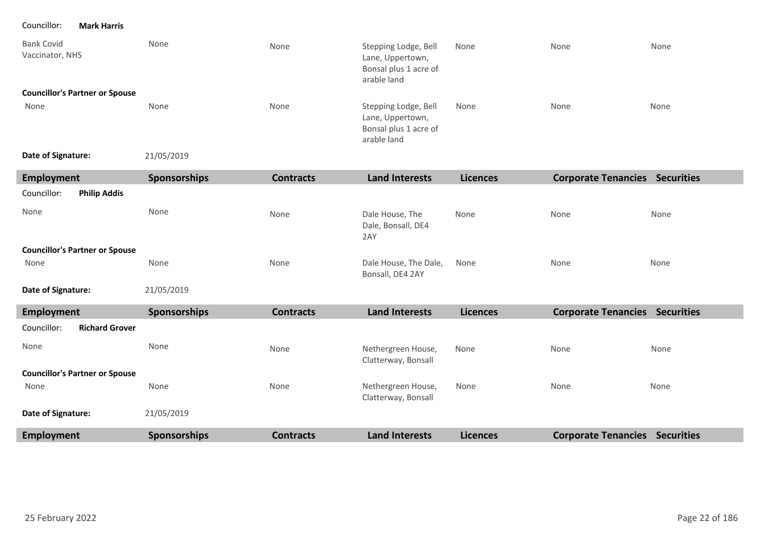Councillor: **Mark Harris**

| Employment | Sponsorships | Contracts | Land Interests | Licences | Corporate Tenancies | Securities |
|---|---|---|---|---|---|---|
| Bank Covid Vaccinator, NHS | None | None | Stepping Lodge, Bell Lane, Uppertown, Bonsal plus 1 acre of arable land | None | None | None |
| **Councillor's Partner or Spouse** | | | | | | |
| None | None | None | Stepping Lodge, Bell Lane, Uppertown, Bonsal plus 1 acre of arable land | None | None | None |

**Date of Signature:** 21/05/2019

| Employment | Sponsorships | Contracts | Land Interests | Licences | Corporate Tenancies | Securities |
|---|---|---|---|---|---|---|
| Councillor: **Philip Addis** | | | | | | |
| None | None | None | Dale House, The Dale, Bonsall, DE4 2AY | None | None | None |
| **Councillor's Partner or Spouse** | | | | | | |
| None | None | None | Dale House, The Dale, Bonsall, DE4 2AY | None | None | None |

**Date of Signature:** 21/05/2019

| Employment | Sponsorships | Contracts | Land Interests | Licences | Corporate Tenancies | Securities |
|---|---|---|---|---|---|---|
| Councillor: **Richard Grover** | | | | | | |
| None | None | None | Nethergreen House, Clatterway, Bonsall | None | None | None |
| **Councillor's Partner or Spouse** | | | | | | |
| None | None | None | Nethergreen House, Clatterway, Bonsall | None | None | None |

**Date of Signature:** 21/05/2019

| Employment | Sponsorships | Contracts | Land Interests | Licences | Corporate Tenancies | Securities |
|---|---|---|---|---|---|---|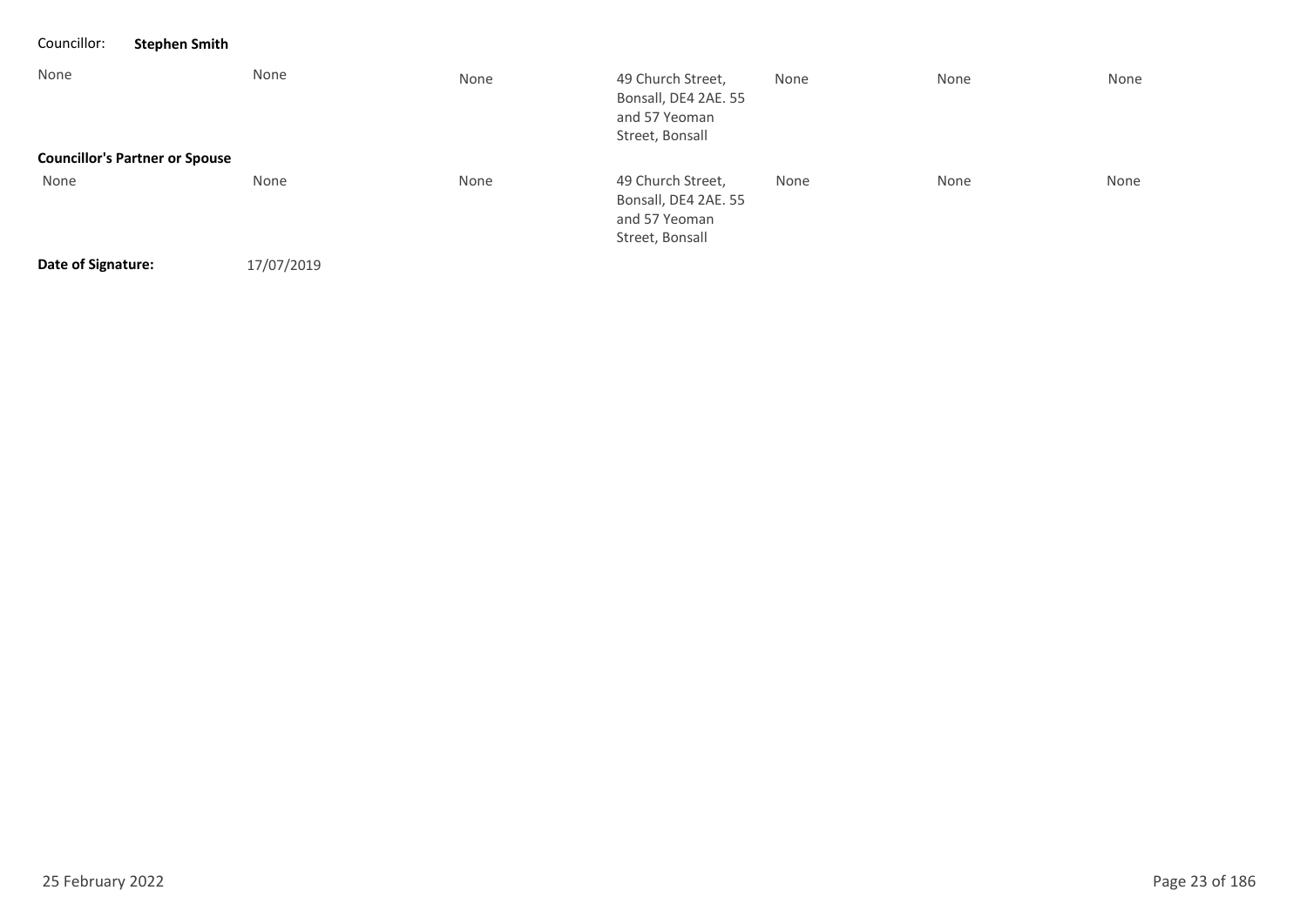Councillor: **Stephen Smith**

| | | | | | | |
|---|---|---|---|---|---|---|
| None | None | None | 49 Church Street, Bonsall, DE4 2AE. 55 and 57 Yeoman Street, Bonsall | None | None | None |

**Councillor's Partner or Spouse**

| | | | | | | |
|---|---|---|---|---|---|---|
| None | None | None | 49 Church Street, Bonsall, DE4 2AE. 55 and 57 Yeoman Street, Bonsall | None | None | None |

**Date of Signature:** 17/07/2019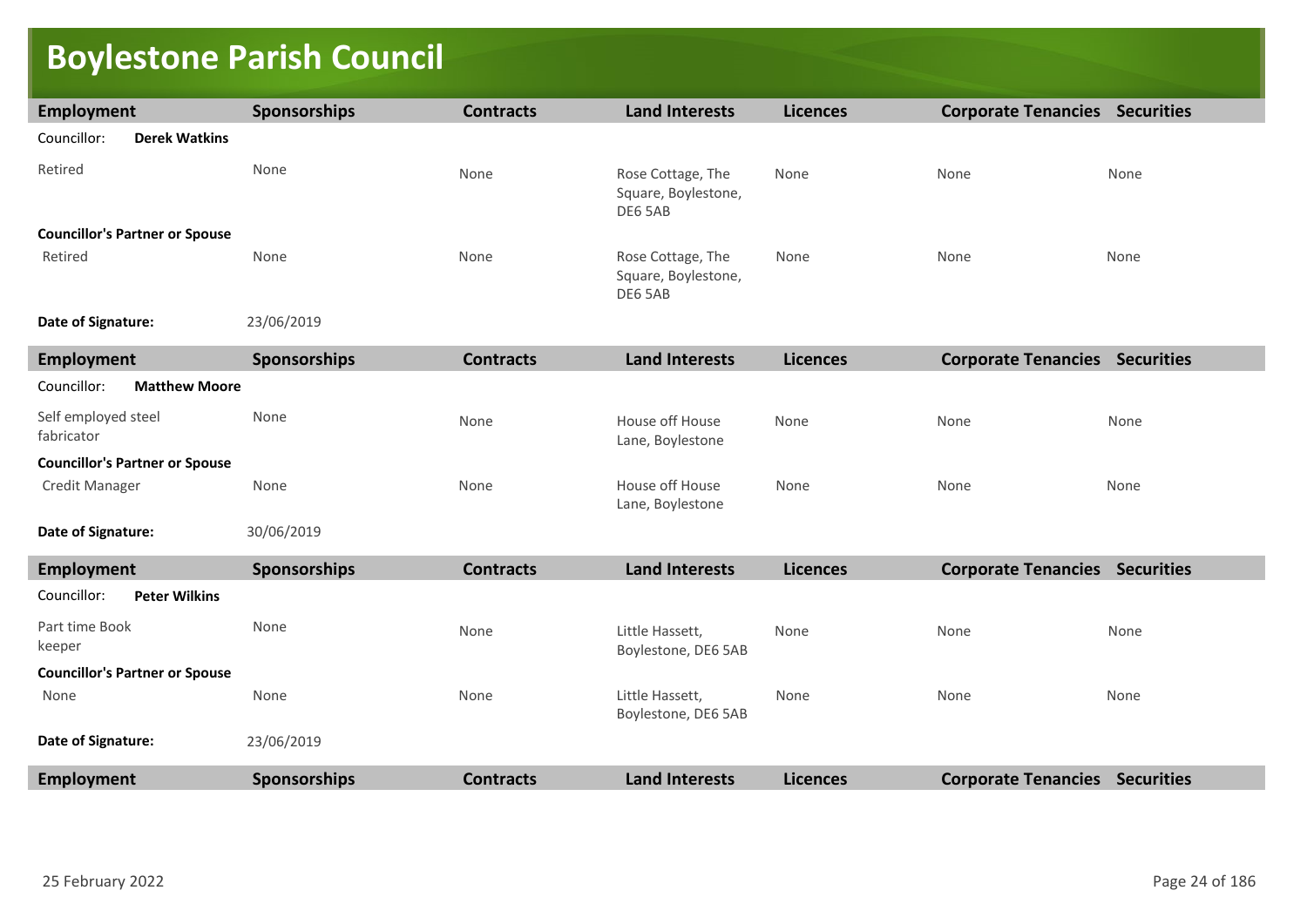# Boylestone Parish Council

| Employment | Sponsorships | Contracts | Land Interests | Licences | Corporate Tenancies | Securities |
|---|---|---|---|---|---|---|
| Councillor: **Derek Watkins** | | | | | | |
| Retired | None | None | Rose Cottage, The Square, Boylestone, DE6 5AB | None | None | None |
| **Councillor's Partner or Spouse** | | | | | | |
| Retired | None | None | Rose Cottage, The Square, Boylestone, DE6 5AB | None | None | None |
| **Date of Signature:** | 23/06/2019 | | | | | |

| Employment | Sponsorships | Contracts | Land Interests | Licences | Corporate Tenancies | Securities |
|---|---|---|---|---|---|---|
| Councillor: **Matthew Moore** | | | | | | |
| Self employed steel fabricator | None | None | House off House Lane, Boylestone | None | None | None |
| **Councillor's Partner or Spouse** | | | | | | |
| Credit Manager | None | None | House off House Lane, Boylestone | None | None | None |
| **Date of Signature:** | 30/06/2019 | | | | | |

| Employment | Sponsorships | Contracts | Land Interests | Licences | Corporate Tenancies | Securities |
|---|---|---|---|---|---|---|
| Councillor: **Peter Wilkins** | | | | | | |
| Part time Book keeper | None | None | Little Hassett, Boylestone, DE6 5AB | None | None | None |
| **Councillor's Partner or Spouse** | | | | | | |
| None | None | None | Little Hassett, Boylestone, DE6 5AB | None | None | None |
| **Date of Signature:** | 23/06/2019 | | | | | |

| Employment | Sponsorships | Contracts | Land Interests | Licences | Corporate Tenancies | Securities |
|---|---|---|---|---|---|---|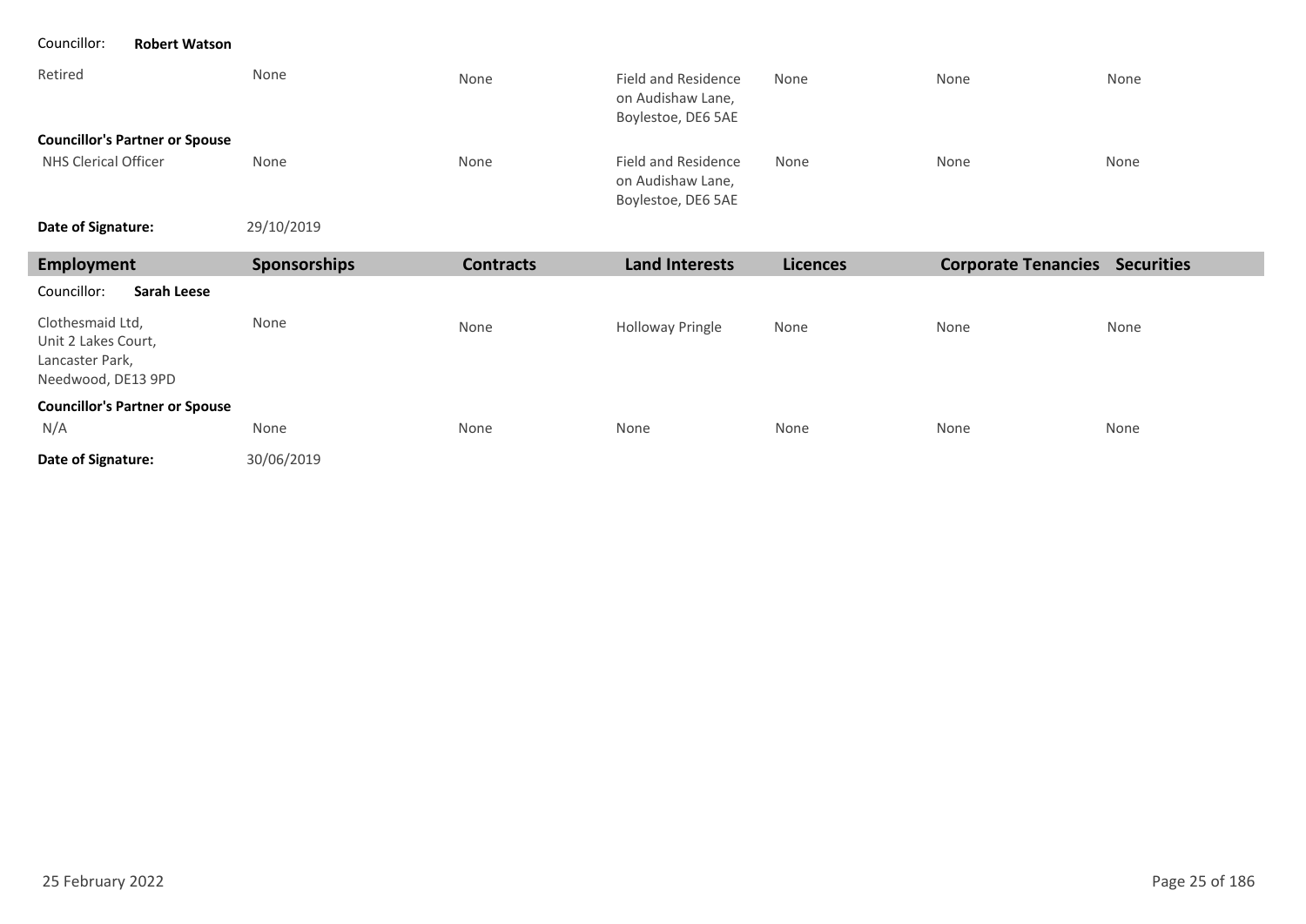Councillor: **Robert Watson**

| | | | | | | |
|---|---|---|---|---|---|---|
| Retired | None | None | Field and Residence on Audishaw Lane, Boylestoe, DE6 5AE | None | None | None |
| **Councillor's Partner or Spouse** | | | | | | |
| NHS Clerical Officer | None | None | Field and Residence on Audishaw Lane, Boylestoe, DE6 5AE | None | None | None |

**Date of Signature:** 29/10/2019

| Employment | Sponsorships | Contracts | Land Interests | Licences | Corporate Tenancies | Securities |
|---|---|---|---|---|---|---|
| Councillor: **Sarah Leese** | | | | | | |
| Clothesmaid Ltd, Unit 2 Lakes Court, Lancaster Park, Needwood, DE13 9PD | None | None | Holloway Pringle | None | None | None |
| **Councillor's Partner or Spouse** | | | | | | |
| N/A | None | None | None | None | None | None |

**Date of Signature:** 30/06/2019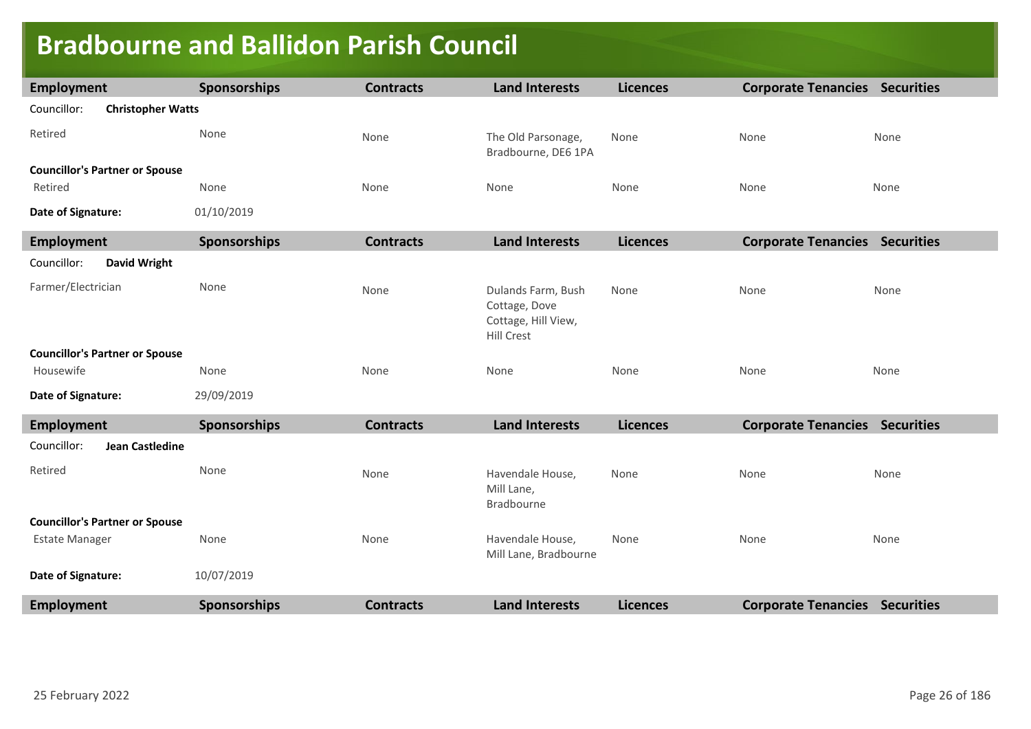# Bradbourne and Ballidon Parish Council

| Employment | Sponsorships | Contracts | Land Interests | Licences | Corporate Tenancies | Securities |
|---|---|---|---|---|---|---|
| Councillor: **Christopher Watts** | | | | | | |
| Retired | None | None | The Old Parsonage, Bradbourne, DE6 1PA | None | None | None |
| **Councillor's Partner or Spouse** | | | | | | |
| Retired | None | None | None | None | None | None |
| **Date of Signature:** | 01/10/2019 | | | | | |

| Employment | Sponsorships | Contracts | Land Interests | Licences | Corporate Tenancies | Securities |
|---|---|---|---|---|---|---|
| Councillor: **David Wright** | | | | | | |
| Farmer/Electrician | None | None | Dulands Farm, Bush Cottage, Dove Cottage, Hill View, Hill Crest | None | None | None |
| **Councillor's Partner or Spouse** | | | | | | |
| Housewife | None | None | None | None | None | None |
| **Date of Signature:** | 29/09/2019 | | | | | |

| Employment | Sponsorships | Contracts | Land Interests | Licences | Corporate Tenancies | Securities |
|---|---|---|---|---|---|---|
| Councillor: **Jean Castledine** | | | | | | |
| Retired | None | None | Havendale House, Mill Lane, Bradbourne | None | None | None |
| **Councillor's Partner or Spouse** | | | | | | |
| Estate Manager | None | None | Havendale House, Mill Lane, Bradbourne | None | None | None |
| **Date of Signature:** | 10/07/2019 | | | | | |

| Employment | Sponsorships | Contracts | Land Interests | Licences | Corporate Tenancies | Securities |
|---|---|---|---|---|---|---|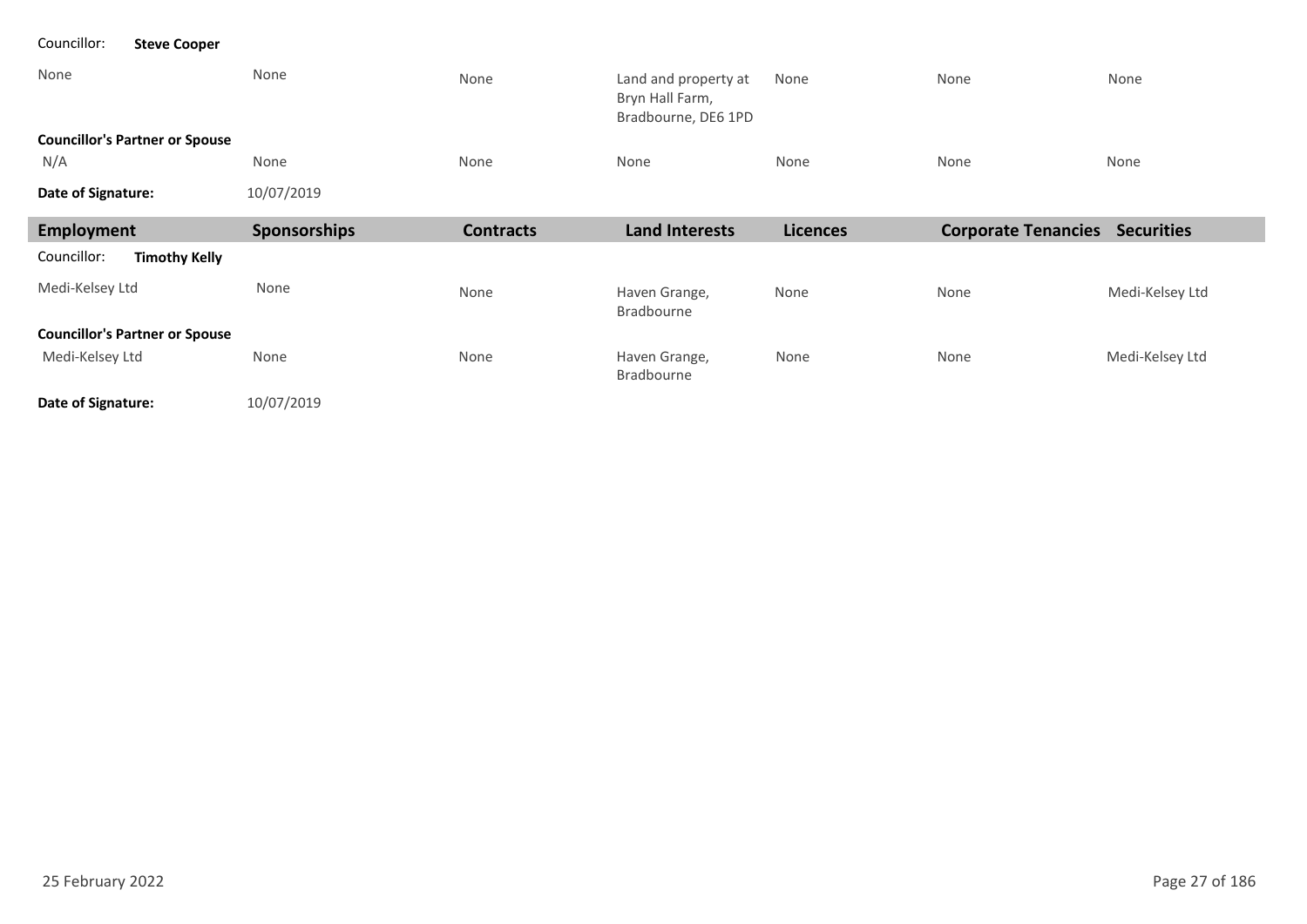| Employment | Sponsorships | Contracts | Land Interests | Licences | Corporate Tenancies | Securities |
|---|---|---|---|---|---|---|
| Councillor: **Steve Cooper** | | | | | | |
| None | None | None | Land and property at Bryn Hall Farm, Bradbourne, DE6 1PD | None | None | None |
| **Councillor's Partner or Spouse** | | | | | | |
| N/A | None | None | None | None | None | None |
| **Date of Signature:** | 10/07/2019 | | | | | |

| Employment | Sponsorships | Contracts | Land Interests | Licences | Corporate Tenancies | Securities |
|---|---|---|---|---|---|---|
| Councillor: **Timothy Kelly** | | | | | | |
| Medi-Kelsey Ltd | None | None | Haven Grange, Bradbourne | None | None | Medi-Kelsey Ltd |
| **Councillor's Partner or Spouse** | | | | | | |
| Medi-Kelsey Ltd | None | None | Haven Grange, Bradbourne | None | None | Medi-Kelsey Ltd |
| **Date of Signature:** | 10/07/2019 | | | | | |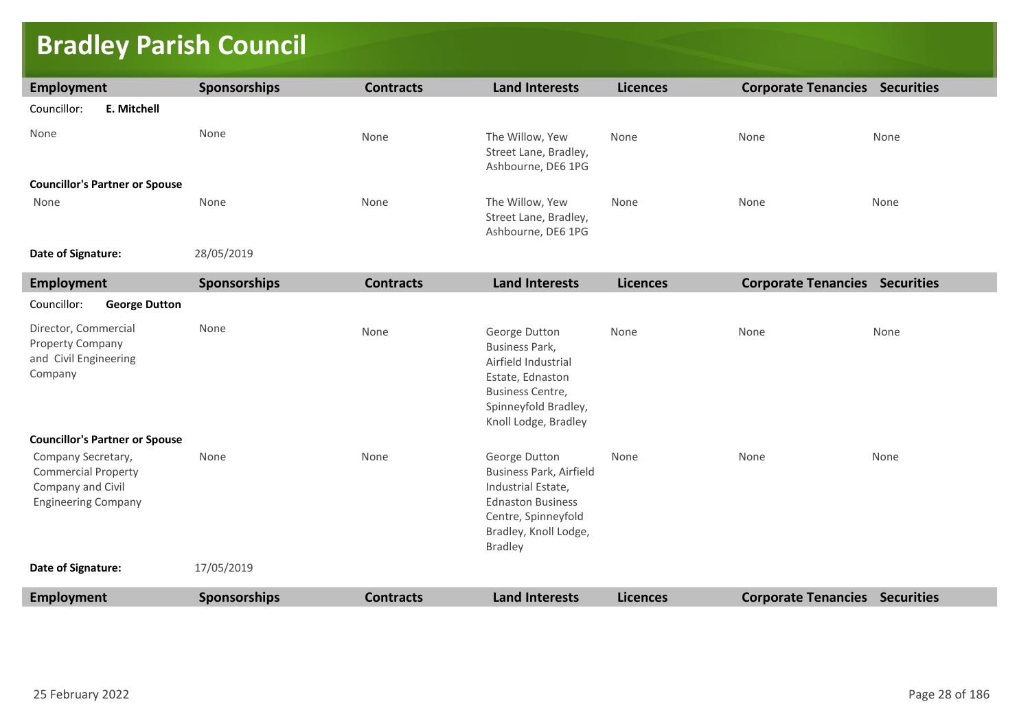# Bradley Parish Council

| Employment | Sponsorships | Contracts | Land Interests | Licences | Corporate Tenancies | Securities |
|---|---|---|---|---|---|---|
| Councillor: **E. Mitchell** | | | | | | |
| None | None | None | The Willow, Yew Street Lane, Bradley, Ashbourne, DE6 1PG | None | None | None |
| **Councillor's Partner or Spouse** | | | | | | |
| None | None | None | The Willow, Yew Street Lane, Bradley, Ashbourne, DE6 1PG | None | None | None |
| **Date of Signature:** | 28/05/2019 | | | | | |

| Employment | Sponsorships | Contracts | Land Interests | Licences | Corporate Tenancies | Securities |
|---|---|---|---|---|---|---|
| Councillor: **George Dutton** | | | | | | |
| Director, Commercial Property Company and Civil Engineering Company | None | None | George Dutton Business Park, Airfield Industrial Estate, Ednaston Business Centre, Spinneyfold Bradley, Knoll Lodge, Bradley | None | None | None |
| **Councillor's Partner or Spouse** | | | | | | |
| Company Secretary, Commercial Property Company and Civil Engineering Company | None | None | George Dutton Business Park, Airfield Industrial Estate, Ednaston Business Centre, Spinneyfold Bradley, Knoll Lodge, Bradley | None | None | None |
| **Date of Signature:** | 17/05/2019 | | | | | |

| Employment | Sponsorships | Contracts | Land Interests | Licences | Corporate Tenancies | Securities |
|---|---|---|---|---|---|---|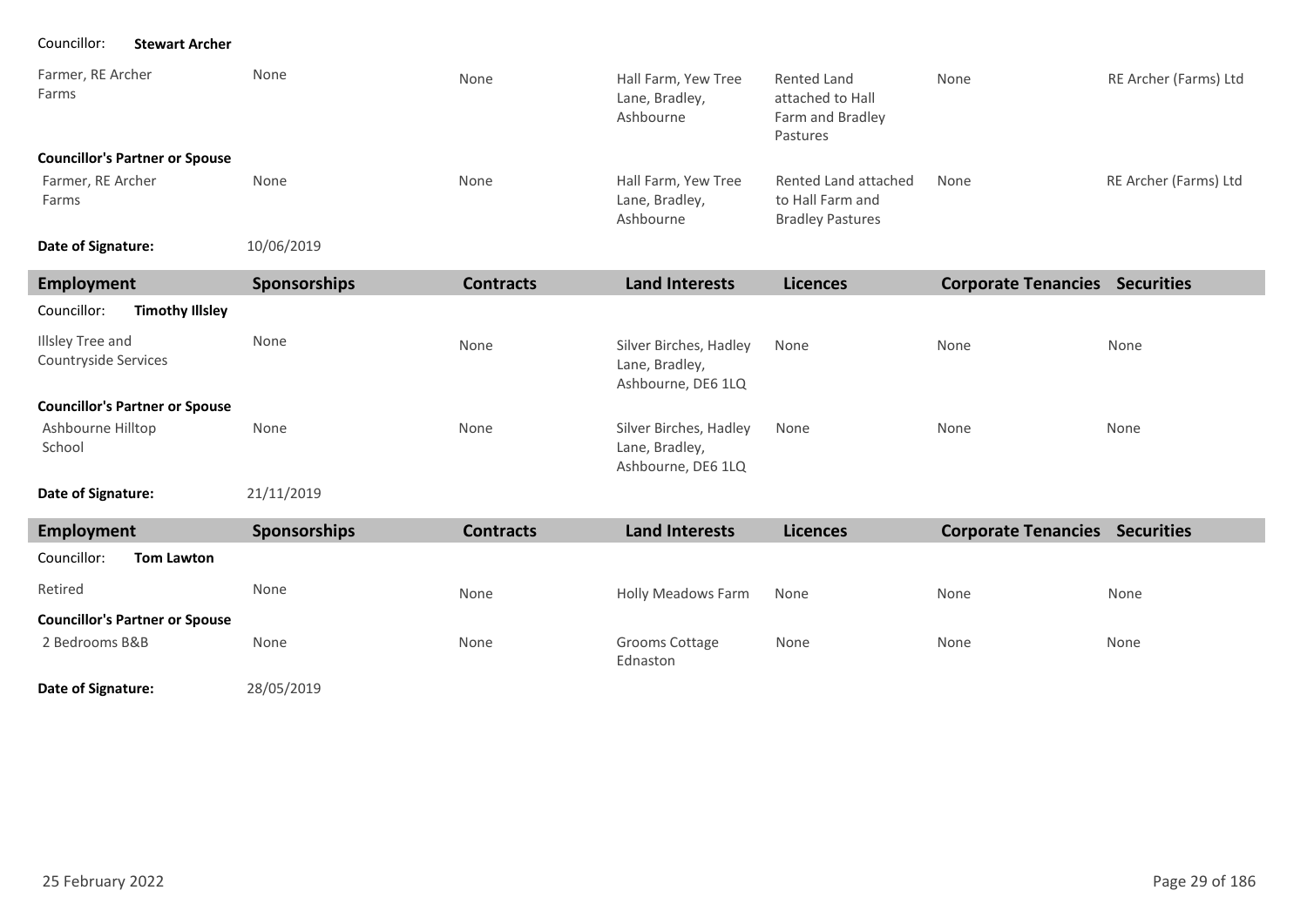Councillor: **Stewart Archer**

| Employment | Sponsorships | Contracts | Land Interests | Licences | Corporate Tenancies | Securities |
|---|---|---|---|---|---|---|
| Farmer, RE Archer Farms | None | None | Hall Farm, Yew Tree Lane, Bradley, Ashbourne | Rented Land attached to Hall Farm and Bradley Pastures | None | RE Archer (Farms) Ltd |
| **Councillor's Partner or Spouse** | | | | | | |
| Farmer, RE Archer Farms | None | None | Hall Farm, Yew Tree Lane, Bradley, Ashbourne | Rented Land attached to Hall Farm and Bradley Pastures | None | RE Archer (Farms) Ltd |

**Date of Signature:** 10/06/2019

Councillor: **Timothy Illsley**

| Employment | Sponsorships | Contracts | Land Interests | Licences | Corporate Tenancies | Securities |
|---|---|---|---|---|---|---|
| Illsley Tree and Countryside Services | None | None | Silver Birches, Hadley Lane, Bradley, Ashbourne, DE6 1LQ | None | None | None |
| **Councillor's Partner or Spouse** | | | | | | |
| Ashbourne Hilltop School | None | None | Silver Birches, Hadley Lane, Bradley, Ashbourne, DE6 1LQ | None | None | None |

**Date of Signature:** 21/11/2019

Councillor: **Tom Lawton**

| Employment | Sponsorships | Contracts | Land Interests | Licences | Corporate Tenancies | Securities |
|---|---|---|---|---|---|---|
| Retired | None | None | Holly Meadows Farm | None | None | None |
| **Councillor's Partner or Spouse** | | | | | | |
| 2 Bedrooms B&B | None | None | Grooms Cottage Ednaston | None | None | None |

**Date of Signature:** 28/05/2019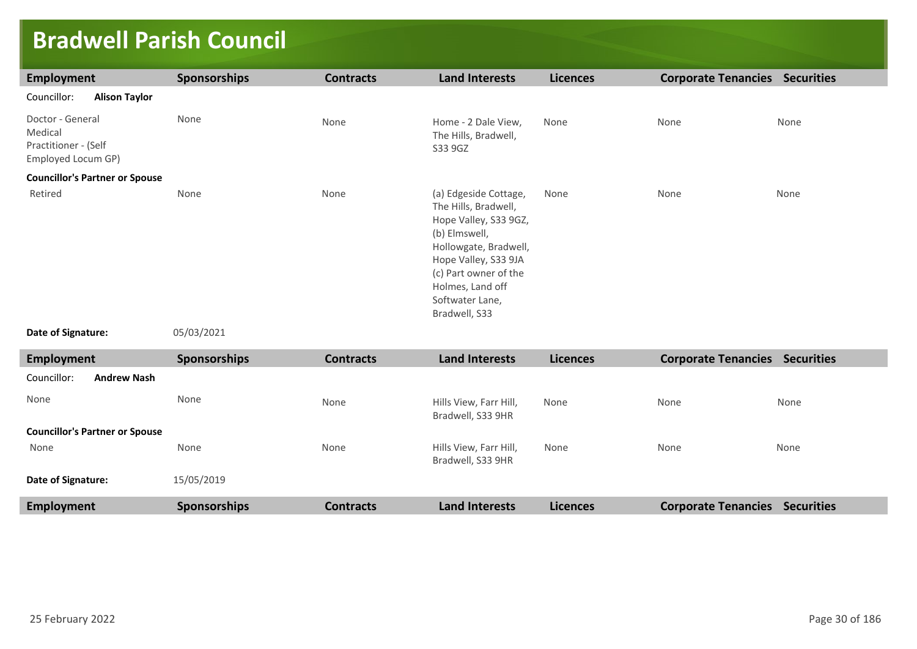# Bradwell Parish Council

| Employment | Sponsorships | Contracts | Land Interests | Licences | Corporate Tenancies | Securities |
|---|---|---|---|---|---|---|
| Councillor: **Alison Taylor** | | | | | | |
| Doctor - General Medical Practitioner - (Self Employed Locum GP) | None | None | Home - 2 Dale View, The Hills, Bradwell, S33 9GZ | None | None | None |
| **Councillor's Partner or Spouse** | | | | | | |
| Retired | None | None | (a) Edgeside Cottage, The Hills, Bradwell, Hope Valley, S33 9GZ, (b) Elmswell, Hollowgate, Bradwell, Hope Valley, S33 9JA (c) Part owner of the Holmes, Land off Softwater Lane, Bradwell, S33 | None | None | None |
| **Date of Signature:** | 05/03/2021 | | | | | |

| Employment | Sponsorships | Contracts | Land Interests | Licences | Corporate Tenancies | Securities |
|---|---|---|---|---|---|---|
| Councillor: **Andrew Nash** | | | | | | |
| None | None | None | Hills View, Farr Hill, Bradwell, S33 9HR | None | None | None |
| **Councillor's Partner or Spouse** | | | | | | |
| None | None | None | Hills View, Farr Hill, Bradwell, S33 9HR | None | None | None |
| **Date of Signature:** | 15/05/2019 | | | | | |

| Employment | Sponsorships | Contracts | Land Interests | Licences | Corporate Tenancies | Securities |
|---|---|---|---|---|---|---|

25 February 2022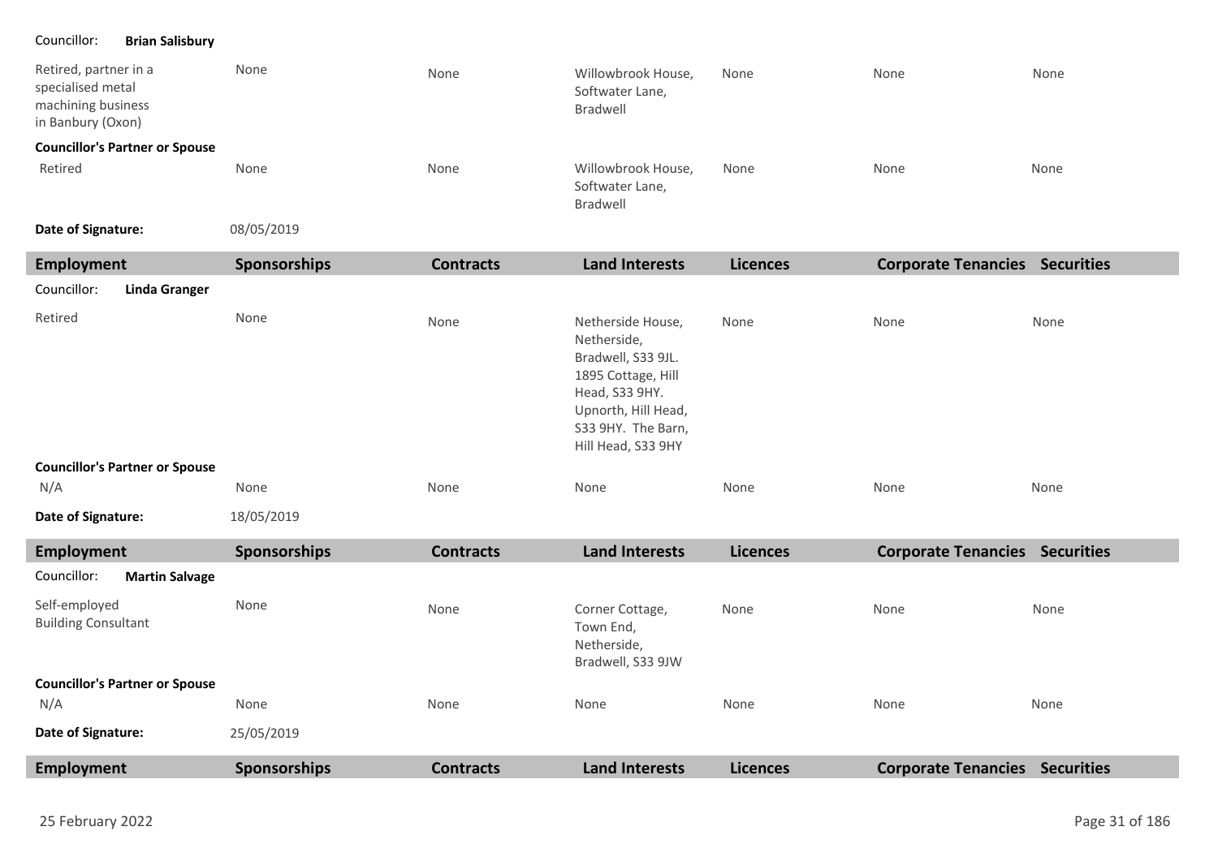Councillor: **Brian Salisbury**

| Employment | Sponsorships | Contracts | Land Interests | Licences | Corporate Tenancies | Securities |
|---|---|---|---|---|---|---|
| Retired, partner in a specialised metal machining business in Banbury (Oxon) | None | None | Willowbrook House, Softwater Lane, Bradwell | None | None | None |
| **Councillor's Partner or Spouse** | | | | | | |
| Retired | None | None | Willowbrook House, Softwater Lane, Bradwell | None | None | None |

**Date of Signature:** 08/05/2019

| Employment | Sponsorships | Contracts | Land Interests | Licences | Corporate Tenancies | Securities |
|---|---|---|---|---|---|---|
| Councillor: **Linda Granger** | | | | | | |
| Retired | None | None | Netherside House, Netherside, Bradwell, S33 9JL. 1895 Cottage, Hill Head, S33 9HY. Upnorth, Hill Head, S33 9HY. The Barn, Hill Head, S33 9HY | None | None | None |
| **Councillor's Partner or Spouse** | | | | | | |
| N/A | None | None | None | None | None | None |

**Date of Signature:** 18/05/2019

| Employment | Sponsorships | Contracts | Land Interests | Licences | Corporate Tenancies | Securities |
|---|---|---|---|---|---|---|
| Councillor: **Martin Salvage** | | | | | | |
| Self-employed Building Consultant | None | None | Corner Cottage, Town End, Netherside, Bradwell, S33 9JW | None | None | None |
| **Councillor's Partner or Spouse** | | | | | | |
| N/A | None | None | None | None | None | None |

**Date of Signature:** 25/05/2019

| Employment | Sponsorships | Contracts | Land Interests | Licences | Corporate Tenancies | Securities |
|---|---|---|---|---|---|---|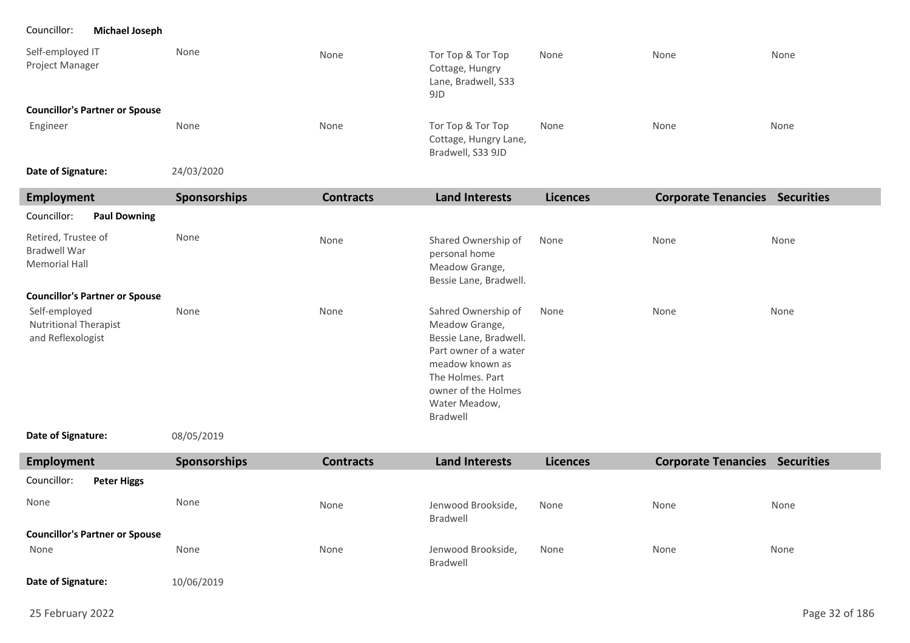Councillor: **Michael Joseph**

| Employment | Sponsorships | Contracts | Land Interests | Licences | Corporate Tenancies | Securities |
|---|---|---|---|---|---|---|
| Self-employed IT Project Manager | None | None | Tor Top & Tor Top Cottage, Hungry Lane, Bradwell, S33 9JD | None | None | None |
| **Councillor's Partner or Spouse** | | | | | | |
| Engineer | None | None | Tor Top & Tor Top Cottage, Hungry Lane, Bradwell, S33 9JD | None | None | None |

**Date of Signature:** 24/03/2020

| Employment | Sponsorships | Contracts | Land Interests | Licences | Corporate Tenancies | Securities |
|---|---|---|---|---|---|---|
| Councillor: **Paul Downing** | | | | | | |
| Retired, Trustee of Bradwell War Memorial Hall | None | None | Shared Ownership of personal home Meadow Grange, Bessie Lane, Bradwell. | None | None | None |
| **Councillor's Partner or Spouse** | | | | | | |
| Self-employed Nutritional Therapist and Reflexologist | None | None | Sahred Ownership of Meadow Grange, Bessie Lane, Bradwell. Part owner of a water meadow known as The Holmes. Part owner of the Holmes Water Meadow, Bradwell | None | None | None |

**Date of Signature:** 08/05/2019

| Employment | Sponsorships | Contracts | Land Interests | Licences | Corporate Tenancies | Securities |
|---|---|---|---|---|---|---|
| Councillor: **Peter Higgs** | | | | | | |
| None | None | None | Jenwood Brookside, Bradwell | None | None | None |
| **Councillor's Partner or Spouse** | | | | | | |
| None | None | None | Jenwood Brookside, Bradwell | None | None | None |

**Date of Signature:** 10/06/2019

25 February 2022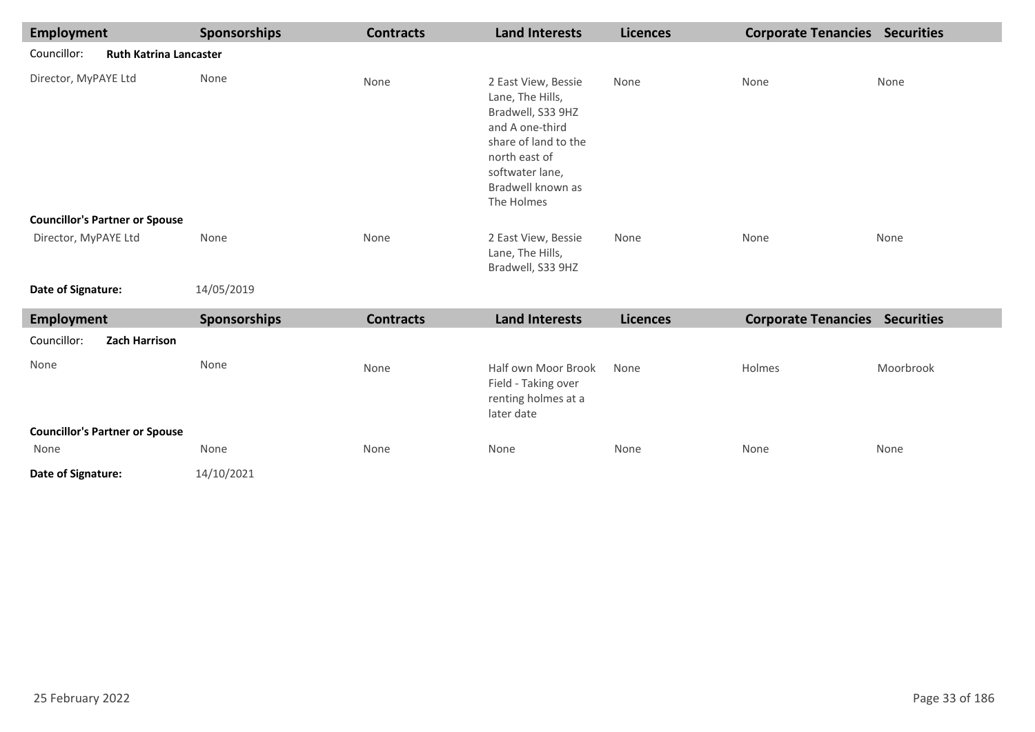| Employment | Sponsorships | Contracts | Land Interests | Licences | Corporate Tenancies | Securities |
|---|---|---|---|---|---|---|
| Councillor: **Ruth Katrina Lancaster** | | | | | | |
| Director, MyPAYE Ltd | None | None | 2 East View, Bessie Lane, The Hills, Bradwell, S33 9HZ and A one-third share of land to the north east of softwater lane, Bradwell known as The Holmes | None | None | None |
| **Councillor's Partner or Spouse** | | | | | | |
| Director, MyPAYE Ltd | None | None | 2 East View, Bessie Lane, The Hills, Bradwell, S33 9HZ | None | None | None |
| **Date of Signature:** | 14/05/2019 | | | | | |

| Employment | Sponsorships | Contracts | Land Interests | Licences | Corporate Tenancies | Securities |
|---|---|---|---|---|---|---|
| Councillor: **Zach Harrison** | | | | | | |
| None | None | None | Half own Moor Brook Field - Taking over renting holmes at a later date | None | Holmes | Moorbrook |
| **Councillor's Partner or Spouse** | | | | | | |
| None | None | None | None | None | None | None |
| **Date of Signature:** | 14/10/2021 | | | | | |

25 February 2022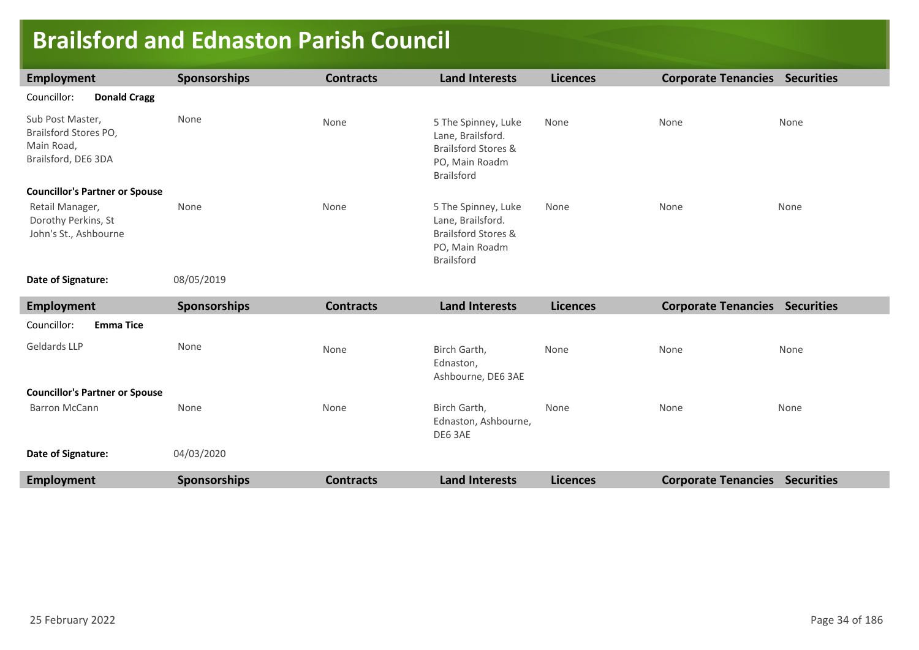# Brailsford and Ednaston Parish Council

| Employment | Sponsorships | Contracts | Land Interests | Licences | Corporate Tenancies | Securities |
|---|---|---|---|---|---|---|
| Councillor: **Donald Cragg** | | | | | | |
| Sub Post Master, Brailsford Stores PO, Main Road, Brailsford, DE6 3DA | None | None | 5 The Spinney, Luke Lane, Brailsford. Brailsford Stores & PO, Main Roadm Brailsford | None | None | None |
| **Councillor's Partner or Spouse** | | | | | | |
| Retail Manager, Dorothy Perkins, St John's St., Ashbourne | None | None | 5 The Spinney, Luke Lane, Brailsford. Brailsford Stores & PO, Main Roadm Brailsford | None | None | None |
| **Date of Signature:** | 08/05/2019 | | | | | |

| Employment | Sponsorships | Contracts | Land Interests | Licences | Corporate Tenancies | Securities |
|---|---|---|---|---|---|---|
| Councillor: **Emma Tice** | | | | | | |
| Geldards LLP | None | None | Birch Garth, Ednaston, Ashbourne, DE6 3AE | None | None | None |
| **Councillor's Partner or Spouse** | | | | | | |
| Barron McCann | None | None | Birch Garth, Ednaston, Ashbourne, DE6 3AE | None | None | None |
| **Date of Signature:** | 04/03/2020 | | | | | |

| Employment | Sponsorships | Contracts | Land Interests | Licences | Corporate Tenancies | Securities |
|---|---|---|---|---|---|---|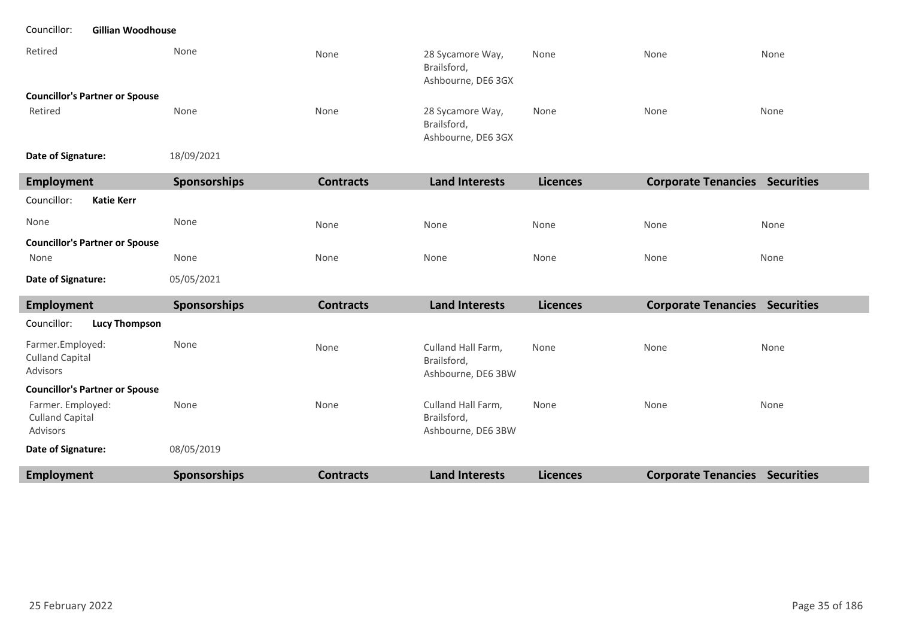Councillor: **Gillian Woodhouse**

| Employment | Sponsorships | Contracts | Land Interests | Licences | Corporate Tenancies | Securities |
|---|---|---|---|---|---|---|
| Retired | None | None | 28 Sycamore Way, Brailsford, Ashbourne, DE6 3GX | None | None | None |
| **Councillor's Partner or Spouse** | | | | | | |
| Retired | None | None | 28 Sycamore Way, Brailsford, Ashbourne, DE6 3GX | None | None | None |

**Date of Signature:** 18/09/2021

| Employment | Sponsorships | Contracts | Land Interests | Licences | Corporate Tenancies | Securities |
|---|---|---|---|---|---|---|

Councillor: **Katie Kerr**

| Employment | Sponsorships | Contracts | Land Interests | Licences | Corporate Tenancies | Securities |
|---|---|---|---|---|---|---|
| None | None | None | None | None | None | None |
| **Councillor's Partner or Spouse** | | | | | | |
| None | None | None | None | None | None | None |

**Date of Signature:** 05/05/2021

| Employment | Sponsorships | Contracts | Land Interests | Licences | Corporate Tenancies | Securities |
|---|---|---|---|---|---|---|

Councillor: **Lucy Thompson**

| Employment | Sponsorships | Contracts | Land Interests | Licences | Corporate Tenancies | Securities |
|---|---|---|---|---|---|---|
| Farmer.Employed: Culland Capital Advisors | None | None | Culland Hall Farm, Brailsford, Ashbourne, DE6 3BW | None | None | None |
| **Councillor's Partner or Spouse** | | | | | | |
| Farmer. Employed: Culland Capital Advisors | None | None | Culland Hall Farm, Brailsford, Ashbourne, DE6 3BW | None | None | None |

**Date of Signature:** 08/05/2019

| Employment | Sponsorships | Contracts | Land Interests | Licences | Corporate Tenancies | Securities |
|---|---|---|---|---|---|---|

25 February 2022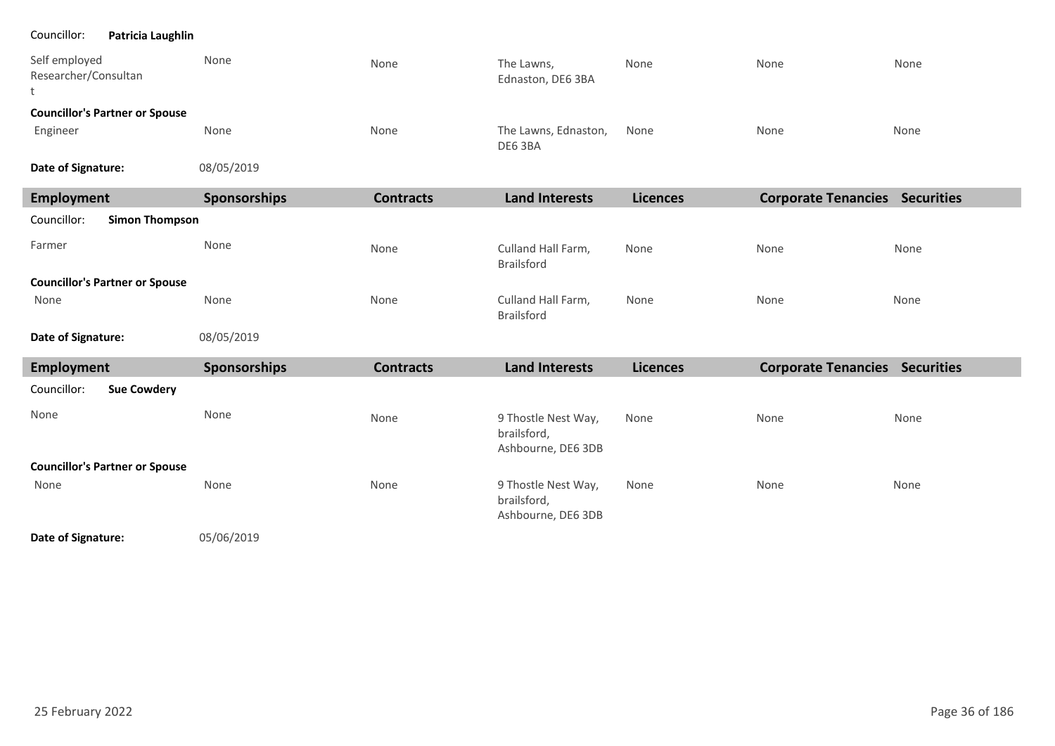Councillor: **Patricia Laughlin**

| Employment | Sponsorships | Contracts | Land Interests | Licences | Corporate Tenancies | Securities |
|---|---|---|---|---|---|---|
| Self employed Researcher/Consultant | None | None | The Lawns, Ednaston, DE6 3BA | None | None | None |
| **Councillor's Partner or Spouse** | | | | | | |
| Engineer | None | None | The Lawns, Ednaston, DE6 3BA | None | None | None |

**Date of Signature:** 08/05/2019

| Employment | Sponsorships | Contracts | Land Interests | Licences | Corporate Tenancies | Securities |
|---|---|---|---|---|---|---|
| Councillor: **Simon Thompson** | | | | | | |
| Farmer | None | None | Culland Hall Farm, Brailsford | None | None | None |
| **Councillor's Partner or Spouse** | | | | | | |
| None | None | None | Culland Hall Farm, Brailsford | None | None | None |

**Date of Signature:** 08/05/2019

| Employment | Sponsorships | Contracts | Land Interests | Licences | Corporate Tenancies | Securities |
|---|---|---|---|---|---|---|
| Councillor: **Sue Cowdery** | | | | | | |
| None | None | None | 9 Thostle Nest Way, brailsford, Ashbourne, DE6 3DB | None | None | None |
| **Councillor's Partner or Spouse** | | | | | | |
| None | None | None | 9 Thostle Nest Way, brailsford, Ashbourne, DE6 3DB | None | None | None |

**Date of Signature:** 05/06/2019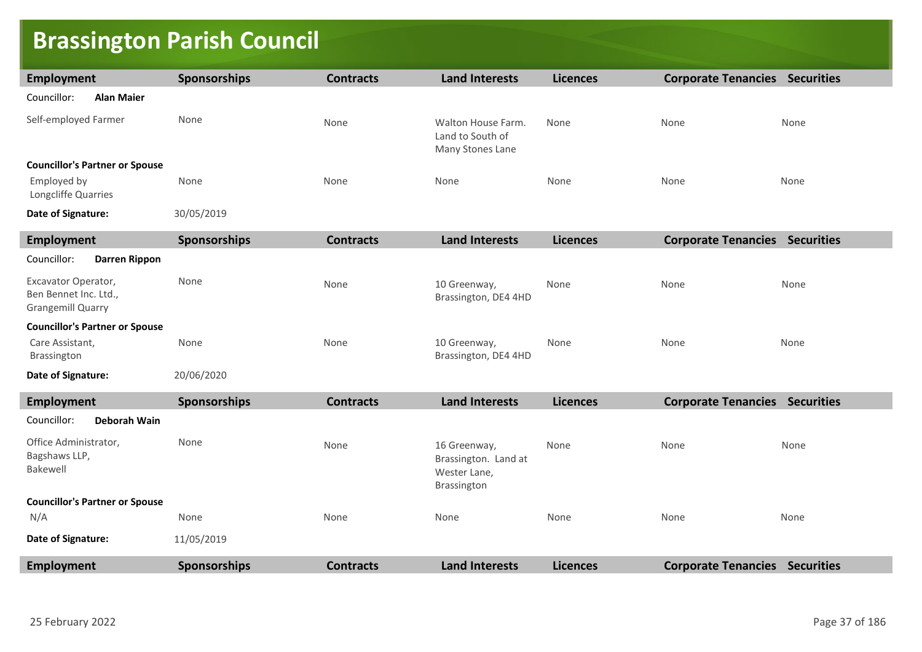# Brassington Parish Council

| Employment | Sponsorships | Contracts | Land Interests | Licences | Corporate Tenancies | Securities |
|---|---|---|---|---|---|---|
| Councillor: **Alan Maier** | | | | | | |
| Self-employed Farmer | None | None | Walton House Farm. Land to South of Many Stones Lane | None | None | None |
| **Councillor's Partner or Spouse** | | | | | | |
| Employed by Longcliffe Quarries | None | None | None | None | None | None |
| **Date of Signature:** | 30/05/2019 | | | | | |

| Employment | Sponsorships | Contracts | Land Interests | Licences | Corporate Tenancies | Securities |
|---|---|---|---|---|---|---|
| Councillor: **Darren Rippon** | | | | | | |
| Excavator Operator, Ben Bennet Inc. Ltd., Grangemill Quarry | None | None | 10 Greenway, Brassington, DE4 4HD | None | None | None |
| **Councillor's Partner or Spouse** | | | | | | |
| Care Assistant, Brassington | None | None | 10 Greenway, Brassington, DE4 4HD | None | None | None |
| **Date of Signature:** | 20/06/2020 | | | | | |

| Employment | Sponsorships | Contracts | Land Interests | Licences | Corporate Tenancies | Securities |
|---|---|---|---|---|---|---|
| Councillor: **Deborah Wain** | | | | | | |
| Office Administrator, Bagshaws LLP, Bakewell | None | None | 16 Greenway, Brassington. Land at Wester Lane, Brassington | None | None | None |
| **Councillor's Partner or Spouse** | | | | | | |
| N/A | None | None | None | None | None | None |
| **Date of Signature:** | 11/05/2019 | | | | | |

| Employment | Sponsorships | Contracts | Land Interests | Licences | Corporate Tenancies | Securities |
|---|---|---|---|---|---|---|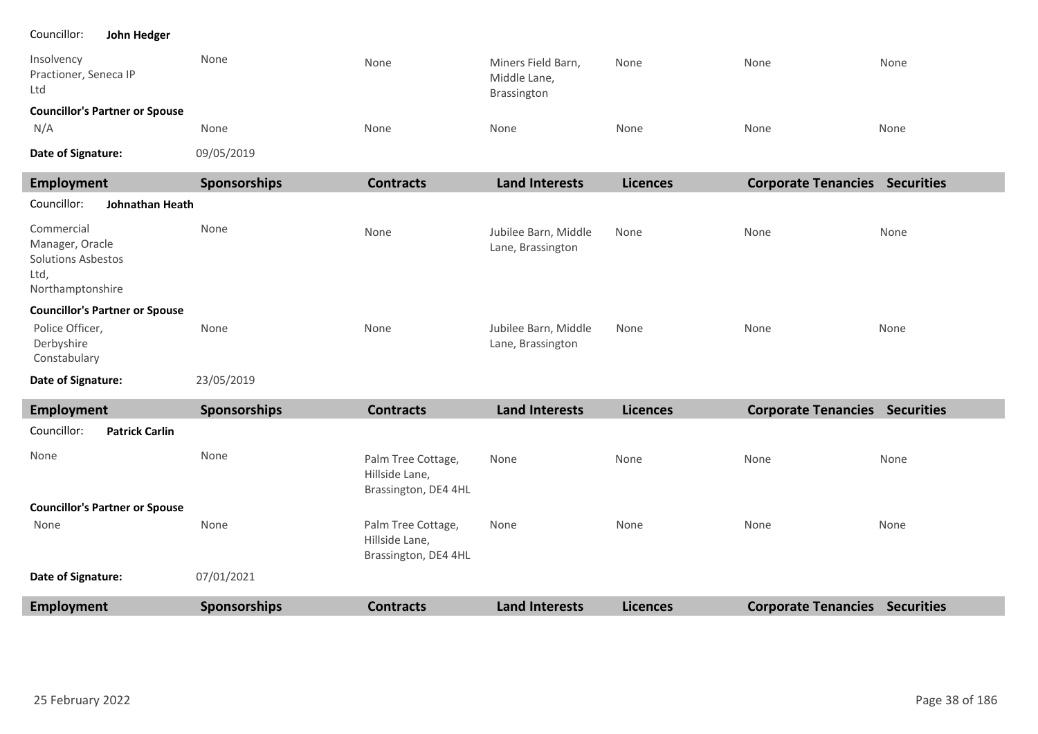Councillor: **John Hedger**

| Employment | Sponsorships | Contracts | Land Interests | Licences | Corporate Tenancies | Securities |
|---|---|---|---|---|---|---|
| Insolvency Practioner, Seneca IP Ltd | None | None | Miners Field Barn, Middle Lane, Brassington | None | None | None |
| **Councillor's Partner or Spouse** | | | | | | |
| N/A | None | None | None | None | None | None |

**Date of Signature:** 09/05/2019

| Employment | Sponsorships | Contracts | Land Interests | Licences | Corporate Tenancies | Securities |
|---|---|---|---|---|---|---|

Councillor: **Johnathan Heath**

| Employment | Sponsorships | Contracts | Land Interests | Licences | Corporate Tenancies | Securities |
|---|---|---|---|---|---|---|
| Commercial Manager, Oracle Solutions Asbestos Ltd, Northamptonshire | None | None | Jubilee Barn, Middle Lane, Brassington | None | None | None |
| **Councillor's Partner or Spouse** | | | | | | |
| Police Officer, Derbyshire Constabulary | None | None | Jubilee Barn, Middle Lane, Brassington | None | None | None |

**Date of Signature:** 23/05/2019

| Employment | Sponsorships | Contracts | Land Interests | Licences | Corporate Tenancies | Securities |
|---|---|---|---|---|---|---|

Councillor: **Patrick Carlin**

| Employment | Sponsorships | Contracts | Land Interests | Licences | Corporate Tenancies | Securities |
|---|---|---|---|---|---|---|
| None | None | Palm Tree Cottage, Hillside Lane, Brassington, DE4 4HL | None | None | None | None |
| **Councillor's Partner or Spouse** | | | | | | |
| None | None | Palm Tree Cottage, Hillside Lane, Brassington, DE4 4HL | None | None | None | None |

**Date of Signature:** 07/01/2021

| Employment | Sponsorships | Contracts | Land Interests | Licences | Corporate Tenancies | Securities |
|---|---|---|---|---|---|---|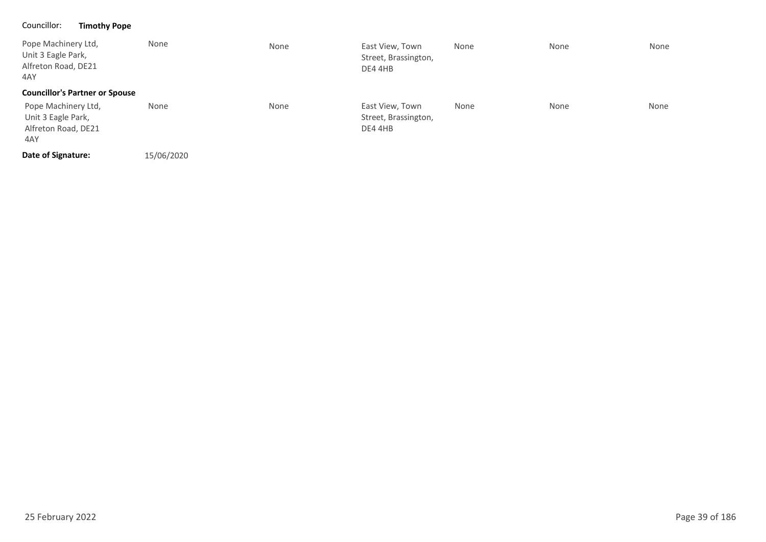Councillor: **Timothy Pope**

| | | | | | | |
|---|---|---|---|---|---|---|
| Pope Machinery Ltd, Unit 3 Eagle Park, Alfreton Road, DE21 4AY | None | None | East View, Town Street, Brassington, DE4 4HB | None | None | None |
| **Councillor's Partner or Spouse** | | | | | | |
| Pope Machinery Ltd, Unit 3 Eagle Park, Alfreton Road, DE21 4AY | None | None | East View, Town Street, Brassington, DE4 4HB | None | None | None |

**Date of Signature:** 15/06/2020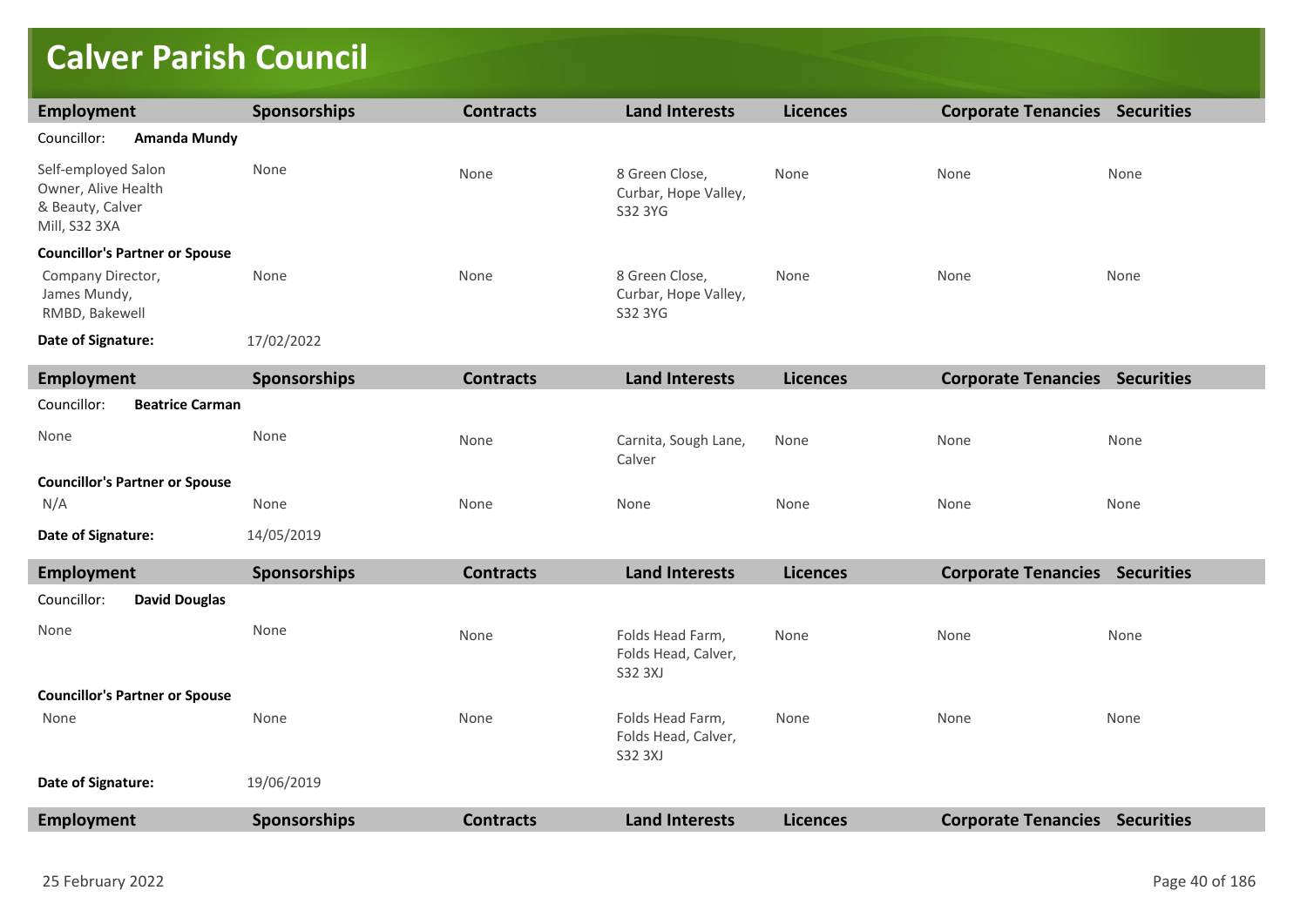# Calver Parish Council

| Employment | Sponsorships | Contracts | Land Interests | Licences | Corporate Tenancies | Securities |
|---|---|---|---|---|---|---|
| Councillor: **Amanda Mundy** | | | | | | |
| Self-employed Salon Owner, Alive Health & Beauty, Calver Mill, S32 3XA | None | None | 8 Green Close, Curbar, Hope Valley, S32 3YG | None | None | None |
| **Councillor's Partner or Spouse** | | | | | | |
| Company Director, James Mundy, RMBD, Bakewell | None | None | 8 Green Close, Curbar, Hope Valley, S32 3YG | None | None | None |
| **Date of Signature:** | 17/02/2022 | | | | | |

| Employment | Sponsorships | Contracts | Land Interests | Licences | Corporate Tenancies | Securities |
|---|---|---|---|---|---|---|
| Councillor: **Beatrice Carman** | | | | | | |
| None | None | None | Carnita, Sough Lane, Calver | None | None | None |
| **Councillor's Partner or Spouse** | | | | | | |
| N/A | None | None | None | None | None | None |
| **Date of Signature:** | 14/05/2019 | | | | | |

| Employment | Sponsorships | Contracts | Land Interests | Licences | Corporate Tenancies | Securities |
|---|---|---|---|---|---|---|
| Councillor: **David Douglas** | | | | | | |
| None | None | None | Folds Head Farm, Folds Head, Calver, S32 3XJ | None | None | None |
| **Councillor's Partner or Spouse** | | | | | | |
| None | None | None | Folds Head Farm, Folds Head, Calver, S32 3XJ | None | None | None |
| **Date of Signature:** | 19/06/2019 | | | | | |

| Employment | Sponsorships | Contracts | Land Interests | Licences | Corporate Tenancies | Securities |
|---|---|---|---|---|---|---|

25 February 2022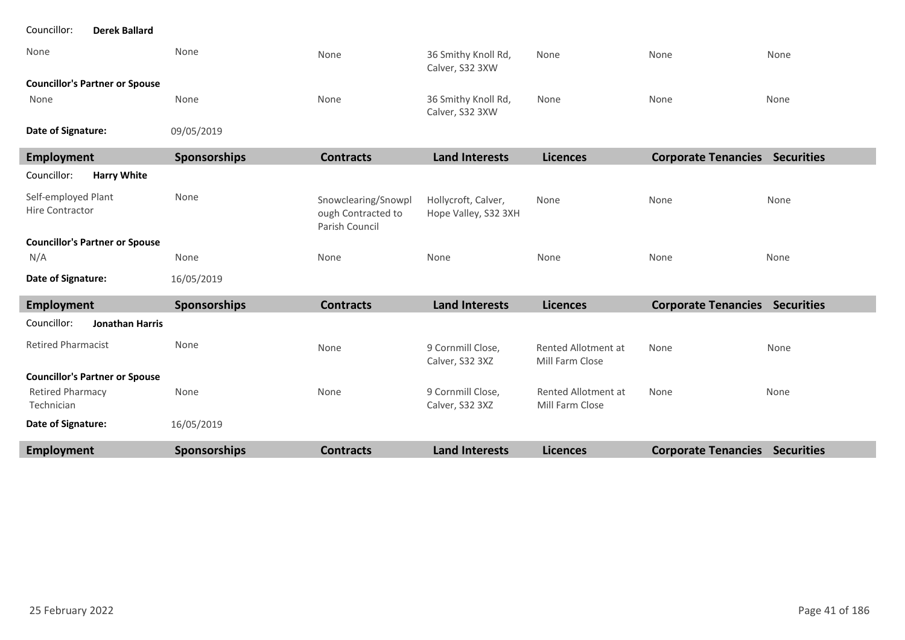| Employment | Sponsorships | Contracts | Land Interests | Licences | Corporate Tenancies | Securities |
|---|---|---|---|---|---|---|
| Councillor: **Derek Ballard** | | | | | | |
| None | None | None | 36 Smithy Knoll Rd, Calver, S32 3XW | None | None | None |
| **Councillor's Partner or Spouse** | | | | | | |
| None | None | None | 36 Smithy Knoll Rd, Calver, S32 3XW | None | None | None |
| **Date of Signature:** | 09/05/2019 | | | | | |

| Employment | Sponsorships | Contracts | Land Interests | Licences | Corporate Tenancies | Securities |
|---|---|---|---|---|---|---|
| Councillor: **Harry White** | | | | | | |
| Self-employed Plant Hire Contractor | None | Snowclearing/Snowplough Contracted to Parish Council | Hollycroft, Calver, Hope Valley, S32 3XH | None | None | None |
| **Councillor's Partner or Spouse** | | | | | | |
| N/A | None | None | None | None | None | None |
| **Date of Signature:** | 16/05/2019 | | | | | |

| Employment | Sponsorships | Contracts | Land Interests | Licences | Corporate Tenancies | Securities |
|---|---|---|---|---|---|---|
| Councillor: **Jonathan Harris** | | | | | | |
| Retired Pharmacist | None | None | 9 Cornmill Close, Calver, S32 3XZ | Rented Allotment at Mill Farm Close | None | None |
| **Councillor's Partner or Spouse** | | | | | | |
| Retired Pharmacy Technician | None | None | 9 Cornmill Close, Calver, S32 3XZ | Rented Allotment at Mill Farm Close | None | None |
| **Date of Signature:** | 16/05/2019 | | | | | |

| Employment | Sponsorships | Contracts | Land Interests | Licences | Corporate Tenancies | Securities |
|---|---|---|---|---|---|---|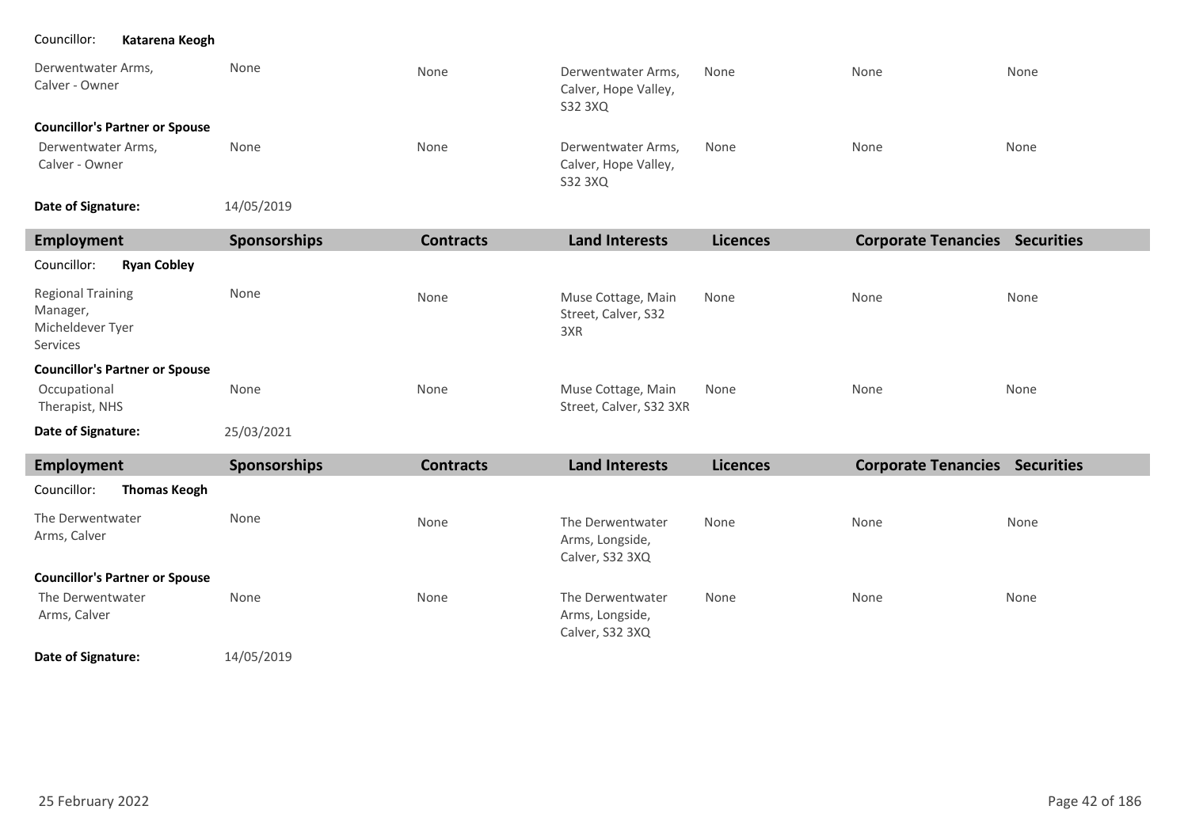Councillor: **Katarena Keogh**

| Employment | Sponsorships | Contracts | Land Interests | Licences | Corporate Tenancies | Securities |
|---|---|---|---|---|---|---|
| Derwentwater Arms, Calver - Owner | None | None | Derwentwater Arms, Calver, Hope Valley, S32 3XQ | None | None | None |
| **Councillor's Partner or Spouse** | | | | | | |
| Derwentwater Arms, Calver - Owner | None | None | Derwentwater Arms, Calver, Hope Valley, S32 3XQ | None | None | None |

**Date of Signature:** 14/05/2019

| Employment | Sponsorships | Contracts | Land Interests | Licences | Corporate Tenancies | Securities |
|---|---|---|---|---|---|---|
| Councillor: **Ryan Cobley** | | | | | | |
| Regional Training Manager, Micheldever Tyer Services | None | None | Muse Cottage, Main Street, Calver, S32 3XR | None | None | None |
| **Councillor's Partner or Spouse** | | | | | | |
| Occupational Therapist, NHS | None | None | Muse Cottage, Main Street, Calver, S32 3XR | None | None | None |

**Date of Signature:** 25/03/2021

| Employment | Sponsorships | Contracts | Land Interests | Licences | Corporate Tenancies | Securities |
|---|---|---|---|---|---|---|
| Councillor: **Thomas Keogh** | | | | | | |
| The Derwentwater Arms, Calver | None | None | The Derwentwater Arms, Longside, Calver, S32 3XQ | None | None | None |
| **Councillor's Partner or Spouse** | | | | | | |
| The Derwentwater Arms, Calver | None | None | The Derwentwater Arms, Longside, Calver, S32 3XQ | None | None | None |

**Date of Signature:** 14/05/2019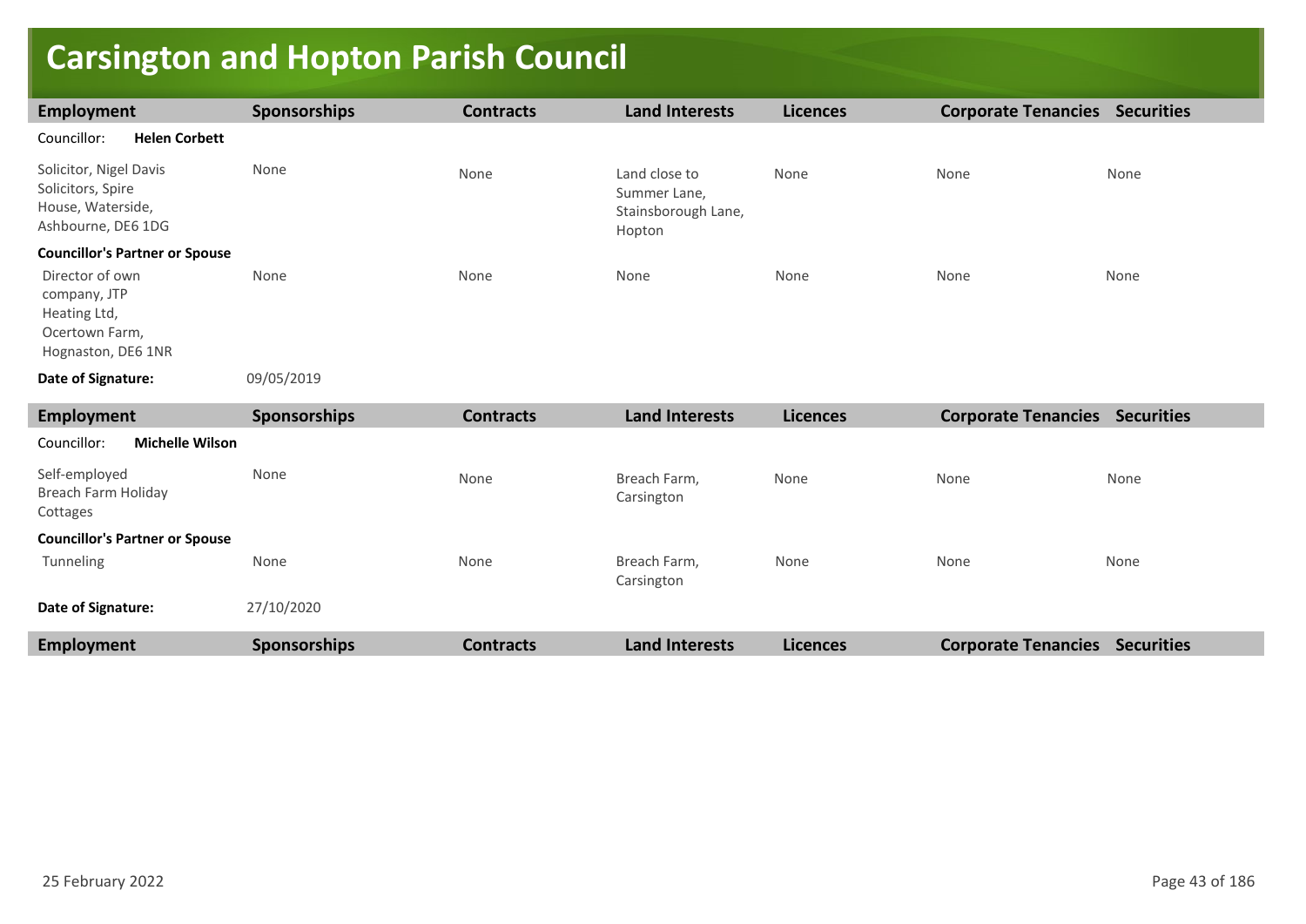# Carsington and Hopton Parish Council

| Employment | Sponsorships | Contracts | Land Interests | Licences | Corporate Tenancies | Securities |
|---|---|---|---|---|---|---|
| Councillor: **Helen Corbett** | | | | | | |
| Solicitor, Nigel Davis Solicitors, Spire House, Waterside, Ashbourne, DE6 1DG | None | None | Land close to Summer Lane, Stainsborough Lane, Hopton | None | None | None |
| **Councillor's Partner or Spouse** | | | | | | |
| Director of own company, JTP Heating Ltd, Ocertown Farm, Hognaston, DE6 1NR | None | None | None | None | None | None |
| **Date of Signature:** | 09/05/2019 | | | | | |

| Employment | Sponsorships | Contracts | Land Interests | Licences | Corporate Tenancies | Securities |
|---|---|---|---|---|---|---|
| Councillor: **Michelle Wilson** | | | | | | |
| Self-employed Breach Farm Holiday Cottages | None | None | Breach Farm, Carsington | None | None | None |
| **Councillor's Partner or Spouse** | | | | | | |
| Tunneling | None | None | Breach Farm, Carsington | None | None | None |
| **Date of Signature:** | 27/10/2020 | | | | | |

| Employment | Sponsorships | Contracts | Land Interests | Licences | Corporate Tenancies | Securities |
|---|---|---|---|---|---|---|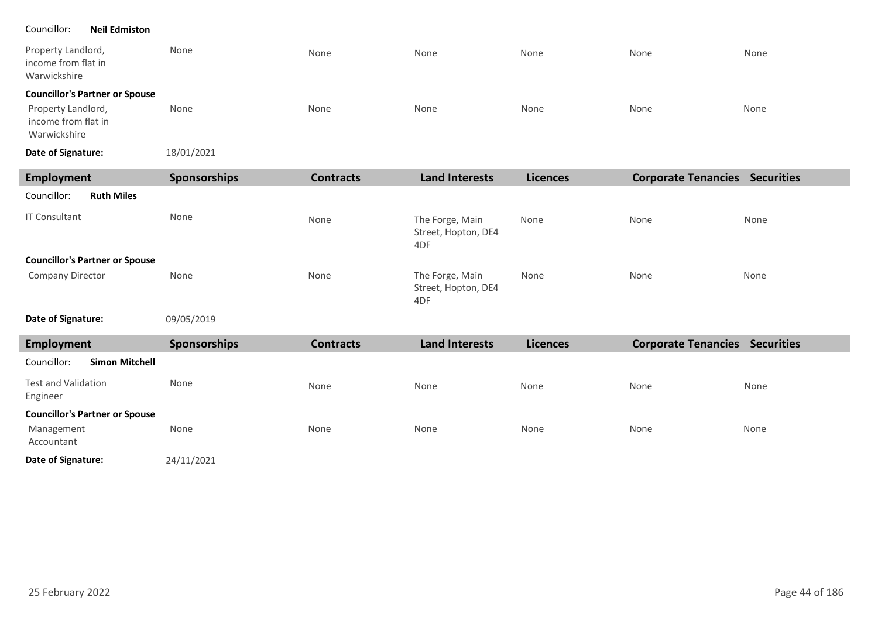Councillor: **Neil Edmiston**

| | | | | | | |
|---|---|---|---|---|---|---|
| Property Landlord, income from flat in Warwickshire | None | None | None | None | None | None |
| **Councillor's Partner or Spouse** | | | | | | |
| Property Landlord, income from flat in Warwickshire | None | None | None | None | None | None |
| **Date of Signature:** | 18/01/2021 | | | | | |

| Employment | Sponsorships | Contracts | Land Interests | Licences | Corporate Tenancies | Securities |
|---|---|---|---|---|---|---|
| Councillor: **Ruth Miles** | | | | | | |
| IT Consultant | None | None | The Forge, Main Street, Hopton, DE4 4DF | None | None | None |
| **Councillor's Partner or Spouse** | | | | | | |
| Company Director | None | None | The Forge, Main Street, Hopton, DE4 4DF | None | None | None |
| **Date of Signature:** | 09/05/2019 | | | | | |

| Employment | Sponsorships | Contracts | Land Interests | Licences | Corporate Tenancies | Securities |
|---|---|---|---|---|---|---|
| Councillor: **Simon Mitchell** | | | | | | |
| Test and Validation Engineer | None | None | None | None | None | None |
| **Councillor's Partner or Spouse** | | | | | | |
| Management Accountant | None | None | None | None | None | None |
| **Date of Signature:** | 24/11/2021 | | | | | |

25 February 2022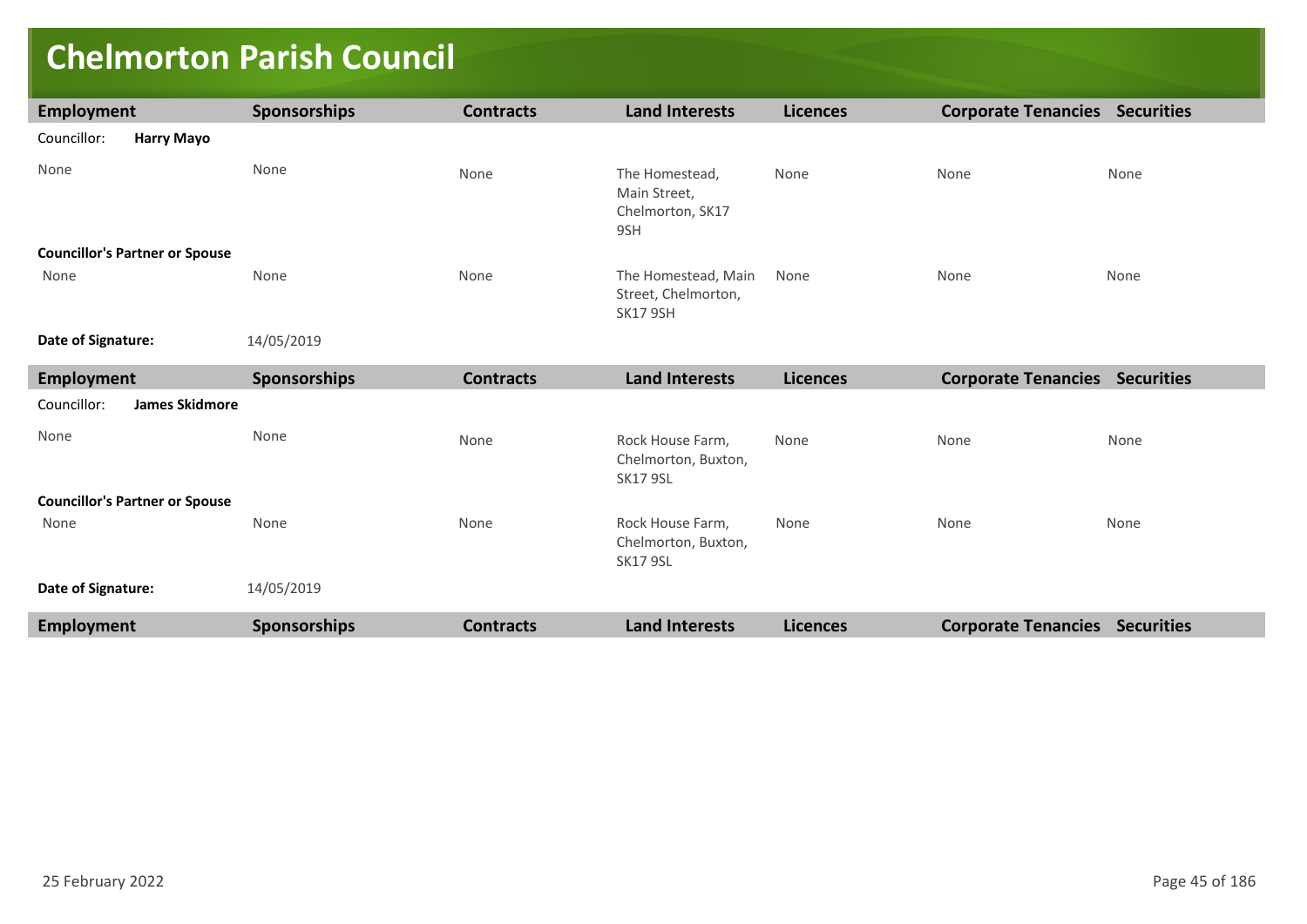# Chelmorton Parish Council

| Employment | Sponsorships | Contracts | Land Interests | Licences | Corporate Tenancies | Securities |
|---|---|---|---|---|---|---|
| Councillor: **Harry Mayo** | | | | | | |
| None | None | None | The Homestead, Main Street, Chelmorton, SK17 9SH | None | None | None |
| **Councillor's Partner or Spouse** | | | | | | |
| None | None | None | The Homestead, Main Street, Chelmorton, SK17 9SH | None | None | None |
| **Date of Signature:** | 14/05/2019 | | | | | |

| Employment | Sponsorships | Contracts | Land Interests | Licences | Corporate Tenancies | Securities |
|---|---|---|---|---|---|---|
| Councillor: **James Skidmore** | | | | | | |
| None | None | None | Rock House Farm, Chelmorton, Buxton, SK17 9SL | None | None | None |
| **Councillor's Partner or Spouse** | | | | | | |
| None | None | None | Rock House Farm, Chelmorton, Buxton, SK17 9SL | None | None | None |
| **Date of Signature:** | 14/05/2019 | | | | | |

| Employment | Sponsorships | Contracts | Land Interests | Licences | Corporate Tenancies | Securities |
|---|---|---|---|---|---|---|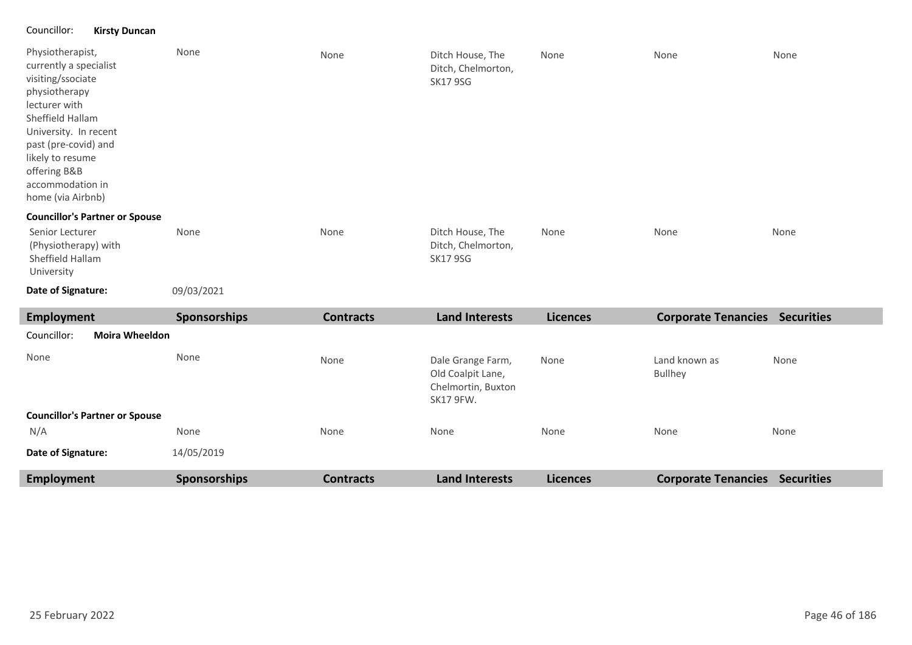Councillor: **Kirsty Duncan**

| Employment | Sponsorships | Contracts | Land Interests | Licences | Corporate Tenancies | Securities |
|---|---|---|---|---|---|---|
| Physiotherapist, currently a specialist visiting/ssociate physiotherapy lecturer with Sheffield Hallam University. In recent past (pre-covid) and likely to resume offering B&B accommodation in home (via Airbnb) | None | None | Ditch House, The Ditch, Chelmorton, SK17 9SG | None | None | None |
| **Councillor's Partner or Spouse** | | | | | | |
| Senior Lecturer (Physiotherapy) with Sheffield Hallam University | None | None | Ditch House, The Ditch, Chelmorton, SK17 9SG | None | None | None |

**Date of Signature:** 09/03/2021

Councillor: **Moira Wheeldon**

| Employment | Sponsorships | Contracts | Land Interests | Licences | Corporate Tenancies | Securities |
|---|---|---|---|---|---|---|
| None | None | None | Dale Grange Farm, Old Coalpit Lane, Chelmortin, Buxton SK17 9FW. | None | Land known as Bullhey | None |
| **Councillor's Partner or Spouse** | | | | | | |
| N/A | None | None | None | None | None | None |

**Date of Signature:** 14/05/2019

| Employment | Sponsorships | Contracts | Land Interests | Licences | Corporate Tenancies | Securities |
|---|---|---|---|---|---|---|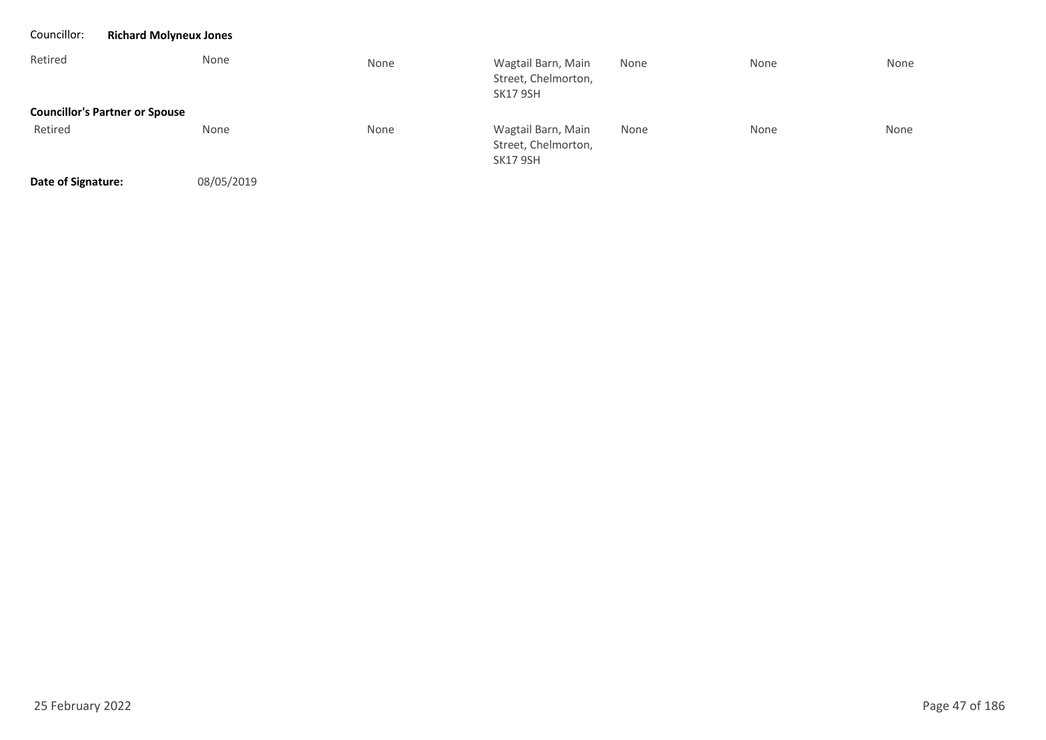Councillor: **Richard Molyneux Jones**

| | | | | | | |
|---|---|---|---|---|---|---|
| Retired | None | None | Wagtail Barn, Main Street, Chelmorton, SK17 9SH | None | None | None |
| **Councillor's Partner or Spouse** | | | | | | |
| Retired | None | None | Wagtail Barn, Main Street, Chelmorton, SK17 9SH | None | None | None |

**Date of Signature:** 08/05/2019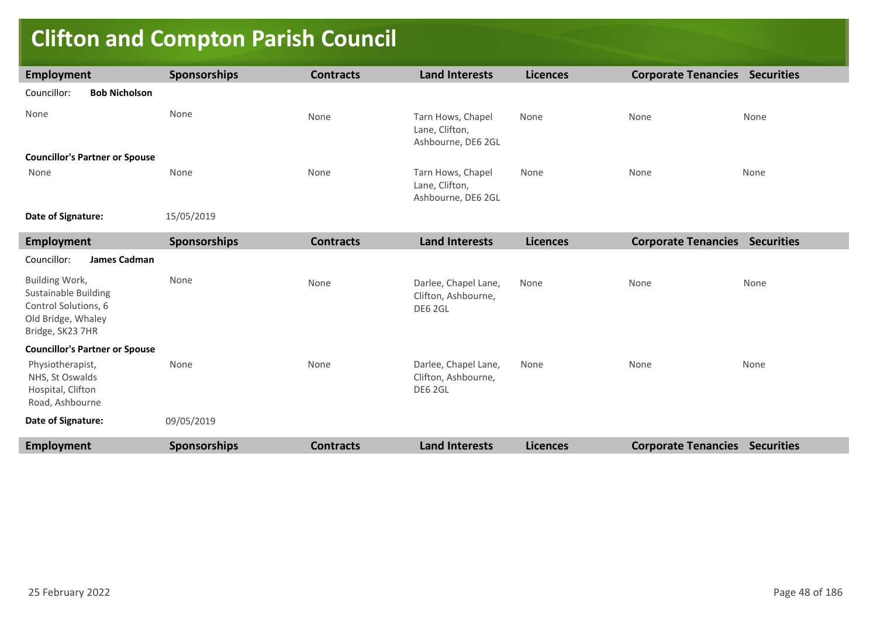# Clifton and Compton Parish Council

| Employment | Sponsorships | Contracts | Land Interests | Licences | Corporate Tenancies | Securities |
|---|---|---|---|---|---|---|
| Councillor: **Bob Nicholson** | | | | | | |
| None | None | None | Tarn Hows, Chapel Lane, Clifton, Ashbourne, DE6 2GL | None | None | None |
| **Councillor's Partner or Spouse** | | | | | | |
| None | None | None | Tarn Hows, Chapel Lane, Clifton, Ashbourne, DE6 2GL | None | None | None |
| **Date of Signature:** | 15/05/2019 | | | | | |

| Employment | Sponsorships | Contracts | Land Interests | Licences | Corporate Tenancies | Securities |
|---|---|---|---|---|---|---|
| Councillor: **James Cadman** | | | | | | |
| Building Work, Sustainable Building Control Solutions, 6 Old Bridge, Whaley Bridge, SK23 7HR | None | None | Darlee, Chapel Lane, Clifton, Ashbourne, DE6 2GL | None | None | None |
| **Councillor's Partner or Spouse** | | | | | | |
| Physiotherapist, NHS, St Oswalds Hospital, Clifton Road, Ashbourne | None | None | Darlee, Chapel Lane, Clifton, Ashbourne, DE6 2GL | None | None | None |
| **Date of Signature:** | 09/05/2019 | | | | | |

| Employment | Sponsorships | Contracts | Land Interests | Licences | Corporate Tenancies | Securities |
|---|---|---|---|---|---|---|

25 February 2022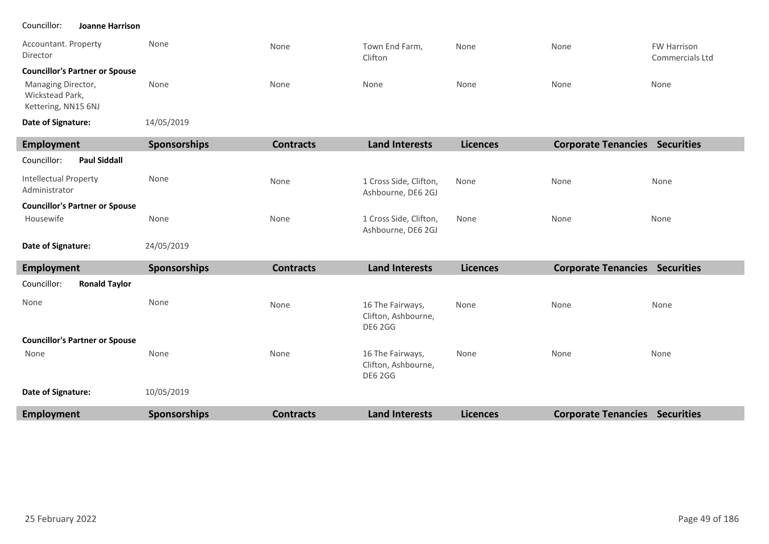Councillor: **Joanne Harrison**

| Employment | Sponsorships | Contracts | Land Interests | Licences | Corporate Tenancies | Securities |
|---|---|---|---|---|---|---|
| Accountant. Property Director | None | None | Town End Farm, Clifton | None | None | FW Harrison Commercials Ltd |
| **Councillor's Partner or Spouse** | | | | | | |
| Managing Director, Wickstead Park, Kettering, NN15 6NJ | None | None | None | None | None | None |

**Date of Signature:** 14/05/2019

| Employment | Sponsorships | Contracts | Land Interests | Licences | Corporate Tenancies | Securities |
|---|---|---|---|---|---|---|
| Councillor: **Paul Siddall** | | | | | | |
| Intellectual Property Administrator | None | None | 1 Cross Side, Clifton, Ashbourne, DE6 2GJ | None | None | None |
| **Councillor's Partner or Spouse** | | | | | | |
| Housewife | None | None | 1 Cross Side, Clifton, Ashbourne, DE6 2GJ | None | None | None |

**Date of Signature:** 24/05/2019

| Employment | Sponsorships | Contracts | Land Interests | Licences | Corporate Tenancies | Securities |
|---|---|---|---|---|---|---|
| Councillor: **Ronald Taylor** | | | | | | |
| None | None | None | 16 The Fairways, Clifton, Ashbourne, DE6 2GG | None | None | None |
| **Councillor's Partner or Spouse** | | | | | | |
| None | None | None | 16 The Fairways, Clifton, Ashbourne, DE6 2GG | None | None | None |

**Date of Signature:** 10/05/2019

| Employment | Sponsorships | Contracts | Land Interests | Licences | Corporate Tenancies | Securities |
|---|---|---|---|---|---|---|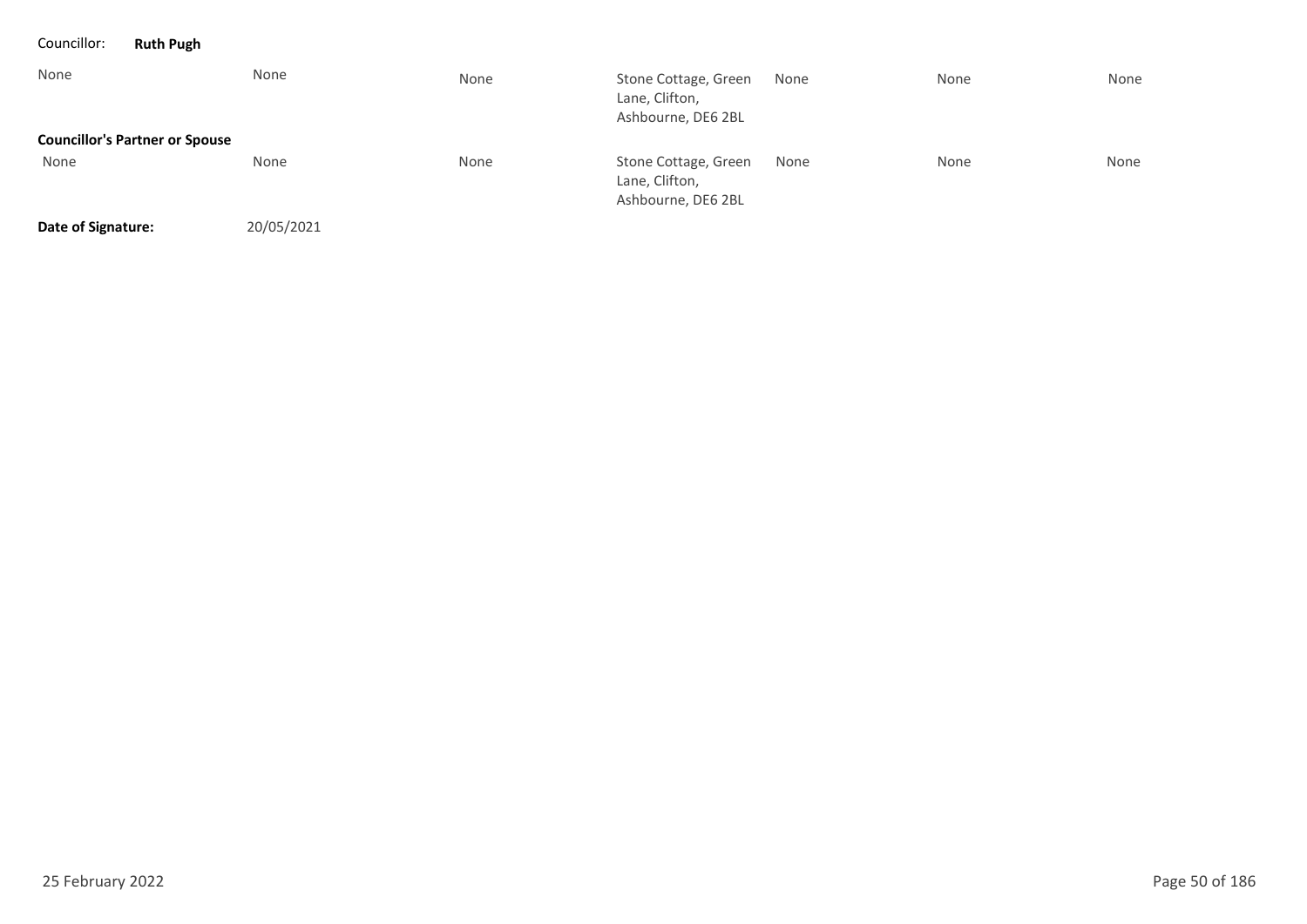Councillor: **Ruth Pugh**

| | | | | | | |
|---|---|---|---|---|---|---|
| None | None | None | Stone Cottage, Green Lane, Clifton, Ashbourne, DE6 2BL | None | None | None |
| **Councillor's Partner or Spouse** | | | | | | |
| None | None | None | Stone Cottage, Green Lane, Clifton, Ashbourne, DE6 2BL | None | None | None |

**Date of Signature:** 20/05/2021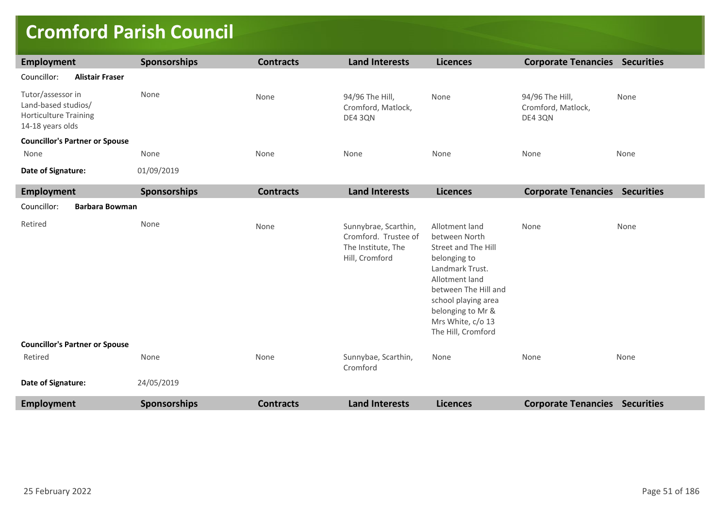# Cromford Parish Council

| Employment | Sponsorships | Contracts | Land Interests | Licences | Corporate Tenancies | Securities |
|---|---|---|---|---|---|---|
| Councillor: **Alistair Fraser** | | | | | | |
| Tutor/assessor in Land-based studios/ Horticulture Training 14-18 years olds | None | None | 94/96 The Hill, Cromford, Matlock, DE4 3QN | None | 94/96 The Hill, Cromford, Matlock, DE4 3QN | None |
| **Councillor's Partner or Spouse** | | | | | | |
| None | None | None | None | None | None | None |
| **Date of Signature:** | 01/09/2019 | | | | | |

| Employment | Sponsorships | Contracts | Land Interests | Licences | Corporate Tenancies | Securities |
|---|---|---|---|---|---|---|
| Councillor: **Barbara Bowman** | | | | | | |
| Retired | None | None | Sunnybrae, Scarthin, Cromford. Trustee of The Institute, The Hill, Cromford | Allotment land between North Street and The Hill belonging to Landmark Trust. Allotment land between The Hill and school playing area belonging to Mr & Mrs White, c/o 13 The Hill, Cromford | None | None |
| **Councillor's Partner or Spouse** | | | | | | |
| Retired | None | None | Sunnybae, Scarthin, Cromford | None | None | None |
| **Date of Signature:** | 24/05/2019 | | | | | |

| Employment | Sponsorships | Contracts | Land Interests | Licences | Corporate Tenancies | Securities |
|---|---|---|---|---|---|---|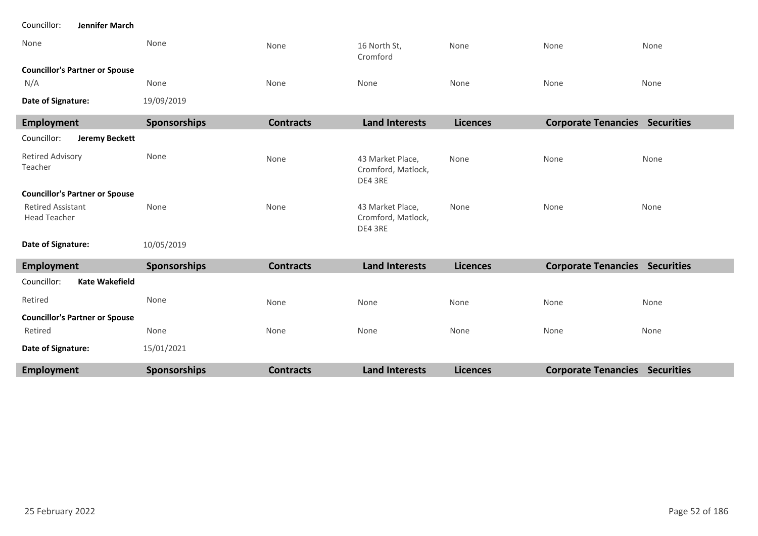Councillor: **Jennifer March**

| | | | | | | |
|---|---|---|---|---|---|---|
| None | None | None | 16 North St, Cromford | None | None | None |
| **Councillor's Partner or Spouse** | | | | | | |
| N/A | None | None | None | None | None | None |
| **Date of Signature:** | 19/09/2019 | | | | | |

| Employment | Sponsorships | Contracts | Land Interests | Licences | Corporate Tenancies | Securities |
|---|---|---|---|---|---|---|
| Councillor: **Jeremy Beckett** | | | | | | |
| Retired Advisory Teacher | None | None | 43 Market Place, Cromford, Matlock, DE4 3RE | None | None | None |
| **Councillor's Partner or Spouse** | | | | | | |
| Retired Assistant Head Teacher | None | None | 43 Market Place, Cromford, Matlock, DE4 3RE | None | None | None |
| **Date of Signature:** | 10/05/2019 | | | | | |

| Employment | Sponsorships | Contracts | Land Interests | Licences | Corporate Tenancies | Securities |
|---|---|---|---|---|---|---|
| Councillor: **Kate Wakefield** | | | | | | |
| Retired | None | None | None | None | None | None |
| **Councillor's Partner or Spouse** | | | | | | |
| Retired | None | None | None | None | None | None |
| **Date of Signature:** | 15/01/2021 | | | | | |

| Employment | Sponsorships | Contracts | Land Interests | Licences | Corporate Tenancies | Securities |
|---|---|---|---|---|---|---|

25 February 2022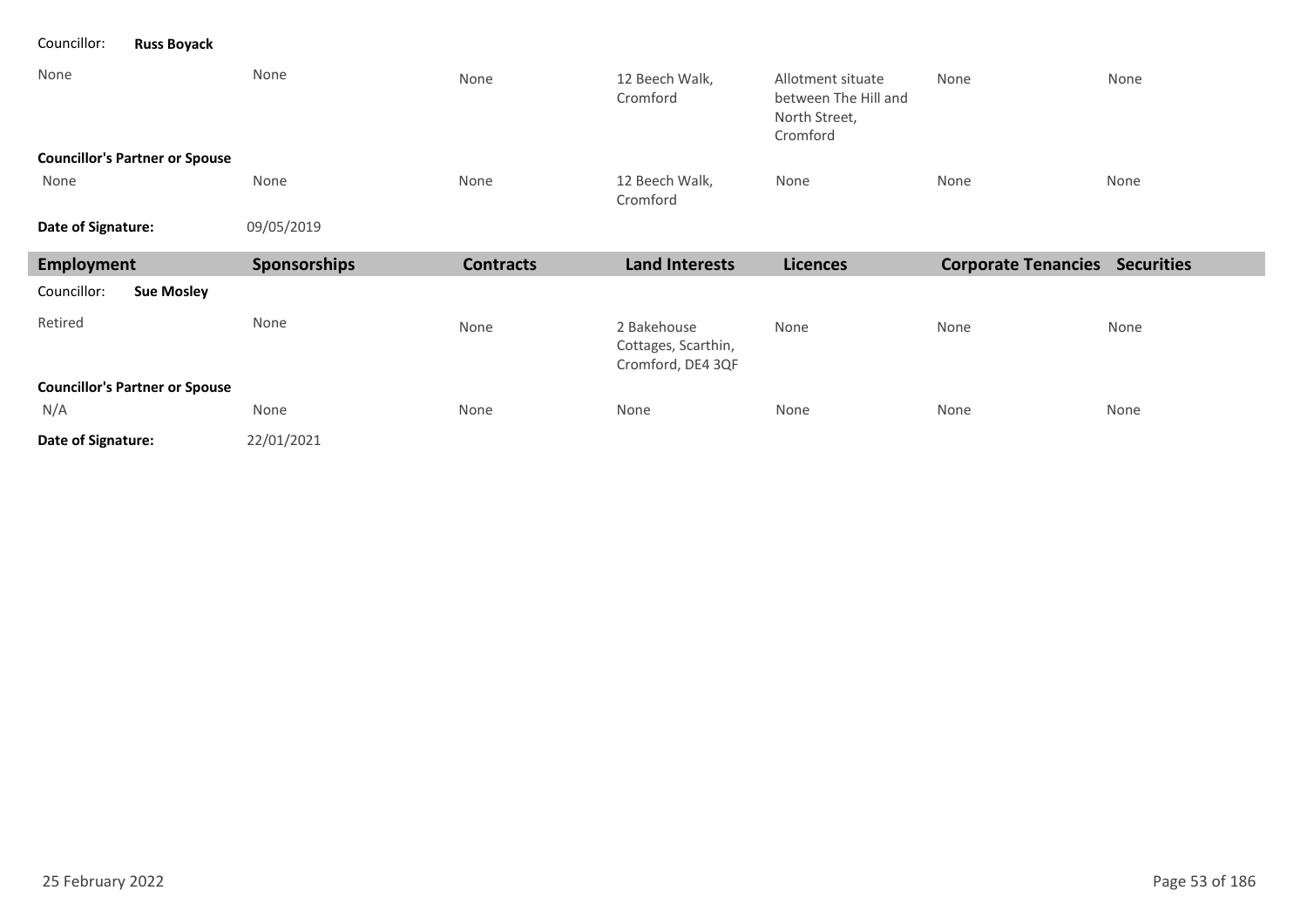Councillor: **Russ Boyack**

| | | | | | | |
|---|---|---|---|---|---|---|
| None | None | None | 12 Beech Walk, Cromford | Allotment situate between The Hill and North Street, Cromford | None | None |

**Councillor's Partner or Spouse**

| | | | | | | |
|---|---|---|---|---|---|---|
| None | None | None | 12 Beech Walk, Cromford | None | None | None |

**Date of Signature:** 09/05/2019

| Employment | Sponsorships | Contracts | Land Interests | Licences | Corporate Tenancies | Securities |
|---|---|---|---|---|---|---|

Councillor: **Sue Mosley**

| | | | | | | |
|---|---|---|---|---|---|---|
| Retired | None | None | 2 Bakehouse Cottages, Scarthin, Cromford, DE4 3QF | None | None | None |

**Councillor's Partner or Spouse**

| | | | | | | |
|---|---|---|---|---|---|---|
| N/A | None | None | None | None | None | None |

**Date of Signature:** 22/01/2021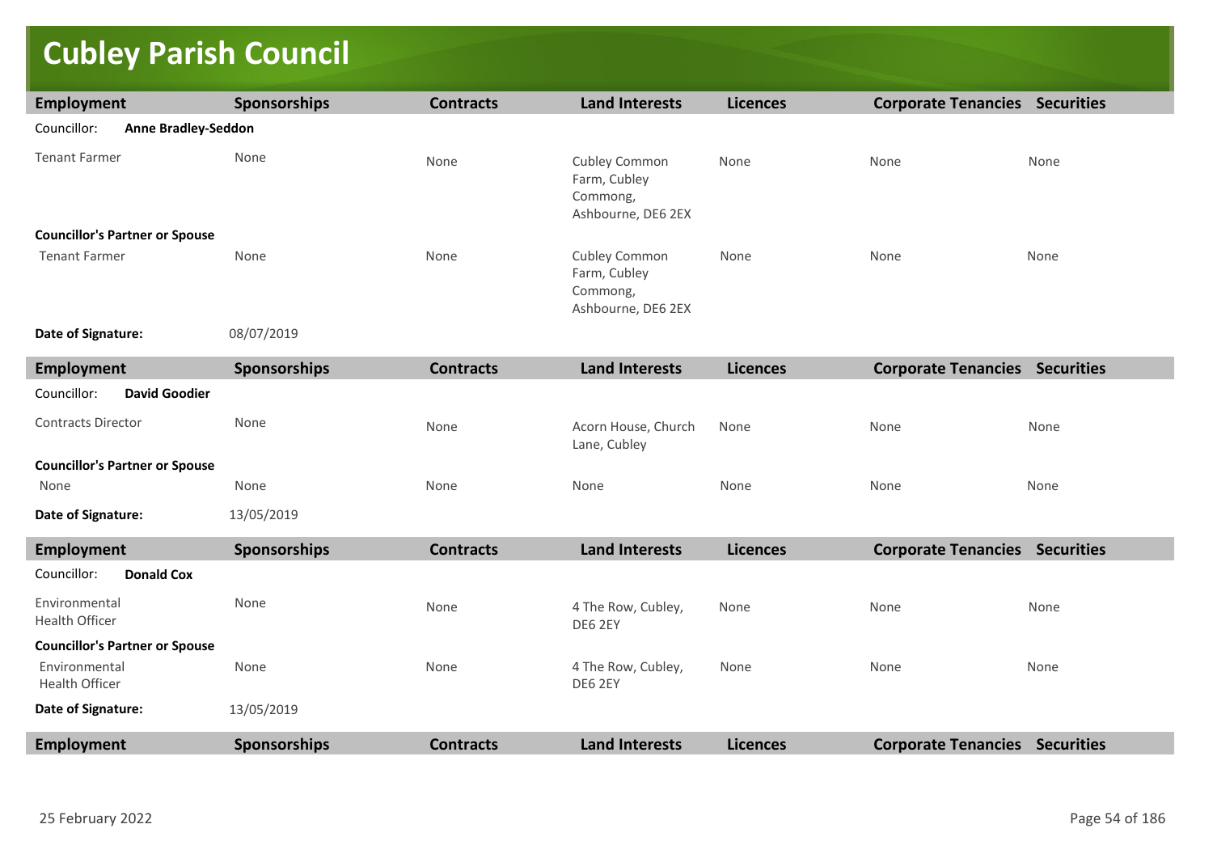# Cubley Parish Council

| Employment | Sponsorships | Contracts | Land Interests | Licences | Corporate Tenancies | Securities |
|---|---|---|---|---|---|---|
| Councillor: **Anne Bradley-Seddon** | | | | | | |
| Tenant Farmer | None | None | Cubley Common Farm, Cubley Commong, Ashbourne, DE6 2EX | None | None | None |
| **Councillor's Partner or Spouse** | | | | | | |
| Tenant Farmer | None | None | Cubley Common Farm, Cubley Commong, Ashbourne, DE6 2EX | None | None | None |
| **Date of Signature:** | 08/07/2019 | | | | | |

| Employment | Sponsorships | Contracts | Land Interests | Licences | Corporate Tenancies | Securities |
|---|---|---|---|---|---|---|
| Councillor: **David Goodier** | | | | | | |
| Contracts Director | None | None | Acorn House, Church Lane, Cubley | None | None | None |
| **Councillor's Partner or Spouse** | | | | | | |
| None | None | None | None | None | None | None |
| **Date of Signature:** | 13/05/2019 | | | | | |

| Employment | Sponsorships | Contracts | Land Interests | Licences | Corporate Tenancies | Securities |
|---|---|---|---|---|---|---|
| Councillor: **Donald Cox** | | | | | | |
| Environmental Health Officer | None | None | 4 The Row, Cubley, DE6 2EY | None | None | None |
| **Councillor's Partner or Spouse** | | | | | | |
| Environmental Health Officer | None | None | 4 The Row, Cubley, DE6 2EY | None | None | None |
| **Date of Signature:** | 13/05/2019 | | | | | |

| Employment | Sponsorships | Contracts | Land Interests | Licences | Corporate Tenancies | Securities |
|---|---|---|---|---|---|---|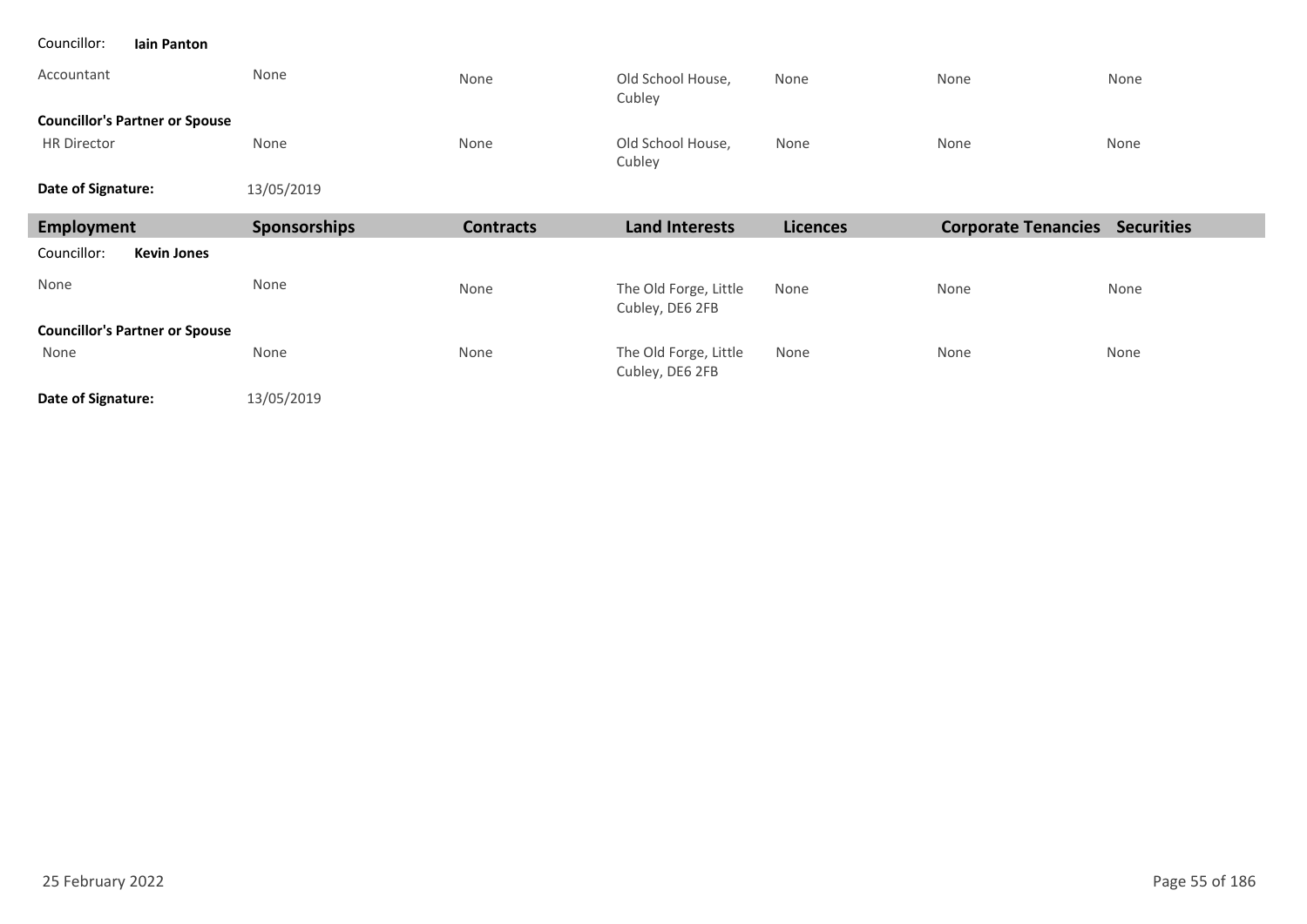Councillor: **Iain Panton**

| Employment | Sponsorships | Contracts | Land Interests | Licences | Corporate Tenancies | Securities |
|---|---|---|---|---|---|---|
| Accountant | None | None | Old School House, Cubley | None | None | None |
| **Councillor's Partner or Spouse** | | | | | | |
| HR Director | None | None | Old School House, Cubley | None | None | None |

**Date of Signature:** 13/05/2019

| Employment | Sponsorships | Contracts | Land Interests | Licences | Corporate Tenancies | Securities |
|---|---|---|---|---|---|---|

Councillor: **Kevin Jones**

| Employment | Sponsorships | Contracts | Land Interests | Licences | Corporate Tenancies | Securities |
|---|---|---|---|---|---|---|
| None | None | None | The Old Forge, Little Cubley, DE6 2FB | None | None | None |
| **Councillor's Partner or Spouse** | | | | | | |
| None | None | None | The Old Forge, Little Cubley, DE6 2FB | None | None | None |

**Date of Signature:** 13/05/2019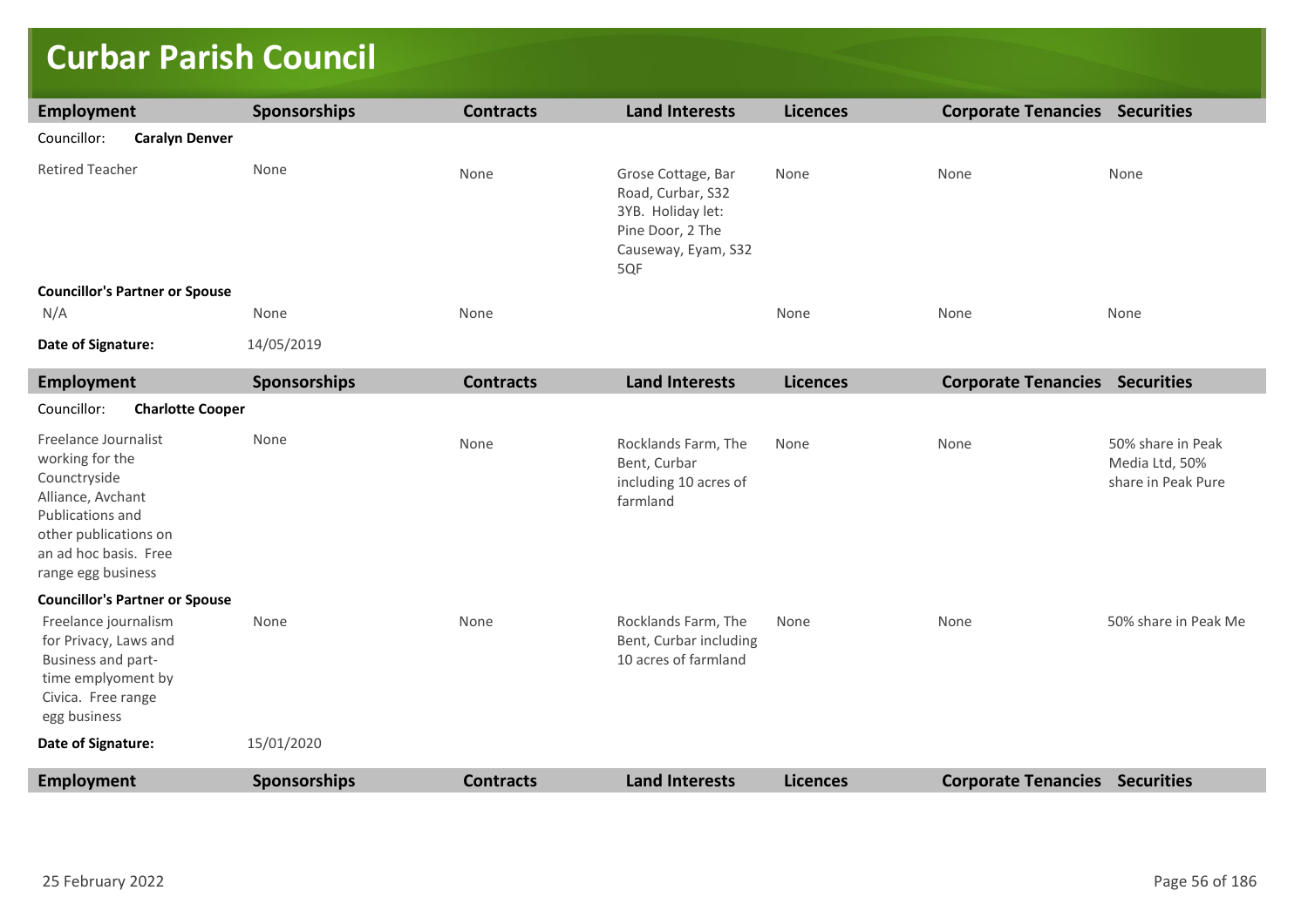# Curbar Parish Council

| Employment | Sponsorships | Contracts | Land Interests | Licences | Corporate Tenancies | Securities |
|---|---|---|---|---|---|---|
| Councillor: **Caralyn Denver** | | | | | | |
| Retired Teacher | None | None | Grose Cottage, Bar Road, Curbar, S32 3YB. Holiday let: Pine Door, 2 The Causeway, Eyam, S32 5QF | None | None | None |
| **Councillor's Partner or Spouse** | | | | | | |
| N/A | None | None | | None | None | None |
| **Date of Signature:** | 14/05/2019 | | | | | |

| Employment | Sponsorships | Contracts | Land Interests | Licences | Corporate Tenancies | Securities |
|---|---|---|---|---|---|---|
| Councillor: **Charlotte Cooper** | | | | | | |
| Freelance Journalist working for the Counctryside Alliance, Avchant Publications and other publications on an ad hoc basis. Free range egg business | None | None | Rocklands Farm, The Bent, Curbar including 10 acres of farmland | None | None | 50% share in Peak Media Ltd, 50% share in Peak Pure |
| **Councillor's Partner or Spouse** | | | | | | |
| Freelance journalism for Privacy, Laws and Business and part-time emplyoment by Civica. Free range egg business | None | None | Rocklands Farm, The Bent, Curbar including 10 acres of farmland | None | None | 50% share in Peak Me |
| **Date of Signature:** | 15/01/2020 | | | | | |

| Employment | Sponsorships | Contracts | Land Interests | Licences | Corporate Tenancies | Securities |
|---|---|---|---|---|---|---|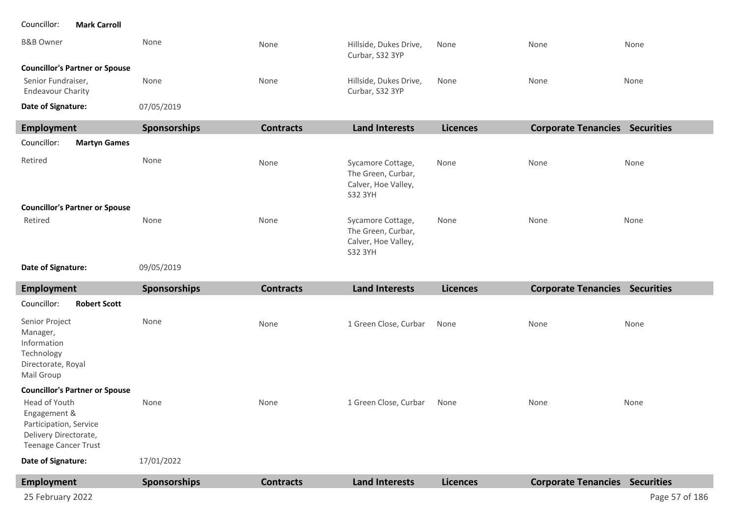Councillor: **Mark Carroll**

| Employment | Sponsorships | Contracts | Land Interests | Licences | Corporate Tenancies | Securities |
|---|---|---|---|---|---|---|
| B&B Owner | None | None | Hillside, Dukes Drive, Curbar, S32 3YP | None | None | None |
| **Councillor's Partner or Spouse** | | | | | | |
| Senior Fundraiser, Endeavour Charity | None | None | Hillside, Dukes Drive, Curbar, S32 3YP | None | None | None |

**Date of Signature:** 07/05/2019

Councillor: **Martyn Games**

| Employment | Sponsorships | Contracts | Land Interests | Licences | Corporate Tenancies | Securities |
|---|---|---|---|---|---|---|
| Retired | None | None | Sycamore Cottage, The Green, Curbar, Calver, Hoe Valley, S32 3YH | None | None | None |
| **Councillor's Partner or Spouse** | | | | | | |
| Retired | None | None | Sycamore Cottage, The Green, Curbar, Calver, Hoe Valley, S32 3YH | None | None | None |

**Date of Signature:** 09/05/2019

Councillor: **Robert Scott**

| Employment | Sponsorships | Contracts | Land Interests | Licences | Corporate Tenancies | Securities |
|---|---|---|---|---|---|---|
| Senior Project Manager, Information Technology Directorate, Royal Mail Group | None | None | 1 Green Close, Curbar | None | None | None |
| **Councillor's Partner or Spouse** | | | | | | |
| Head of Youth Engagement & Participation, Service Delivery Directorate, Teenage Cancer Trust | None | None | 1 Green Close, Curbar | None | None | None |

**Date of Signature:** 17/01/2022

| Employment | Sponsorships | Contracts | Land Interests | Licences | Corporate Tenancies | Securities |
|---|---|---|---|---|---|---|

25 February 2022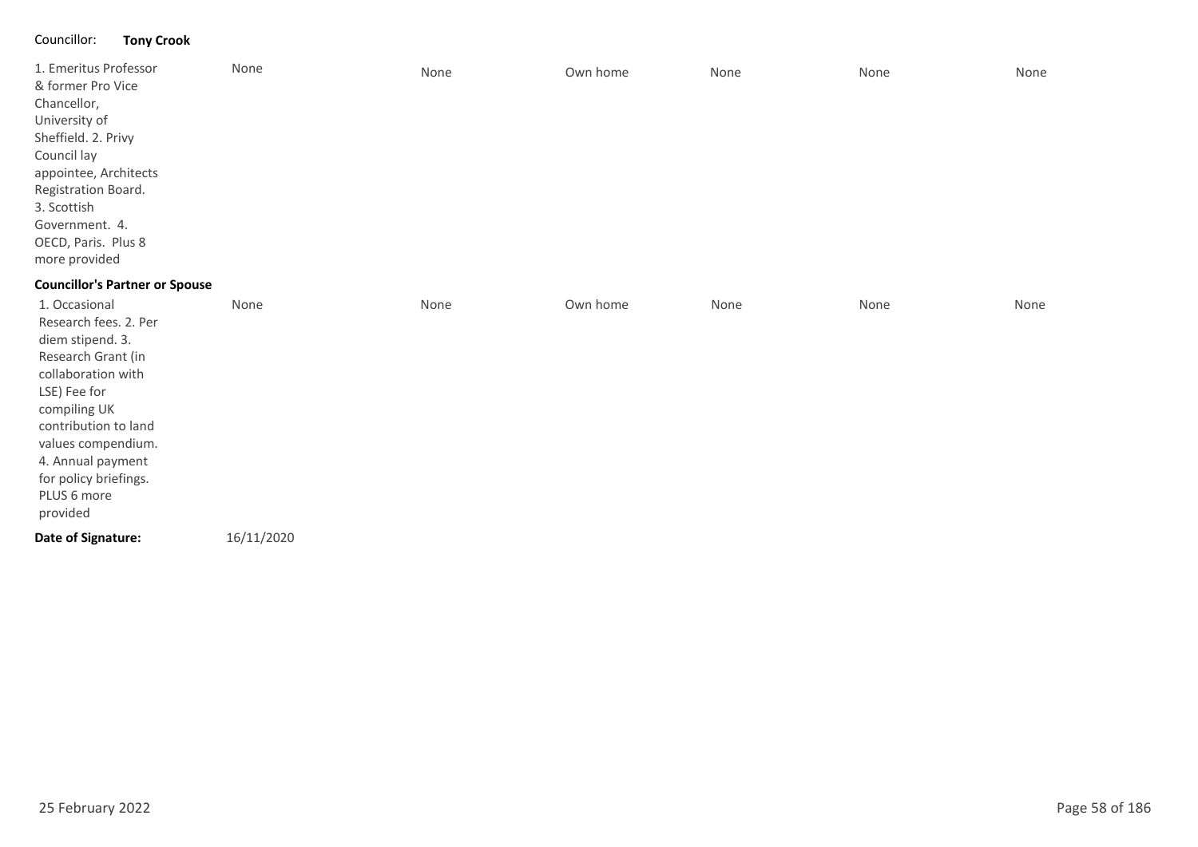Councillor: **Tony Crook**

| | | | | | | |
|---|---|---|---|---|---|---|
| 1. Emeritus Professor & former Pro Vice Chancellor, University of Sheffield. 2. Privy Council lay appointee, Architects Registration Board. 3. Scottish Government. 4. OECD, Paris. Plus 8 more provided | None | None | Own home | None | None | None |
| **Councillor's Partner or Spouse** | | | | | | |
| 1. Occasional Research fees. 2. Per diem stipend. 3. Research Grant (in collaboration with LSE) Fee for compiling UK contribution to land values compendium. 4. Annual payment for policy briefings. PLUS 6 more provided | None | None | Own home | None | None | None |

**Date of Signature:** 16/11/2020

25 February 2022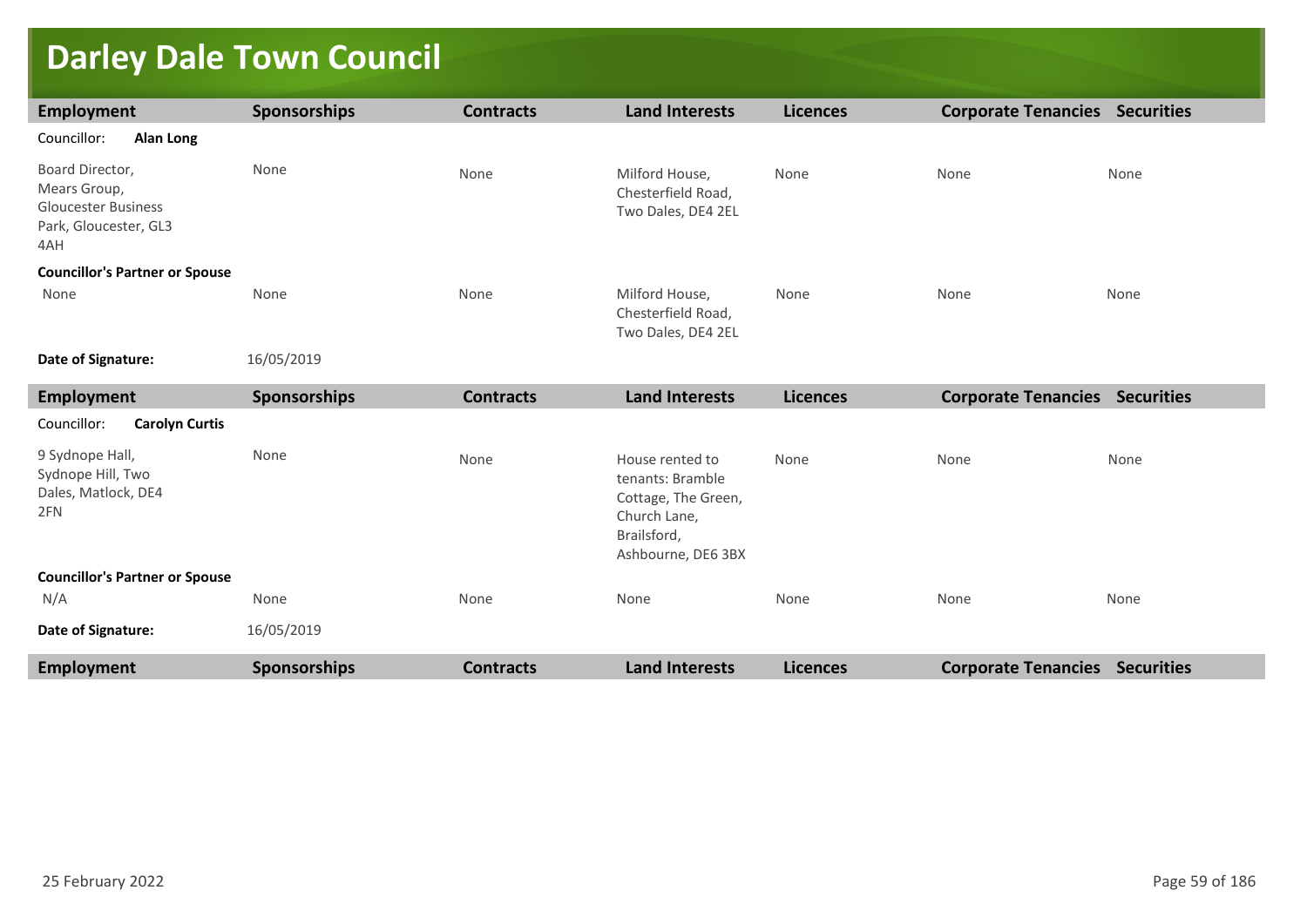# Darley Dale Town Council

| Employment | Sponsorships | Contracts | Land Interests | Licences | Corporate Tenancies | Securities |
|---|---|---|---|---|---|---|
| Councillor: **Alan Long** | | | | | | |
| Board Director, Mears Group, Gloucester Business Park, Gloucester, GL3 4AH | None | None | Milford House, Chesterfield Road, Two Dales, DE4 2EL | None | None | None |
| **Councillor's Partner or Spouse** | | | | | | |
| None | None | None | Milford House, Chesterfield Road, Two Dales, DE4 2EL | None | None | None |
| **Date of Signature:** | 16/05/2019 | | | | | |

| Employment | Sponsorships | Contracts | Land Interests | Licences | Corporate Tenancies | Securities |
|---|---|---|---|---|---|---|
| Councillor: **Carolyn Curtis** | | | | | | |
| 9 Sydnope Hall, Sydnope Hill, Two Dales, Matlock, DE4 2FN | None | None | House rented to tenants: Bramble Cottage, The Green, Church Lane, Brailsford, Ashbourne, DE6 3BX | None | None | None |
| **Councillor's Partner or Spouse** | | | | | | |
| N/A | None | None | None | None | None | None |
| **Date of Signature:** | 16/05/2019 | | | | | |

| Employment | Sponsorships | Contracts | Land Interests | Licences | Corporate Tenancies | Securities |
|---|---|---|---|---|---|---|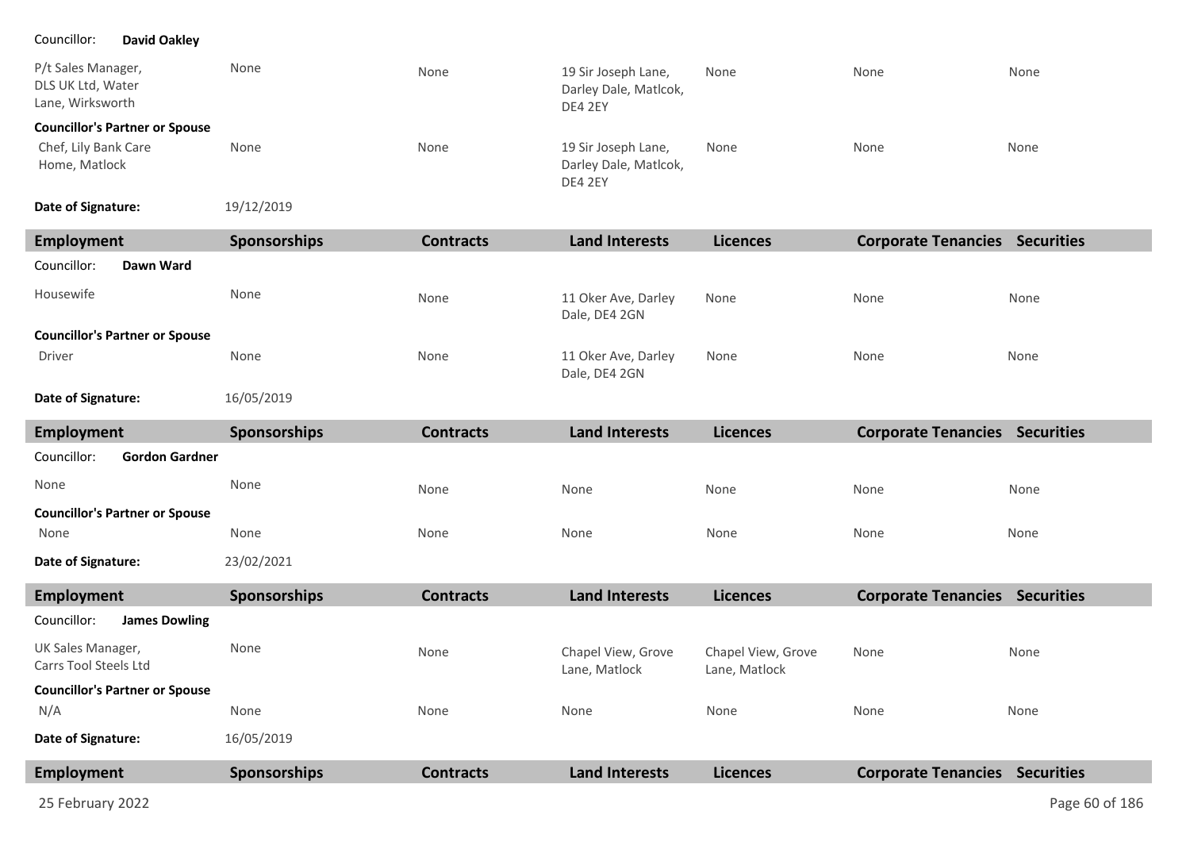Councillor: **David Oakley**

| Employment | Sponsorships | Contracts | Land Interests | Licences | Corporate Tenancies | Securities |
|---|---|---|---|---|---|---|
| P/t Sales Manager, DLS UK Ltd, Water Lane, Wirksworth | None | None | 19 Sir Joseph Lane, Darley Dale, Matlcok, DE4 2EY | None | None | None |
| **Councillor's Partner or Spouse** | | | | | | |
| Chef, Lily Bank Care Home, Matlock | None | None | 19 Sir Joseph Lane, Darley Dale, Matlcok, DE4 2EY | None | None | None |

**Date of Signature:** 19/12/2019

| Employment | Sponsorships | Contracts | Land Interests | Licences | Corporate Tenancies | Securities |
|---|---|---|---|---|---|---|
| Councillor: **Dawn Ward** | | | | | | |
| Housewife | None | None | 11 Oker Ave, Darley Dale, DE4 2GN | None | None | None |
| **Councillor's Partner or Spouse** | | | | | | |
| Driver | None | None | 11 Oker Ave, Darley Dale, DE4 2GN | None | None | None |

**Date of Signature:** 16/05/2019

| Employment | Sponsorships | Contracts | Land Interests | Licences | Corporate Tenancies | Securities |
|---|---|---|---|---|---|---|
| Councillor: **Gordon Gardner** | | | | | | |
| None | None | None | None | None | None | None |
| **Councillor's Partner or Spouse** | | | | | | |
| None | None | None | None | None | None | None |

**Date of Signature:** 23/02/2021

| Employment | Sponsorships | Contracts | Land Interests | Licences | Corporate Tenancies | Securities |
|---|---|---|---|---|---|---|
| Councillor: **James Dowling** | | | | | | |
| UK Sales Manager, Carrs Tool Steels Ltd | None | None | Chapel View, Grove Lane, Matlock | Chapel View, Grove Lane, Matlock | None | None |
| **Councillor's Partner or Spouse** | | | | | | |
| N/A | None | None | None | None | None | None |

**Date of Signature:** 16/05/2019

| Employment | Sponsorships | Contracts | Land Interests | Licences | Corporate Tenancies | Securities |
|---|---|---|---|---|---|---|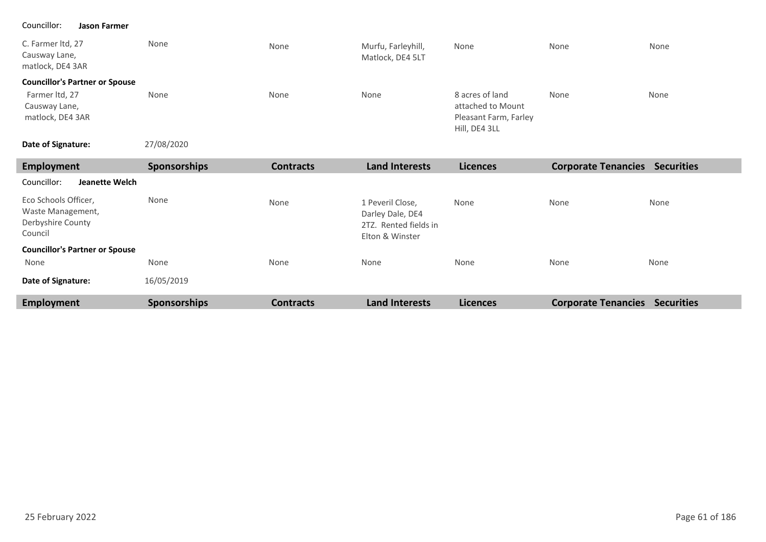Councillor: **Jason Farmer**

| Employment | Sponsorships | Contracts | Land Interests | Licences | Corporate Tenancies | Securities |
|---|---|---|---|---|---|---|
| C. Farmer ltd, 27 Causway Lane, matlock, DE4 3AR | None | None | Murfu, Farleyhill, Matlock, DE4 5LT | None | None | None |
| **Councillor's Partner or Spouse** | | | | | | |
| Farmer ltd, 27 Causway Lane, matlock, DE4 3AR | None | None | None | 8 acres of land attached to Mount Pleasant Farm, Farley Hill, DE4 3LL | None | None |

**Date of Signature:** 27/08/2020

Councillor: **Jeanette Welch**

| Employment | Sponsorships | Contracts | Land Interests | Licences | Corporate Tenancies | Securities |
|---|---|---|---|---|---|---|
| Eco Schools Officer, Waste Management, Derbyshire County Council | None | None | 1 Peveril Close, Darley Dale, DE4 2TZ. Rented fields in Elton & Winster | None | None | None |
| **Councillor's Partner or Spouse** | | | | | | |
| None | None | None | None | None | None | None |

**Date of Signature:** 16/05/2019

| Employment | Sponsorships | Contracts | Land Interests | Licences | Corporate Tenancies | Securities |
|---|---|---|---|---|---|---|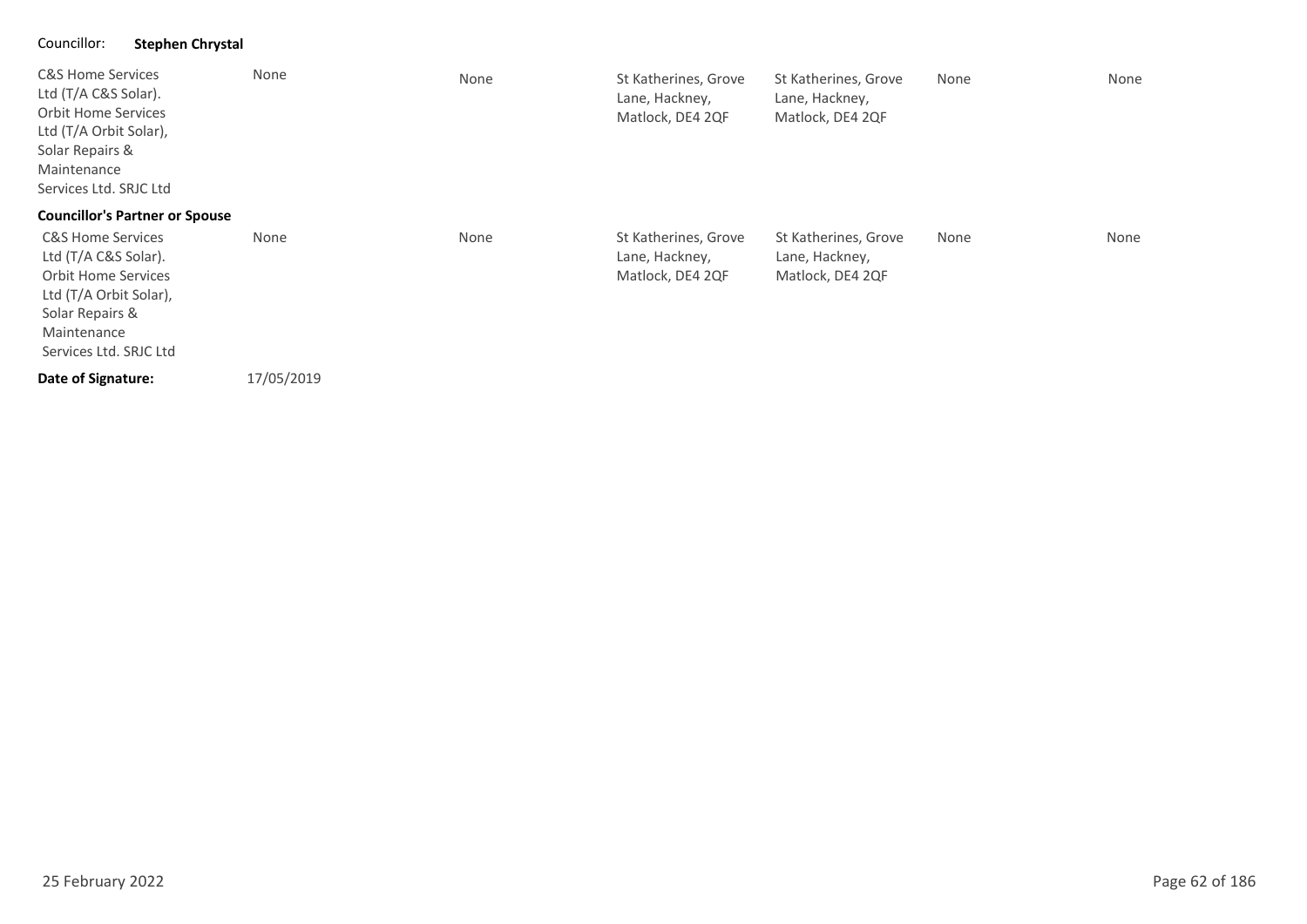Councillor: **Stephen Chrystal**

| | | | | | | |
|---|---|---|---|---|---|---|
| C&S Home Services Ltd (T/A C&S Solar). Orbit Home Services Ltd (T/A Orbit Solar), Solar Repairs & Maintenance Services Ltd. SRJC Ltd | None | None | St Katherines, Grove Lane, Hackney, Matlock, DE4 2QF | St Katherines, Grove Lane, Hackney, Matlock, DE4 2QF | None | None |
| **Councillor's Partner or Spouse** | | | | | | |
| C&S Home Services Ltd (T/A C&S Solar). Orbit Home Services Ltd (T/A Orbit Solar), Solar Repairs & Maintenance Services Ltd. SRJC Ltd | None | None | St Katherines, Grove Lane, Hackney, Matlock, DE4 2QF | St Katherines, Grove Lane, Hackney, Matlock, DE4 2QF | None | None |

**Date of Signature:** 17/05/2019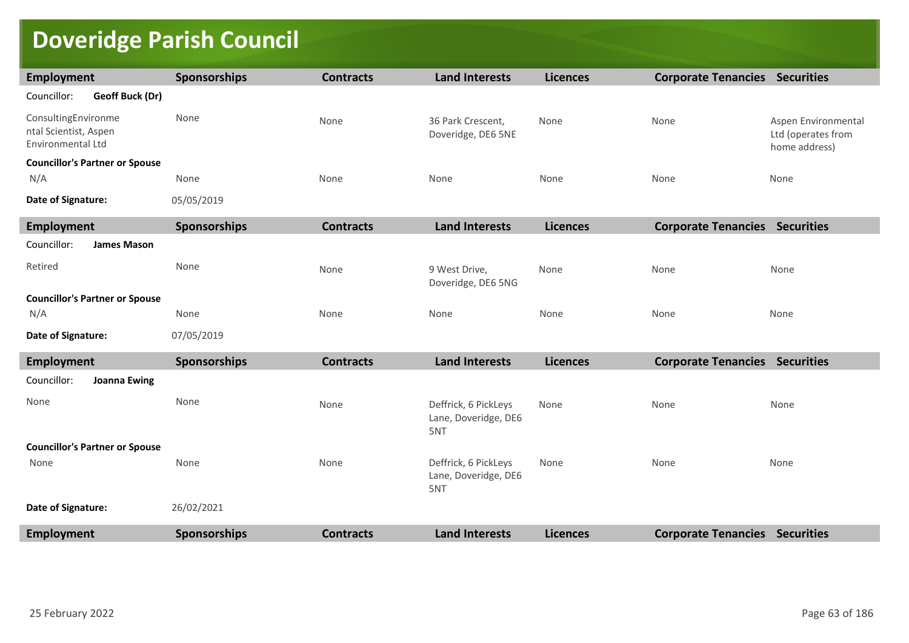# Doveridge Parish Council

| Employment | Sponsorships | Contracts | Land Interests | Licences | Corporate Tenancies | Securities |
|---|---|---|---|---|---|---|
| Councillor: **Geoff Buck (Dr)** | | | | | | |
| ConsultingEnvironmental Scientist, Aspen Environmental Ltd | None | None | 36 Park Crescent, Doveridge, DE6 5NE | None | None | Aspen Environmental Ltd (operates from home address) |
| **Councillor's Partner or Spouse** | | | | | | |
| N/A | None | None | None | None | None | None |
| **Date of Signature:** | 05/05/2019 | | | | | |

| Employment | Sponsorships | Contracts | Land Interests | Licences | Corporate Tenancies | Securities |
|---|---|---|---|---|---|---|
| Councillor: **James Mason** | | | | | | |
| Retired | None | None | 9 West Drive, Doveridge, DE6 5NG | None | None | None |
| **Councillor's Partner or Spouse** | | | | | | |
| N/A | None | None | None | None | None | None |
| **Date of Signature:** | 07/05/2019 | | | | | |

| Employment | Sponsorships | Contracts | Land Interests | Licences | Corporate Tenancies | Securities |
|---|---|---|---|---|---|---|
| Councillor: **Joanna Ewing** | | | | | | |
| None | None | None | Deffrick, 6 PickLeys Lane, Doveridge, DE6 5NT | None | None | None |
| **Councillor's Partner or Spouse** | | | | | | |
| None | None | None | Deffrick, 6 PickLeys Lane, Doveridge, DE6 5NT | None | None | None |
| **Date of Signature:** | 26/02/2021 | | | | | |

| Employment | Sponsorships | Contracts | Land Interests | Licences | Corporate Tenancies | Securities |
|---|---|---|---|---|---|---|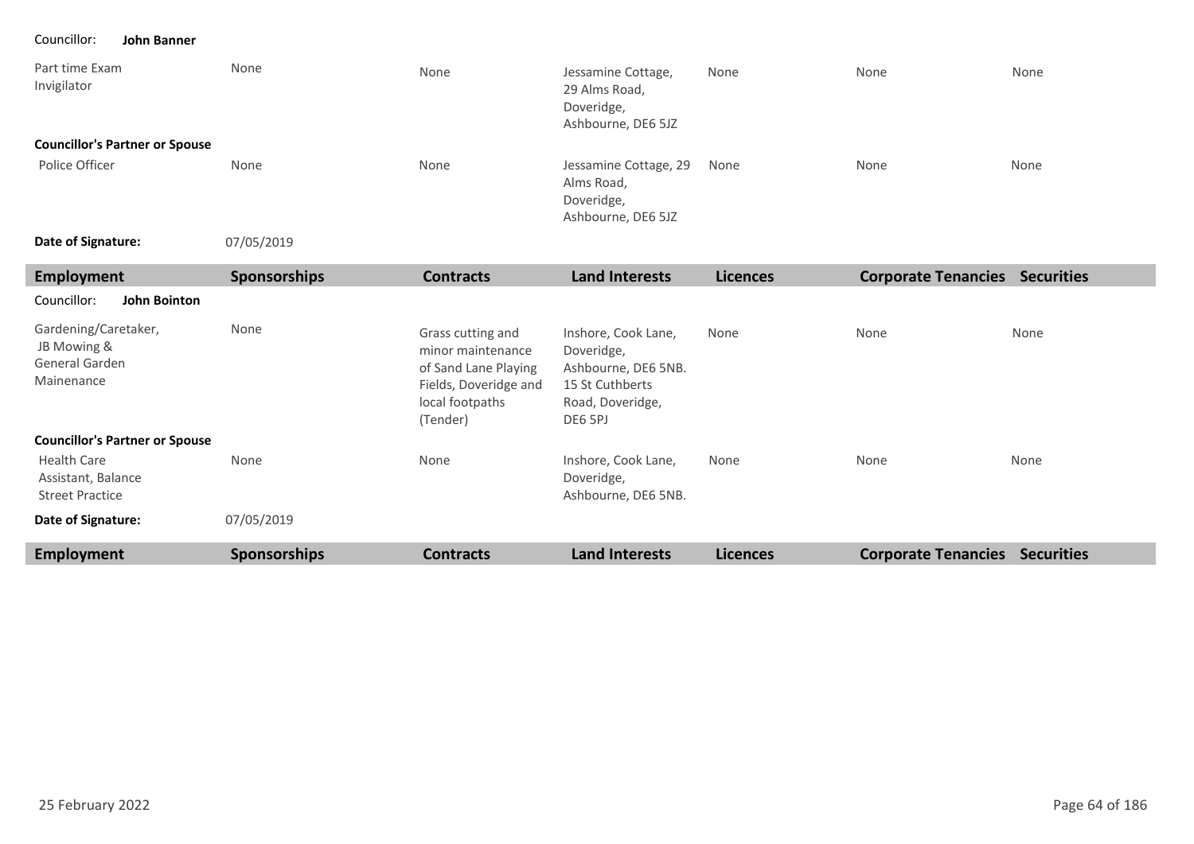Councillor: **John Banner**

| Employment | Sponsorships | Contracts | Land Interests | Licences | Corporate Tenancies | Securities |
| --- | --- | --- | --- | --- | --- | --- |
| Part time Exam Invigilator | None | None | Jessamine Cottage, 29 Alms Road, Doveridge, Ashbourne, DE6 5JZ | None | None | None |
| **Councillor's Partner or Spouse** | | | | | | |
| Police Officer | None | None | Jessamine Cottage, 29 Alms Road, Doveridge, Ashbourne, DE6 5JZ | None | None | None |

**Date of Signature:** 07/05/2019

Councillor: **John Bointon**

| Employment | Sponsorships | Contracts | Land Interests | Licences | Corporate Tenancies | Securities |
| --- | --- | --- | --- | --- | --- | --- |
| Gardening/Caretaker, JB Mowing & General Garden Mainenance | None | Grass cutting and minor maintenance of Sand Lane Playing Fields, Doveridge and local footpaths (Tender) | Inshore, Cook Lane, Doveridge, Ashbourne, DE6 5NB. 15 St Cuthberts Road, Doveridge, DE6 5PJ | None | None | None |
| **Councillor's Partner or Spouse** | | | | | | |
| Health Care Assistant, Balance Street Practice | None | None | Inshore, Cook Lane, Doveridge, Ashbourne, DE6 5NB. | None | None | None |

**Date of Signature:** 07/05/2019

| Employment | Sponsorships | Contracts | Land Interests | Licences | Corporate Tenancies | Securities |
| --- | --- | --- | --- | --- | --- | --- |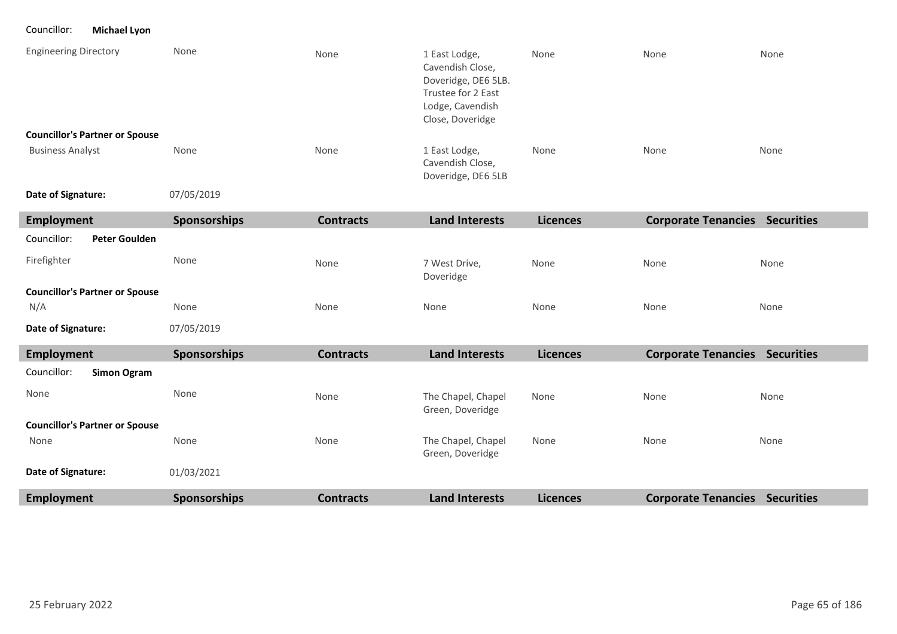| Employment | Sponsorships | Contracts | Land Interests | Licences | Corporate Tenancies | Securities |
|---|---|---|---|---|---|---|
| Councillor: **Michael Lyon** | | | | | | |
| Engineering Directory | None | None | 1 East Lodge, Cavendish Close, Doveridge, DE6 5LB. Trustee for 2 East Lodge, Cavendish Close, Doveridge | None | None | None |
| **Councillor's Partner or Spouse** | | | | | | |
| Business Analyst | None | None | 1 East Lodge, Cavendish Close, Doveridge, DE6 5LB | None | None | None |
| **Date of Signature:** | 07/05/2019 | | | | | |

| Employment | Sponsorships | Contracts | Land Interests | Licences | Corporate Tenancies | Securities |
|---|---|---|---|---|---|---|
| Councillor: **Peter Goulden** | | | | | | |
| Firefighter | None | None | 7 West Drive, Doveridge | None | None | None |
| **Councillor's Partner or Spouse** | | | | | | |
| N/A | None | None | None | None | None | None |
| **Date of Signature:** | 07/05/2019 | | | | | |

| Employment | Sponsorships | Contracts | Land Interests | Licences | Corporate Tenancies | Securities |
|---|---|---|---|---|---|---|
| Councillor: **Simon Ogram** | | | | | | |
| None | None | None | The Chapel, Chapel Green, Doveridge | None | None | None |
| **Councillor's Partner or Spouse** | | | | | | |
| None | None | None | The Chapel, Chapel Green, Doveridge | None | None | None |
| **Date of Signature:** | 01/03/2021 | | | | | |

| Employment | Sponsorships | Contracts | Land Interests | Licences | Corporate Tenancies | Securities |
|---|---|---|---|---|---|---|

25 February 2022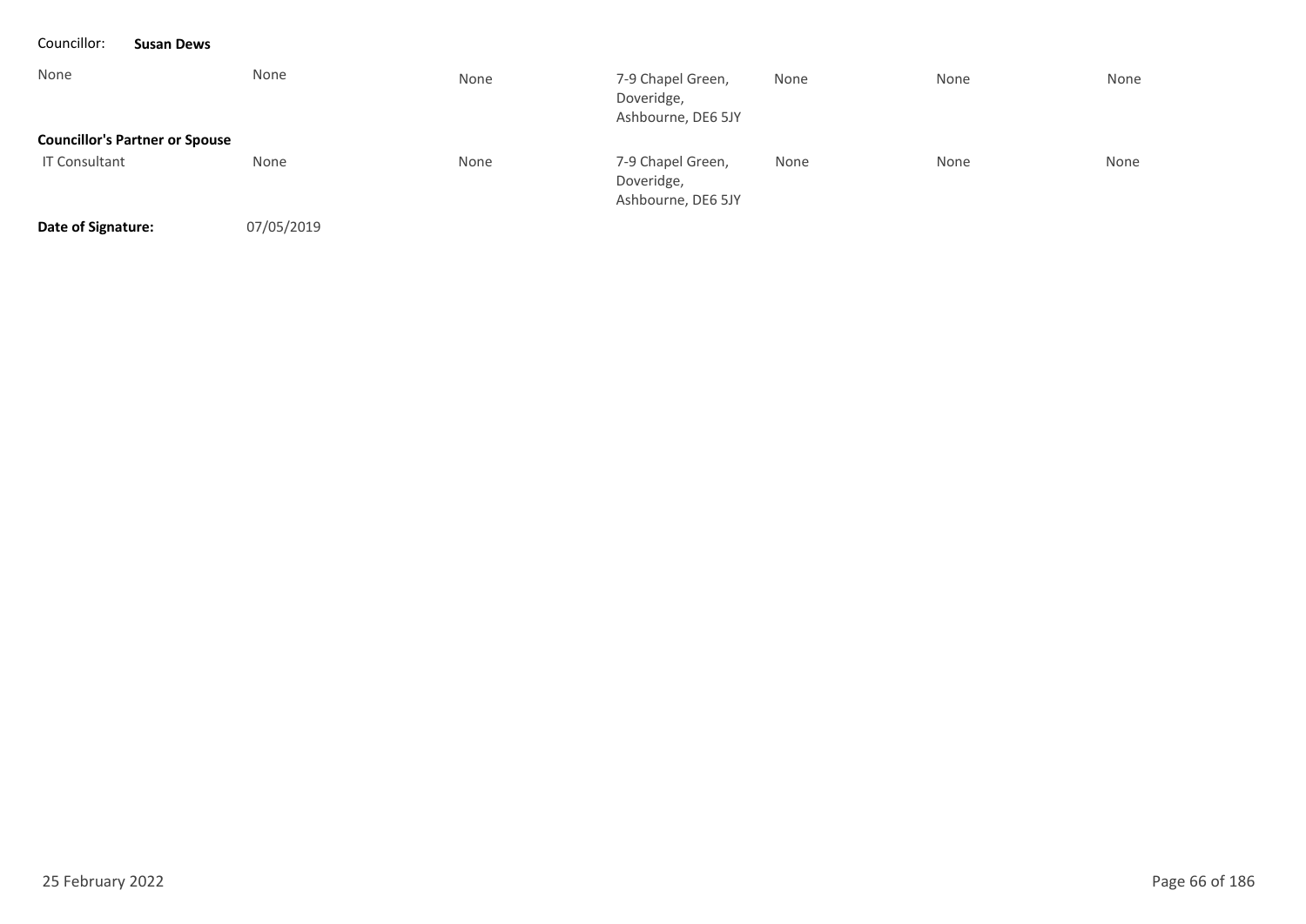Councillor: **Susan Dews**

| | | | | | | |
|---|---|---|---|---|---|---|
| None | None | None | 7-9 Chapel Green, Doveridge, Ashbourne, DE6 5JY | None | None | None |
| **Councillor's Partner or Spouse** | | | | | | |
| IT Consultant | None | None | 7-9 Chapel Green, Doveridge, Ashbourne, DE6 5JY | None | None | None |

**Date of Signature:** 07/05/2019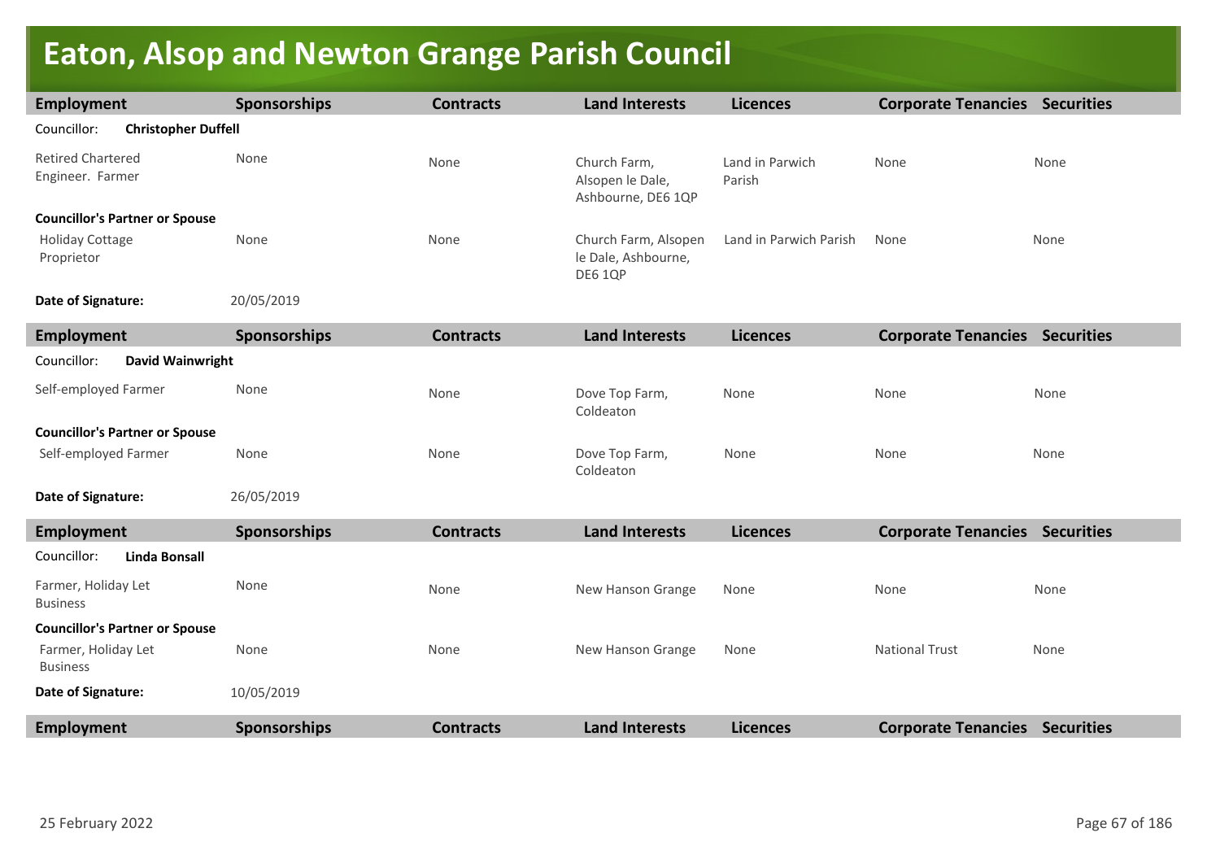# Eaton, Alsop and Newton Grange Parish Council

| Employment | Sponsorships | Contracts | Land Interests | Licences | Corporate Tenancies | Securities |
|---|---|---|---|---|---|---|
| Councillor: **Christopher Duffell** | | | | | | |
| Retired Chartered Engineer. Farmer | None | None | Church Farm, Alsopen le Dale, Ashbourne, DE6 1QP | Land in Parwich Parish | None | None |
| **Councillor's Partner or Spouse** | | | | | | |
| Holiday Cottage Proprietor | None | None | Church Farm, Alsopen le Dale, Ashbourne, DE6 1QP | Land in Parwich Parish | None | None |
| **Date of Signature:** | 20/05/2019 | | | | | |

| Employment | Sponsorships | Contracts | Land Interests | Licences | Corporate Tenancies | Securities |
|---|---|---|---|---|---|---|
| Councillor: **David Wainwright** | | | | | | |
| Self-employed Farmer | None | None | Dove Top Farm, Coldeaton | None | None | None |
| **Councillor's Partner or Spouse** | | | | | | |
| Self-employed Farmer | None | None | Dove Top Farm, Coldeaton | None | None | None |
| **Date of Signature:** | 26/05/2019 | | | | | |

| Employment | Sponsorships | Contracts | Land Interests | Licences | Corporate Tenancies | Securities |
|---|---|---|---|---|---|---|
| Councillor: **Linda Bonsall** | | | | | | |
| Farmer, Holiday Let Business | None | None | New Hanson Grange | None | None | None |
| **Councillor's Partner or Spouse** | | | | | | |
| Farmer, Holiday Let Business | None | None | New Hanson Grange | None | National Trust | None |
| **Date of Signature:** | 10/05/2019 | | | | | |

| Employment | Sponsorships | Contracts | Land Interests | Licences | Corporate Tenancies | Securities |
|---|---|---|---|---|---|---|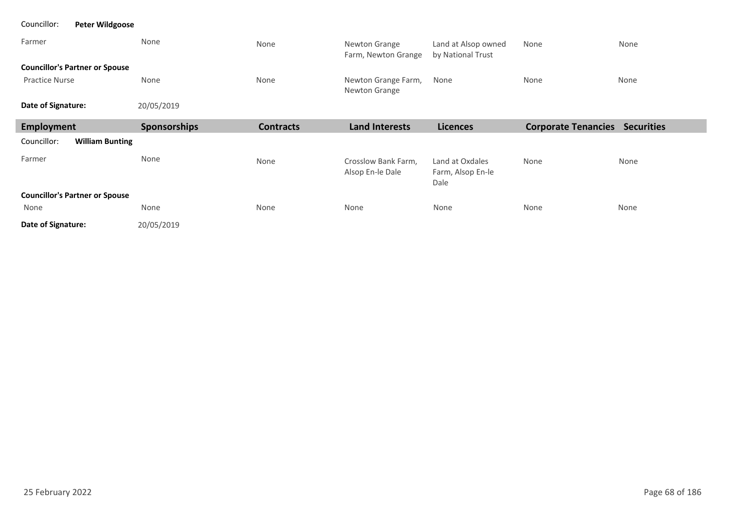Councillor: **Peter Wildgoose**

| | | | | | | |
|---|---|---|---|---|---|---|
| Farmer | None | None | Newton Grange Farm, Newton Grange | Land at Alsop owned by National Trust | None | None |
| **Councillor's Partner or Spouse** | | | | | | |
| Practice Nurse | None | None | Newton Grange Farm, Newton Grange | None | None | None |

**Date of Signature:** 20/05/2019

| Employment | Sponsorships | Contracts | Land Interests | Licences | Corporate Tenancies | Securities |
|---|---|---|---|---|---|---|
| Councillor: **William Bunting** | | | | | | |
| Farmer | None | None | Crosslow Bank Farm, Alsop En-le Dale | Land at Oxdales Farm, Alsop En-le Dale | None | None |
| **Councillor's Partner or Spouse** | | | | | | |
| None | None | None | None | None | None | None |

**Date of Signature:** 20/05/2019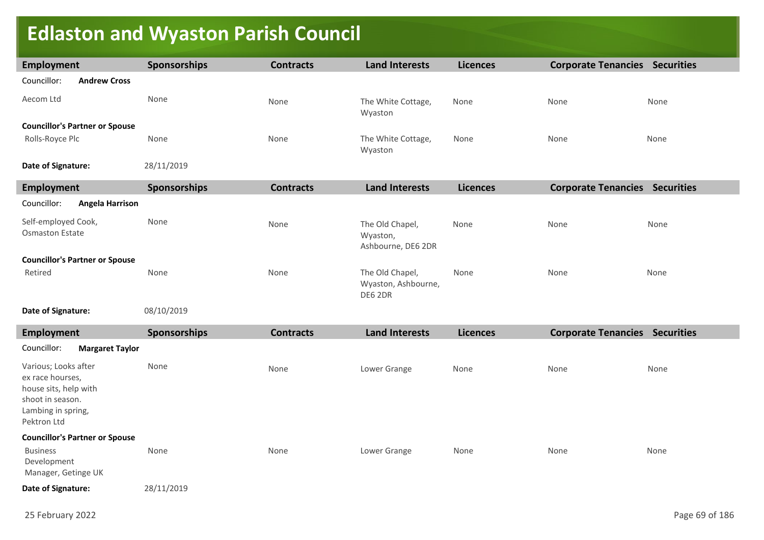# Edlaston and Wyaston Parish Council

| Employment | Sponsorships | Contracts | Land Interests | Licences | Corporate Tenancies | Securities |
|---|---|---|---|---|---|---|
| Councillor: **Andrew Cross** | | | | | | |
| Aecom Ltd | None | None | The White Cottage, Wyaston | None | None | None |
| **Councillor's Partner or Spouse** | | | | | | |
| Rolls-Royce Plc | None | None | The White Cottage, Wyaston | None | None | None |
| **Date of Signature:** | 28/11/2019 | | | | | |

| Employment | Sponsorships | Contracts | Land Interests | Licences | Corporate Tenancies | Securities |
|---|---|---|---|---|---|---|
| Councillor: **Angela Harrison** | | | | | | |
| Self-employed Cook, Osmaston Estate | None | None | The Old Chapel, Wyaston, Ashbourne, DE6 2DR | None | None | None |
| **Councillor's Partner or Spouse** | | | | | | |
| Retired | None | None | The Old Chapel, Wyaston, Ashbourne, DE6 2DR | None | None | None |
| **Date of Signature:** | 08/10/2019 | | | | | |

| Employment | Sponsorships | Contracts | Land Interests | Licences | Corporate Tenancies | Securities |
|---|---|---|---|---|---|---|
| Councillor: **Margaret Taylor** | | | | | | |
| Various; Looks after ex race houses, house sits, help with shoot in season. Lambing in spring, Pektron Ltd | None | None | Lower Grange | None | None | None |
| **Councillor's Partner or Spouse** | | | | | | |
| Business Development Manager, Getinge UK | None | None | Lower Grange | None | None | None |
| **Date of Signature:** | 28/11/2019 | | | | | |

25 February 2022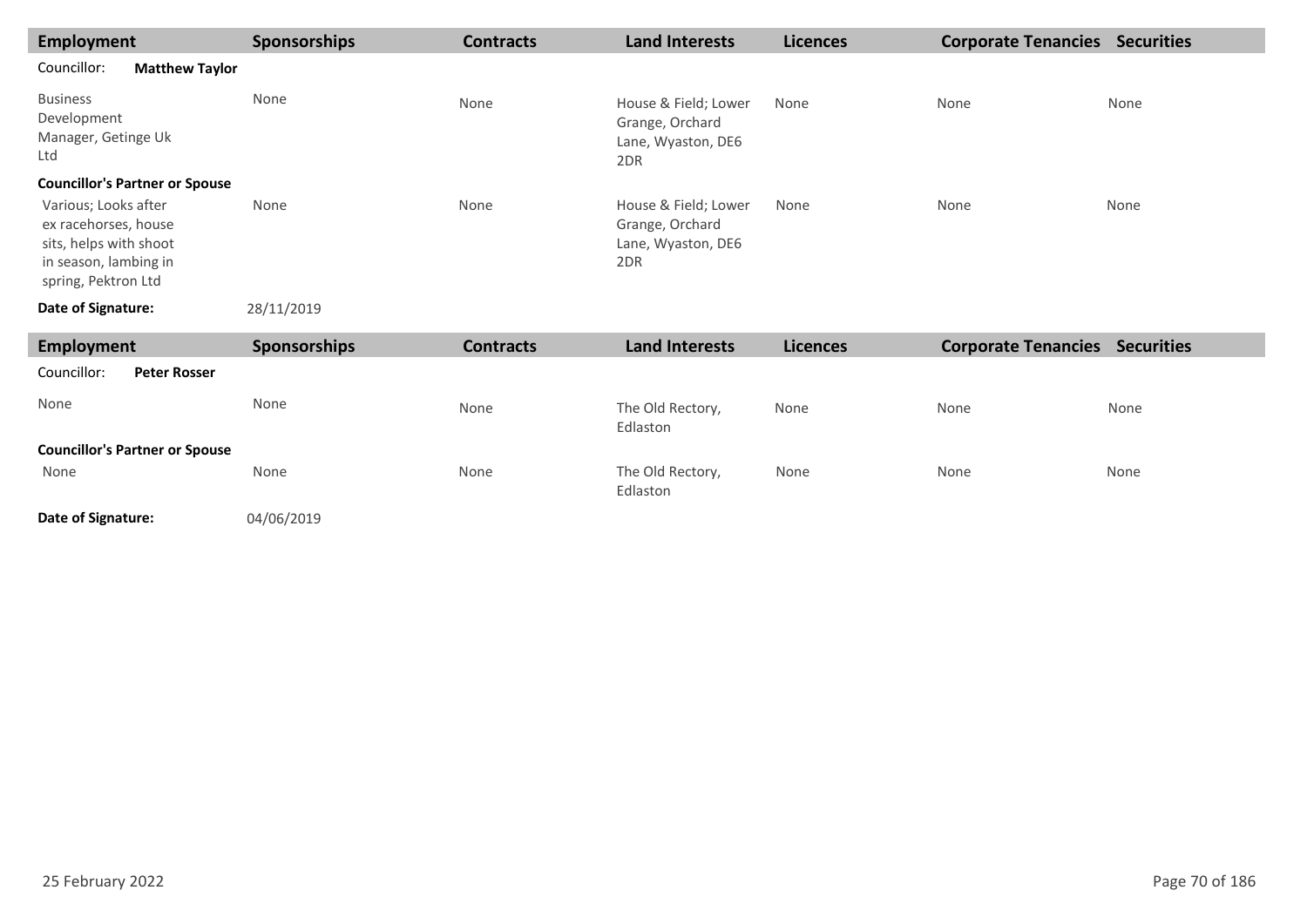| Employment | Sponsorships | Contracts | Land Interests | Licences | Corporate Tenancies | Securities |
|---|---|---|---|---|---|---|
| Councillor: **Matthew Taylor** | | | | | | |
| Business Development Manager, Getinge Uk Ltd | None | None | House & Field; Lower Grange, Orchard Lane, Wyaston, DE6 2DR | None | None | None |
| **Councillor's Partner or Spouse** | | | | | | |
| Various; Looks after ex racehorses, house sits, helps with shoot in season, lambing in spring, Pektron Ltd | None | None | House & Field; Lower Grange, Orchard Lane, Wyaston, DE6 2DR | None | None | None |
| **Date of Signature:** | 28/11/2019 | | | | | |

| Employment | Sponsorships | Contracts | Land Interests | Licences | Corporate Tenancies | Securities |
|---|---|---|---|---|---|---|
| Councillor: **Peter Rosser** | | | | | | |
| None | None | None | The Old Rectory, Edlaston | None | None | None |
| **Councillor's Partner or Spouse** | | | | | | |
| None | None | None | The Old Rectory, Edlaston | None | None | None |
| **Date of Signature:** | 04/06/2019 | | | | | |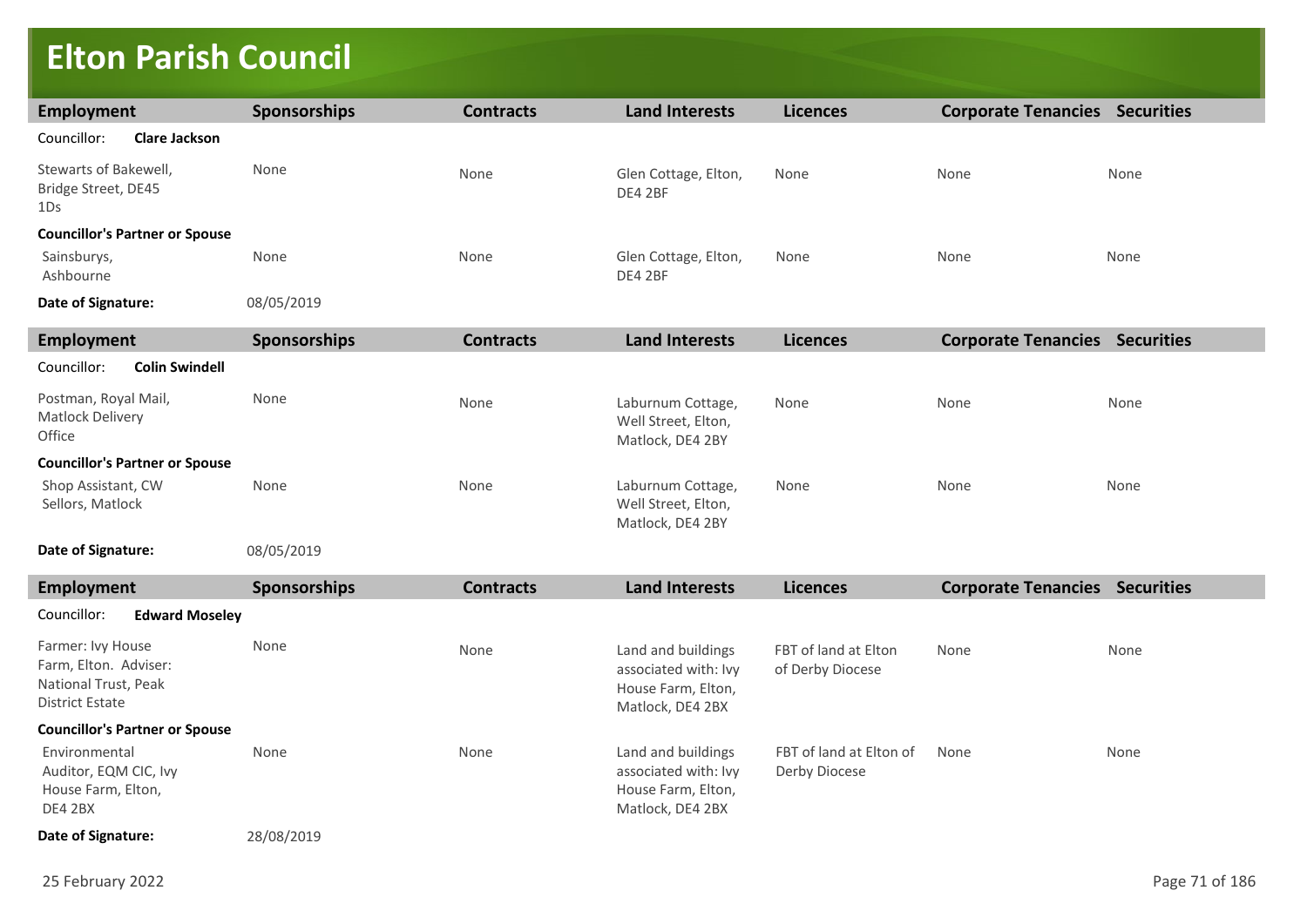# Elton Parish Council

| Employment | Sponsorships | Contracts | Land Interests | Licences | Corporate Tenancies | Securities |
|---|---|---|---|---|---|---|
| Councillor: **Clare Jackson** | | | | | | |
| Stewarts of Bakewell, Bridge Street, DE45 1Ds | None | None | Glen Cottage, Elton, DE4 2BF | None | None | None |
| **Councillor's Partner or Spouse** | | | | | | |
| Sainsburys, Ashbourne | None | None | Glen Cottage, Elton, DE4 2BF | None | None | None |
| **Date of Signature:** | 08/05/2019 | | | | | |

| Employment | Sponsorships | Contracts | Land Interests | Licences | Corporate Tenancies | Securities |
|---|---|---|---|---|---|---|
| Councillor: **Colin Swindell** | | | | | | |
| Postman, Royal Mail, Matlock Delivery Office | None | None | Laburnum Cottage, Well Street, Elton, Matlock, DE4 2BY | None | None | None |
| **Councillor's Partner or Spouse** | | | | | | |
| Shop Assistant, CW Sellors, Matlock | None | None | Laburnum Cottage, Well Street, Elton, Matlock, DE4 2BY | None | None | None |
| **Date of Signature:** | 08/05/2019 | | | | | |

| Employment | Sponsorships | Contracts | Land Interests | Licences | Corporate Tenancies | Securities |
|---|---|---|---|---|---|---|
| Councillor: **Edward Moseley** | | | | | | |
| Farmer: Ivy House Farm, Elton. Adviser: National Trust, Peak District Estate | None | None | Land and buildings associated with: Ivy House Farm, Elton, Matlock, DE4 2BX | FBT of land at Elton of Derby Diocese | None | None |
| **Councillor's Partner or Spouse** | | | | | | |
| Environmental Auditor, EQM CIC, Ivy House Farm, Elton, DE4 2BX | None | None | Land and buildings associated with: Ivy House Farm, Elton, Matlock, DE4 2BX | FBT of land at Elton of Derby Diocese | None | None |
| **Date of Signature:** | 28/08/2019 | | | | | |

25 February 2022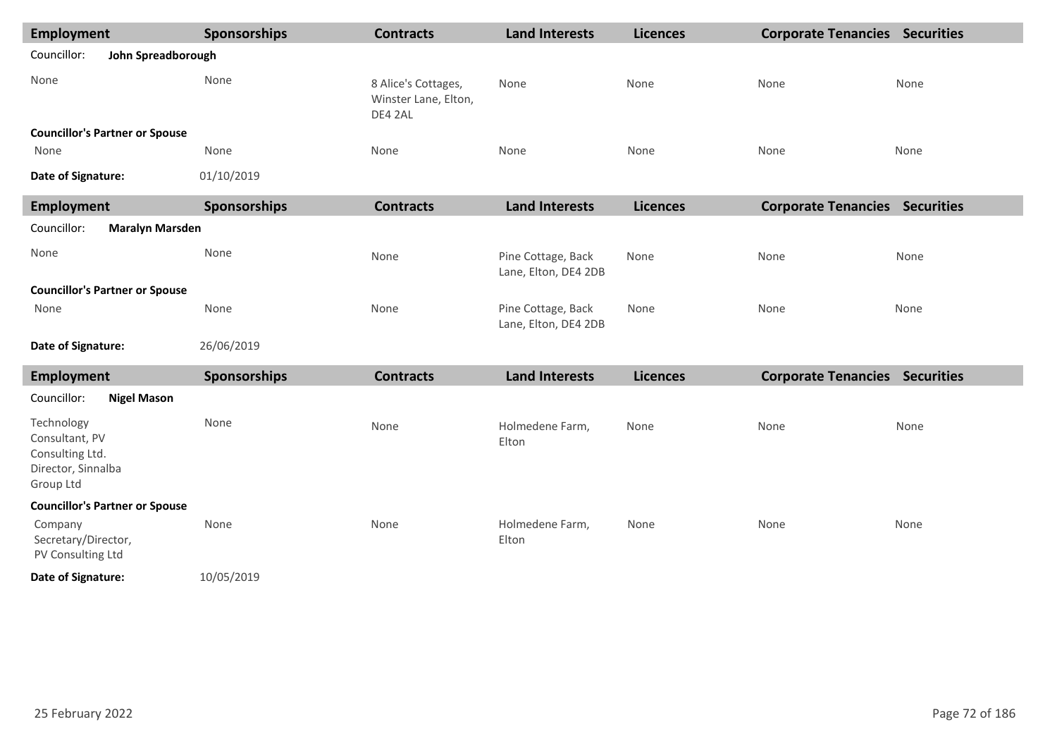| Employment | Sponsorships | Contracts | Land Interests | Licences | Corporate Tenancies | Securities |
|---|---|---|---|---|---|---|
| Councillor: **John Spreadborough** | | | | | | |
| None | None | 8 Alice's Cottages, Winster Lane, Elton, DE4 2AL | None | None | None | None |
| **Councillor's Partner or Spouse** | | | | | | |
| None | None | None | None | None | None | None |
| **Date of Signature:** | 01/10/2019 | | | | | |

| Employment | Sponsorships | Contracts | Land Interests | Licences | Corporate Tenancies | Securities |
|---|---|---|---|---|---|---|
| Councillor: **Maralyn Marsden** | | | | | | |
| None | None | None | Pine Cottage, Back Lane, Elton, DE4 2DB | None | None | None |
| **Councillor's Partner or Spouse** | | | | | | |
| None | None | None | Pine Cottage, Back Lane, Elton, DE4 2DB | None | None | None |
| **Date of Signature:** | 26/06/2019 | | | | | |

| Employment | Sponsorships | Contracts | Land Interests | Licences | Corporate Tenancies | Securities |
|---|---|---|---|---|---|---|
| Councillor: **Nigel Mason** | | | | | | |
| Technology Consultant, PV Consulting Ltd. Director, Sinnalba Group Ltd | None | None | Holmedene Farm, Elton | None | None | None |
| **Councillor's Partner or Spouse** | | | | | | |
| Company Secretary/Director, PV Consulting Ltd | None | None | Holmedene Farm, Elton | None | None | None |
| **Date of Signature:** | 10/05/2019 | | | | | |

25 February 2022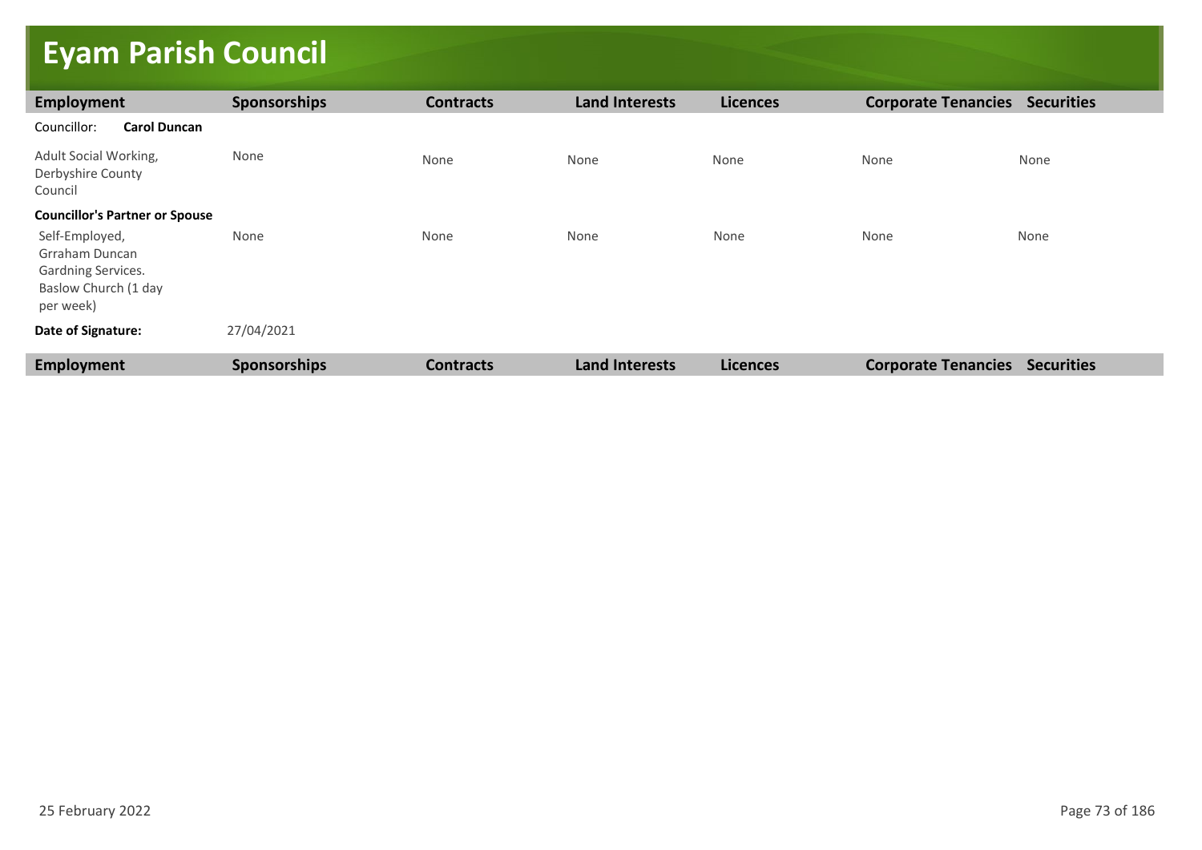# Eyam Parish Council

| Employment | Sponsorships | Contracts | Land Interests | Licences | Corporate Tenancies | Securities |
|---|---|---|---|---|---|---|
| Councillor: **Carol Duncan** | | | | | | |
| Adult Social Working, Derbyshire County Council | None | None | None | None | None | None |
| **Councillor's Partner or Spouse** | | | | | | |
| Self-Employed, Grraham Duncan Gardning Services. Baslow Church (1 day per week) | None | None | None | None | None | None |
| **Date of Signature:** | 27/04/2021 | | | | | |

| Employment | Sponsorships | Contracts | Land Interests | Licences | Corporate Tenancies | Securities |
|---|---|---|---|---|---|---|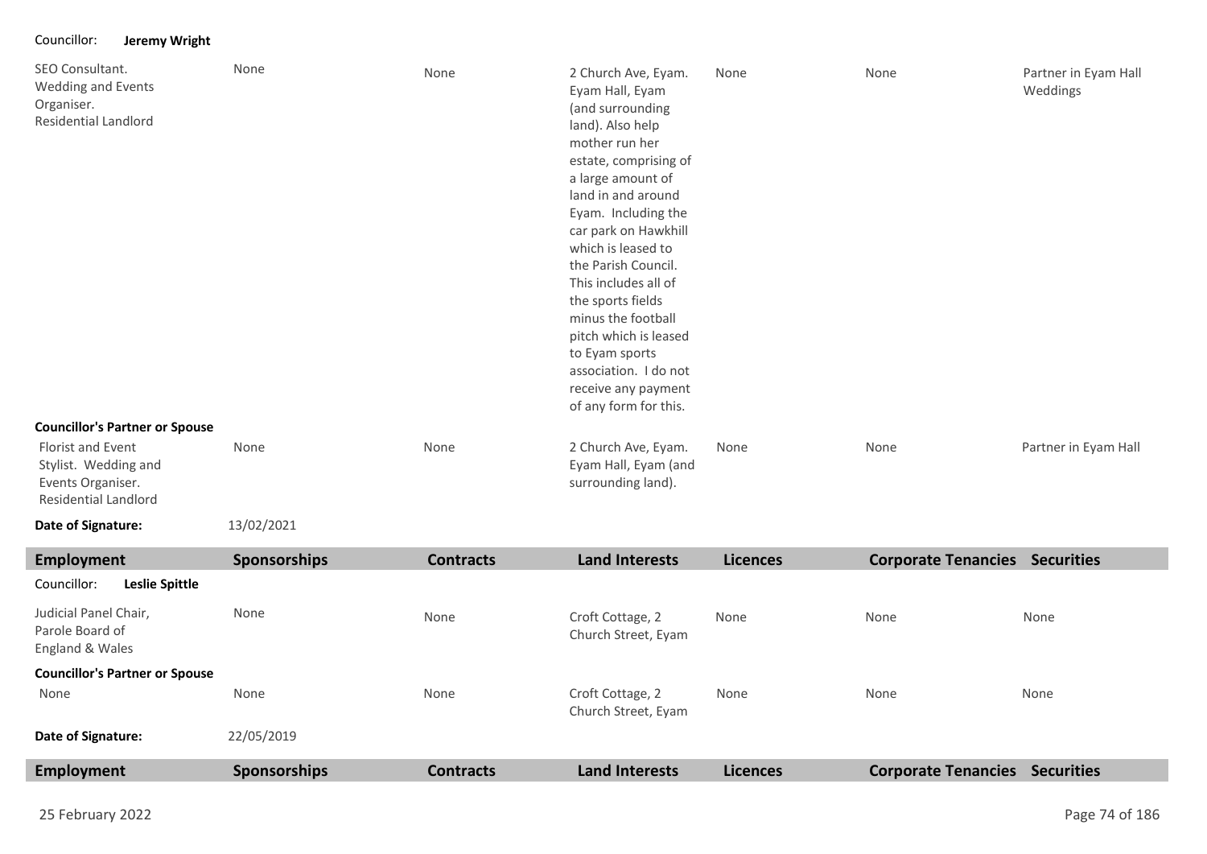Councillor: **Jeremy Wright**

| Employment | Sponsorships | Contracts | Land Interests | Licences | Corporate Tenancies | Securities |
|---|---|---|---|---|---|---|
| SEO Consultant. Wedding and Events Organiser. Residential Landlord | None | None | 2 Church Ave, Eyam. Eyam Hall, Eyam (and surrounding land). Also help mother run her estate, comprising of a large amount of land in and around Eyam. Including the car park on Hawkhill which is leased to the Parish Council. This includes all of the sports fields minus the football pitch which is leased to Eyam sports association. I do not receive any payment of any form for this. | None | None | Partner in Eyam Hall Weddings |
| **Councillor's Partner or Spouse** | | | | | | |
| Florist and Event Stylist. Wedding and Events Organiser. Residential Landlord | None | None | 2 Church Ave, Eyam. Eyam Hall, Eyam (and surrounding land). | None | None | Partner in Eyam Hall |

**Date of Signature:** 13/02/2021

| Employment | Sponsorships | Contracts | Land Interests | Licences | Corporate Tenancies | Securities |
|---|---|---|---|---|---|---|
| Councillor: **Leslie Spittle** | | | | | | |
| Judicial Panel Chair, Parole Board of England & Wales | None | None | Croft Cottage, 2 Church Street, Eyam | None | None | None |
| **Councillor's Partner or Spouse** | | | | | | |
| None | None | None | Croft Cottage, 2 Church Street, Eyam | None | None | None |

**Date of Signature:** 22/05/2019

| Employment | Sponsorships | Contracts | Land Interests | Licences | Corporate Tenancies | Securities |
|---|---|---|---|---|---|---|

25 February 2022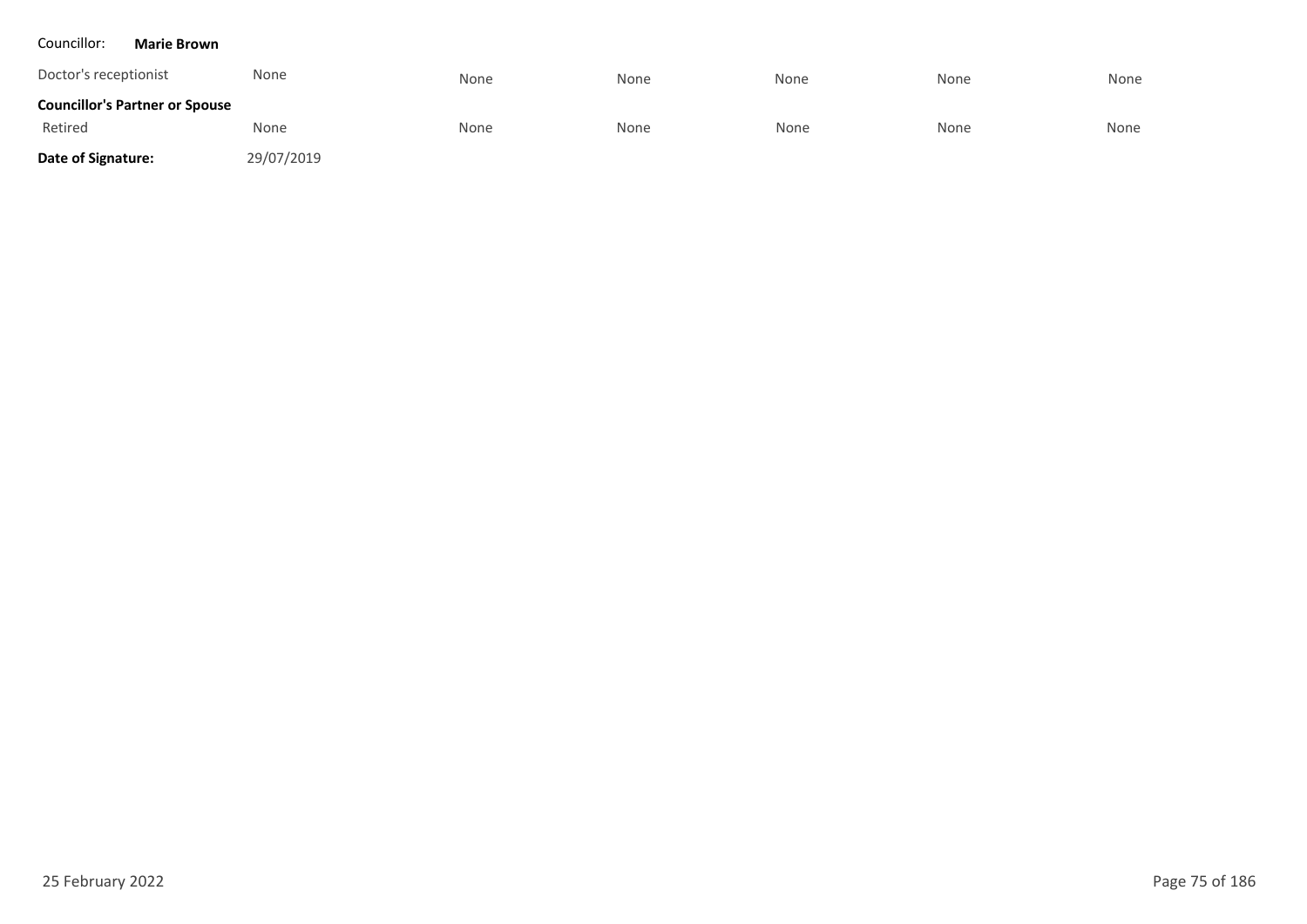Councillor: **Marie Brown**

| | | | | | | |
|---|---|---|---|---|---|---|
| Doctor's receptionist | None | None | None | None | None | None |
| **Councillor's Partner or Spouse** | | | | | | |
| Retired | None | None | None | None | None | None |

**Date of Signature:** 29/07/2019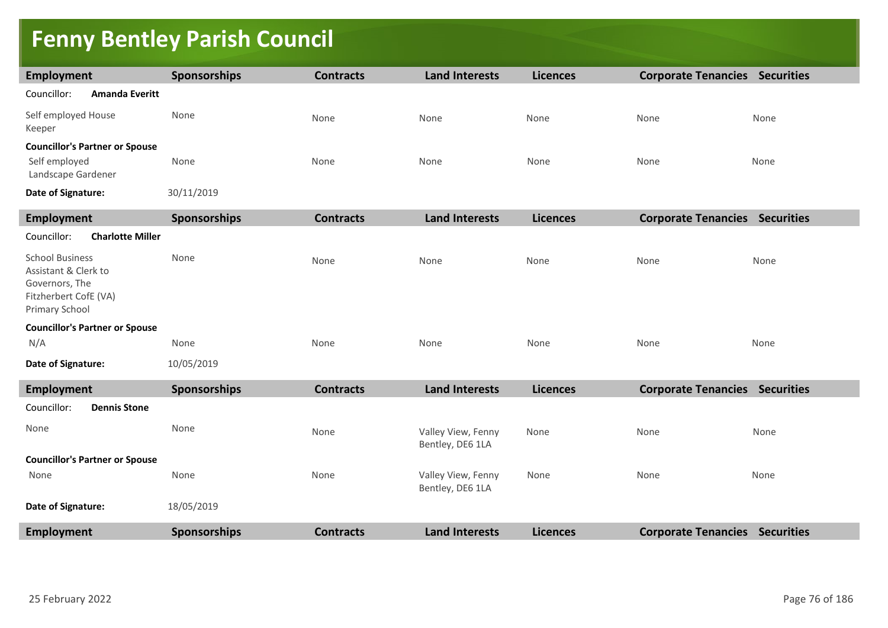# Fenny Bentley Parish Council

| Employment | Sponsorships | Contracts | Land Interests | Licences | Corporate Tenancies | Securities |
|---|---|---|---|---|---|---|
| Councillor: **Amanda Everitt** | | | | | | |
| Self employed House Keeper | None | None | None | None | None | None |
| **Councillor's Partner or Spouse** | | | | | | |
| Self employed Landscape Gardener | None | None | None | None | None | None |
| **Date of Signature:** | 30/11/2019 | | | | | |

| Employment | Sponsorships | Contracts | Land Interests | Licences | Corporate Tenancies | Securities |
|---|---|---|---|---|---|---|
| Councillor: **Charlotte Miller** | | | | | | |
| School Business Assistant & Clerk to Governors, The Fitzherbert CofE (VA) Primary School | None | None | None | None | None | None |
| **Councillor's Partner or Spouse** | | | | | | |
| N/A | None | None | None | None | None | None |
| **Date of Signature:** | 10/05/2019 | | | | | |

| Employment | Sponsorships | Contracts | Land Interests | Licences | Corporate Tenancies | Securities |
|---|---|---|---|---|---|---|
| Councillor: **Dennis Stone** | | | | | | |
| None | None | None | Valley View, Fenny Bentley, DE6 1LA | None | None | None |
| **Councillor's Partner or Spouse** | | | | | | |
| None | None | None | Valley View, Fenny Bentley, DE6 1LA | None | None | None |
| **Date of Signature:** | 18/05/2019 | | | | | |

| Employment | Sponsorships | Contracts | Land Interests | Licences | Corporate Tenancies | Securities |
|---|---|---|---|---|---|---|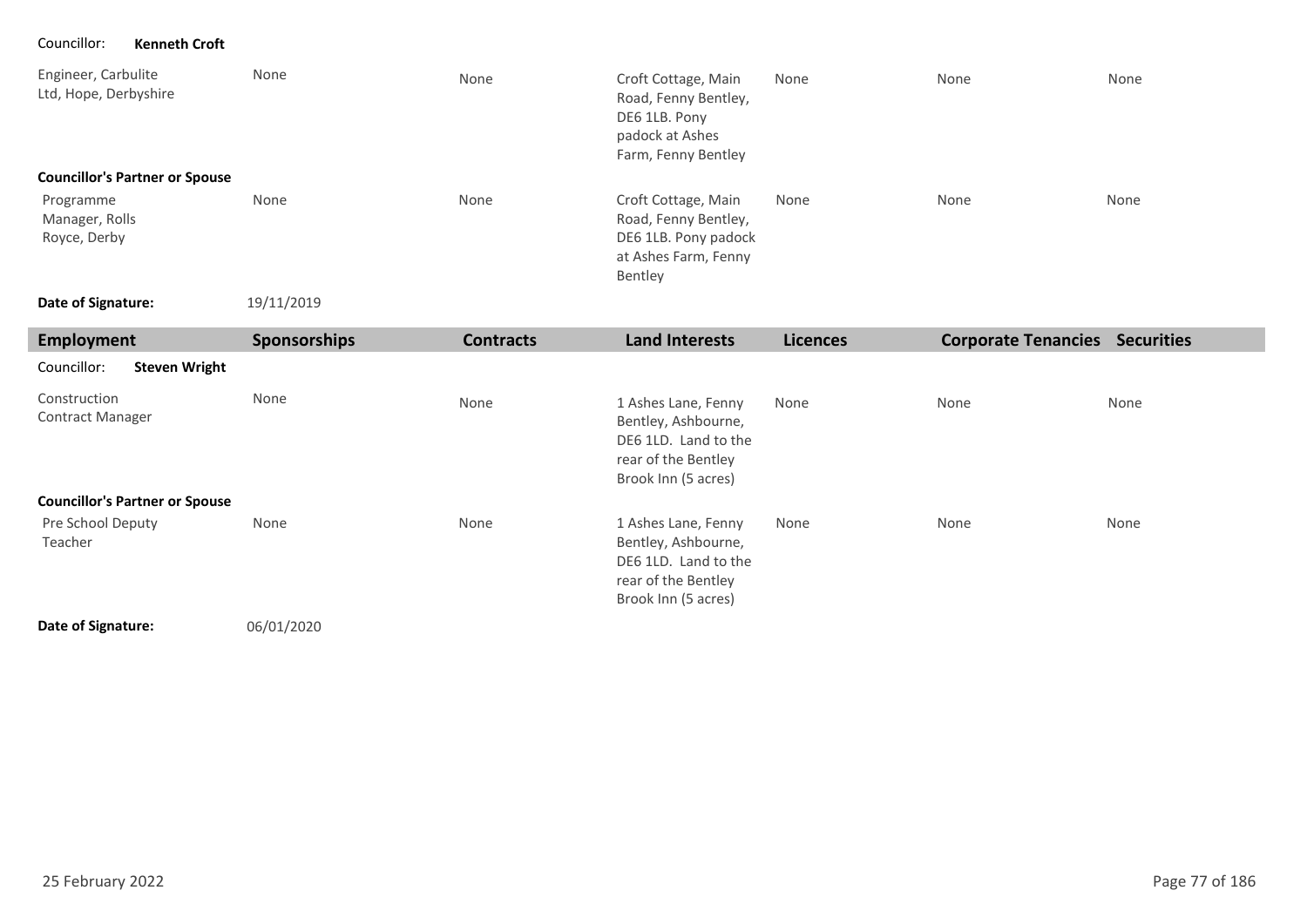Councillor: **Kenneth Croft**

| Employment | Sponsorships | Contracts | Land Interests | Licences | Corporate Tenancies | Securities |
| --- | --- | --- | --- | --- | --- | --- |
| Engineer, Carbulite Ltd, Hope, Derbyshire | None | None | Croft Cottage, Main Road, Fenny Bentley, DE6 1LB. Pony padock at Ashes Farm, Fenny Bentley | None | None | None |
| **Councillor's Partner or Spouse** | | | | | | |
| Programme Manager, Rolls Royce, Derby | None | None | Croft Cottage, Main Road, Fenny Bentley, DE6 1LB. Pony padock at Ashes Farm, Fenny Bentley | None | None | None |

**Date of Signature:** 19/11/2019

| Employment | Sponsorships | Contracts | Land Interests | Licences | Corporate Tenancies | Securities |
| --- | --- | --- | --- | --- | --- | --- |
| Councillor: **Steven Wright** | | | | | | |
| Construction Contract Manager | None | None | 1 Ashes Lane, Fenny Bentley, Ashbourne, DE6 1LD. Land to the rear of the Bentley Brook Inn (5 acres) | None | None | None |
| **Councillor's Partner or Spouse** | | | | | | |
| Pre School Deputy Teacher | None | None | 1 Ashes Lane, Fenny Bentley, Ashbourne, DE6 1LD. Land to the rear of the Bentley Brook Inn (5 acres) | None | None | None |

**Date of Signature:** 06/01/2020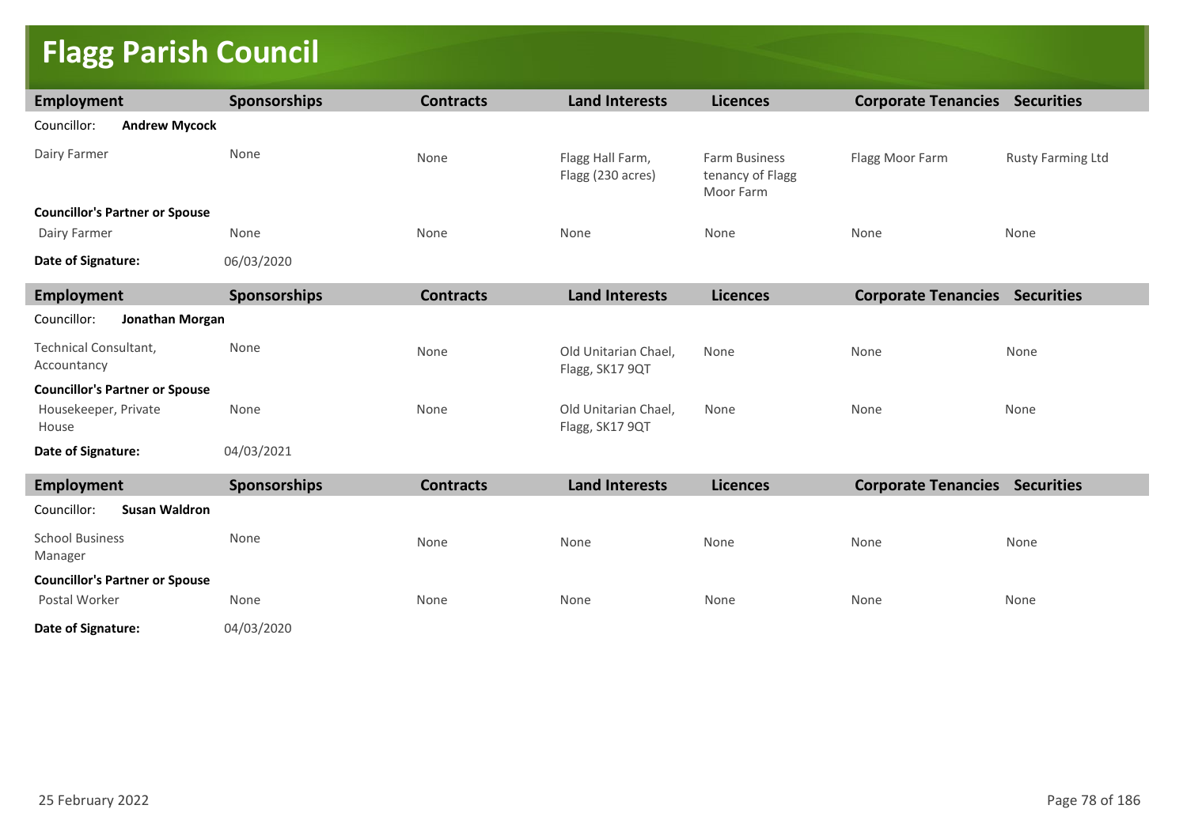# Flagg Parish Council

| Employment | Sponsorships | Contracts | Land Interests | Licences | Corporate Tenancies | Securities |
|---|---|---|---|---|---|---|
| Councillor: **Andrew Mycock** | | | | | | |
| Dairy Farmer | None | None | Flagg Hall Farm, Flagg (230 acres) | Farm Business tenancy of Flagg Moor Farm | Flagg Moor Farm | Rusty Farming Ltd |
| **Councillor's Partner or Spouse** | | | | | | |
| Dairy Farmer | None | None | None | None | None | None |
| **Date of Signature:** | 06/03/2020 | | | | | |

| Employment | Sponsorships | Contracts | Land Interests | Licences | Corporate Tenancies | Securities |
|---|---|---|---|---|---|---|
| Councillor: **Jonathan Morgan** | | | | | | |
| Technical Consultant, Accountancy | None | None | Old Unitarian Chael, Flagg, SK17 9QT | None | None | None |
| **Councillor's Partner or Spouse** | | | | | | |
| Housekeeper, Private House | None | None | Old Unitarian Chael, Flagg, SK17 9QT | None | None | None |
| **Date of Signature:** | 04/03/2021 | | | | | |

| Employment | Sponsorships | Contracts | Land Interests | Licences | Corporate Tenancies | Securities |
|---|---|---|---|---|---|---|
| Councillor: **Susan Waldron** | | | | | | |
| School Business Manager | None | None | None | None | None | None |
| **Councillor's Partner or Spouse** | | | | | | |
| Postal Worker | None | None | None | None | None | None |
| **Date of Signature:** | 04/03/2020 | | | | | |

25 February 2022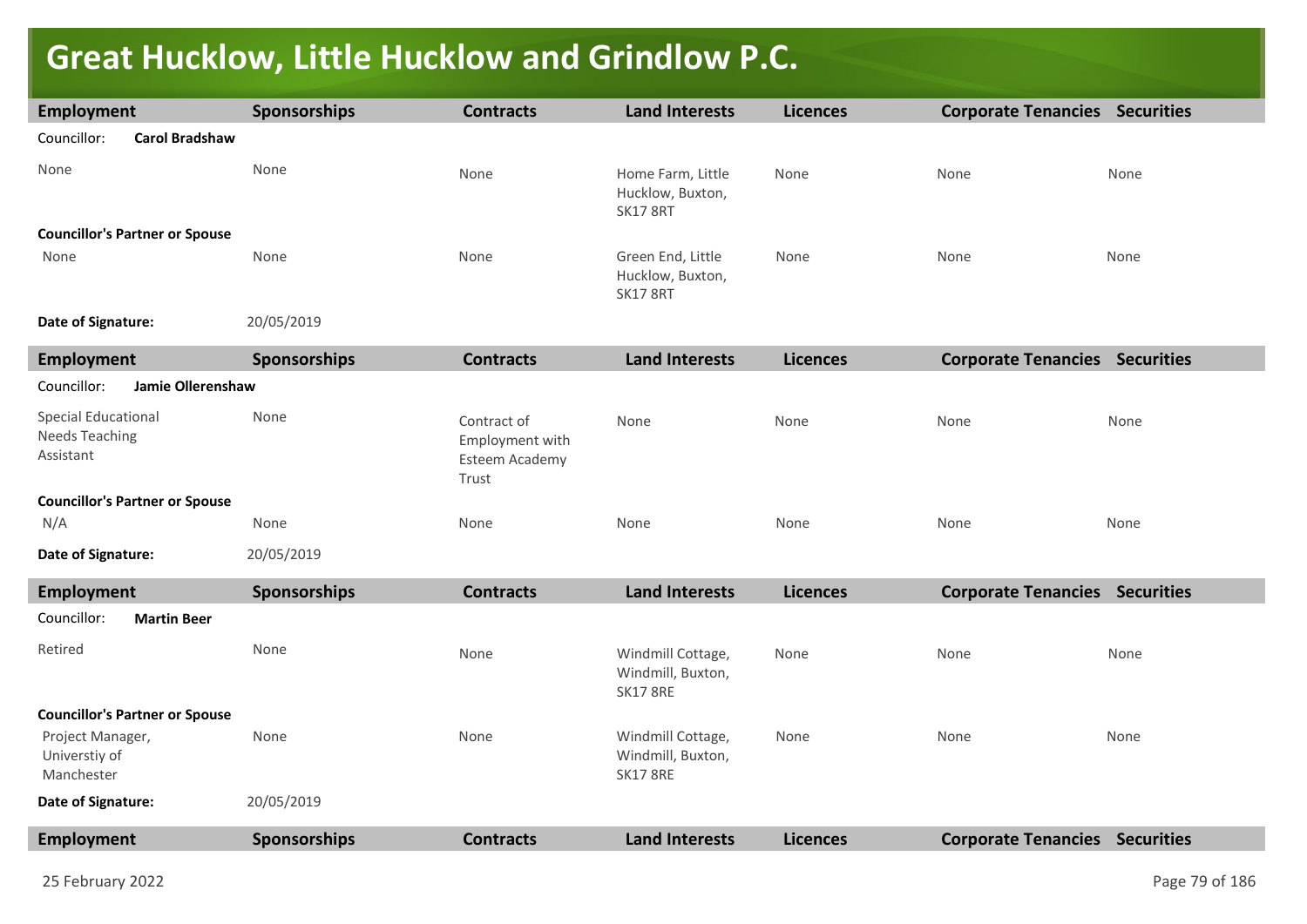# Great Hucklow, Little Hucklow and Grindlow P.C.

| Employment | Sponsorships | Contracts | Land Interests | Licences | Corporate Tenancies | Securities |
|---|---|---|---|---|---|---|
| Councillor: **Carol Bradshaw** | | | | | | |
| None | None | None | Home Farm, Little Hucklow, Buxton, SK17 8RT | None | None | None |
| **Councillor's Partner or Spouse** | | | | | | |
| None | None | None | Green End, Little Hucklow, Buxton, SK17 8RT | None | None | None |
| **Date of Signature:** | 20/05/2019 | | | | | |

| Employment | Sponsorships | Contracts | Land Interests | Licences | Corporate Tenancies | Securities |
|---|---|---|---|---|---|---|
| Councillor: **Jamie Ollerenshaw** | | | | | | |
| Special Educational Needs Teaching Assistant | None | Contract of Employment with Esteem Academy Trust | None | None | None | None |
| **Councillor's Partner or Spouse** | | | | | | |
| N/A | None | None | None | None | None | None |
| **Date of Signature:** | 20/05/2019 | | | | | |

| Employment | Sponsorships | Contracts | Land Interests | Licences | Corporate Tenancies | Securities |
|---|---|---|---|---|---|---|
| Councillor: **Martin Beer** | | | | | | |
| Retired | None | None | Windmill Cottage, Windmill, Buxton, SK17 8RE | None | None | None |
| **Councillor's Partner or Spouse** | | | | | | |
| Project Manager, Universtiy of Manchester | None | None | Windmill Cottage, Windmill, Buxton, SK17 8RE | None | None | None |
| **Date of Signature:** | 20/05/2019 | | | | | |

| Employment | Sponsorships | Contracts | Land Interests | Licences | Corporate Tenancies | Securities |
|---|---|---|---|---|---|---|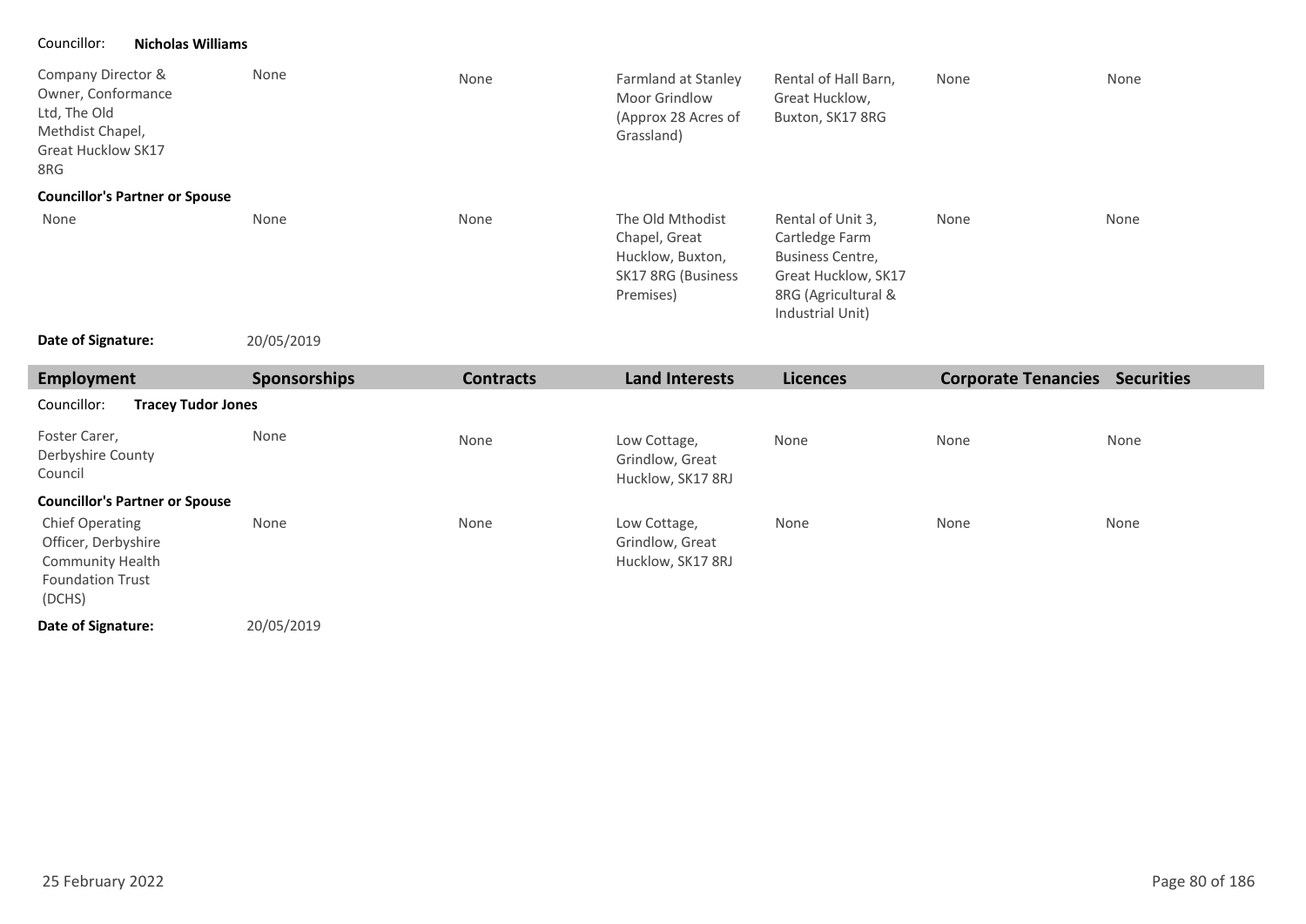Councillor: **Nicholas Williams**

| Employment | Sponsorships | Contracts | Land Interests | Licences | Corporate Tenancies | Securities |
|---|---|---|---|---|---|---|
| Company Director & Owner, Conformance Ltd, The Old Methdist Chapel, Great Hucklow SK17 8RG | None | None | Farmland at Stanley Moor Grindlow (Approx 28 Acres of Grassland) | Rental of Hall Barn, Great Hucklow, Buxton, SK17 8RG | None | None |
| **Councillor's Partner or Spouse** | | | | | | |
| None | None | None | The Old Mthodist Chapel, Great Hucklow, Buxton, SK17 8RG (Business Premises) | Rental of Unit 3, Cartledge Farm Business Centre, Great Hucklow, SK17 8RG (Agricultural & Industrial Unit) | None | None |

**Date of Signature:** 20/05/2019

Councillor: **Tracey Tudor Jones**

| Employment | Sponsorships | Contracts | Land Interests | Licences | Corporate Tenancies | Securities |
|---|---|---|---|---|---|---|
| Foster Carer, Derbyshire County Council | None | None | Low Cottage, Grindlow, Great Hucklow, SK17 8RJ | None | None | None |
| **Councillor's Partner or Spouse** | | | | | | |
| Chief Operating Officer, Derbyshire Community Health Foundation Trust (DCHS) | None | None | Low Cottage, Grindlow, Great Hucklow, SK17 8RJ | None | None | None |

**Date of Signature:** 20/05/2019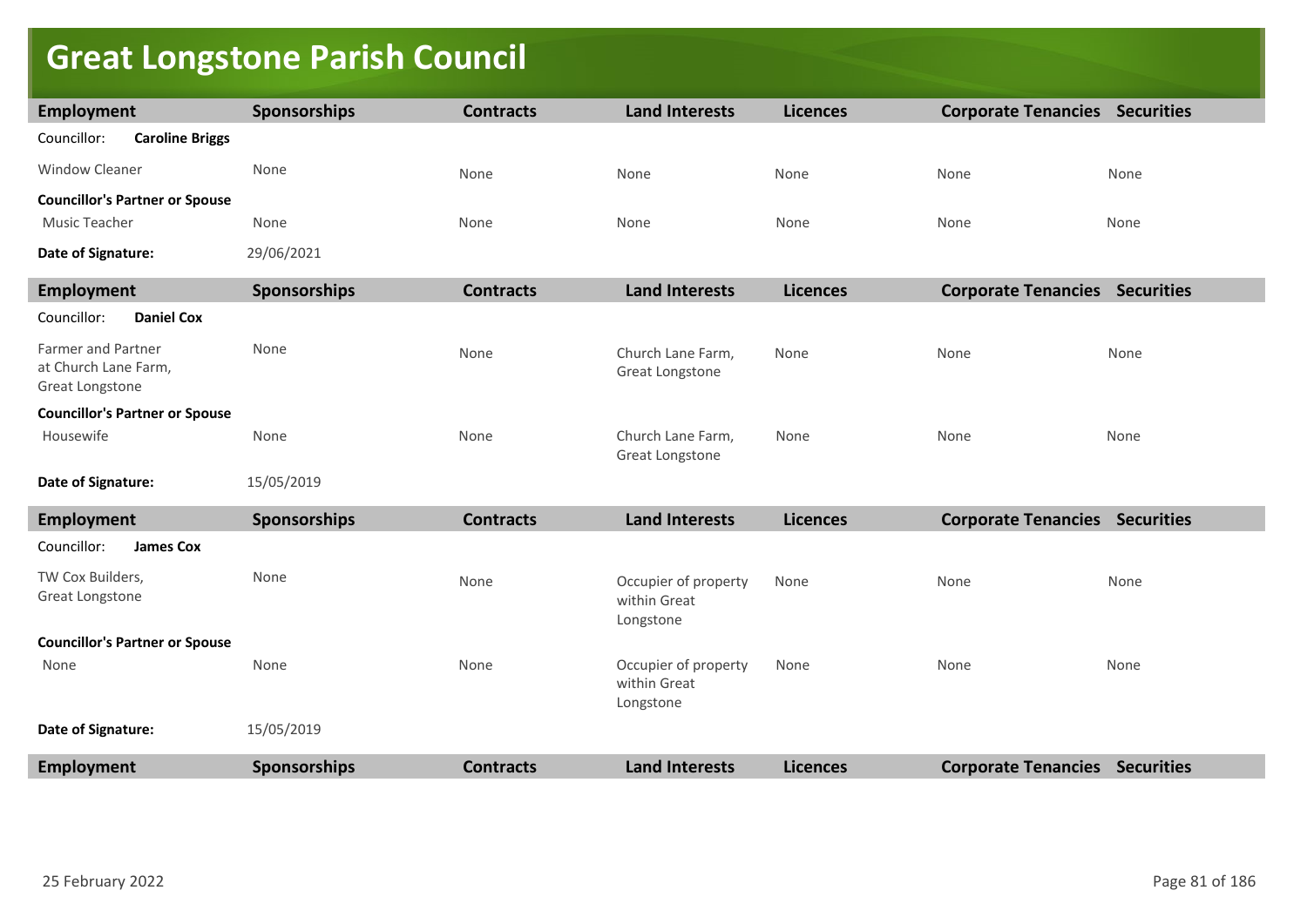# Great Longstone Parish Council

| Employment | Sponsorships | Contracts | Land Interests | Licences | Corporate Tenancies | Securities |
|---|---|---|---|---|---|---|
| Councillor: **Caroline Briggs** | | | | | | |
| Window Cleaner | None | None | None | None | None | None |
| **Councillor's Partner or Spouse** | | | | | | |
| Music Teacher | None | None | None | None | None | None |
| **Date of Signature:** | 29/06/2021 | | | | | |

| Employment | Sponsorships | Contracts | Land Interests | Licences | Corporate Tenancies | Securities |
|---|---|---|---|---|---|---|
| Councillor: **Daniel Cox** | | | | | | |
| Farmer and Partner at Church Lane Farm, Great Longstone | None | None | Church Lane Farm, Great Longstone | None | None | None |
| **Councillor's Partner or Spouse** | | | | | | |
| Housewife | None | None | Church Lane Farm, Great Longstone | None | None | None |
| **Date of Signature:** | 15/05/2019 | | | | | |

| Employment | Sponsorships | Contracts | Land Interests | Licences | Corporate Tenancies | Securities |
|---|---|---|---|---|---|---|
| Councillor: **James Cox** | | | | | | |
| TW Cox Builders, Great Longstone | None | None | Occupier of property within Great Longstone | None | None | None |
| **Councillor's Partner or Spouse** | | | | | | |
| None | None | None | Occupier of property within Great Longstone | None | None | None |
| **Date of Signature:** | 15/05/2019 | | | | | |

| Employment | Sponsorships | Contracts | Land Interests | Licences | Corporate Tenancies | Securities |
|---|---|---|---|---|---|---|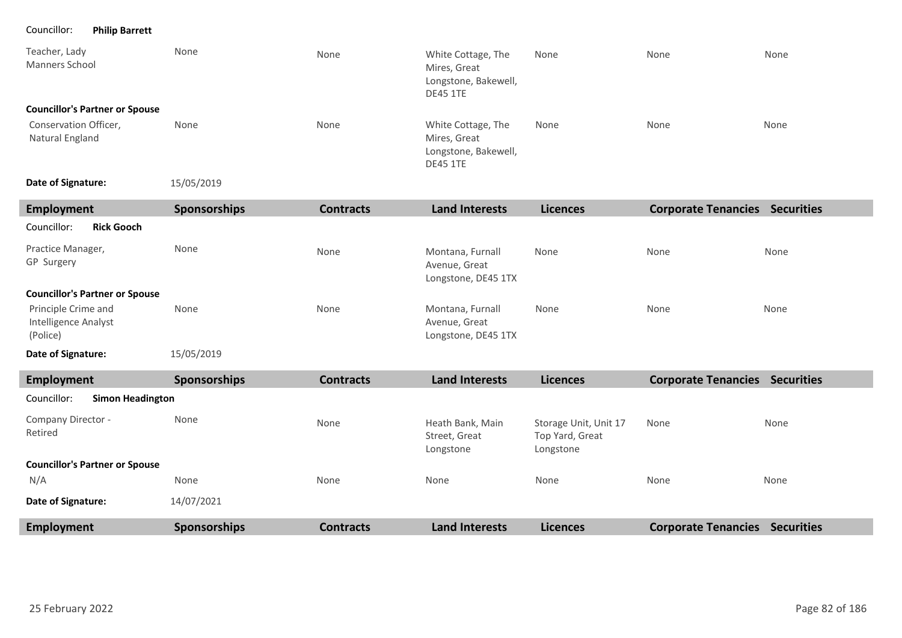Councillor: **Philip Barrett**

| Employment | Sponsorships | Contracts | Land Interests | Licences | Corporate Tenancies | Securities |
|---|---|---|---|---|---|---|
| Teacher, Lady Manners School | None | None | White Cottage, The Mires, Great Longstone, Bakewell, DE45 1TE | None | None | None |
| **Councillor's Partner or Spouse** | | | | | | |
| Conservation Officer, Natural England | None | None | White Cottage, The Mires, Great Longstone, Bakewell, DE45 1TE | None | None | None |

**Date of Signature:** 15/05/2019

| Employment | Sponsorships | Contracts | Land Interests | Licences | Corporate Tenancies | Securities |
|---|---|---|---|---|---|---|
| Councillor: **Rick Gooch** | | | | | | |
| Practice Manager, GP Surgery | None | None | Montana, Furnall Avenue, Great Longstone, DE45 1TX | None | None | None |
| **Councillor's Partner or Spouse** | | | | | | |
| Principle Crime and Intelligence Analyst (Police) | None | None | Montana, Furnall Avenue, Great Longstone, DE45 1TX | None | None | None |

**Date of Signature:** 15/05/2019

| Employment | Sponsorships | Contracts | Land Interests | Licences | Corporate Tenancies | Securities |
|---|---|---|---|---|---|---|
| Councillor: **Simon Headington** | | | | | | |
| Company Director - Retired | None | None | Heath Bank, Main Street, Great Longstone | Storage Unit, Unit 17 Top Yard, Great Longstone | None | None |
| **Councillor's Partner or Spouse** | | | | | | |
| N/A | None | None | None | None | None | None |

**Date of Signature:** 14/07/2021

| Employment | Sponsorships | Contracts | Land Interests | Licences | Corporate Tenancies | Securities |
|---|---|---|---|---|---|---|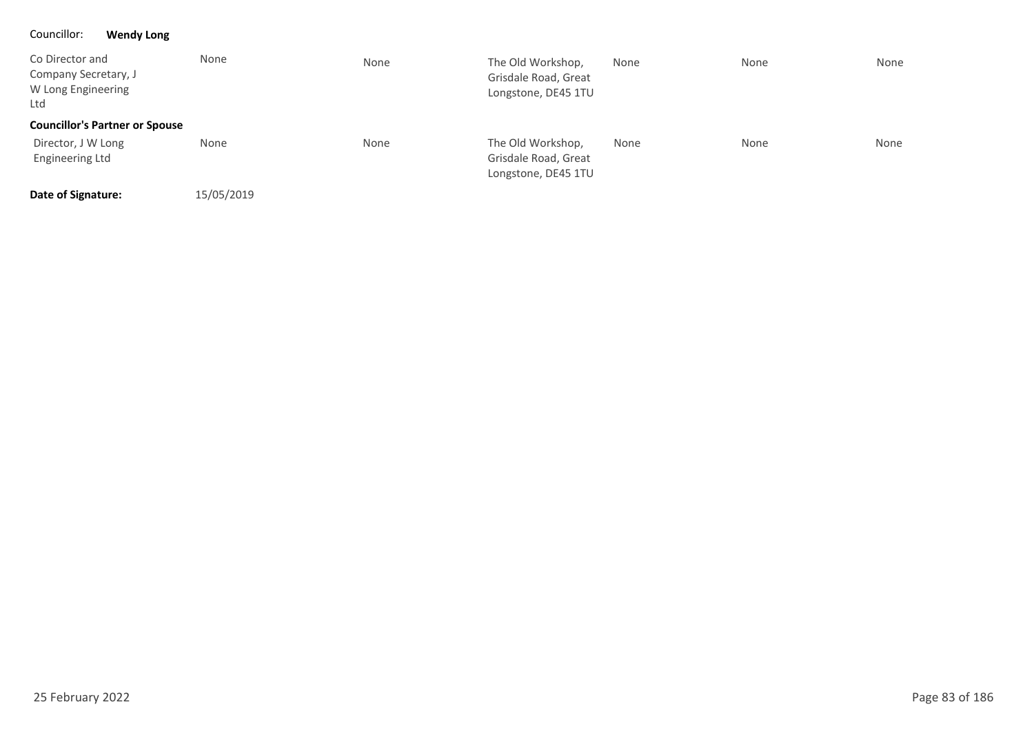Councillor: **Wendy Long**

| | | | | | | |
|---|---|---|---|---|---|---|
| Co Director and Company Secretary, J W Long Engineering Ltd | None | None | The Old Workshop, Grisdale Road, Great Longstone, DE45 1TU | None | None | None |
| **Councillor's Partner or Spouse** | | | | | | |
| Director, J W Long Engineering Ltd | None | None | The Old Workshop, Grisdale Road, Great Longstone, DE45 1TU | None | None | None |

**Date of Signature:** 15/05/2019

25 February 2022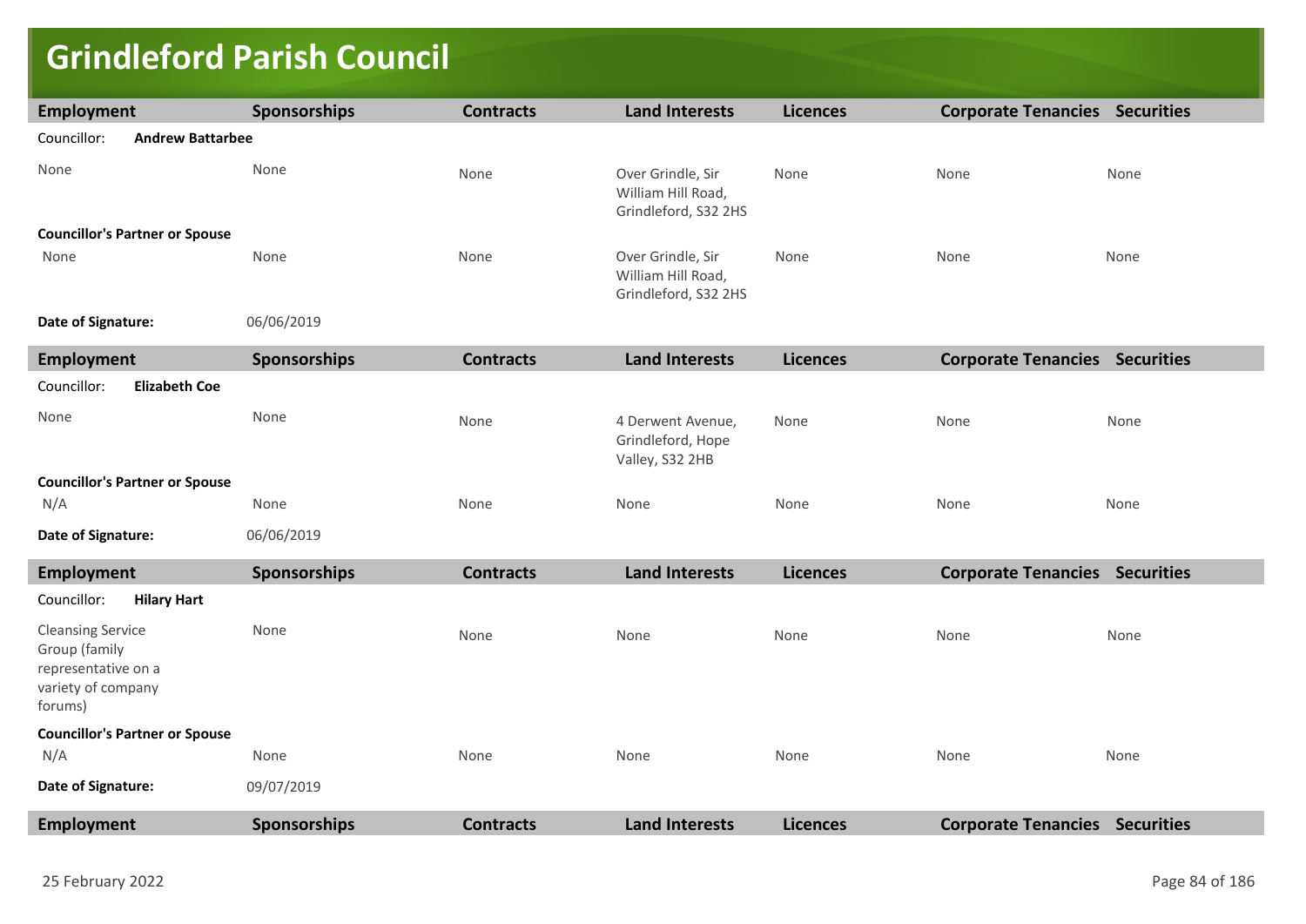# Grindleford Parish Council

| Employment | Sponsorships | Contracts | Land Interests | Licences | Corporate Tenancies | Securities |
|---|---|---|---|---|---|---|
| Councillor: **Andrew Battarbee** | | | | | | |
| None | None | None | Over Grindle, Sir William Hill Road, Grindleford, S32 2HS | None | None | None |
| **Councillor's Partner or Spouse** | | | | | | |
| None | None | None | Over Grindle, Sir William Hill Road, Grindleford, S32 2HS | None | None | None |
| **Date of Signature:** | 06/06/2019 | | | | | |

| Employment | Sponsorships | Contracts | Land Interests | Licences | Corporate Tenancies | Securities |
|---|---|---|---|---|---|---|
| Councillor: **Elizabeth Coe** | | | | | | |
| None | None | None | 4 Derwent Avenue, Grindleford, Hope Valley, S32 2HB | None | None | None |
| **Councillor's Partner or Spouse** | | | | | | |
| N/A | None | None | None | None | None | None |
| **Date of Signature:** | 06/06/2019 | | | | | |

| Employment | Sponsorships | Contracts | Land Interests | Licences | Corporate Tenancies | Securities |
|---|---|---|---|---|---|---|
| Councillor: **Hilary Hart** | | | | | | |
| Cleansing Service Group (family representative on a variety of company forums) | None | None | None | None | None | None |
| **Councillor's Partner or Spouse** | | | | | | |
| N/A | None | None | None | None | None | None |
| **Date of Signature:** | 09/07/2019 | | | | | |

| Employment | Sponsorships | Contracts | Land Interests | Licences | Corporate Tenancies | Securities |
|---|---|---|---|---|---|---|

25 February 2022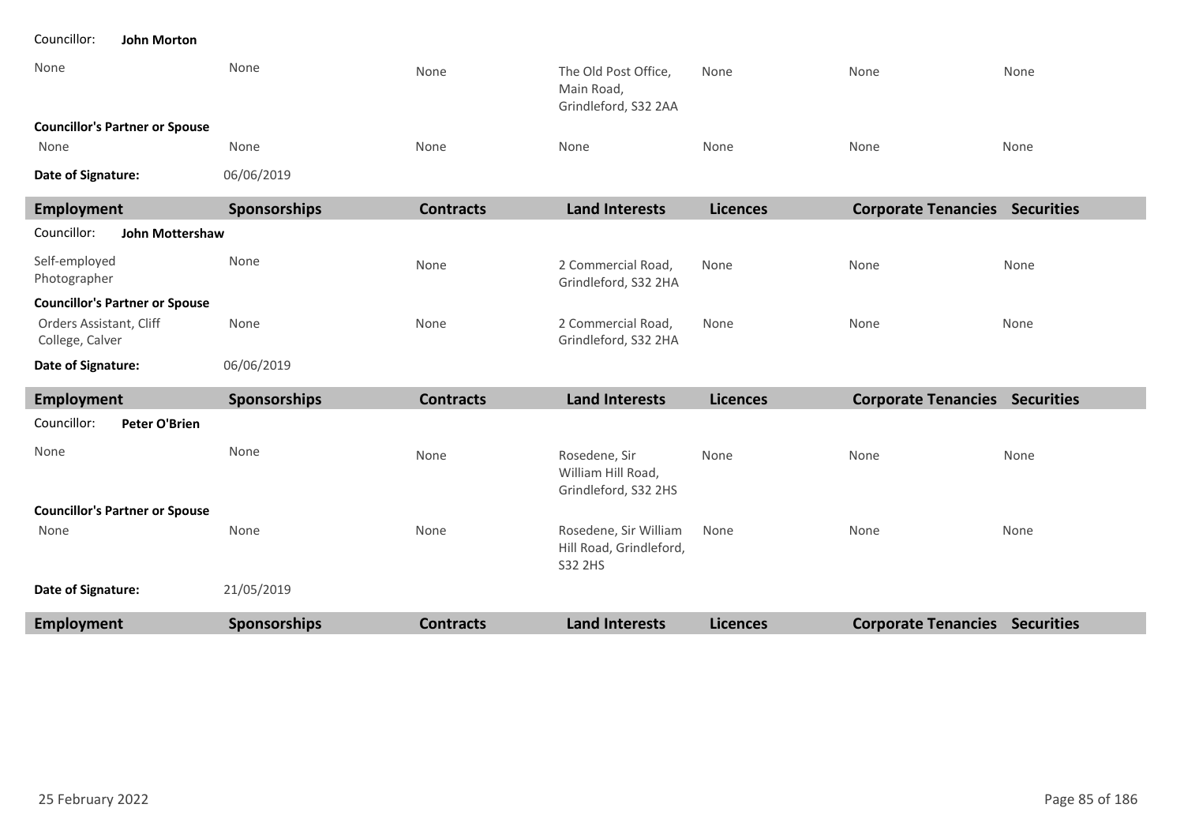Councillor: **John Morton**

| Employment | Sponsorships | Contracts | Land Interests | Licences | Corporate Tenancies | Securities |
|---|---|---|---|---|---|---|
| None | None | None | The Old Post Office, Main Road, Grindleford, S32 2AA | None | None | None |
| **Councillor's Partner or Spouse** | | | | | | |
| None | None | None | None | None | None | None |

**Date of Signature:** 06/06/2019

Councillor: **John Mottershaw**

| Employment | Sponsorships | Contracts | Land Interests | Licences | Corporate Tenancies | Securities |
|---|---|---|---|---|---|---|
| Self-employed Photographer | None | None | 2 Commercial Road, Grindleford, S32 2HA | None | None | None |
| **Councillor's Partner or Spouse** | | | | | | |
| Orders Assistant, Cliff College, Calver | None | None | 2 Commercial Road, Grindleford, S32 2HA | None | None | None |

**Date of Signature:** 06/06/2019

Councillor: **Peter O'Brien**

| Employment | Sponsorships | Contracts | Land Interests | Licences | Corporate Tenancies | Securities |
|---|---|---|---|---|---|---|
| None | None | None | Rosedene, Sir William Hill Road, Grindleford, S32 2HS | None | None | None |
| **Councillor's Partner or Spouse** | | | | | | |
| None | None | None | Rosedene, Sir William Hill Road, Grindleford, S32 2HS | None | None | None |

**Date of Signature:** 21/05/2019

| Employment | Sponsorships | Contracts | Land Interests | Licences | Corporate Tenancies | Securities |
|---|---|---|---|---|---|---|

25 February 2022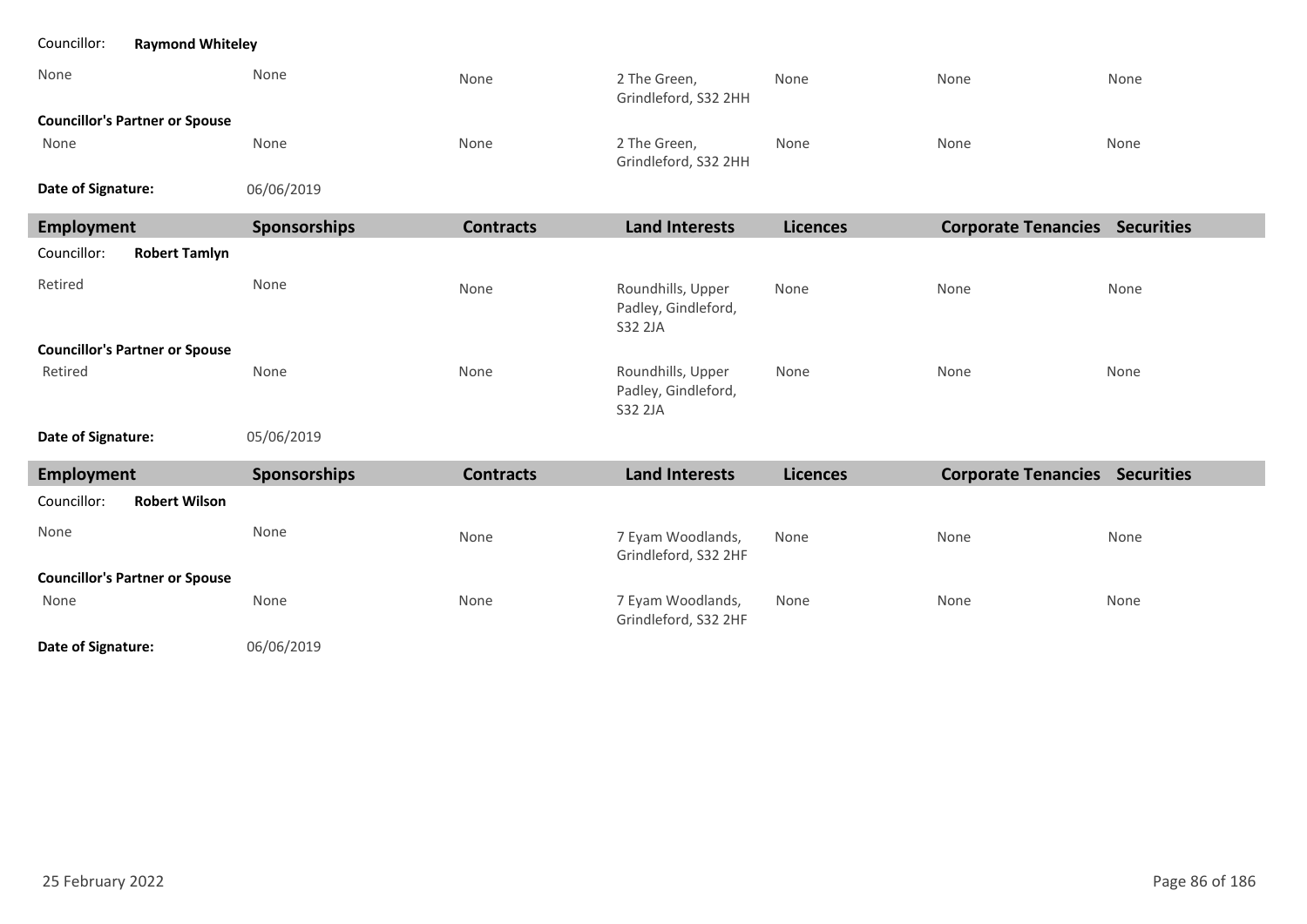Councillor: **Raymond Whiteley**

| | | | | | | |
|---|---|---|---|---|---|---|
| None | None | None | 2 The Green, Grindleford, S32 2HH | None | None | None |

**Councillor's Partner or Spouse**

| | | | | | | |
|---|---|---|---|---|---|---|
| None | None | None | 2 The Green, Grindleford, S32 2HH | None | None | None |

**Date of Signature:** 06/06/2019

| Employment | Sponsorships | Contracts | Land Interests | Licences | Corporate Tenancies | Securities |
|---|---|---|---|---|---|---|

Councillor: **Robert Tamlyn**

| | | | | | | |
|---|---|---|---|---|---|---|
| Retired | None | None | Roundhills, Upper Padley, Gindleford, S32 2JA | None | None | None |

**Councillor's Partner or Spouse**

| | | | | | | |
|---|---|---|---|---|---|---|
| Retired | None | None | Roundhills, Upper Padley, Gindleford, S32 2JA | None | None | None |

**Date of Signature:** 05/06/2019

| Employment | Sponsorships | Contracts | Land Interests | Licences | Corporate Tenancies | Securities |
|---|---|---|---|---|---|---|

Councillor: **Robert Wilson**

| | | | | | | |
|---|---|---|---|---|---|---|
| None | None | None | 7 Eyam Woodlands, Grindleford, S32 2HF | None | None | None |

**Councillor's Partner or Spouse**

| | | | | | | |
|---|---|---|---|---|---|---|
| None | None | None | 7 Eyam Woodlands, Grindleford, S32 2HF | None | None | None |

**Date of Signature:** 06/06/2019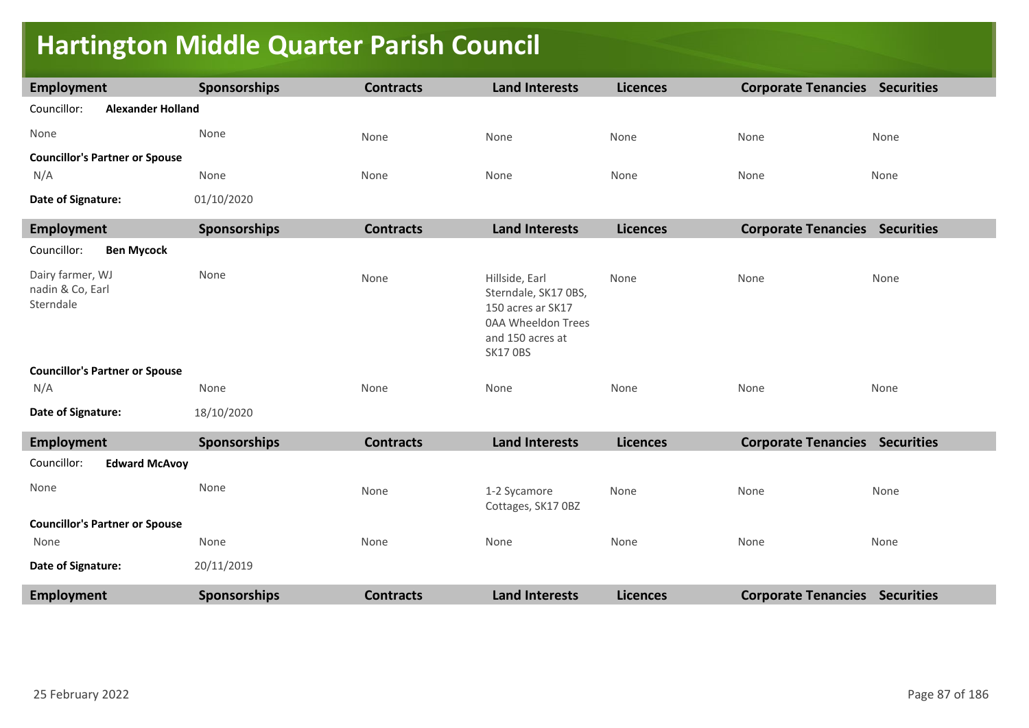# Hartington Middle Quarter Parish Council

| Employment | Sponsorships | Contracts | Land Interests | Licences | Corporate Tenancies | Securities |
|---|---|---|---|---|---|---|
| Councillor: **Alexander Holland** | | | | | | |
| None | None | None | None | None | None | None |
| **Councillor's Partner or Spouse** | | | | | | |
| N/A | None | None | None | None | None | None |
| **Date of Signature:** | 01/10/2020 | | | | | |

| Employment | Sponsorships | Contracts | Land Interests | Licences | Corporate Tenancies | Securities |
|---|---|---|---|---|---|---|
| Councillor: **Ben Mycock** | | | | | | |
| Dairy farmer, WJ nadin & Co, Earl Sterndale | None | None | Hillside, Earl Sterndale, SK17 0BS, 150 acres ar SK17 0AA Wheeldon Trees and 150 acres at SK17 0BS | None | None | None |
| **Councillor's Partner or Spouse** | | | | | | |
| N/A | None | None | None | None | None | None |
| **Date of Signature:** | 18/10/2020 | | | | | |

| Employment | Sponsorships | Contracts | Land Interests | Licences | Corporate Tenancies | Securities |
|---|---|---|---|---|---|---|
| Councillor: **Edward McAvoy** | | | | | | |
| None | None | None | 1-2 Sycamore Cottages, SK17 0BZ | None | None | None |
| **Councillor's Partner or Spouse** | | | | | | |
| None | None | None | None | None | None | None |
| **Date of Signature:** | 20/11/2019 | | | | | |

| Employment | Sponsorships | Contracts | Land Interests | Licences | Corporate Tenancies | Securities |
|---|---|---|---|---|---|---|

25 February 2022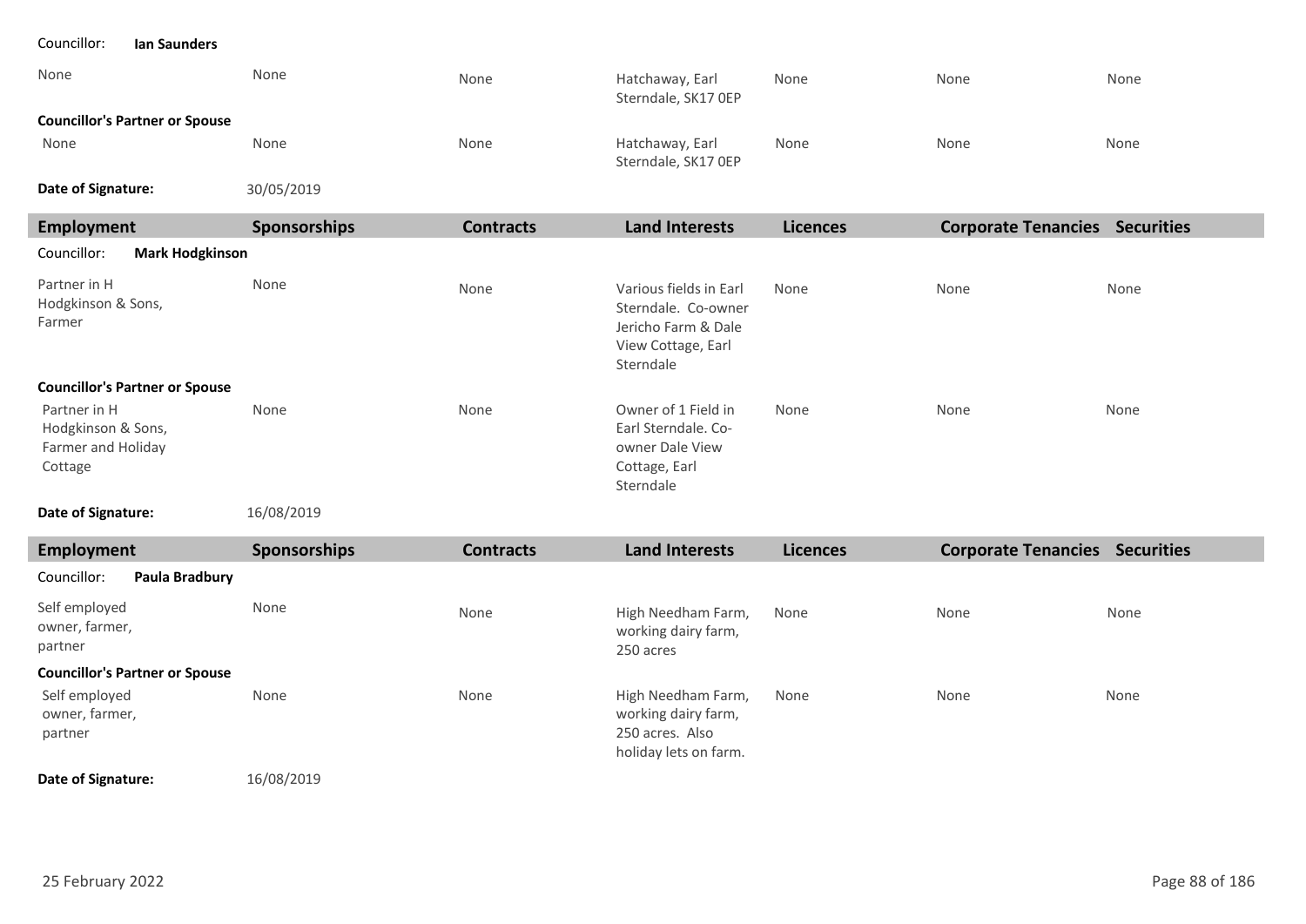**Councillor:** **Ian Saunders**

| Employment | Sponsorships | Contracts | Land Interests | Licences | Corporate Tenancies | Securities |
|---|---|---|---|---|---|---|
| None | None | None | Hatchaway, Earl Sterndale, SK17 0EP | None | None | None |
| **Councillor's Partner or Spouse** | | | | | | |
| None | None | None | Hatchaway, Earl Sterndale, SK17 0EP | None | None | None |

**Date of Signature:** 30/05/2019

| Employment | Sponsorships | Contracts | Land Interests | Licences | Corporate Tenancies | Securities |
|---|---|---|---|---|---|---|
| **Councillor:** **Mark Hodgkinson** | | | | | | |
| Partner in H Hodgkinson & Sons, Farmer | None | None | Various fields in Earl Sterndale. Co-owner Jericho Farm & Dale View Cottage, Earl Sterndale | None | None | None |
| **Councillor's Partner or Spouse** | | | | | | |
| Partner in H Hodgkinson & Sons, Farmer and Holiday Cottage | None | None | Owner of 1 Field in Earl Sterndale. Co-owner Dale View Cottage, Earl Sterndale | None | None | None |

**Date of Signature:** 16/08/2019

| Employment | Sponsorships | Contracts | Land Interests | Licences | Corporate Tenancies | Securities |
|---|---|---|---|---|---|---|
| **Councillor:** **Paula Bradbury** | | | | | | |
| Self employed owner, farmer, partner | None | None | High Needham Farm, working dairy farm, 250 acres | None | None | None |
| **Councillor's Partner or Spouse** | | | | | | |
| Self employed owner, farmer, partner | None | None | High Needham Farm, working dairy farm, 250 acres. Also holiday lets on farm. | None | None | None |

**Date of Signature:** 16/08/2019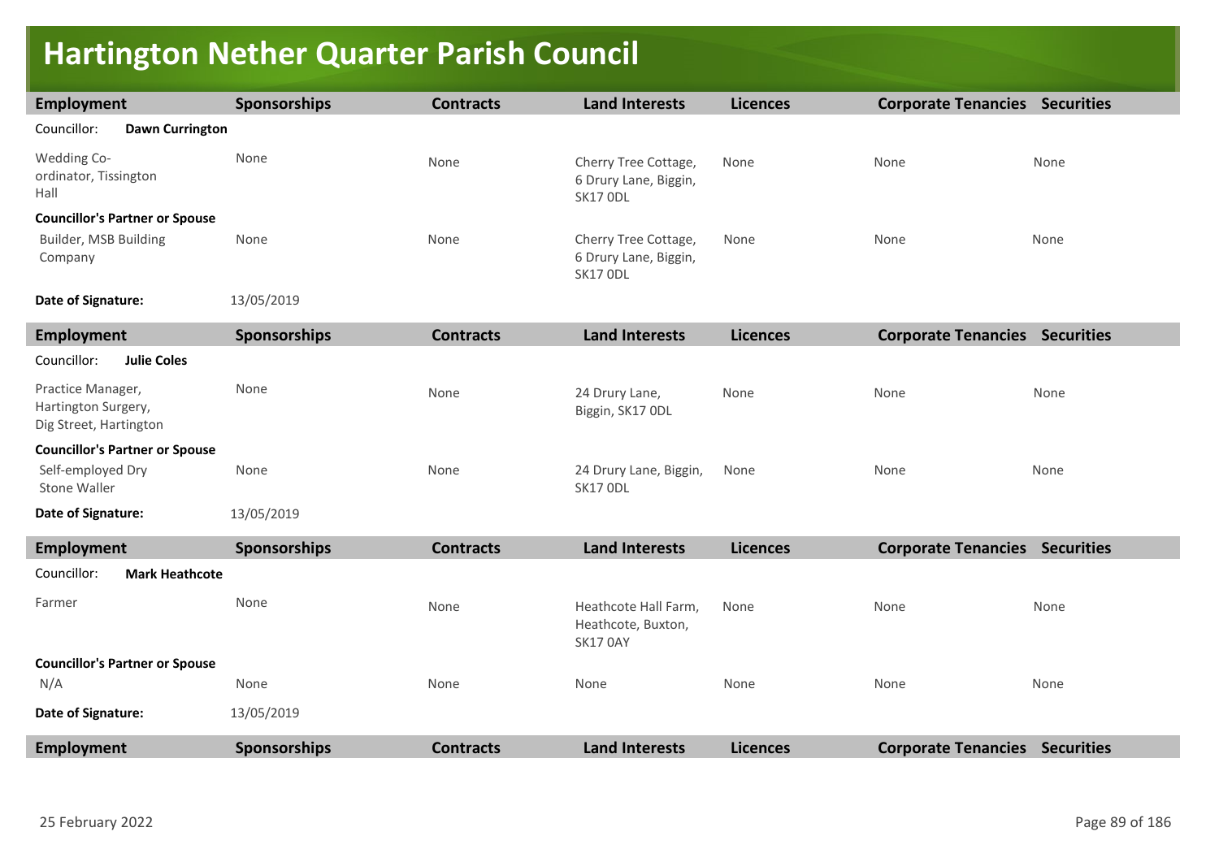# Hartington Nether Quarter Parish Council

| Employment | Sponsorships | Contracts | Land Interests | Licences | Corporate Tenancies | Securities |
|---|---|---|---|---|---|---|
| Councillor: **Dawn Currington** | | | | | | |
| Wedding Co-ordinator, Tissington Hall | None | None | Cherry Tree Cottage, 6 Drury Lane, Biggin, SK17 0DL | None | None | None |
| **Councillor's Partner or Spouse** | | | | | | |
| Builder, MSB Building Company | None | None | Cherry Tree Cottage, 6 Drury Lane, Biggin, SK17 0DL | None | None | None |
| **Date of Signature:** | 13/05/2019 | | | | | |

| Employment | Sponsorships | Contracts | Land Interests | Licences | Corporate Tenancies | Securities |
|---|---|---|---|---|---|---|
| Councillor: **Julie Coles** | | | | | | |
| Practice Manager, Hartington Surgery, Dig Street, Hartington | None | None | 24 Drury Lane, Biggin, SK17 0DL | None | None | None |
| **Councillor's Partner or Spouse** | | | | | | |
| Self-employed Dry Stone Waller | None | None | 24 Drury Lane, Biggin, SK17 0DL | None | None | None |
| **Date of Signature:** | 13/05/2019 | | | | | |

| Employment | Sponsorships | Contracts | Land Interests | Licences | Corporate Tenancies | Securities |
|---|---|---|---|---|---|---|
| Councillor: **Mark Heathcote** | | | | | | |
| Farmer | None | None | Heathcote Hall Farm, Heathcote, Buxton, SK17 0AY | None | None | None |
| **Councillor's Partner or Spouse** | | | | | | |
| N/A | None | None | None | None | None | None |
| **Date of Signature:** | 13/05/2019 | | | | | |

| Employment | Sponsorships | Contracts | Land Interests | Licences | Corporate Tenancies | Securities |
|---|---|---|---|---|---|---|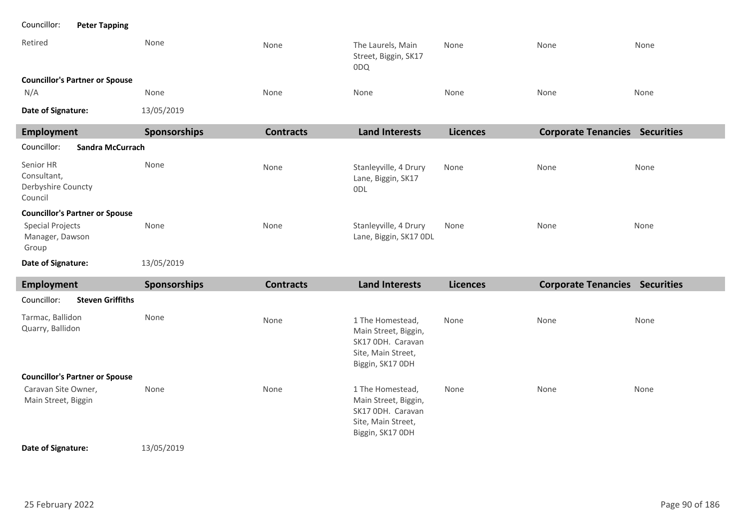Councillor: **Peter Tapping**

| Employment | Sponsorships | Contracts | Land Interests | Licences | Corporate Tenancies | Securities |
|---|---|---|---|---|---|---|
| Retired | None | None | The Laurels, Main Street, Biggin, SK17 0DQ | None | None | None |
| **Councillor's Partner or Spouse** | | | | | | |
| N/A | None | None | None | None | None | None |

**Date of Signature:** 13/05/2019

| Employment | Sponsorships | Contracts | Land Interests | Licences | Corporate Tenancies | Securities |
|---|---|---|---|---|---|---|
| Councillor: **Sandra McCurrach** | | | | | | |
| Senior HR Consultant, Derbyshire Councty Council | None | None | Stanleyville, 4 Drury Lane, Biggin, SK17 0DL | None | None | None |
| **Councillor's Partner or Spouse** | | | | | | |
| Special Projects Manager, Dawson Group | None | None | Stanleyville, 4 Drury Lane, Biggin, SK17 0DL | None | None | None |

**Date of Signature:** 13/05/2019

| Employment | Sponsorships | Contracts | Land Interests | Licences | Corporate Tenancies | Securities |
|---|---|---|---|---|---|---|
| Councillor: **Steven Griffiths** | | | | | | |
| Tarmac, Ballidon Quarry, Ballidon | None | None | 1 The Homestead, Main Street, Biggin, SK17 0DH. Caravan Site, Main Street, Biggin, SK17 0DH | None | None | None |
| **Councillor's Partner or Spouse** | | | | | | |
| Caravan Site Owner, Main Street, Biggin | None | None | 1 The Homestead, Main Street, Biggin, SK17 0DH. Caravan Site, Main Street, Biggin, SK17 0DH | None | None | None |

**Date of Signature:** 13/05/2019

25 February 2022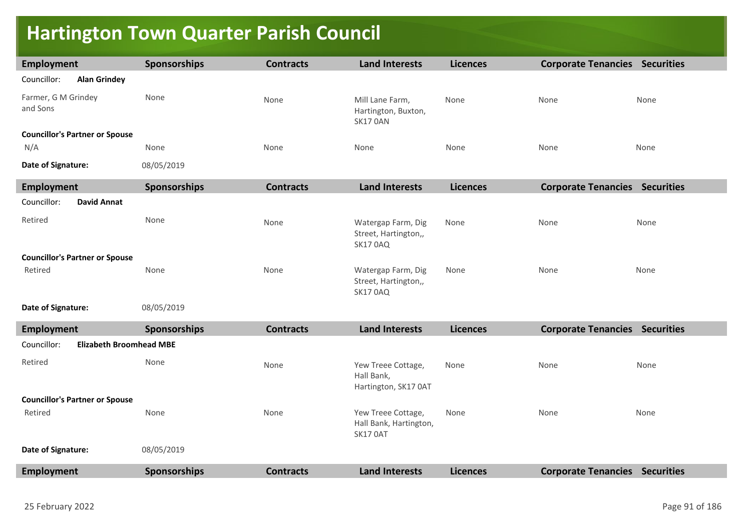# Hartington Town Quarter Parish Council

| Employment | Sponsorships | Contracts | Land Interests | Licences | Corporate Tenancies | Securities |
|---|---|---|---|---|---|---|
| Councillor: **Alan Grindey** | | | | | | |
| Farmer, G M Grindey and Sons | None | None | Mill Lane Farm, Hartington, Buxton, SK17 0AN | None | None | None |
| **Councillor's Partner or Spouse** | | | | | | |
| N/A | None | None | None | None | None | None |
| **Date of Signature:** | 08/05/2019 | | | | | |

| Employment | Sponsorships | Contracts | Land Interests | Licences | Corporate Tenancies | Securities |
|---|---|---|---|---|---|---|
| Councillor: **David Annat** | | | | | | |
| Retired | None | None | Watergap Farm, Dig Street, Hartington,, SK17 0AQ | None | None | None |
| **Councillor's Partner or Spouse** | | | | | | |
| Retired | None | None | Watergap Farm, Dig Street, Hartington,, SK17 0AQ | None | None | None |
| **Date of Signature:** | 08/05/2019 | | | | | |

| Employment | Sponsorships | Contracts | Land Interests | Licences | Corporate Tenancies | Securities |
|---|---|---|---|---|---|---|
| Councillor: **Elizabeth Broomhead MBE** | | | | | | |
| Retired | None | None | Yew Treee Cottage, Hall Bank, Hartington, SK17 0AT | None | None | None |
| **Councillor's Partner or Spouse** | | | | | | |
| Retired | None | None | Yew Treee Cottage, Hall Bank, Hartington, SK17 0AT | None | None | None |
| **Date of Signature:** | 08/05/2019 | | | | | |

| Employment | Sponsorships | Contracts | Land Interests | Licences | Corporate Tenancies | Securities |
|---|---|---|---|---|---|---|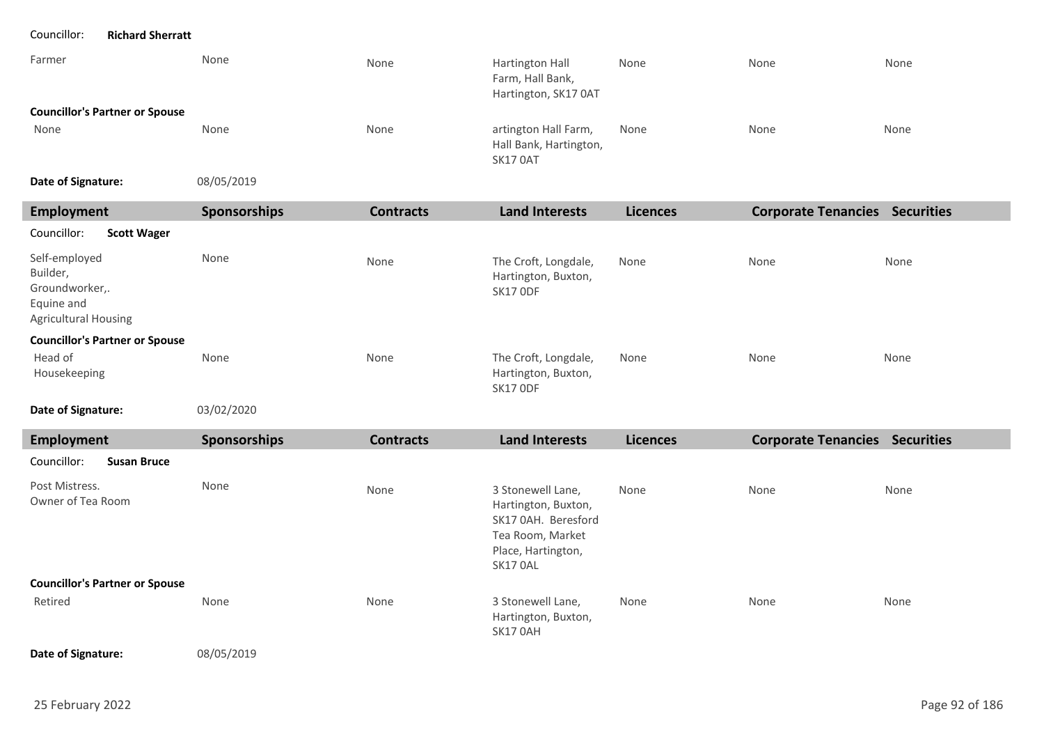Councillor: **Richard Sherratt**

| Employment | Sponsorships | Contracts | Land Interests | Licences | Corporate Tenancies | Securities |
|---|---|---|---|---|---|---|
| Farmer | None | None | Hartington Hall Farm, Hall Bank, Hartington, SK17 0AT | None | None | None |
| **Councillor's Partner or Spouse** | | | | | | |
| None | None | None | artington Hall Farm, Hall Bank, Hartington, SK17 0AT | None | None | None |

**Date of Signature:** 08/05/2019

| Employment | Sponsorships | Contracts | Land Interests | Licences | Corporate Tenancies | Securities |
|---|---|---|---|---|---|---|
| Councillor: **Scott Wager** | | | | | | |
| Self-employed Builder, Groundworker,. Equine and Agricultural Housing | None | None | The Croft, Longdale, Hartington, Buxton, SK17 0DF | None | None | None |
| **Councillor's Partner or Spouse** | | | | | | |
| Head of Housekeeping | None | None | The Croft, Longdale, Hartington, Buxton, SK17 0DF | None | None | None |

**Date of Signature:** 03/02/2020

| Employment | Sponsorships | Contracts | Land Interests | Licences | Corporate Tenancies | Securities |
|---|---|---|---|---|---|---|
| Councillor: **Susan Bruce** | | | | | | |
| Post Mistress. Owner of Tea Room | None | None | 3 Stonewell Lane, Hartington, Buxton, SK17 0AH. Beresford Tea Room, Market Place, Hartington, SK17 0AL | None | None | None |
| **Councillor's Partner or Spouse** | | | | | | |
| Retired | None | None | 3 Stonewell Lane, Hartington, Buxton, SK17 0AH | None | None | None |

**Date of Signature:** 08/05/2019

25 February 2022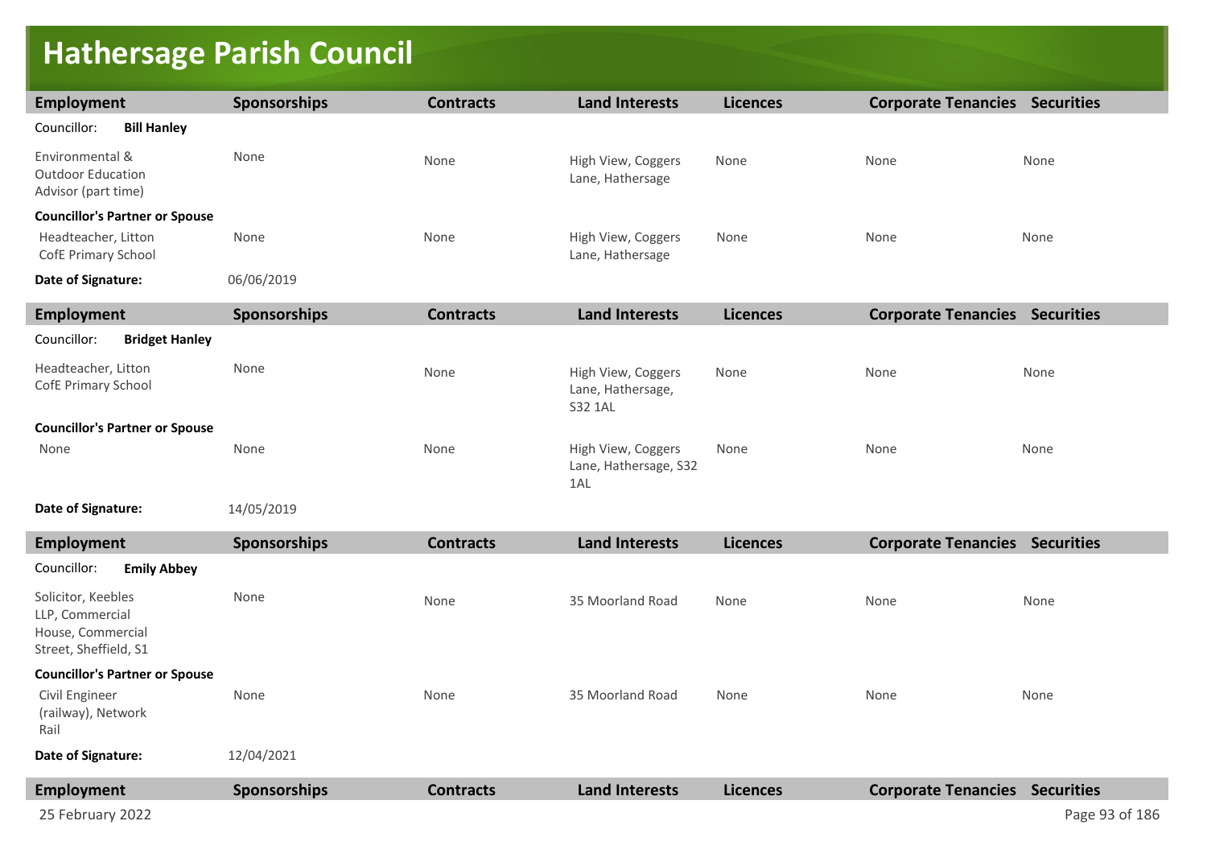# Hathersage Parish Council

| Employment | Sponsorships | Contracts | Land Interests | Licences | Corporate Tenancies | Securities |
|---|---|---|---|---|---|---|
| Councillor: **Bill Hanley** | | | | | | |
| Environmental & Outdoor Education Advisor (part time) | None | None | High View, Coggers Lane, Hathersage | None | None | None |
| **Councillor's Partner or Spouse** | | | | | | |
| Headteacher, Litton CofE Primary School | None | None | High View, Coggers Lane, Hathersage | None | None | None |
| **Date of Signature:** | 06/06/2019 | | | | | |

| Employment | Sponsorships | Contracts | Land Interests | Licences | Corporate Tenancies | Securities |
|---|---|---|---|---|---|---|
| Councillor: **Bridget Hanley** | | | | | | |
| Headteacher, Litton CofE Primary School | None | None | High View, Coggers Lane, Hathersage, S32 1AL | None | None | None |
| **Councillor's Partner or Spouse** | | | | | | |
| None | None | None | High View, Coggers Lane, Hathersage, S32 1AL | None | None | None |
| **Date of Signature:** | 14/05/2019 | | | | | |

| Employment | Sponsorships | Contracts | Land Interests | Licences | Corporate Tenancies | Securities |
|---|---|---|---|---|---|---|
| Councillor: **Emily Abbey** | | | | | | |
| Solicitor, Keebles LLP, Commercial House, Commercial Street, Sheffield, S1 | None | None | 35 Moorland Road | None | None | None |
| **Councillor's Partner or Spouse** | | | | | | |
| Civil Engineer (railway), Network Rail | None | None | 35 Moorland Road | None | None | None |
| **Date of Signature:** | 12/04/2021 | | | | | |

| Employment | Sponsorships | Contracts | Land Interests | Licences | Corporate Tenancies | Securities |
|---|---|---|---|---|---|---|

25 February 2022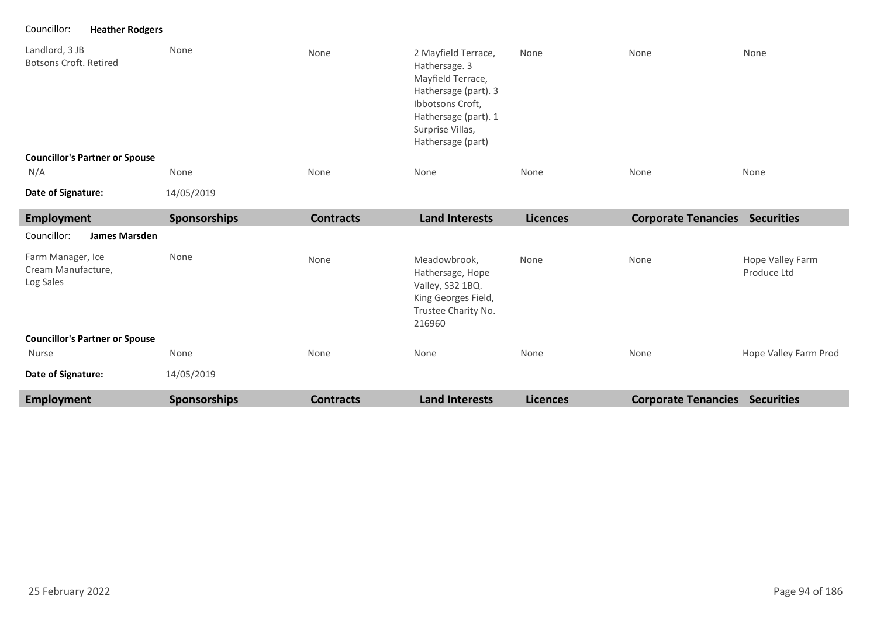Councillor: **Heather Rodgers**

| Employment | Sponsorships | Contracts | Land Interests | Licences | Corporate Tenancies | Securities |
|---|---|---|---|---|---|---|
| Landlord, 3 JB Botsons Croft. Retired | None | None | 2 Mayfield Terrace, Hathersage. 3 Mayfield Terrace, Hathersage (part). 3 Ibbotsons Croft, Hathersage (part). 1 Surprise Villas, Hathersage (part) | None | None | None |
| **Councillor's Partner or Spouse** | | | | | | |
| N/A | None | None | None | None | None | None |
| **Date of Signature:** | 14/05/2019 | | | | | |

| Employment | Sponsorships | Contracts | Land Interests | Licences | Corporate Tenancies | Securities |
|---|---|---|---|---|---|---|

Councillor: **James Marsden**

| Employment | Sponsorships | Contracts | Land Interests | Licences | Corporate Tenancies | Securities |
|---|---|---|---|---|---|---|
| Farm Manager, Ice Cream Manufacture, Log Sales | None | None | Meadowbrook, Hathersage, Hope Valley, S32 1BQ. King Georges Field, Trustee Charity No. 216960 | None | None | Hope Valley Farm Produce Ltd |
| **Councillor's Partner or Spouse** | | | | | | |
| Nurse | None | None | None | None | None | Hope Valley Farm Prod |
| **Date of Signature:** | 14/05/2019 | | | | | |

| Employment | Sponsorships | Contracts | Land Interests | Licences | Corporate Tenancies | Securities |
|---|---|---|---|---|---|---|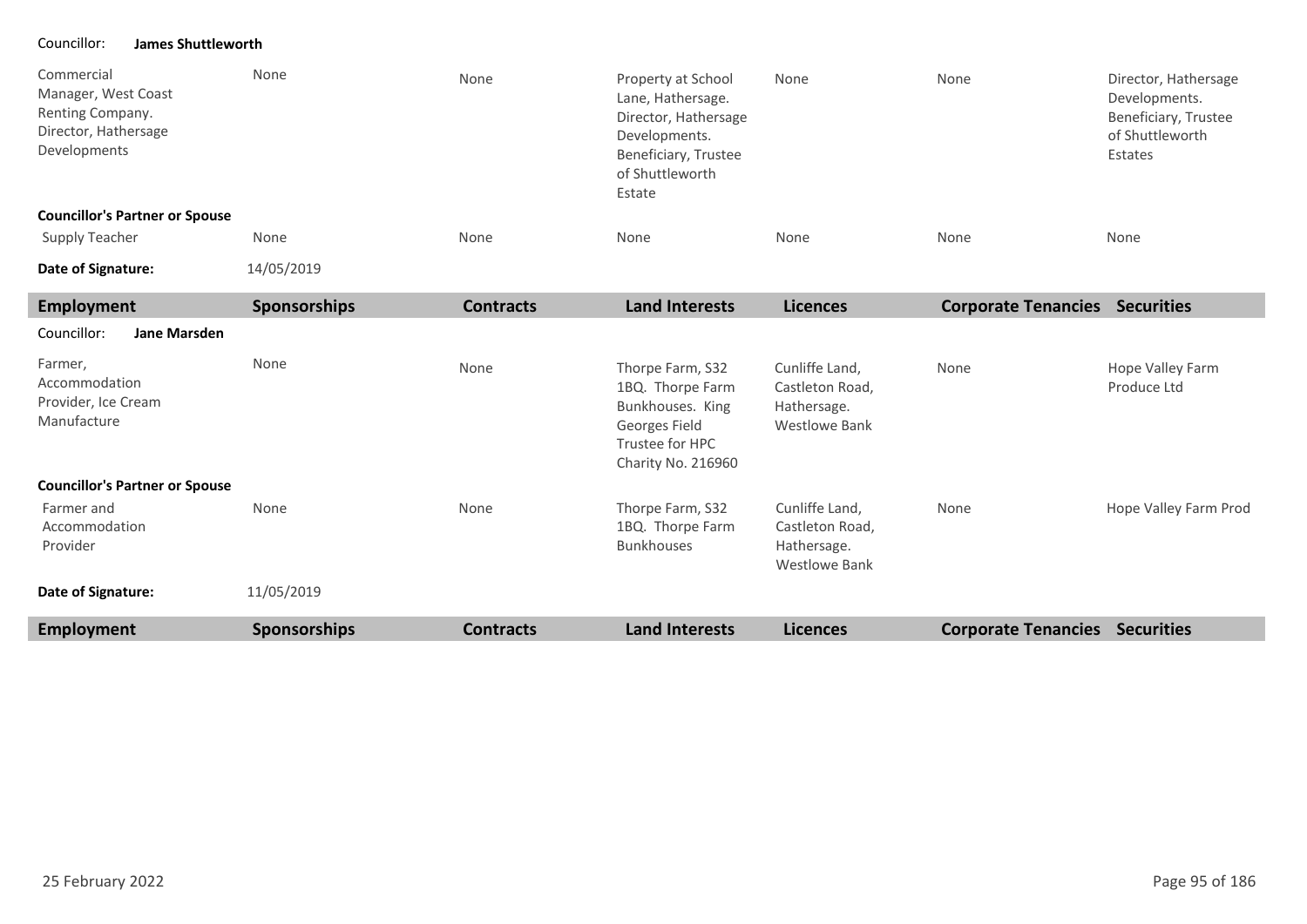Councillor: **James Shuttleworth**

| Employment | Sponsorships | Contracts | Land Interests | Licences | Corporate Tenancies | Securities |
|---|---|---|---|---|---|---|
| Commercial Manager, West Coast Renting Company. Director, Hathersage Developments | None | None | Property at School Lane, Hathersage. Director, Hathersage Developments. Beneficiary, Trustee of Shuttleworth Estate | None | None | Director, Hathersage Developments. Beneficiary, Trustee of Shuttleworth Estates |
| **Councillor's Partner or Spouse** | | | | | | |
| Supply Teacher | None | None | None | None | None | None |

**Date of Signature:** 14/05/2019

| Employment | Sponsorships | Contracts | Land Interests | Licences | Corporate Tenancies | Securities |
|---|---|---|---|---|---|---|

Councillor: **Jane Marsden**

| Employment | Sponsorships | Contracts | Land Interests | Licences | Corporate Tenancies | Securities |
|---|---|---|---|---|---|---|
| Farmer, Accommodation Provider, Ice Cream Manufacture | None | None | Thorpe Farm, S32 1BQ. Thorpe Farm Bunkhouses. King Georges Field Trustee for HPC Charity No. 216960 | Cunliffe Land, Castleton Road, Hathersage. Westlowe Bank | None | Hope Valley Farm Produce Ltd |
| **Councillor's Partner or Spouse** | | | | | | |
| Farmer and Accommodation Provider | None | None | Thorpe Farm, S32 1BQ. Thorpe Farm Bunkhouses | Cunliffe Land, Castleton Road, Hathersage. Westlowe Bank | None | Hope Valley Farm Prod |

**Date of Signature:** 11/05/2019

| Employment | Sponsorships | Contracts | Land Interests | Licences | Corporate Tenancies | Securities |
|---|---|---|---|---|---|---|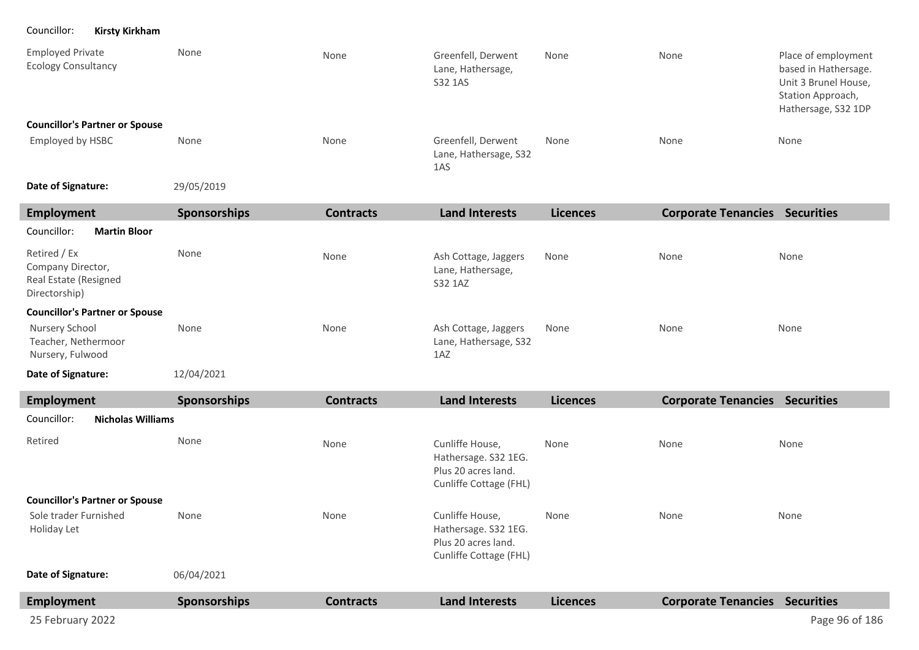Councillor: **Kirsty Kirkham**

| Employment | Sponsorships | Contracts | Land Interests | Licences | Corporate Tenancies | Securities |
|---|---|---|---|---|---|---|
| Employed Private Ecology Consultancy | None | None | Greenfell, Derwent Lane, Hathersage, S32 1AS | None | None | Place of employment based in Hathersage. Unit 3 Brunel House, Station Approach, Hathersage, S32 1DP |
| **Councillor's Partner or Spouse** | | | | | | |
| Employed by HSBC | None | None | Greenfell, Derwent Lane, Hathersage, S32 1AS | None | None | None |

**Date of Signature:** 29/05/2019

| Employment | Sponsorships | Contracts | Land Interests | Licences | Corporate Tenancies | Securities |
|---|---|---|---|---|---|---|

Councillor: **Martin Bloor**

| Employment | Sponsorships | Contracts | Land Interests | Licences | Corporate Tenancies | Securities |
|---|---|---|---|---|---|---|
| Retired / Ex Company Director, Real Estate (Resigned Directorship) | None | None | Ash Cottage, Jaggers Lane, Hathersage, S32 1AZ | None | None | None |
| **Councillor's Partner or Spouse** | | | | | | |
| Nursery School Teacher, Nethermoor Nursery, Fulwood | None | None | Ash Cottage, Jaggers Lane, Hathersage, S32 1AZ | None | None | None |

**Date of Signature:** 12/04/2021

Councillor: **Nicholas Williams**

| Employment | Sponsorships | Contracts | Land Interests | Licences | Corporate Tenancies | Securities |
|---|---|---|---|---|---|---|
| Retired | None | None | Cunliffe House, Hathersage. S32 1EG. Plus 20 acres land. Cunliffe Cottage (FHL) | None | None | None |
| **Councillor's Partner or Spouse** | | | | | | |
| Sole trader Furnished Holiday Let | None | None | Cunliffe House, Hathersage. S32 1EG. Plus 20 acres land. Cunliffe Cottage (FHL) | None | None | None |

**Date of Signature:** 06/04/2021

| Employment | Sponsorships | Contracts | Land Interests | Licences | Corporate Tenancies | Securities |
|---|---|---|---|---|---|---|

25 February 2022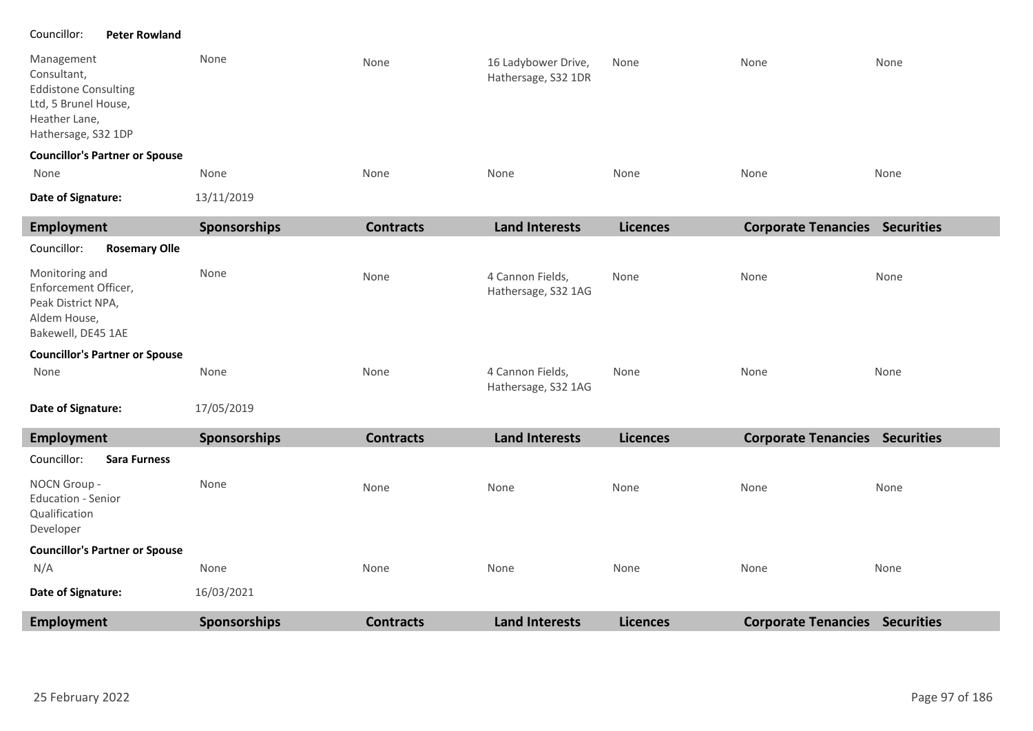Councillor: **Peter Rowland**

| Employment | Sponsorships | Contracts | Land Interests | Licences | Corporate Tenancies | Securities |
|---|---|---|---|---|---|---|
| Management Consultant, Eddistone Consulting Ltd, 5 Brunel House, Heather Lane, Hathersage, S32 1DP | None | None | 16 Ladybower Drive, Hathersage, S32 1DR | None | None | None |
| **Councillor's Partner or Spouse** | | | | | | |
| None | None | None | None | None | None | None |

**Date of Signature:** 13/11/2019

| Employment | Sponsorships | Contracts | Land Interests | Licences | Corporate Tenancies | Securities |
|---|---|---|---|---|---|---|

Councillor: **Rosemary Olle**

| Employment | Sponsorships | Contracts | Land Interests | Licences | Corporate Tenancies | Securities |
|---|---|---|---|---|---|---|
| Monitoring and Enforcement Officer, Peak District NPA, Aldem House, Bakewell, DE45 1AE | None | None | 4 Cannon Fields, Hathersage, S32 1AG | None | None | None |
| **Councillor's Partner or Spouse** | | | | | | |
| None | None | None | 4 Cannon Fields, Hathersage, S32 1AG | None | None | None |

**Date of Signature:** 17/05/2019

| Employment | Sponsorships | Contracts | Land Interests | Licences | Corporate Tenancies | Securities |
|---|---|---|---|---|---|---|

Councillor: **Sara Furness**

| Employment | Sponsorships | Contracts | Land Interests | Licences | Corporate Tenancies | Securities |
|---|---|---|---|---|---|---|
| NOCN Group - Education - Senior Qualification Developer | None | None | None | None | None | None |
| **Councillor's Partner or Spouse** | | | | | | |
| N/A | None | None | None | None | None | None |

**Date of Signature:** 16/03/2021

| Employment | Sponsorships | Contracts | Land Interests | Licences | Corporate Tenancies | Securities |
|---|---|---|---|---|---|---|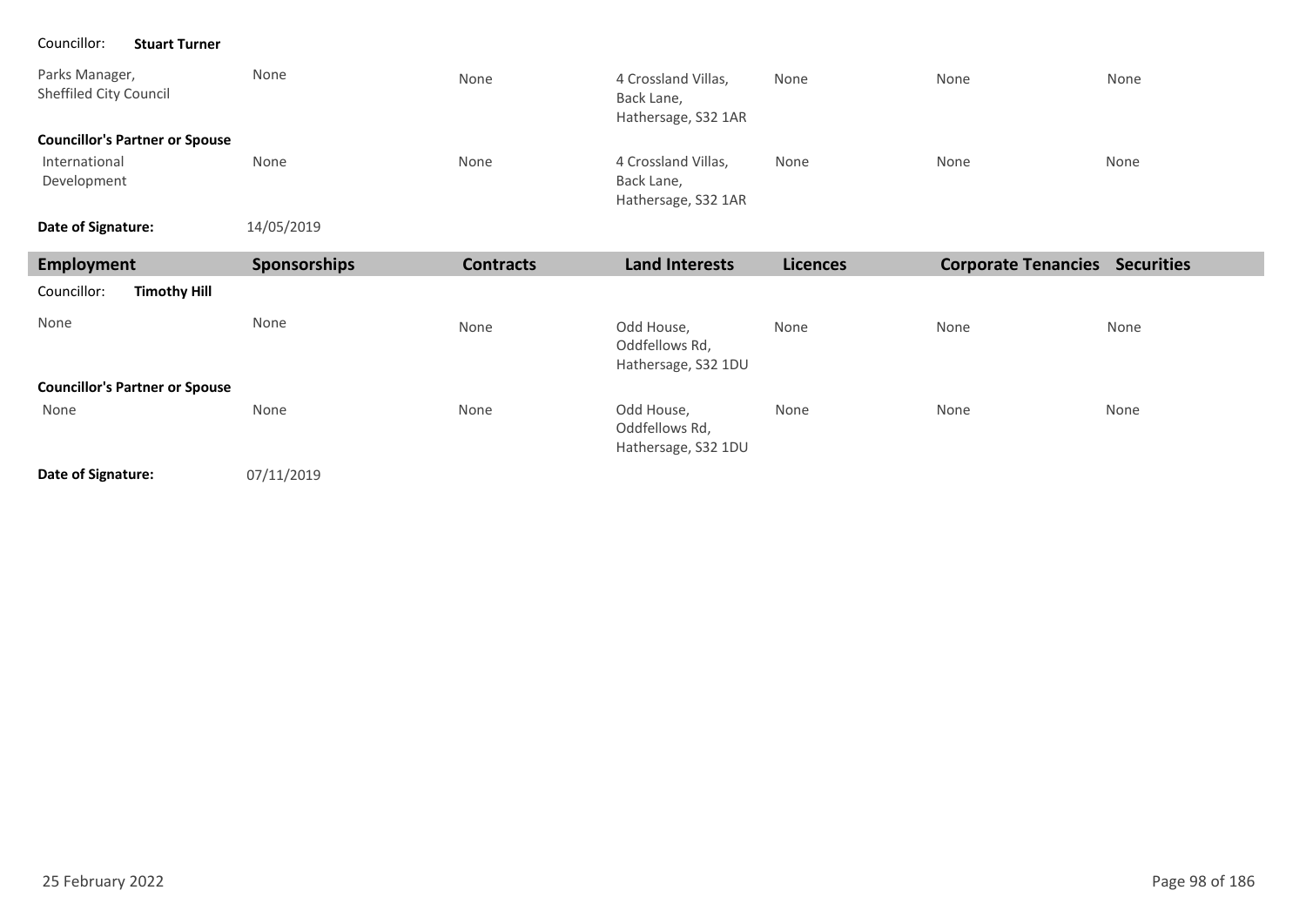Councillor: **Stuart Turner**

| | | | | | | |
|---|---|---|---|---|---|---|
| Parks Manager, Sheffiled City Council | None | None | 4 Crossland Villas, Back Lane, Hathersage, S32 1AR | None | None | None |
| **Councillor's Partner or Spouse** | | | | | | |
| International Development | None | None | 4 Crossland Villas, Back Lane, Hathersage, S32 1AR | None | None | None |

**Date of Signature:** 14/05/2019

| Employment | Sponsorships | Contracts | Land Interests | Licences | Corporate Tenancies | Securities |
|---|---|---|---|---|---|---|
| Councillor: **Timothy Hill** | | | | | | |
| None | None | None | Odd House, Oddfellows Rd, Hathersage, S32 1DU | None | None | None |
| **Councillor's Partner or Spouse** | | | | | | |
| None | None | None | Odd House, Oddfellows Rd, Hathersage, S32 1DU | None | None | None |

**Date of Signature:** 07/11/2019

25 February 2022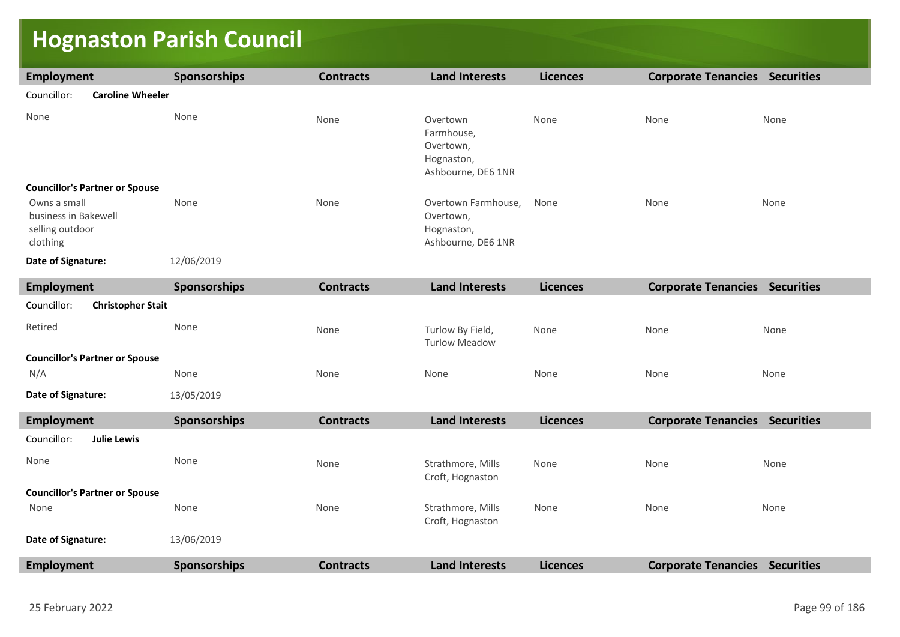# Hognaston Parish Council

| Employment | Sponsorships | Contracts | Land Interests | Licences | Corporate Tenancies | Securities |
|---|---|---|---|---|---|---|
| Councillor: **Caroline Wheeler** | | | | | | |
| None | None | None | Overtown Farmhouse, Overtown, Hognaston, Ashbourne, DE6 1NR | None | None | None |
| **Councillor's Partner or Spouse** | | | | | | |
| Owns a small business in Bakewell selling outdoor clothing | None | None | Overtown Farmhouse, Overtown, Hognaston, Ashbourne, DE6 1NR | None | None | None |
| **Date of Signature:** | 12/06/2019 | | | | | |

| Employment | Sponsorships | Contracts | Land Interests | Licences | Corporate Tenancies | Securities |
|---|---|---|---|---|---|---|
| Councillor: **Christopher Stait** | | | | | | |
| Retired | None | None | Turlow By Field, Turlow Meadow | None | None | None |
| **Councillor's Partner or Spouse** | | | | | | |
| N/A | None | None | None | None | None | None |
| **Date of Signature:** | 13/05/2019 | | | | | |

| Employment | Sponsorships | Contracts | Land Interests | Licences | Corporate Tenancies | Securities |
|---|---|---|---|---|---|---|
| Councillor: **Julie Lewis** | | | | | | |
| None | None | None | Strathmore, Mills Croft, Hognaston | None | None | None |
| **Councillor's Partner or Spouse** | | | | | | |
| None | None | None | Strathmore, Mills Croft, Hognaston | None | None | None |
| **Date of Signature:** | 13/06/2019 | | | | | |

| Employment | Sponsorships | Contracts | Land Interests | Licences | Corporate Tenancies | Securities |
|---|---|---|---|---|---|---|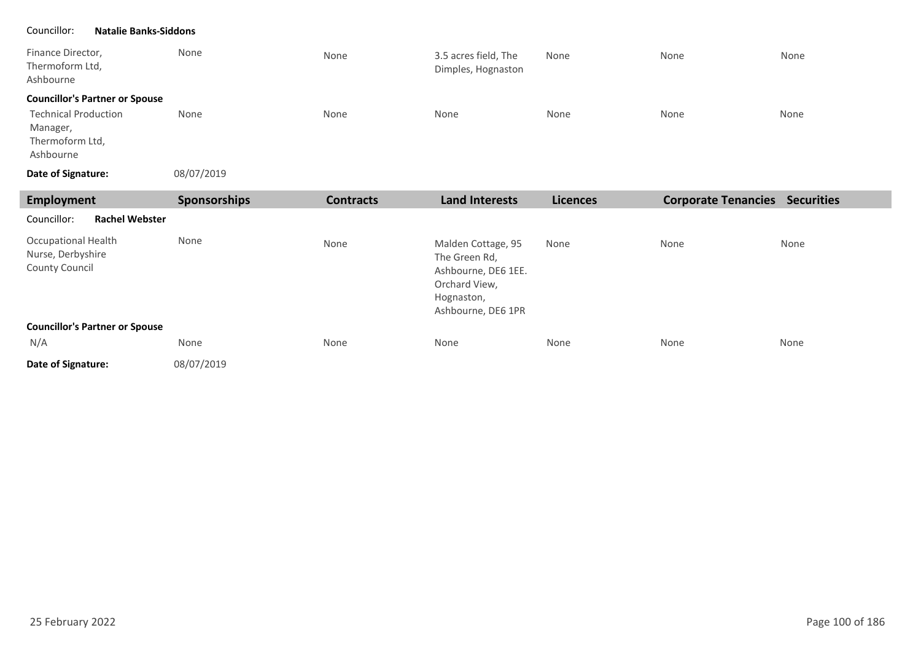Councillor: **Natalie Banks-Siddons**

| Employment | Sponsorships | Contracts | Land Interests | Licences | Corporate Tenancies | Securities |
|---|---|---|---|---|---|---|
| Finance Director, Thermoform Ltd, Ashbourne | None | None | 3.5 acres field, The Dimples, Hognaston | None | None | None |
| **Councillor's Partner or Spouse** | | | | | | |
| Technical Production Manager, Thermoform Ltd, Ashbourne | None | None | None | None | None | None |

**Date of Signature:** 08/07/2019

| Employment | Sponsorships | Contracts | Land Interests | Licences | Corporate Tenancies | Securities |
|---|---|---|---|---|---|---|
| Councillor: **Rachel Webster** | | | | | | |
| Occupational Health Nurse, Derbyshire County Council | None | None | Malden Cottage, 95 The Green Rd, Ashbourne, DE6 1EE. Orchard View, Hognaston, Ashbourne, DE6 1PR | None | None | None |
| **Councillor's Partner or Spouse** | | | | | | |
| N/A | None | None | None | None | None | None |

**Date of Signature:** 08/07/2019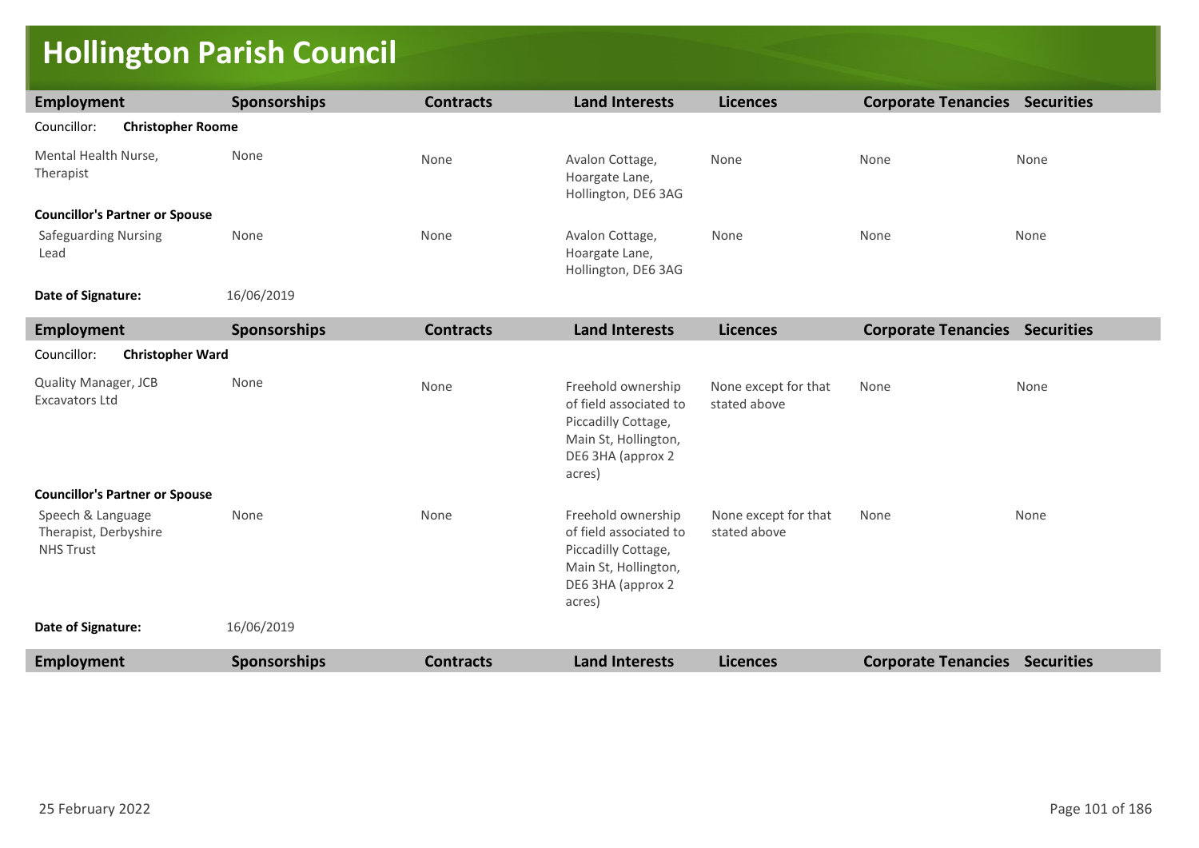# Hollington Parish Council

| Employment | Sponsorships | Contracts | Land Interests | Licences | Corporate Tenancies | Securities |
|---|---|---|---|---|---|---|
| Councillor: **Christopher Roome** | | | | | | |
| Mental Health Nurse, Therapist | None | None | Avalon Cottage, Hoargate Lane, Hollington, DE6 3AG | None | None | None |
| **Councillor's Partner or Spouse** | | | | | | |
| Safeguarding Nursing Lead | None | None | Avalon Cottage, Hoargate Lane, Hollington, DE6 3AG | None | None | None |
| **Date of Signature:** | 16/06/2019 | | | | | |

| Employment | Sponsorships | Contracts | Land Interests | Licences | Corporate Tenancies | Securities |
|---|---|---|---|---|---|---|
| Councillor: **Christopher Ward** | | | | | | |
| Quality Manager, JCB Excavators Ltd | None | None | Freehold ownership of field associated to Piccadilly Cottage, Main St, Hollington, DE6 3HA (approx 2 acres) | None except for that stated above | None | None |
| **Councillor's Partner or Spouse** | | | | | | |
| Speech & Language Therapist, Derbyshire NHS Trust | None | None | Freehold ownership of field associated to Piccadilly Cottage, Main St, Hollington, DE6 3HA (approx 2 acres) | None except for that stated above | None | None |
| **Date of Signature:** | 16/06/2019 | | | | | |

| Employment | Sponsorships | Contracts | Land Interests | Licences | Corporate Tenancies | Securities |
|---|---|---|---|---|---|---|

25 February 2022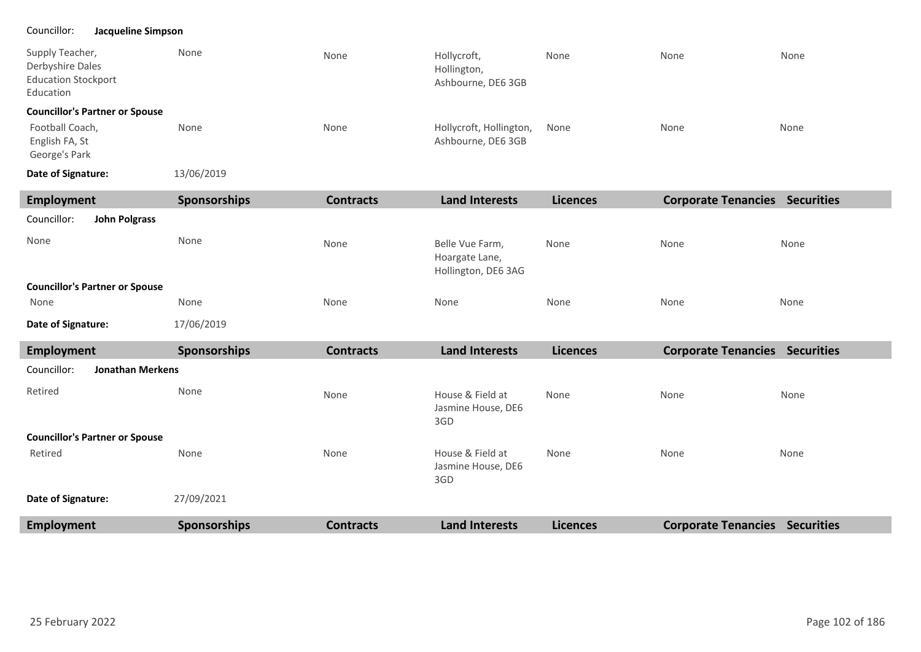Councillor: **Jacqueline Simpson**

| Employment | Sponsorships | Contracts | Land Interests | Licences | Corporate Tenancies | Securities |
|---|---|---|---|---|---|---|
| Supply Teacher, Derbyshire Dales Education Stockport Education | None | None | Hollycroft, Hollington, Ashbourne, DE6 3GB | None | None | None |
| **Councillor's Partner or Spouse** | | | | | | |
| Football Coach, English FA, St George's Park | None | None | Hollycroft, Hollington, Ashbourne, DE6 3GB | None | None | None |

**Date of Signature:** 13/06/2019

| Employment | Sponsorships | Contracts | Land Interests | Licences | Corporate Tenancies | Securities |
|---|---|---|---|---|---|---|
| Councillor: **John Polgrass** | | | | | | |
| None | None | None | Belle Vue Farm, Hoargate Lane, Hollington, DE6 3AG | None | None | None |
| **Councillor's Partner or Spouse** | | | | | | |
| None | None | None | None | None | None | None |

**Date of Signature:** 17/06/2019

| Employment | Sponsorships | Contracts | Land Interests | Licences | Corporate Tenancies | Securities |
|---|---|---|---|---|---|---|
| Councillor: **Jonathan Merkens** | | | | | | |
| Retired | None | None | House & Field at Jasmine House, DE6 3GD | None | None | None |
| **Councillor's Partner or Spouse** | | | | | | |
| Retired | None | None | House & Field at Jasmine House, DE6 3GD | None | None | None |

**Date of Signature:** 27/09/2021

| Employment | Sponsorships | Contracts | Land Interests | Licences | Corporate Tenancies | Securities |
|---|---|---|---|---|---|---|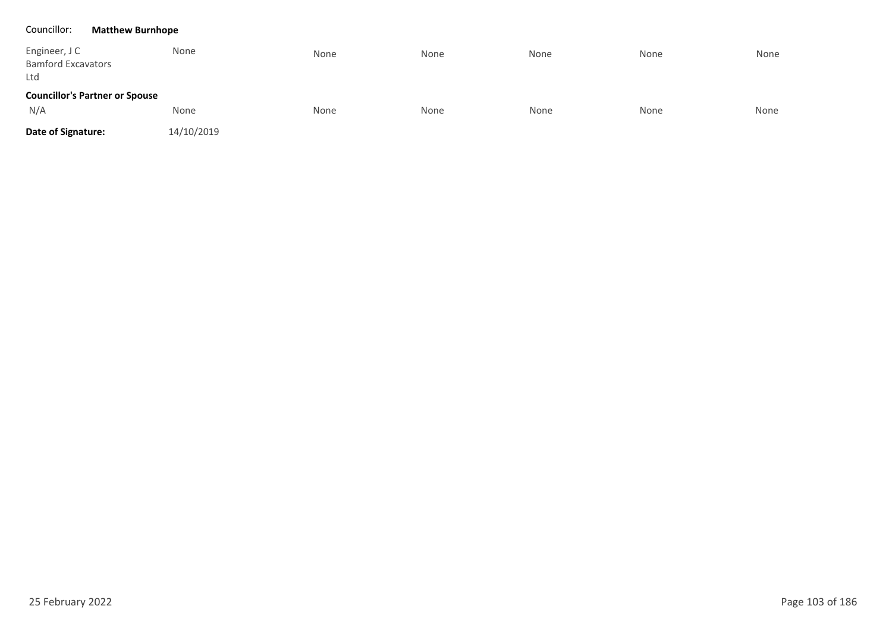Councillor: **Matthew Burnhope**

| | | | | | | |
|---|---|---|---|---|---|---|
| Engineer, J C Bamford Excavators Ltd | None | None | None | None | None | None |
| **Councillor's Partner or Spouse** | | | | | | |
| N/A | None | None | None | None | None | None |
| **Date of Signature:** | 14/10/2019 | | | | | |

25 February 2022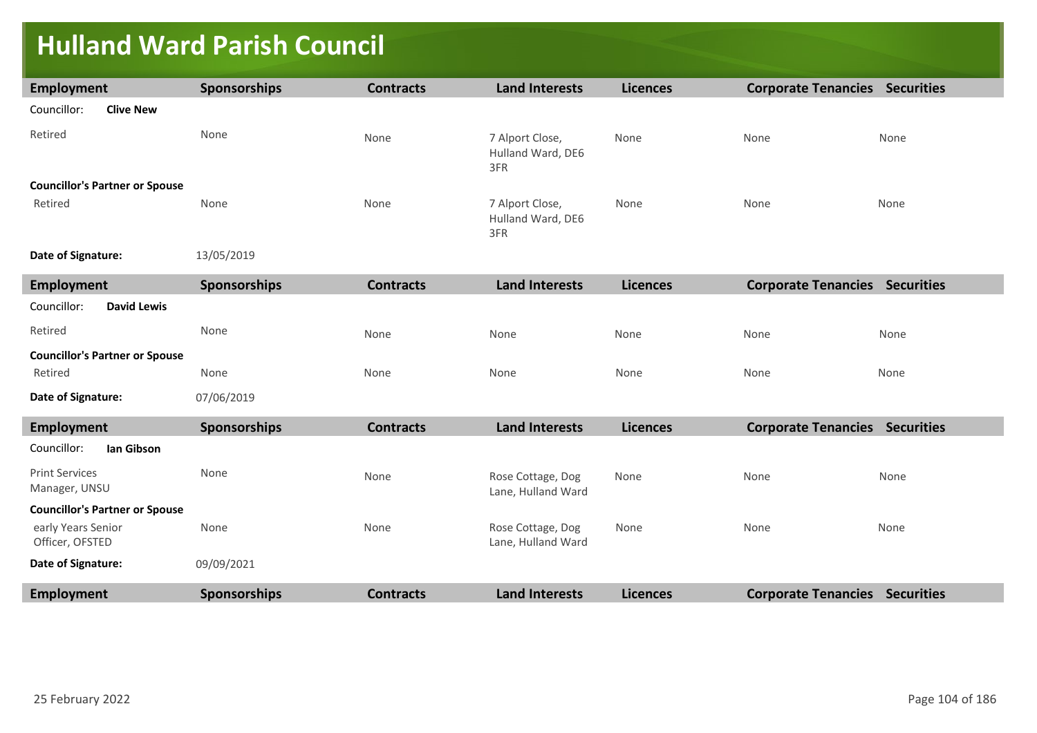# Hulland Ward Parish Council

| Employment | Sponsorships | Contracts | Land Interests | Licences | Corporate Tenancies | Securities |
|---|---|---|---|---|---|---|
| Councillor: **Clive New** | | | | | | |
| Retired | None | None | 7 Alport Close, Hulland Ward, DE6 3FR | None | None | None |
| **Councillor's Partner or Spouse** | | | | | | |
| Retired | None | None | 7 Alport Close, Hulland Ward, DE6 3FR | None | None | None |
| **Date of Signature:** | 13/05/2019 | | | | | |

| Employment | Sponsorships | Contracts | Land Interests | Licences | Corporate Tenancies | Securities |
|---|---|---|---|---|---|---|
| Councillor: **David Lewis** | | | | | | |
| Retired | None | None | None | None | None | None |
| **Councillor's Partner or Spouse** | | | | | | |
| Retired | None | None | None | None | None | None |
| **Date of Signature:** | 07/06/2019 | | | | | |

| Employment | Sponsorships | Contracts | Land Interests | Licences | Corporate Tenancies | Securities |
|---|---|---|---|---|---|---|
| Councillor: **Ian Gibson** | | | | | | |
| Print Services Manager, UNSU | None | None | Rose Cottage, Dog Lane, Hulland Ward | None | None | None |
| **Councillor's Partner or Spouse** | | | | | | |
| early Years Senior Officer, OFSTED | None | None | Rose Cottage, Dog Lane, Hulland Ward | None | None | None |
| **Date of Signature:** | 09/09/2021 | | | | | |

| Employment | Sponsorships | Contracts | Land Interests | Licences | Corporate Tenancies | Securities |
|---|---|---|---|---|---|---|

25 February 2022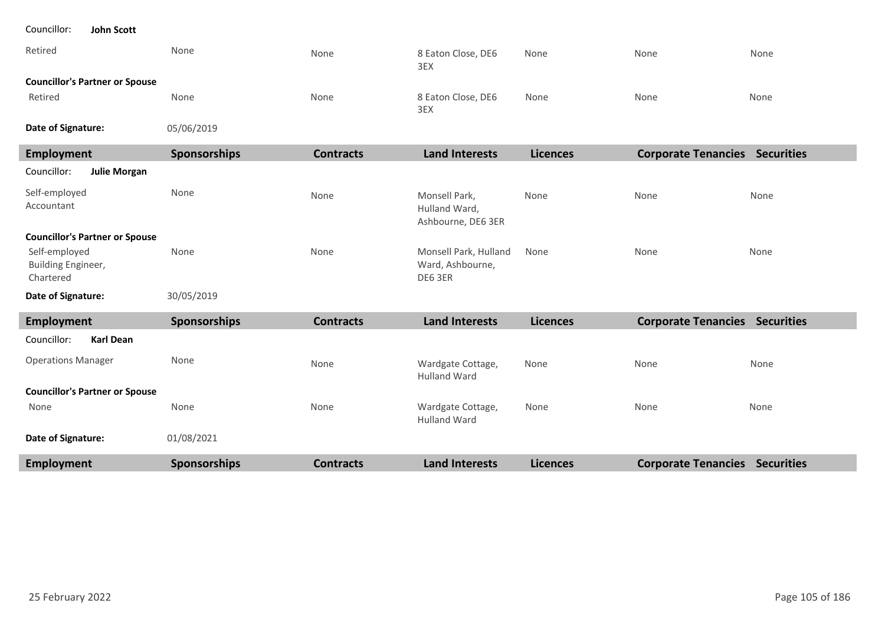Councillor: **John Scott**

| Employment | Sponsorships | Contracts | Land Interests | Licences | Corporate Tenancies | Securities |
|---|---|---|---|---|---|---|
| Retired | None | None | 8 Eaton Close, DE6 3EX | None | None | None |
| **Councillor's Partner or Spouse** | | | | | | |
| Retired | None | None | 8 Eaton Close, DE6 3EX | None | None | None |
| **Date of Signature:** | 05/06/2019 | | | | | |

| Employment | Sponsorships | Contracts | Land Interests | Licences | Corporate Tenancies | Securities |
|---|---|---|---|---|---|---|
| Councillor: **Julie Morgan** | | | | | | |
| Self-employed Accountant | None | None | Monsell Park, Hulland Ward, Ashbourne, DE6 3ER | None | None | None |
| **Councillor's Partner or Spouse** | | | | | | |
| Self-employed Building Engineer, Chartered | None | None | Monsell Park, Hulland Ward, Ashbourne, DE6 3ER | None | None | None |
| **Date of Signature:** | 30/05/2019 | | | | | |

| Employment | Sponsorships | Contracts | Land Interests | Licences | Corporate Tenancies | Securities |
|---|---|---|---|---|---|---|
| Councillor: **Karl Dean** | | | | | | |
| Operations Manager | None | None | Wardgate Cottage, Hulland Ward | None | None | None |
| **Councillor's Partner or Spouse** | | | | | | |
| None | None | None | Wardgate Cottage, Hulland Ward | None | None | None |
| **Date of Signature:** | 01/08/2021 | | | | | |

| Employment | Sponsorships | Contracts | Land Interests | Licences | Corporate Tenancies | Securities |
|---|---|---|---|---|---|---|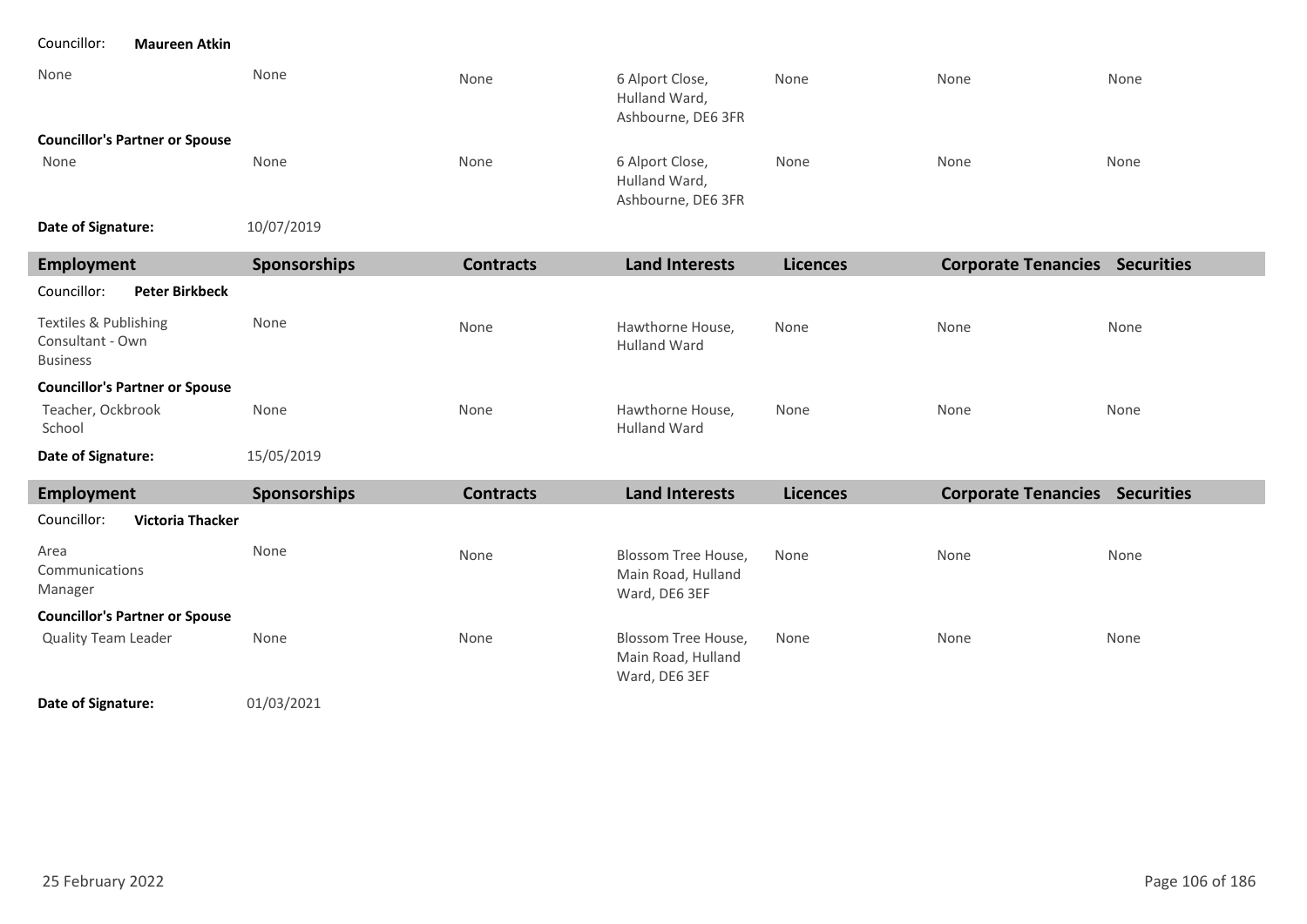Councillor: **Maureen Atkin**

| | | | | | | |
|---|---|---|---|---|---|---|
| None | None | None | 6 Alport Close, Hulland Ward, Ashbourne, DE6 3FR | None | None | None |
| **Councillor's Partner or Spouse** | | | | | | |
| None | None | None | 6 Alport Close, Hulland Ward, Ashbourne, DE6 3FR | None | None | None |

**Date of Signature:** 10/07/2019

| Employment | Sponsorships | Contracts | Land Interests | Licences | Corporate Tenancies | Securities |
|---|---|---|---|---|---|---|
| Councillor: **Peter Birkbeck** | | | | | | |
| Textiles & Publishing Consultant - Own Business | None | None | Hawthorne House, Hulland Ward | None | None | None |
| **Councillor's Partner or Spouse** | | | | | | |
| Teacher, Ockbrook School | None | None | Hawthorne House, Hulland Ward | None | None | None |

**Date of Signature:** 15/05/2019

| Employment | Sponsorships | Contracts | Land Interests | Licences | Corporate Tenancies | Securities |
|---|---|---|---|---|---|---|
| Councillor: **Victoria Thacker** | | | | | | |
| Area Communications Manager | None | None | Blossom Tree House, Main Road, Hulland Ward, DE6 3EF | None | None | None |
| **Councillor's Partner or Spouse** | | | | | | |
| Quality Team Leader | None | None | Blossom Tree House, Main Road, Hulland Ward, DE6 3EF | None | None | None |

**Date of Signature:** 01/03/2021

25 February 2022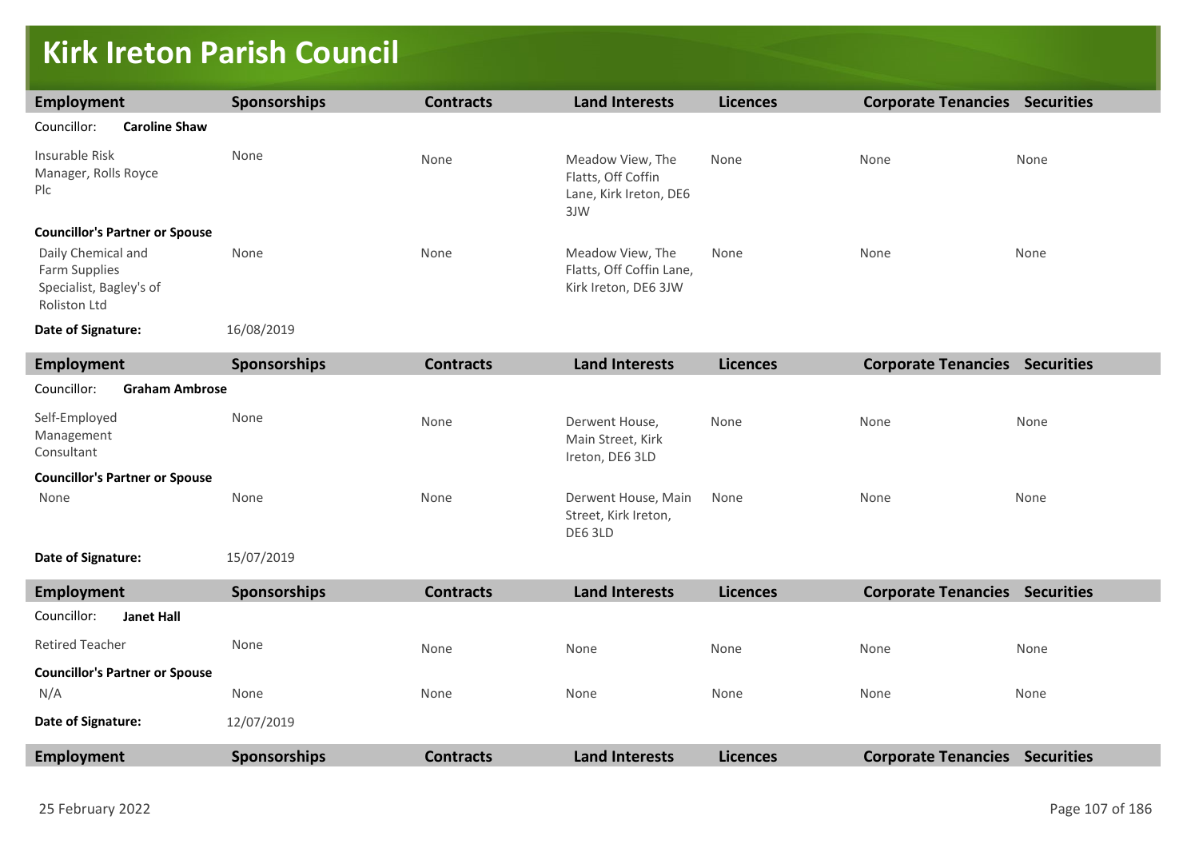# Kirk Ireton Parish Council

| Employment | Sponsorships | Contracts | Land Interests | Licences | Corporate Tenancies | Securities |
|---|---|---|---|---|---|---|
| Councillor: **Caroline Shaw** | | | | | | |
| Insurable Risk Manager, Rolls Royce Plc | None | None | Meadow View, The Flatts, Off Coffin Lane, Kirk Ireton, DE6 3JW | None | None | None |
| **Councillor's Partner or Spouse** | | | | | | |
| Daily Chemical and Farm Supplies Specialist, Bagley's of Roliston Ltd | None | None | Meadow View, The Flatts, Off Coffin Lane, Kirk Ireton, DE6 3JW | None | None | None |
| **Date of Signature:** | 16/08/2019 | | | | | |

| Employment | Sponsorships | Contracts | Land Interests | Licences | Corporate Tenancies | Securities |
|---|---|---|---|---|---|---|
| Councillor: **Graham Ambrose** | | | | | | |
| Self-Employed Management Consultant | None | None | Derwent House, Main Street, Kirk Ireton, DE6 3LD | None | None | None |
| **Councillor's Partner or Spouse** | | | | | | |
| None | None | None | Derwent House, Main Street, Kirk Ireton, DE6 3LD | None | None | None |
| **Date of Signature:** | 15/07/2019 | | | | | |

| Employment | Sponsorships | Contracts | Land Interests | Licences | Corporate Tenancies | Securities |
|---|---|---|---|---|---|---|
| Councillor: **Janet Hall** | | | | | | |
| Retired Teacher | None | None | None | None | None | None |
| **Councillor's Partner or Spouse** | | | | | | |
| N/A | None | None | None | None | None | None |
| **Date of Signature:** | 12/07/2019 | | | | | |

| Employment | Sponsorships | Contracts | Land Interests | Licences | Corporate Tenancies | Securities |
|---|---|---|---|---|---|---|

25 February 2022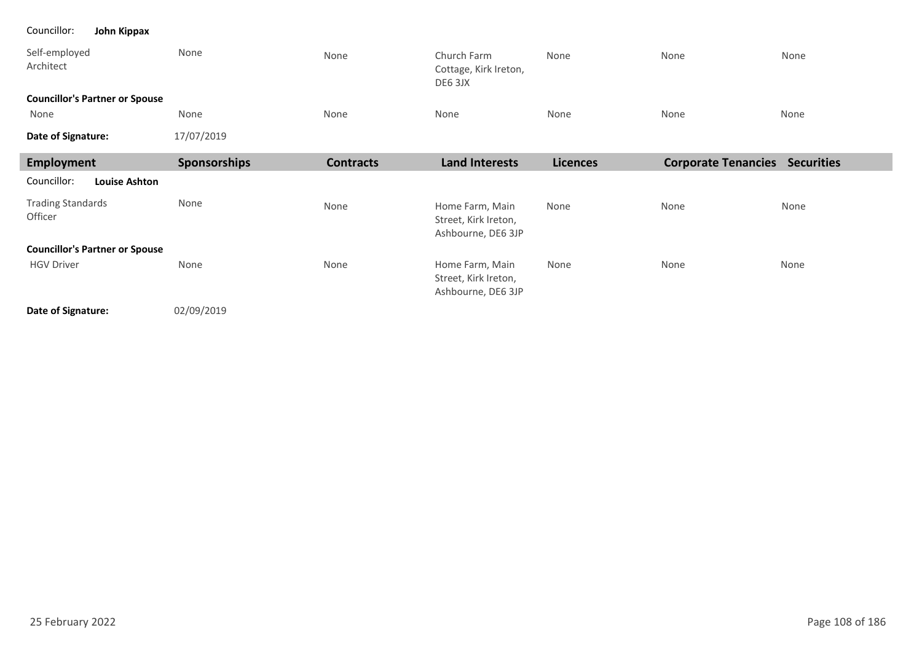Councillor: **John Kippax**

| | | | | | | |
|---|---|---|---|---|---|---|
| Self-employed Architect | None | None | Church Farm Cottage, Kirk Ireton, DE6 3JX | None | None | None |
| **Councillor's Partner or Spouse** | | | | | | |
| None | None | None | None | None | None | None |
| **Date of Signature:** | 17/07/2019 | | | | | |

| Employment | Sponsorships | Contracts | Land Interests | Licences | Corporate Tenancies | Securities |
|---|---|---|---|---|---|---|
| Councillor: **Louise Ashton** | | | | | | |
| Trading Standards Officer | None | None | Home Farm, Main Street, Kirk Ireton, Ashbourne, DE6 3JP | None | None | None |
| **Councillor's Partner or Spouse** | | | | | | |
| HGV Driver | None | None | Home Farm, Main Street, Kirk Ireton, Ashbourne, DE6 3JP | None | None | None |
| **Date of Signature:** | 02/09/2019 | | | | | |

25 February 2022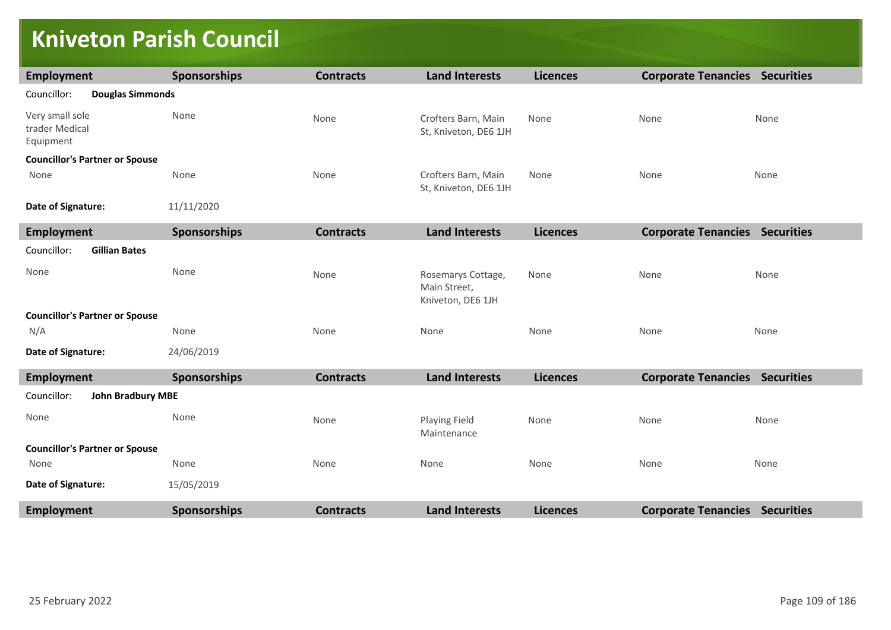# Kniveton Parish Council

| Employment | Sponsorships | Contracts | Land Interests | Licences | Corporate Tenancies | Securities |
|---|---|---|---|---|---|---|
| Councillor: **Douglas Simmonds** | | | | | | |
| Very small sole trader Medical Equipment | None | None | Crofters Barn, Main St, Kniveton, DE6 1JH | None | None | None |
| **Councillor's Partner or Spouse** | | | | | | |
| None | None | None | Crofters Barn, Main St, Kniveton, DE6 1JH | None | None | None |
| **Date of Signature:** | 11/11/2020 | | | | | |

| Employment | Sponsorships | Contracts | Land Interests | Licences | Corporate Tenancies | Securities |
|---|---|---|---|---|---|---|
| Councillor: **Gillian Bates** | | | | | | |
| None | None | None | Rosemarys Cottage, Main Street, Kniveton, DE6 1JH | None | None | None |
| **Councillor's Partner or Spouse** | | | | | | |
| N/A | None | None | None | None | None | None |
| **Date of Signature:** | 24/06/2019 | | | | | |

| Employment | Sponsorships | Contracts | Land Interests | Licences | Corporate Tenancies | Securities |
|---|---|---|---|---|---|---|
| Councillor: **John Bradbury MBE** | | | | | | |
| None | None | None | Playing Field Maintenance | None | None | None |
| **Councillor's Partner or Spouse** | | | | | | |
| None | None | None | None | None | None | None |
| **Date of Signature:** | 15/05/2019 | | | | | |

| Employment | Sponsorships | Contracts | Land Interests | Licences | Corporate Tenancies | Securities |
|---|---|---|---|---|---|---|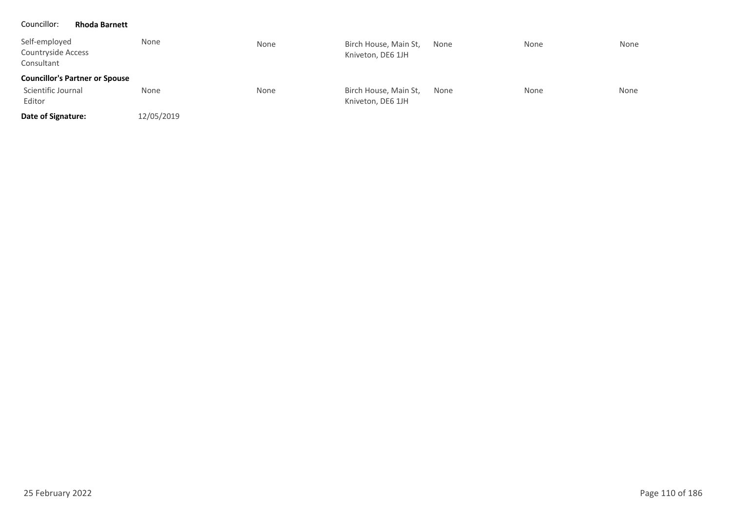Councillor: **Rhoda Barnett**

| | | | | | | |
|---|---|---|---|---|---|---|
| Self-employed Countryside Access Consultant | None | None | Birch House, Main St, Kniveton, DE6 1JH | None | None | None |
| **Councillor's Partner or Spouse** | | | | | | |
| Scientific Journal Editor | None | None | Birch House, Main St, Kniveton, DE6 1JH | None | None | None |

**Date of Signature:** 12/05/2019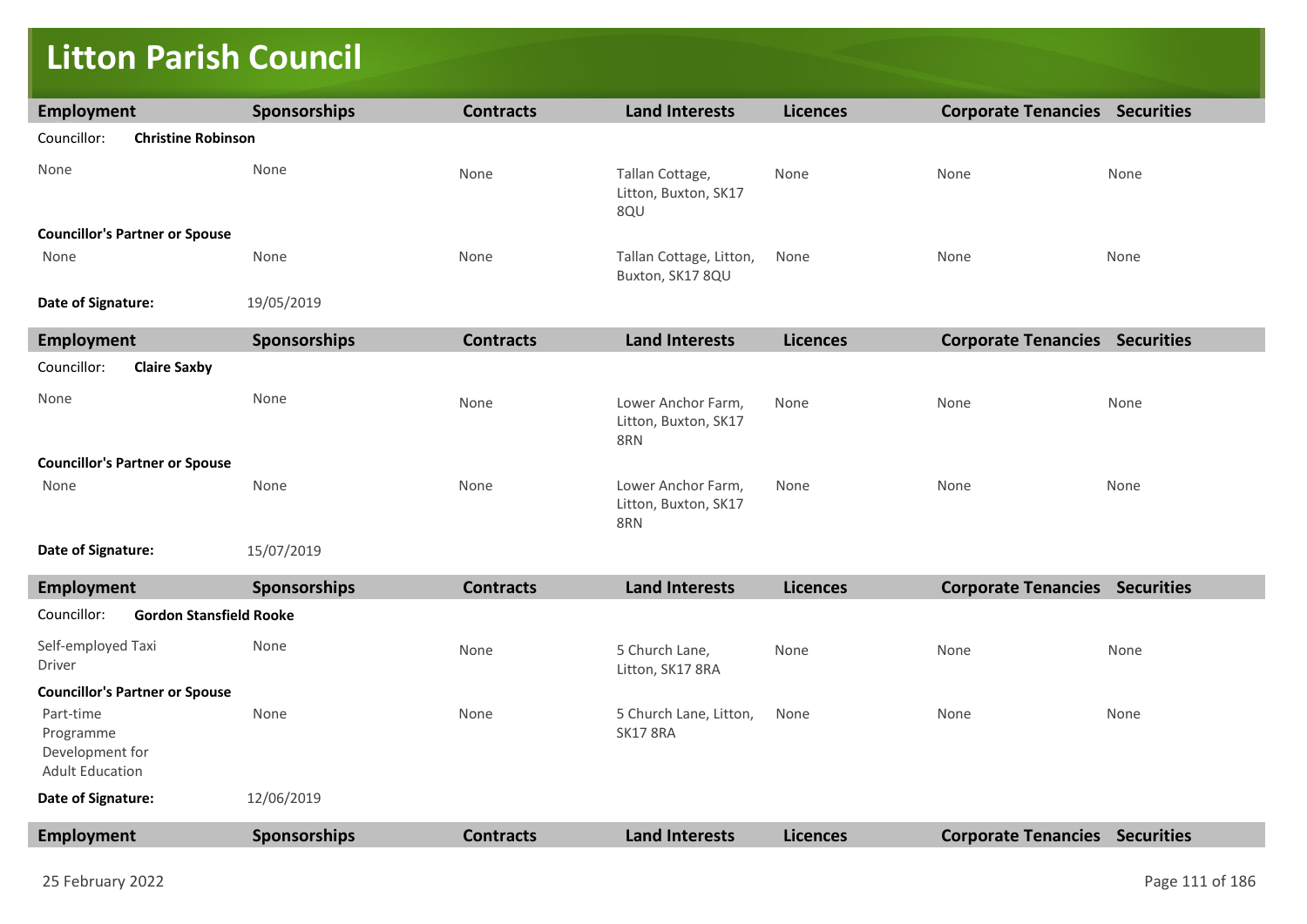# Litton Parish Council

| Employment | Sponsorships | Contracts | Land Interests | Licences | Corporate Tenancies | Securities |
|---|---|---|---|---|---|---|
| Councillor: **Christine Robinson** | | | | | | |
| None | None | None | Tallan Cottage, Litton, Buxton, SK17 8QU | None | None | None |
| **Councillor's Partner or Spouse** | | | | | | |
| None | None | None | Tallan Cottage, Litton, Buxton, SK17 8QU | None | None | None |
| **Date of Signature:** | 19/05/2019 | | | | | |

| Employment | Sponsorships | Contracts | Land Interests | Licences | Corporate Tenancies | Securities |
|---|---|---|---|---|---|---|
| Councillor: **Claire Saxby** | | | | | | |
| None | None | None | Lower Anchor Farm, Litton, Buxton, SK17 8RN | None | None | None |
| **Councillor's Partner or Spouse** | | | | | | |
| None | None | None | Lower Anchor Farm, Litton, Buxton, SK17 8RN | None | None | None |
| **Date of Signature:** | 15/07/2019 | | | | | |

| Employment | Sponsorships | Contracts | Land Interests | Licences | Corporate Tenancies | Securities |
|---|---|---|---|---|---|---|
| Councillor: **Gordon Stansfield Rooke** | | | | | | |
| Self-employed Taxi Driver | None | None | 5 Church Lane, Litton, SK17 8RA | None | None | None |
| **Councillor's Partner or Spouse** | | | | | | |
| Part-time Programme Development for Adult Education | None | None | 5 Church Lane, Litton, SK17 8RA | None | None | None |
| **Date of Signature:** | 12/06/2019 | | | | | |

| Employment | Sponsorships | Contracts | Land Interests | Licences | Corporate Tenancies | Securities |
|---|---|---|---|---|---|---|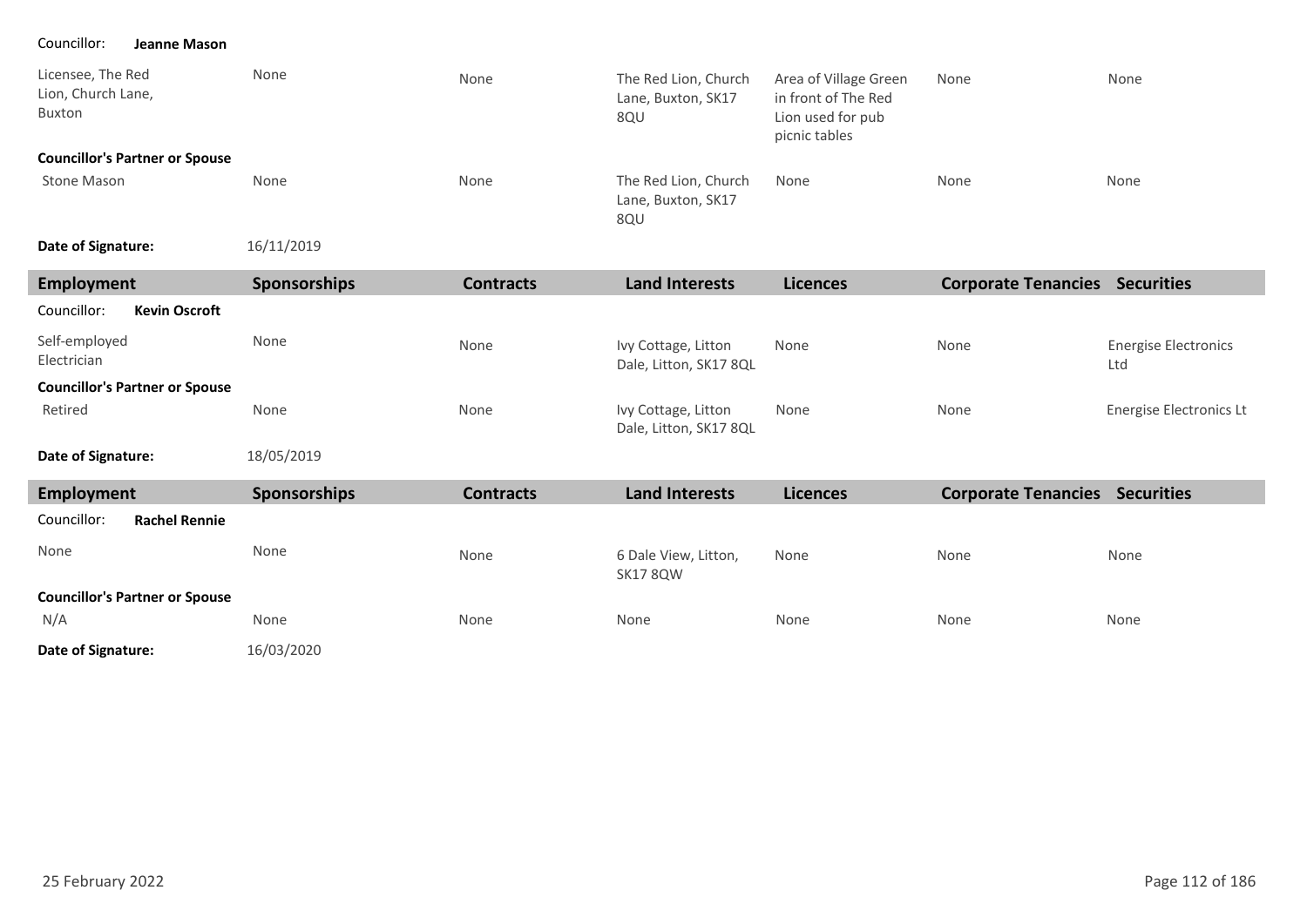| Councillor: **Jeanne Mason** | | | | | | |
|---|---|---|---|---|---|---|
| Licensee, The Red Lion, Church Lane, Buxton | None | None | The Red Lion, Church Lane, Buxton, SK17 8QU | Area of Village Green in front of The Red Lion used for pub picnic tables | None | None |
| **Councillor's Partner or Spouse** | | | | | | |
| Stone Mason | None | None | The Red Lion, Church Lane, Buxton, SK17 8QU | None | None | None |
| **Date of Signature:** | 16/11/2019 | | | | | |

| Employment | Sponsorships | Contracts | Land Interests | Licences | Corporate Tenancies | Securities |
|---|---|---|---|---|---|---|
| Councillor: **Kevin Oscroft** | | | | | | |
| Self-employed Electrician | None | None | Ivy Cottage, Litton Dale, Litton, SK17 8QL | None | None | Energise Electronics Ltd |
| **Councillor's Partner or Spouse** | | | | | | |
| Retired | None | None | Ivy Cottage, Litton Dale, Litton, SK17 8QL | None | None | Energise Electronics Lt |
| **Date of Signature:** | 18/05/2019 | | | | | |

| Employment | Sponsorships | Contracts | Land Interests | Licences | Corporate Tenancies | Securities |
|---|---|---|---|---|---|---|
| Councillor: **Rachel Rennie** | | | | | | |
| None | None | None | 6 Dale View, Litton, SK17 8QW | None | None | None |
| **Councillor's Partner or Spouse** | | | | | | |
| N/A | None | None | None | None | None | None |
| **Date of Signature:** | 16/03/2020 | | | | | |

25 February 2022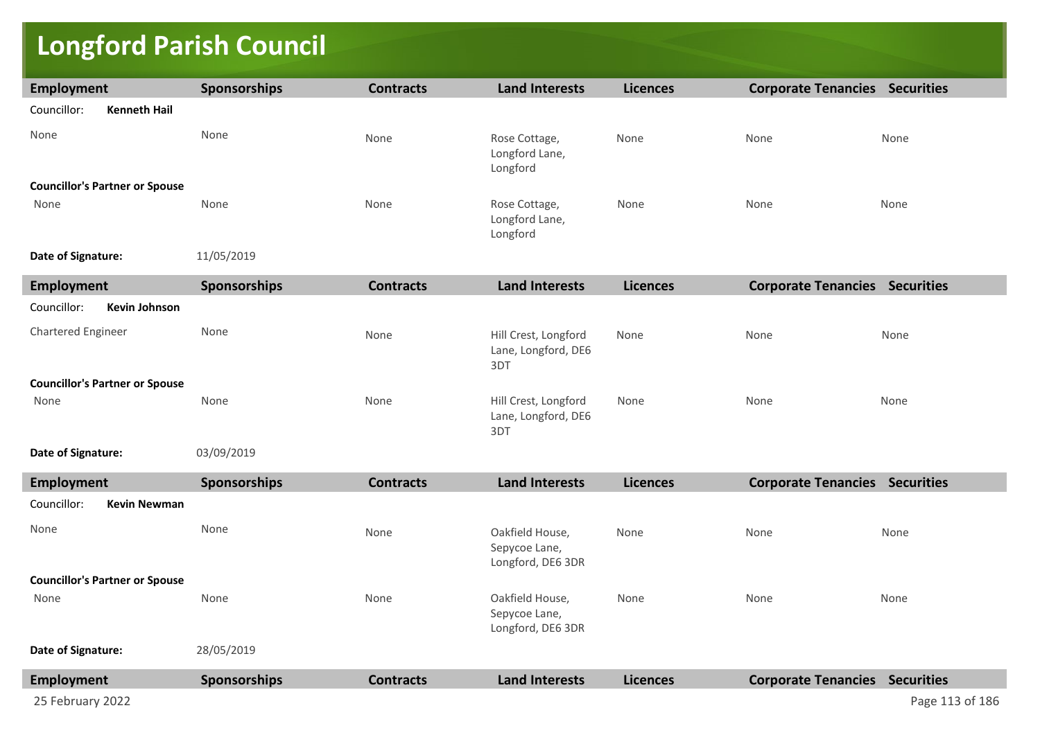# Longford Parish Council

| Employment | Sponsorships | Contracts | Land Interests | Licences | Corporate Tenancies | Securities |
|---|---|---|---|---|---|---|
| Councillor: **Kenneth Hail** | | | | | | |
| None | None | None | Rose Cottage, Longford Lane, Longford | None | None | None |
| **Councillor's Partner or Spouse** | | | | | | |
| None | None | None | Rose Cottage, Longford Lane, Longford | None | None | None |
| **Date of Signature:** | 11/05/2019 | | | | | |

| Employment | Sponsorships | Contracts | Land Interests | Licences | Corporate Tenancies | Securities |
|---|---|---|---|---|---|---|
| Councillor: **Kevin Johnson** | | | | | | |
| Chartered Engineer | None | None | Hill Crest, Longford Lane, Longford, DE6 3DT | None | None | None |
| **Councillor's Partner or Spouse** | | | | | | |
| None | None | None | Hill Crest, Longford Lane, Longford, DE6 3DT | None | None | None |
| **Date of Signature:** | 03/09/2019 | | | | | |

| Employment | Sponsorships | Contracts | Land Interests | Licences | Corporate Tenancies | Securities |
|---|---|---|---|---|---|---|
| Councillor: **Kevin Newman** | | | | | | |
| None | None | None | Oakfield House, Sepycoe Lane, Longford, DE6 3DR | None | None | None |
| **Councillor's Partner or Spouse** | | | | | | |
| None | None | None | Oakfield House, Sepycoe Lane, Longford, DE6 3DR | None | None | None |
| **Date of Signature:** | 28/05/2019 | | | | | |

| Employment | Sponsorships | Contracts | Land Interests | Licences | Corporate Tenancies | Securities |
|---|---|---|---|---|---|---|

25 February 2022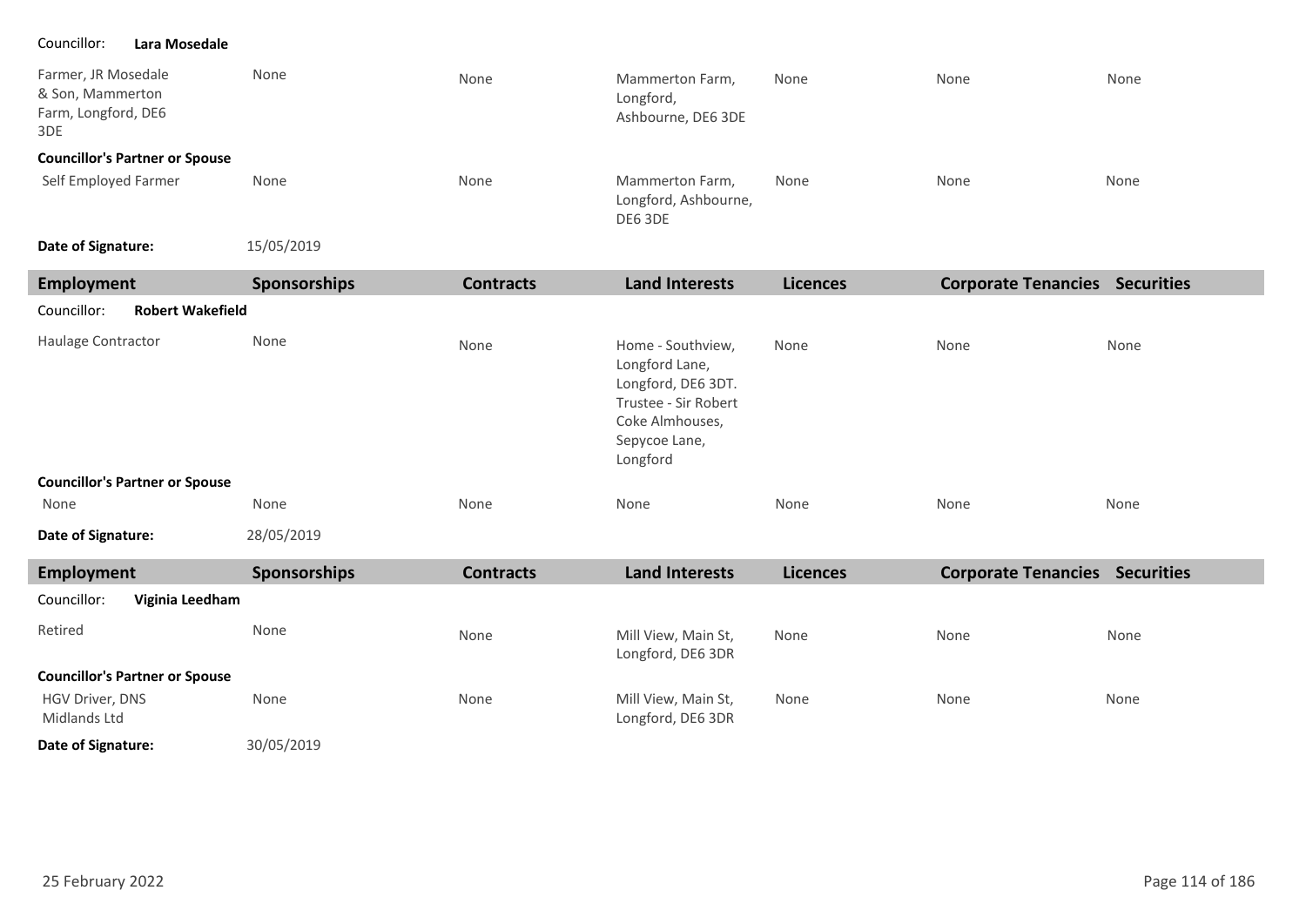Councillor: **Lara Mosedale**

| Employment | Sponsorships | Contracts | Land Interests | Licences | Corporate Tenancies | Securities |
|---|---|---|---|---|---|---|
| Farmer, JR Mosedale & Son, Mammerton Farm, Longford, DE6 3DE | None | None | Mammerton Farm, Longford, Ashbourne, DE6 3DE | None | None | None |
| **Councillor's Partner or Spouse** | | | | | | |
| Self Employed Farmer | None | None | Mammerton Farm, Longford, Ashbourne, DE6 3DE | None | None | None |

**Date of Signature:** 15/05/2019

| Employment | Sponsorships | Contracts | Land Interests | Licences | Corporate Tenancies | Securities |
|---|---|---|---|---|---|---|
| Councillor: **Robert Wakefield** | | | | | | |
| Haulage Contractor | None | None | Home - Southview, Longford Lane, Longford, DE6 3DT. Trustee - Sir Robert Coke Almhouses, Sepycoe Lane, Longford | None | None | None |
| **Councillor's Partner or Spouse** | | | | | | |
| None | None | None | None | None | None | None |

**Date of Signature:** 28/05/2019

| Employment | Sponsorships | Contracts | Land Interests | Licences | Corporate Tenancies | Securities |
|---|---|---|---|---|---|---|
| Councillor: **Viginia Leedham** | | | | | | |
| Retired | None | None | Mill View, Main St, Longford, DE6 3DR | None | None | None |
| **Councillor's Partner or Spouse** | | | | | | |
| HGV Driver, DNS Midlands Ltd | None | None | Mill View, Main St, Longford, DE6 3DR | None | None | None |

**Date of Signature:** 30/05/2019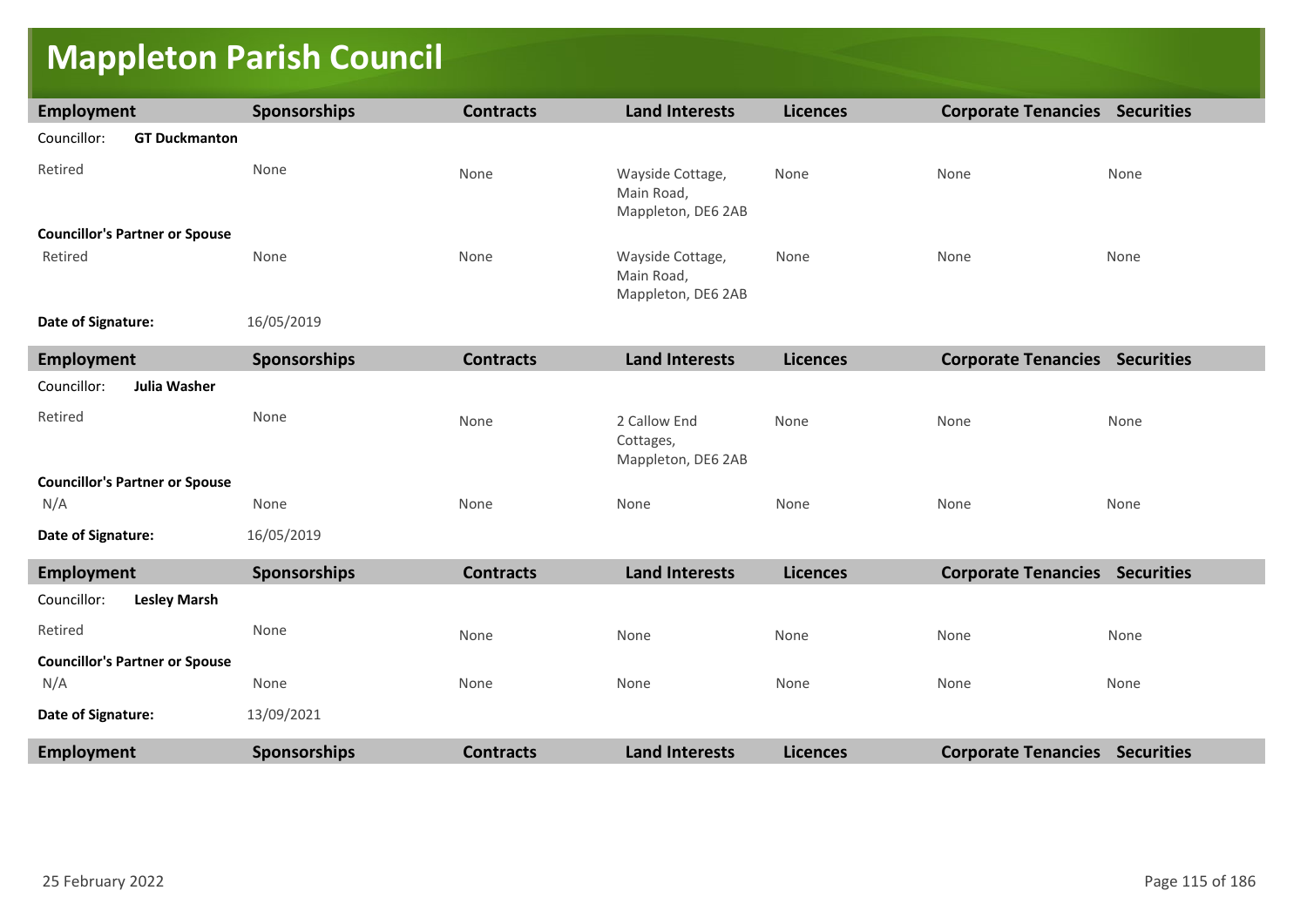# Mappleton Parish Council

| Employment | Sponsorships | Contracts | Land Interests | Licences | Corporate Tenancies | Securities |
|---|---|---|---|---|---|---|
| Councillor: **GT Duckmanton** | | | | | | |
| Retired | None | None | Wayside Cottage, Main Road, Mappleton, DE6 2AB | None | None | None |
| **Councillor's Partner or Spouse** | | | | | | |
| Retired | None | None | Wayside Cottage, Main Road, Mappleton, DE6 2AB | None | None | None |
| **Date of Signature:** | 16/05/2019 | | | | | |

| Employment | Sponsorships | Contracts | Land Interests | Licences | Corporate Tenancies | Securities |
|---|---|---|---|---|---|---|
| Councillor: **Julia Washer** | | | | | | |
| Retired | None | None | 2 Callow End Cottages, Mappleton, DE6 2AB | None | None | None |
| **Councillor's Partner or Spouse** | | | | | | |
| N/A | None | None | None | None | None | None |
| **Date of Signature:** | 16/05/2019 | | | | | |

| Employment | Sponsorships | Contracts | Land Interests | Licences | Corporate Tenancies | Securities |
|---|---|---|---|---|---|---|
| Councillor: **Lesley Marsh** | | | | | | |
| Retired | None | None | None | None | None | None |
| **Councillor's Partner or Spouse** | | | | | | |
| N/A | None | None | None | None | None | None |
| **Date of Signature:** | 13/09/2021 | | | | | |

| Employment | Sponsorships | Contracts | Land Interests | Licences | Corporate Tenancies | Securities |
|---|---|---|---|---|---|---|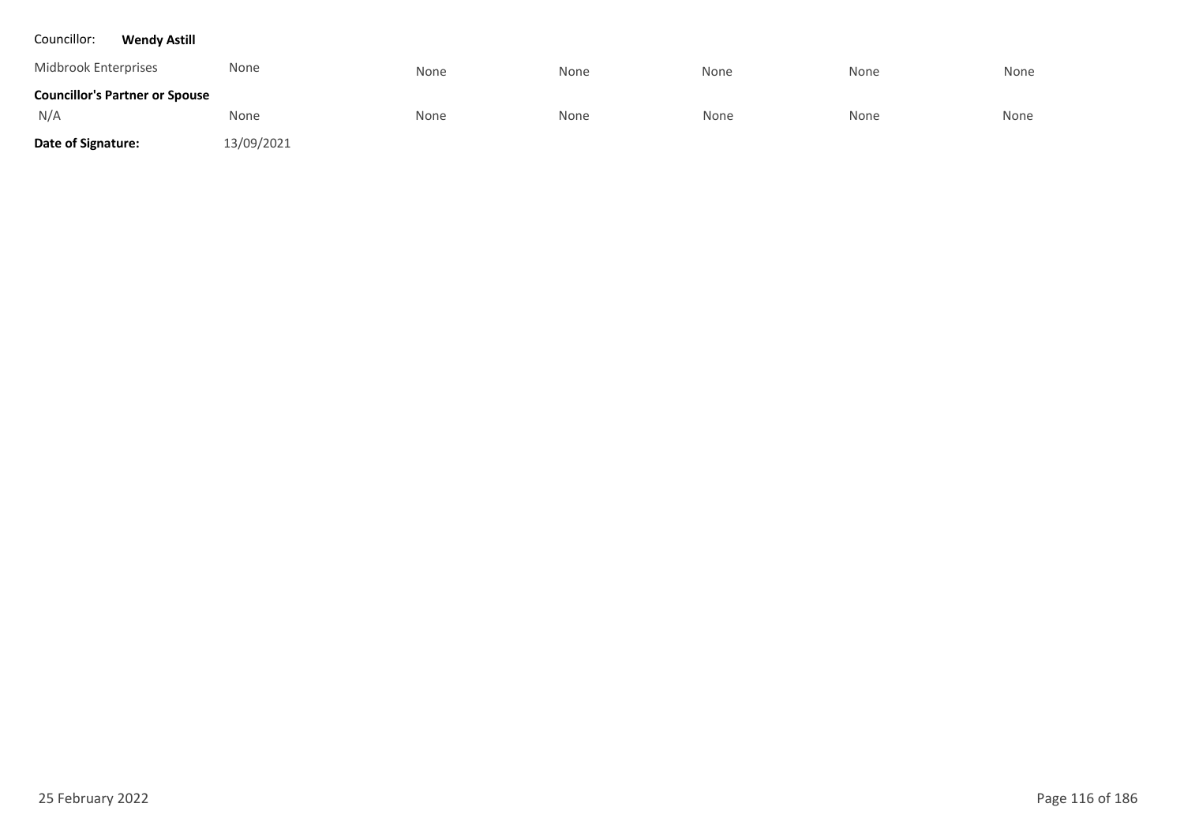Councillor: **Wendy Astill**

| | | | | | | |
|---|---|---|---|---|---|---|
| Midbrook Enterprises | None | None | None | None | None | None |
| **Councillor's Partner or Spouse** | | | | | | |
| N/A | None | None | None | None | None | None |

**Date of Signature:** 13/09/2021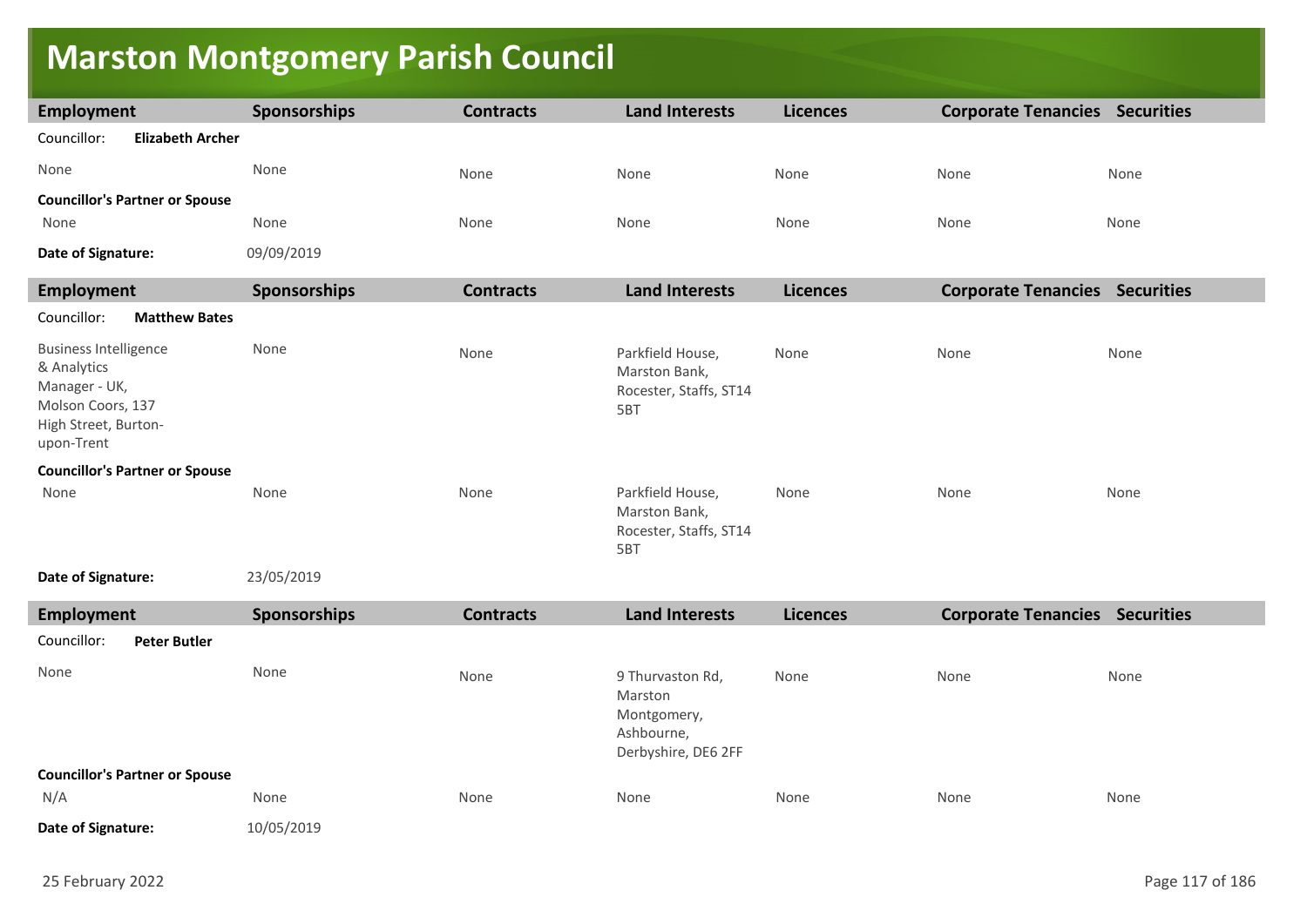# Marston Montgomery Parish Council

| Employment | Sponsorships | Contracts | Land Interests | Licences | Corporate Tenancies | Securities |
|---|---|---|---|---|---|---|
| Councillor: **Elizabeth Archer** | | | | | | |
| None | None | None | None | None | None | None |
| **Councillor's Partner or Spouse** | | | | | | |
| None | None | None | None | None | None | None |
| **Date of Signature:** | 09/09/2019 | | | | | |

| Employment | Sponsorships | Contracts | Land Interests | Licences | Corporate Tenancies | Securities |
|---|---|---|---|---|---|---|
| Councillor: **Matthew Bates** | | | | | | |
| Business Intelligence & Analytics Manager - UK, Molson Coors, 137 High Street, Burton-upon-Trent | None | None | Parkfield House, Marston Bank, Rocester, Staffs, ST14 5BT | None | None | None |
| **Councillor's Partner or Spouse** | | | | | | |
| None | None | None | Parkfield House, Marston Bank, Rocester, Staffs, ST14 5BT | None | None | None |
| **Date of Signature:** | 23/05/2019 | | | | | |

| Employment | Sponsorships | Contracts | Land Interests | Licences | Corporate Tenancies | Securities |
|---|---|---|---|---|---|---|
| Councillor: **Peter Butler** | | | | | | |
| None | None | None | 9 Thurvaston Rd, Marston Montgomery, Ashbourne, Derbyshire, DE6 2FF | None | None | None |
| **Councillor's Partner or Spouse** | | | | | | |
| N/A | None | None | None | None | None | None |
| **Date of Signature:** | 10/05/2019 | | | | | |

25 February 2022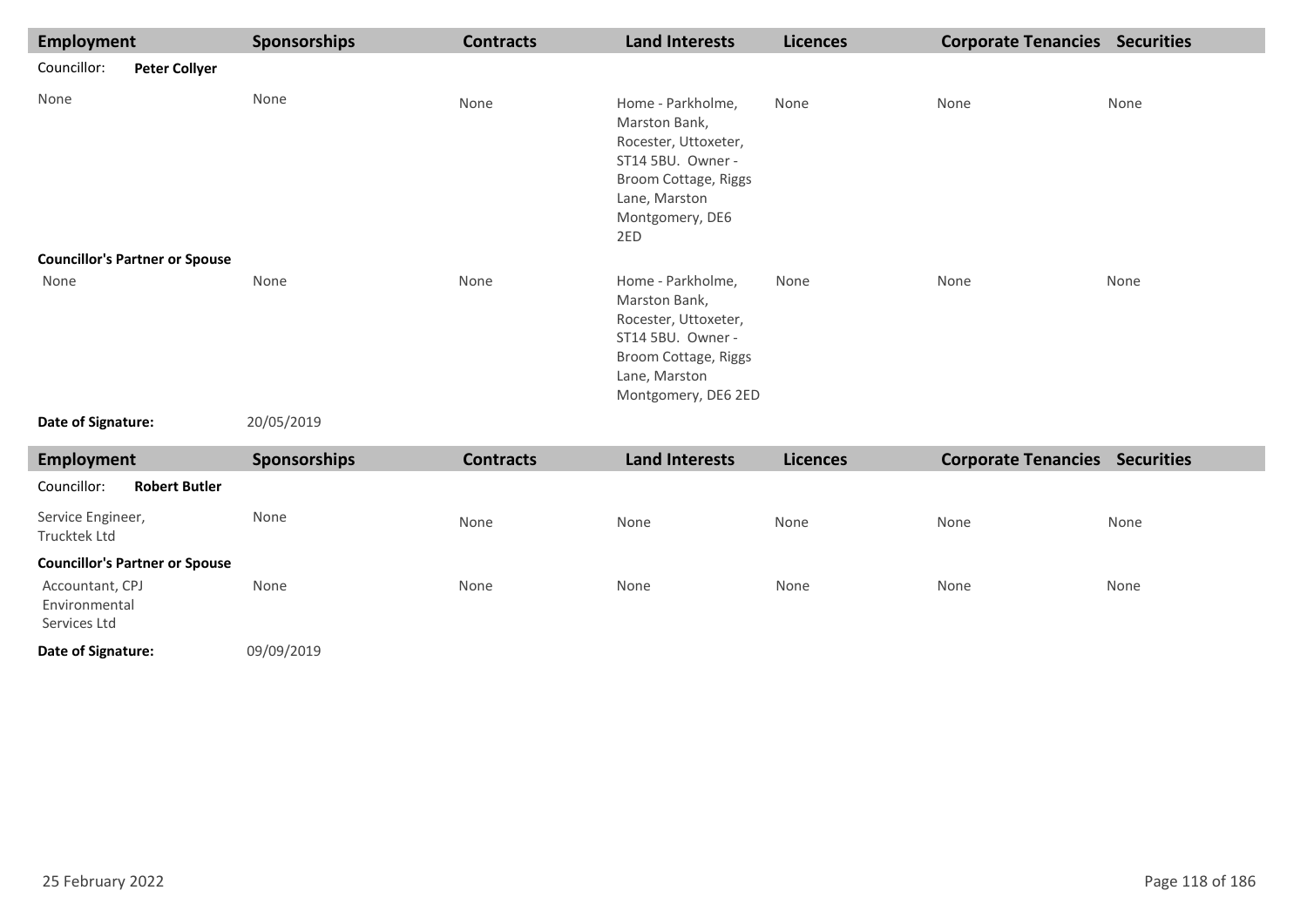| Employment | Sponsorships | Contracts | Land Interests | Licences | Corporate Tenancies | Securities |
|---|---|---|---|---|---|---|
| Councillor: **Peter Collyer** | | | | | | |
| None | None | None | Home - Parkholme, Marston Bank, Rocester, Uttoxeter, ST14 5BU. Owner - Broom Cottage, Riggs Lane, Marston Montgomery, DE6 2ED | None | None | None |
| **Councillor's Partner or Spouse** | | | | | | |
| None | None | None | Home - Parkholme, Marston Bank, Rocester, Uttoxeter, ST14 5BU. Owner - Broom Cottage, Riggs Lane, Marston Montgomery, DE6 2ED | None | None | None |
| **Date of Signature:** | 20/05/2019 | | | | | |

| Employment | Sponsorships | Contracts | Land Interests | Licences | Corporate Tenancies | Securities |
|---|---|---|---|---|---|---|
| Councillor: **Robert Butler** | | | | | | |
| Service Engineer, Trucktek Ltd | None | None | None | None | None | None |
| **Councillor's Partner or Spouse** | | | | | | |
| Accountant, CPJ Environmental Services Ltd | None | None | None | None | None | None |
| **Date of Signature:** | 09/09/2019 | | | | | |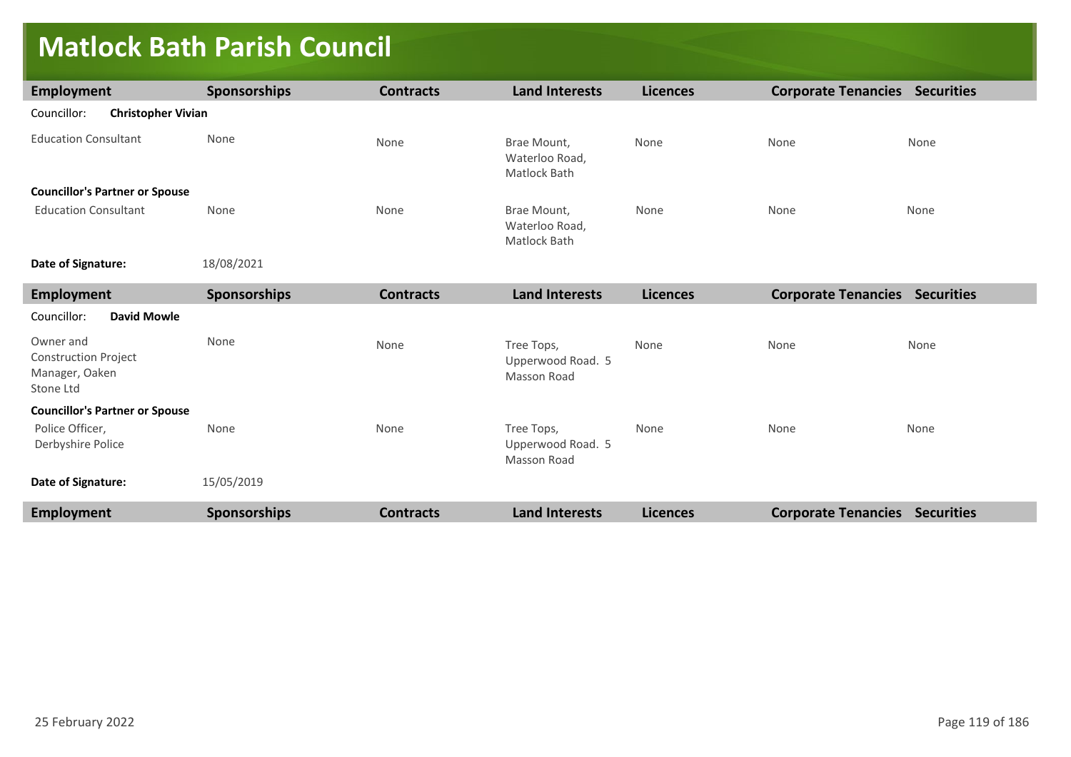# Matlock Bath Parish Council

| Employment | Sponsorships | Contracts | Land Interests | Licences | Corporate Tenancies | Securities |
|---|---|---|---|---|---|---|
| Councillor: **Christopher Vivian** | | | | | | |
| Education Consultant | None | None | Brae Mount, Waterloo Road, Matlock Bath | None | None | None |
| **Councillor's Partner or Spouse** | | | | | | |
| Education Consultant | None | None | Brae Mount, Waterloo Road, Matlock Bath | None | None | None |
| **Date of Signature:** | 18/08/2021 | | | | | |

| Employment | Sponsorships | Contracts | Land Interests | Licences | Corporate Tenancies | Securities |
|---|---|---|---|---|---|---|
| Councillor: **David Mowle** | | | | | | |
| Owner and Construction Project Manager, Oaken Stone Ltd | None | None | Tree Tops, Upperwood Road. 5 Masson Road | None | None | None |
| **Councillor's Partner or Spouse** | | | | | | |
| Police Officer, Derbyshire Police | None | None | Tree Tops, Upperwood Road. 5 Masson Road | None | None | None |
| **Date of Signature:** | 15/05/2019 | | | | | |

| Employment | Sponsorships | Contracts | Land Interests | Licences | Corporate Tenancies | Securities |
|---|---|---|---|---|---|---|

25 February 2022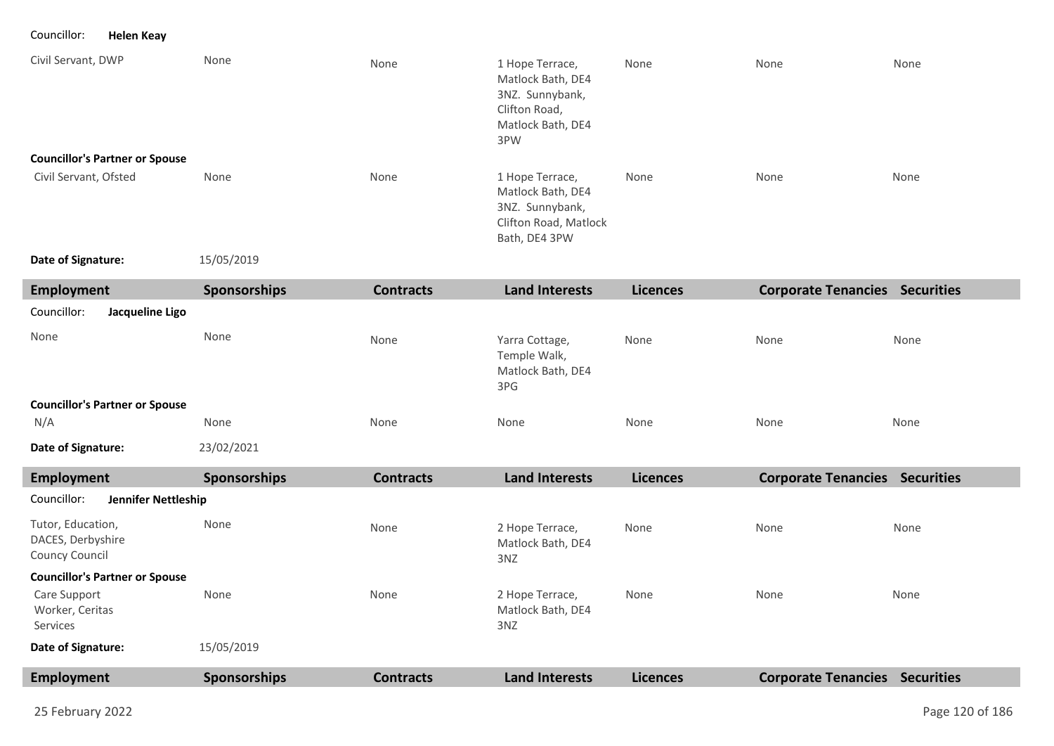Councillor: **Helen Keay**

| Employment | Sponsorships | Contracts | Land Interests | Licences | Corporate Tenancies | Securities |
|---|---|---|---|---|---|---|
| Civil Servant, DWP | None | None | 1 Hope Terrace, Matlock Bath, DE4 3NZ. Sunnybank, Clifton Road, Matlock Bath, DE4 3PW | None | None | None |
| **Councillor's Partner or Spouse** | | | | | | |
| Civil Servant, Ofsted | None | None | 1 Hope Terrace, Matlock Bath, DE4 3NZ. Sunnybank, Clifton Road, Matlock Bath, DE4 3PW | None | None | None |

**Date of Signature:** 15/05/2019

| Employment | Sponsorships | Contracts | Land Interests | Licences | Corporate Tenancies | Securities |
|---|---|---|---|---|---|---|
| Councillor: **Jacqueline Ligo** | | | | | | |
| None | None | None | Yarra Cottage, Temple Walk, Matlock Bath, DE4 3PG | None | None | None |
| **Councillor's Partner or Spouse** | | | | | | |
| N/A | None | None | None | None | None | None |

**Date of Signature:** 23/02/2021

| Employment | Sponsorships | Contracts | Land Interests | Licences | Corporate Tenancies | Securities |
|---|---|---|---|---|---|---|
| Councillor: **Jennifer Nettleship** | | | | | | |
| Tutor, Education, DACES, Derbyshire Councy Council | None | None | 2 Hope Terrace, Matlock Bath, DE4 3NZ | None | None | None |
| **Councillor's Partner or Spouse** | | | | | | |
| Care Support Worker, Ceritas Services | None | None | 2 Hope Terrace, Matlock Bath, DE4 3NZ | None | None | None |

**Date of Signature:** 15/05/2019

| Employment | Sponsorships | Contracts | Land Interests | Licences | Corporate Tenancies | Securities |
|---|---|---|---|---|---|---|

25 February 2022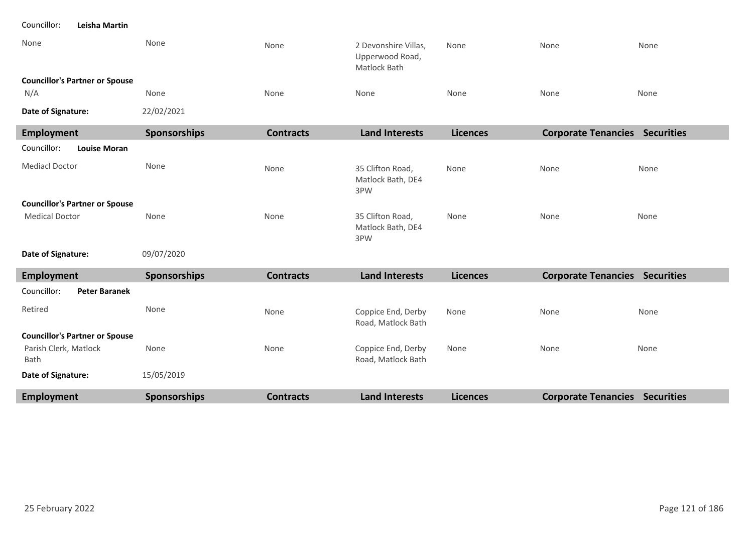Councillor: **Leisha Martin**

| Employment | Sponsorships | Contracts | Land Interests | Licences | Corporate Tenancies | Securities |
|---|---|---|---|---|---|---|
| None | None | None | 2 Devonshire Villas, Upperwood Road, Matlock Bath | None | None | None |
| **Councillor's Partner or Spouse** | | | | | | |
| N/A | None | None | None | None | None | None |
| **Date of Signature:** | 22/02/2021 | | | | | |

| Employment | Sponsorships | Contracts | Land Interests | Licences | Corporate Tenancies | Securities |
|---|---|---|---|---|---|---|
| Councillor: **Louise Moran** | | | | | | |
| Mediacl Doctor | None | None | 35 Clifton Road, Matlock Bath, DE4 3PW | None | None | None |
| **Councillor's Partner or Spouse** | | | | | | |
| Medical Doctor | None | None | 35 Clifton Road, Matlock Bath, DE4 3PW | None | None | None |
| **Date of Signature:** | 09/07/2020 | | | | | |

| Employment | Sponsorships | Contracts | Land Interests | Licences | Corporate Tenancies | Securities |
|---|---|---|---|---|---|---|
| Councillor: **Peter Baranek** | | | | | | |
| Retired | None | None | Coppice End, Derby Road, Matlock Bath | None | None | None |
| **Councillor's Partner or Spouse** | | | | | | |
| Parish Clerk, Matlock Bath | None | None | Coppice End, Derby Road, Matlock Bath | None | None | None |
| **Date of Signature:** | 15/05/2019 | | | | | |

| Employment | Sponsorships | Contracts | Land Interests | Licences | Corporate Tenancies | Securities |
|---|---|---|---|---|---|---|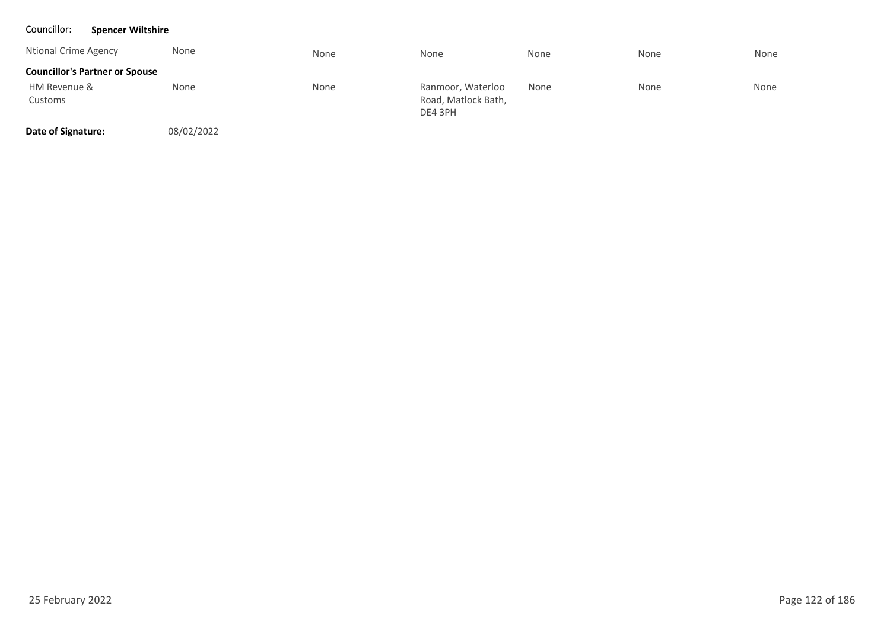Councillor: **Spencer Wiltshire**

| | | | | | | |
|---|---|---|---|---|---|---|
| Ntional Crime Agency | None | None | None | None | None | None |
| **Councillor's Partner or Spouse** | | | | | | |
| HM Revenue & Customs | None | None | Ranmoor, Waterloo Road, Matlock Bath, DE4 3PH | None | None | None |

**Date of Signature:** 08/02/2022

25 February 2022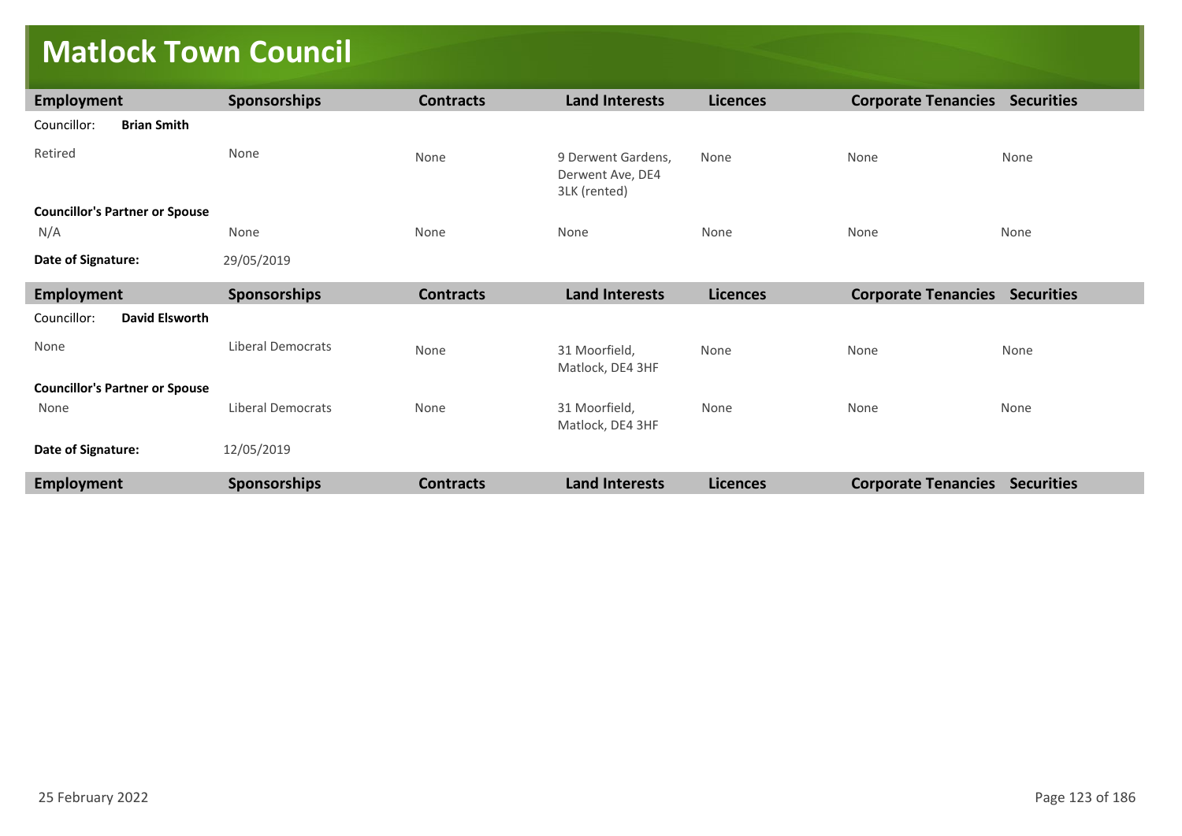# Matlock Town Council

| Employment | Sponsorships | Contracts | Land Interests | Licences | Corporate Tenancies | Securities |
|---|---|---|---|---|---|---|
| Councillor: **Brian Smith** | | | | | | |
| Retired | None | None | 9 Derwent Gardens, Derwent Ave, DE4 3LK (rented) | None | None | None |
| **Councillor's Partner or Spouse** | | | | | | |
| N/A | None | None | None | None | None | None |
| **Date of Signature:** | 29/05/2019 | | | | | |

| Employment | Sponsorships | Contracts | Land Interests | Licences | Corporate Tenancies | Securities |
|---|---|---|---|---|---|---|
| Councillor: **David Elsworth** | | | | | | |
| None | Liberal Democrats | None | 31 Moorfield, Matlock, DE4 3HF | None | None | None |
| **Councillor's Partner or Spouse** | | | | | | |
| None | Liberal Democrats | None | 31 Moorfield, Matlock, DE4 3HF | None | None | None |
| **Date of Signature:** | 12/05/2019 | | | | | |

| Employment | Sponsorships | Contracts | Land Interests | Licences | Corporate Tenancies | Securities |
|---|---|---|---|---|---|---|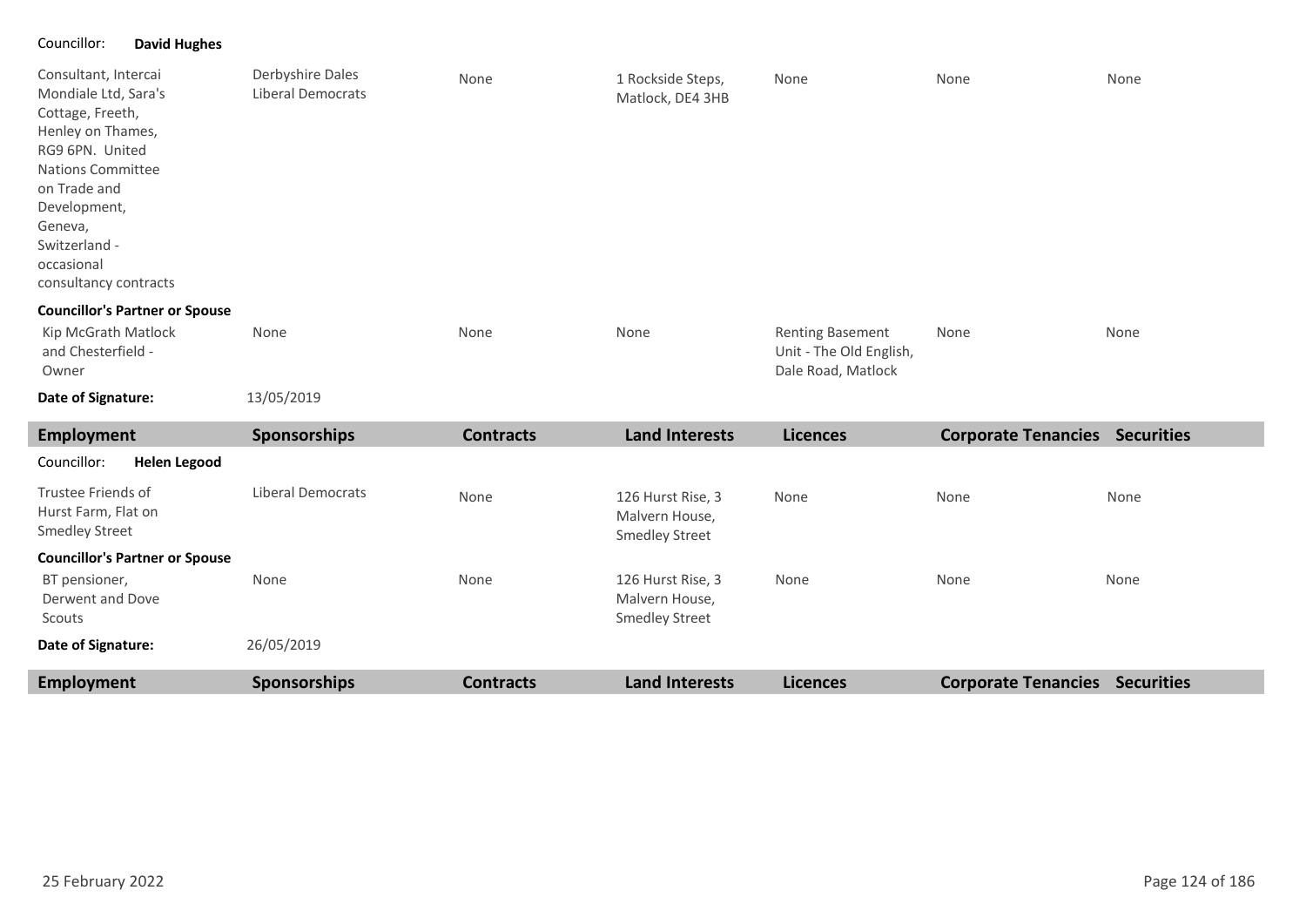Councillor: **David Hughes**

| Employment | Sponsorships | Contracts | Land Interests | Licences | Corporate Tenancies | Securities |
|---|---|---|---|---|---|---|
| Consultant, Intercai Mondiale Ltd, Sara's Cottage, Freeth, Henley on Thames, RG9 6PN. United Nations Committee on Trade and Development, Geneva, Switzerland - occasional consultancy contracts | Derbyshire Dales Liberal Democrats | None | 1 Rockside Steps, Matlock, DE4 3HB | None | None | None |
| **Councillor's Partner or Spouse** | | | | | | |
| Kip McGrath Matlock and Chesterfield - Owner | None | None | None | Renting Basement Unit - The Old English, Dale Road, Matlock | None | None |

**Date of Signature:** 13/05/2019

| Employment | Sponsorships | Contracts | Land Interests | Licences | Corporate Tenancies | Securities |
|---|---|---|---|---|---|---|

Councillor: **Helen Legood**

| Employment | Sponsorships | Contracts | Land Interests | Licences | Corporate Tenancies | Securities |
|---|---|---|---|---|---|---|
| Trustee Friends of Hurst Farm, Flat on Smedley Street | Liberal Democrats | None | 126 Hurst Rise, 3 Malvern House, Smedley Street | None | None | None |
| **Councillor's Partner or Spouse** | | | | | | |
| BT pensioner, Derwent and Dove Scouts | None | None | 126 Hurst Rise, 3 Malvern House, Smedley Street | None | None | None |

**Date of Signature:** 26/05/2019

| Employment | Sponsorships | Contracts | Land Interests | Licences | Corporate Tenancies | Securities |
|---|---|---|---|---|---|---|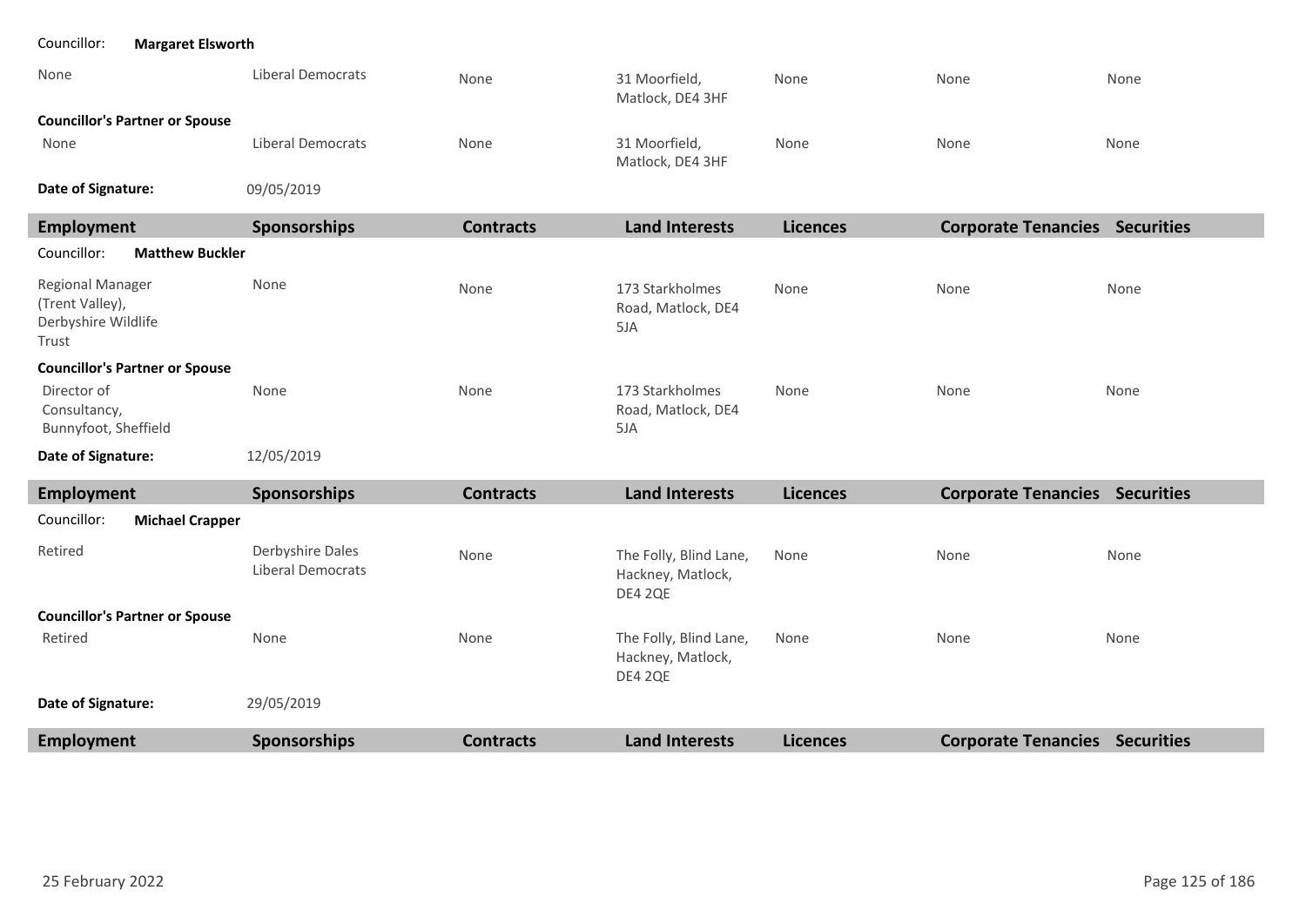Councillor: **Margaret Elsworth**

| | | | | | | |
|---|---|---|---|---|---|---|
| None | Liberal Democrats | None | 31 Moorfield, Matlock, DE4 3HF | None | None | None |
| **Councillor's Partner or Spouse** | | | | | | |
| None | Liberal Democrats | None | 31 Moorfield, Matlock, DE4 3HF | None | None | None |
| **Date of Signature:** | 09/05/2019 | | | | | |

| Employment | Sponsorships | Contracts | Land Interests | Licences | Corporate Tenancies | Securities |
|---|---|---|---|---|---|---|
| Councillor: **Matthew Buckler** | | | | | | |
| Regional Manager (Trent Valley), Derbyshire Wildlife Trust | None | None | 173 Starkholmes Road, Matlock, DE4 5JA | None | None | None |
| **Councillor's Partner or Spouse** | | | | | | |
| Director of Consultancy, Bunnyfoot, Sheffield | None | None | 173 Starkholmes Road, Matlock, DE4 5JA | None | None | None |
| **Date of Signature:** | 12/05/2019 | | | | | |

| Employment | Sponsorships | Contracts | Land Interests | Licences | Corporate Tenancies | Securities |
|---|---|---|---|---|---|---|
| Councillor: **Michael Crapper** | | | | | | |
| Retired | Derbyshire Dales Liberal Democrats | None | The Folly, Blind Lane, Hackney, Matlock, DE4 2QE | None | None | None |
| **Councillor's Partner or Spouse** | | | | | | |
| Retired | None | None | The Folly, Blind Lane, Hackney, Matlock, DE4 2QE | None | None | None |
| **Date of Signature:** | 29/05/2019 | | | | | |

| Employment | Sponsorships | Contracts | Land Interests | Licences | Corporate Tenancies | Securities |
|---|---|---|---|---|---|---|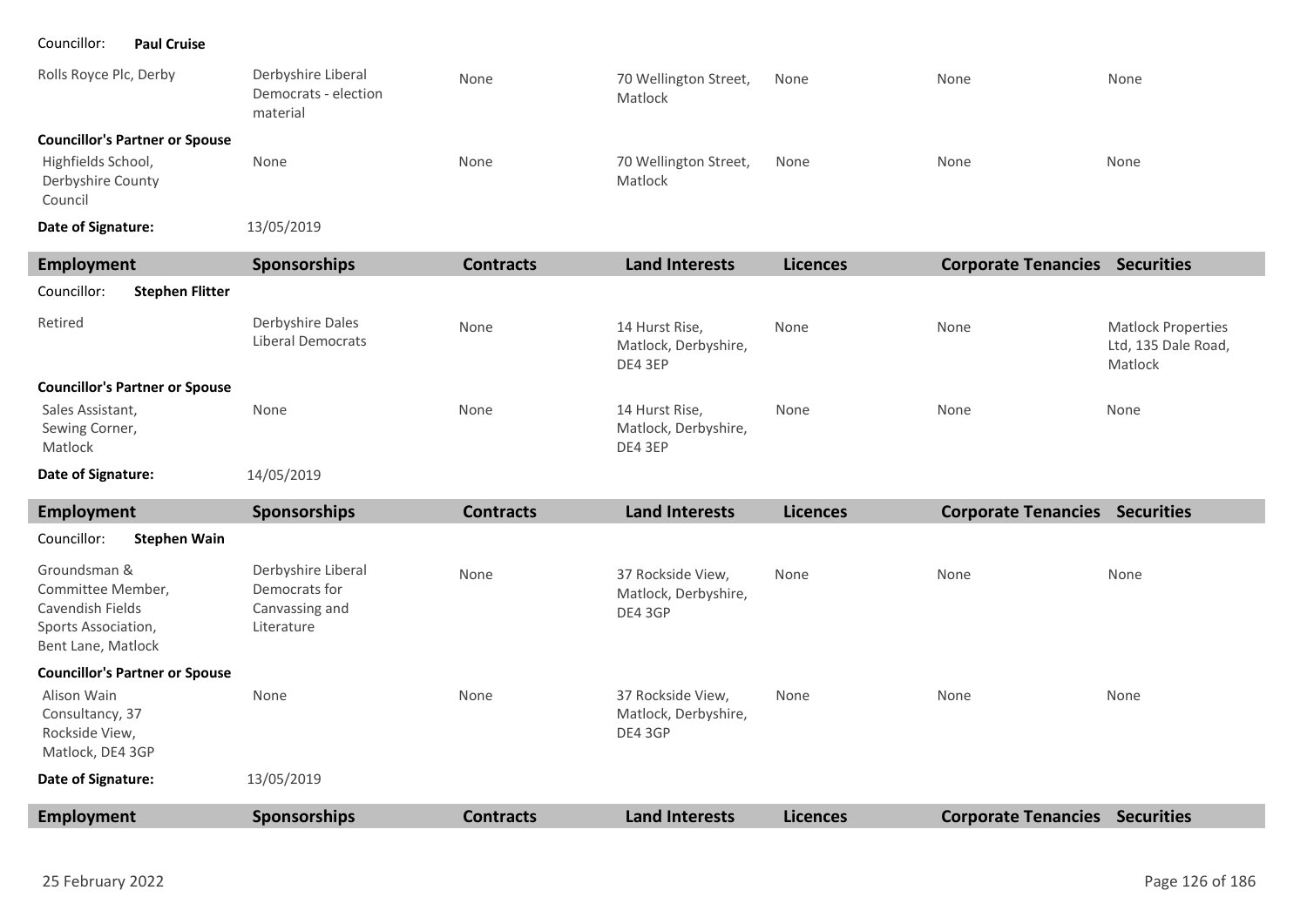Councillor: **Paul Cruise**

| Employment | Sponsorships | Contracts | Land Interests | Licences | Corporate Tenancies | Securities |
|---|---|---|---|---|---|---|
| Rolls Royce Plc, Derby | Derbyshire Liberal Democrats - election material | None | 70 Wellington Street, Matlock | None | None | None |
| **Councillor's Partner or Spouse** | | | | | | |
| Highfields School, Derbyshire County Council | None | None | 70 Wellington Street, Matlock | None | None | None |

**Date of Signature:** 13/05/2019

Councillor: **Stephen Flitter**

| Employment | Sponsorships | Contracts | Land Interests | Licences | Corporate Tenancies | Securities |
|---|---|---|---|---|---|---|
| Retired | Derbyshire Dales Liberal Democrats | None | 14 Hurst Rise, Matlock, Derbyshire, DE4 3EP | None | None | Matlock Properties Ltd, 135 Dale Road, Matlock |
| **Councillor's Partner or Spouse** | | | | | | |
| Sales Assistant, Sewing Corner, Matlock | None | None | 14 Hurst Rise, Matlock, Derbyshire, DE4 3EP | None | None | None |

**Date of Signature:** 14/05/2019

Councillor: **Stephen Wain**

| Employment | Sponsorships | Contracts | Land Interests | Licences | Corporate Tenancies | Securities |
|---|---|---|---|---|---|---|
| Groundsman & Committee Member, Cavendish Fields Sports Association, Bent Lane, Matlock | Derbyshire Liberal Democrats for Canvassing and Literature | None | 37 Rockside View, Matlock, Derbyshire, DE4 3GP | None | None | None |
| **Councillor's Partner or Spouse** | | | | | | |
| Alison Wain Consultancy, 37 Rockside View, Matlock, DE4 3GP | None | None | 37 Rockside View, Matlock, Derbyshire, DE4 3GP | None | None | None |

**Date of Signature:** 13/05/2019

| Employment | Sponsorships | Contracts | Land Interests | Licences | Corporate Tenancies | Securities |
|---|---|---|---|---|---|---|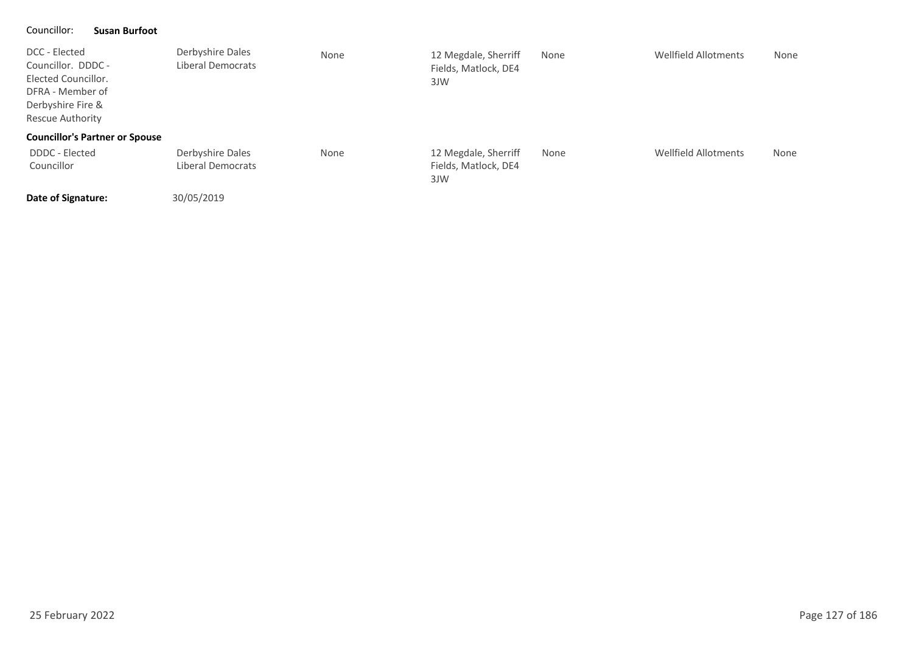Councillor: **Susan Burfoot**

| | | | | | | |
|---|---|---|---|---|---|---|
| DCC - Elected Councillor. DDDC - Elected Councillor. DFRA - Member of Derbyshire Fire & Rescue Authority | Derbyshire Dales Liberal Democrats | None | 12 Megdale, Sherriff Fields, Matlock, DE4 3JW | None | Wellfield Allotments | None |
| **Councillor's Partner or Spouse** | | | | | | |
| DDDC - Elected Councillor | Derbyshire Dales Liberal Democrats | None | 12 Megdale, Sherriff Fields, Matlock, DE4 3JW | None | Wellfield Allotments | None |

**Date of Signature:** 30/05/2019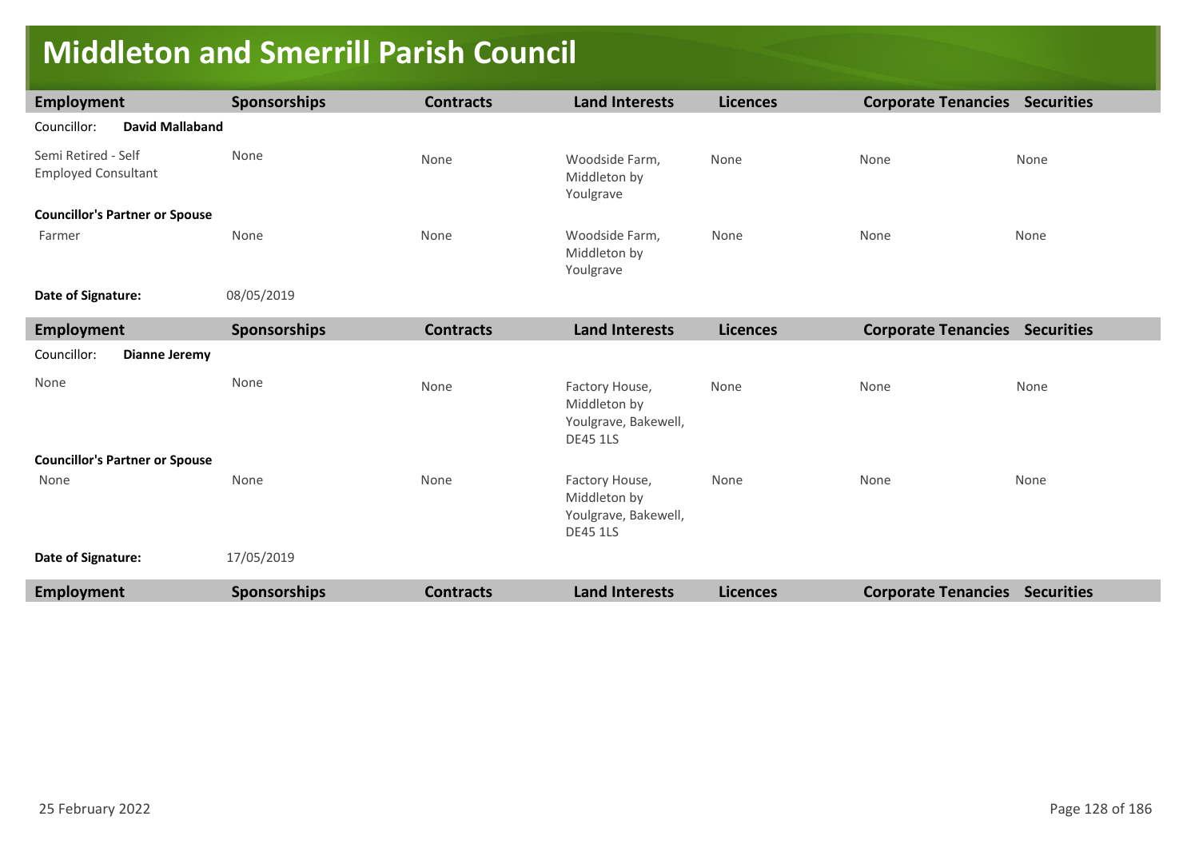# Middleton and Smerrill Parish Council

| Employment | Sponsorships | Contracts | Land Interests | Licences | Corporate Tenancies | Securities |
|---|---|---|---|---|---|---|
| Councillor: **David Mallaband** | | | | | | |
| Semi Retired - Self Employed Consultant | None | None | Woodside Farm, Middleton by Youlgrave | None | None | None |
| **Councillor's Partner or Spouse** | | | | | | |
| Farmer | None | None | Woodside Farm, Middleton by Youlgrave | None | None | None |
| **Date of Signature:** | 08/05/2019 | | | | | |

| Employment | Sponsorships | Contracts | Land Interests | Licences | Corporate Tenancies | Securities |
|---|---|---|---|---|---|---|
| Councillor: **Dianne Jeremy** | | | | | | |
| None | None | None | Factory House, Middleton by Youlgrave, Bakewell, DE45 1LS | None | None | None |
| **Councillor's Partner or Spouse** | | | | | | |
| None | None | None | Factory House, Middleton by Youlgrave, Bakewell, DE45 1LS | None | None | None |
| **Date of Signature:** | 17/05/2019 | | | | | |

| Employment | Sponsorships | Contracts | Land Interests | Licences | Corporate Tenancies | Securities |
|---|---|---|---|---|---|---|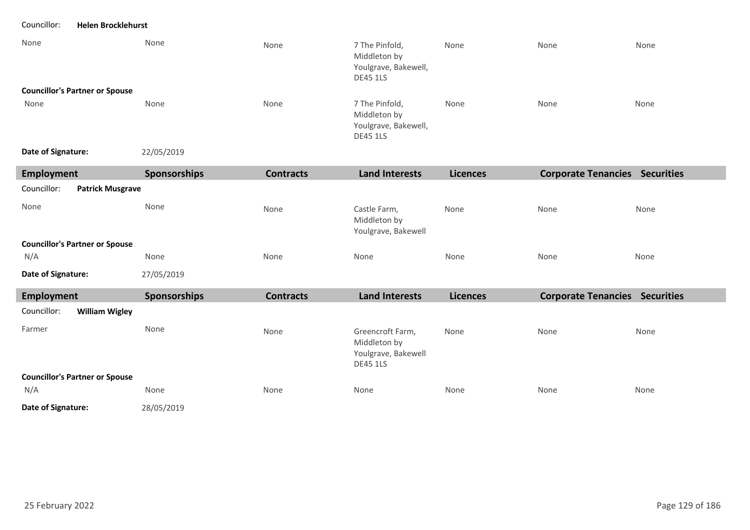Councillor: **Helen Brocklehurst**

| Employment | Sponsorships | Contracts | Land Interests | Licences | Corporate Tenancies | Securities |
|---|---|---|---|---|---|---|
| None | None | None | 7 The Pinfold, Middleton by Youlgrave, Bakewell, DE45 1LS | None | None | None |

**Councillor's Partner or Spouse**

| Employment | Sponsorships | Contracts | Land Interests | Licences | Corporate Tenancies | Securities |
|---|---|---|---|---|---|---|
| None | None | None | 7 The Pinfold, Middleton by Youlgrave, Bakewell, DE45 1LS | None | None | None |

**Date of Signature:** 22/05/2019

| Employment | Sponsorships | Contracts | Land Interests | Licences | Corporate Tenancies | Securities |
|---|---|---|---|---|---|---|

Councillor: **Patrick Musgrave**

| Employment | Sponsorships | Contracts | Land Interests | Licences | Corporate Tenancies | Securities |
|---|---|---|---|---|---|---|
| None | None | None | Castle Farm, Middleton by Youlgrave, Bakewell | None | None | None |

**Councillor's Partner or Spouse**

| Employment | Sponsorships | Contracts | Land Interests | Licences | Corporate Tenancies | Securities |
|---|---|---|---|---|---|---|
| N/A | None | None | None | None | None | None |

**Date of Signature:** 27/05/2019

| Employment | Sponsorships | Contracts | Land Interests | Licences | Corporate Tenancies | Securities |
|---|---|---|---|---|---|---|

Councillor: **William Wigley**

| Employment | Sponsorships | Contracts | Land Interests | Licences | Corporate Tenancies | Securities |
|---|---|---|---|---|---|---|
| Farmer | None | None | Greencroft Farm, Middleton by Youlgrave, Bakewell DE45 1LS | None | None | None |

**Councillor's Partner or Spouse**

| Employment | Sponsorships | Contracts | Land Interests | Licences | Corporate Tenancies | Securities |
|---|---|---|---|---|---|---|
| N/A | None | None | None | None | None | None |

**Date of Signature:** 28/05/2019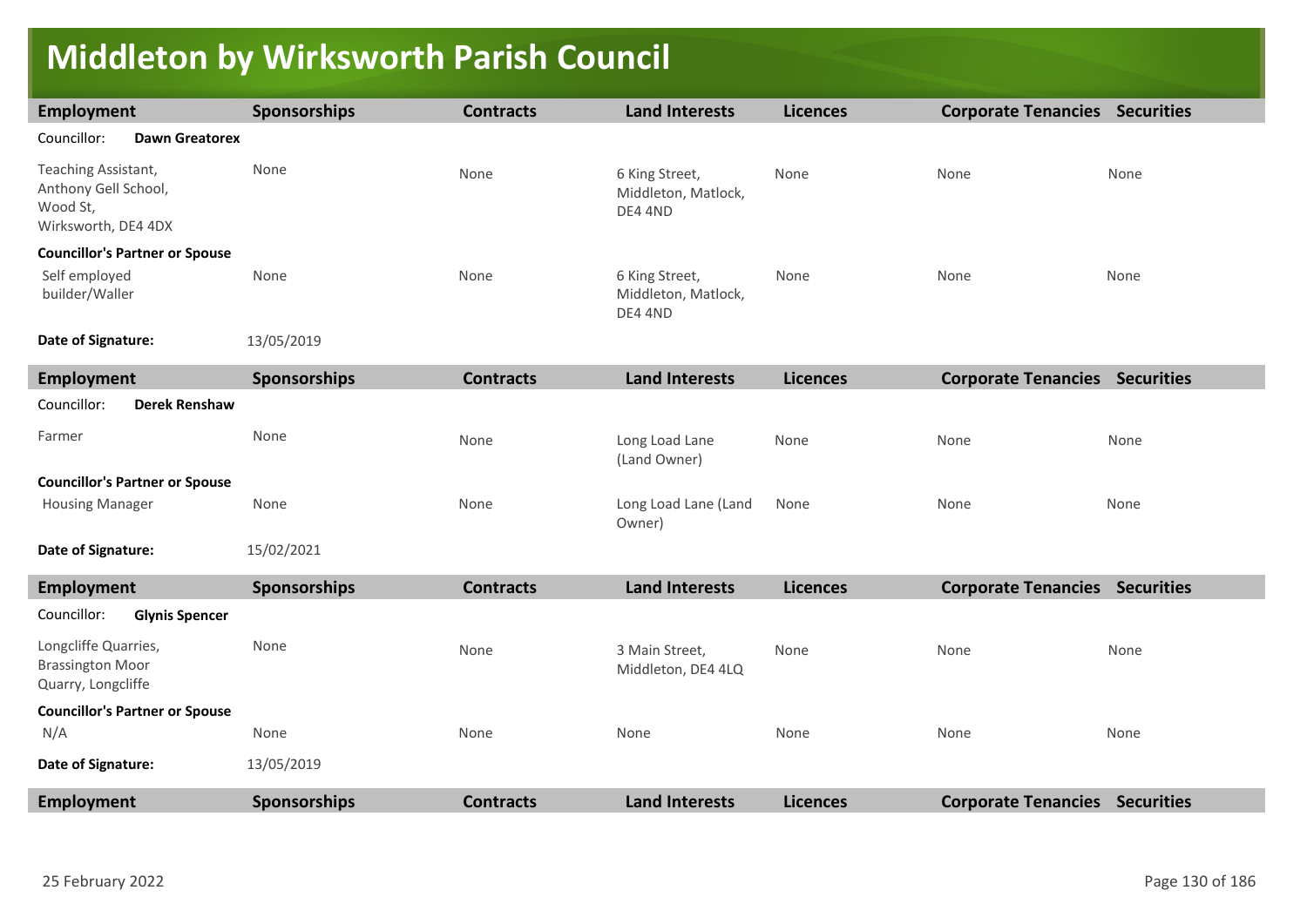# Middleton by Wirksworth Parish Council

| Employment | Sponsorships | Contracts | Land Interests | Licences | Corporate Tenancies | Securities |
|---|---|---|---|---|---|---|
| Councillor: **Dawn Greatorex** | | | | | | |
| Teaching Assistant, Anthony Gell School, Wood St, Wirksworth, DE4 4DX | None | None | 6 King Street, Middleton, Matlock, DE4 4ND | None | None | None |
| **Councillor's Partner or Spouse** | | | | | | |
| Self employed builder/Waller | None | None | 6 King Street, Middleton, Matlock, DE4 4ND | None | None | None |
| **Date of Signature:** | 13/05/2019 | | | | | |

| Employment | Sponsorships | Contracts | Land Interests | Licences | Corporate Tenancies | Securities |
|---|---|---|---|---|---|---|
| Councillor: **Derek Renshaw** | | | | | | |
| Farmer | None | None | Long Load Lane (Land Owner) | None | None | None |
| **Councillor's Partner or Spouse** | | | | | | |
| Housing Manager | None | None | Long Load Lane (Land Owner) | None | None | None |
| **Date of Signature:** | 15/02/2021 | | | | | |

| Employment | Sponsorships | Contracts | Land Interests | Licences | Corporate Tenancies | Securities |
|---|---|---|---|---|---|---|
| Councillor: **Glynis Spencer** | | | | | | |
| Longcliffe Quarries, Brassington Moor Quarry, Longcliffe | None | None | 3 Main Street, Middleton, DE4 4LQ | None | None | None |
| **Councillor's Partner or Spouse** | | | | | | |
| N/A | None | None | None | None | None | None |
| **Date of Signature:** | 13/05/2019 | | | | | |

| Employment | Sponsorships | Contracts | Land Interests | Licences | Corporate Tenancies | Securities |
|---|---|---|---|---|---|---|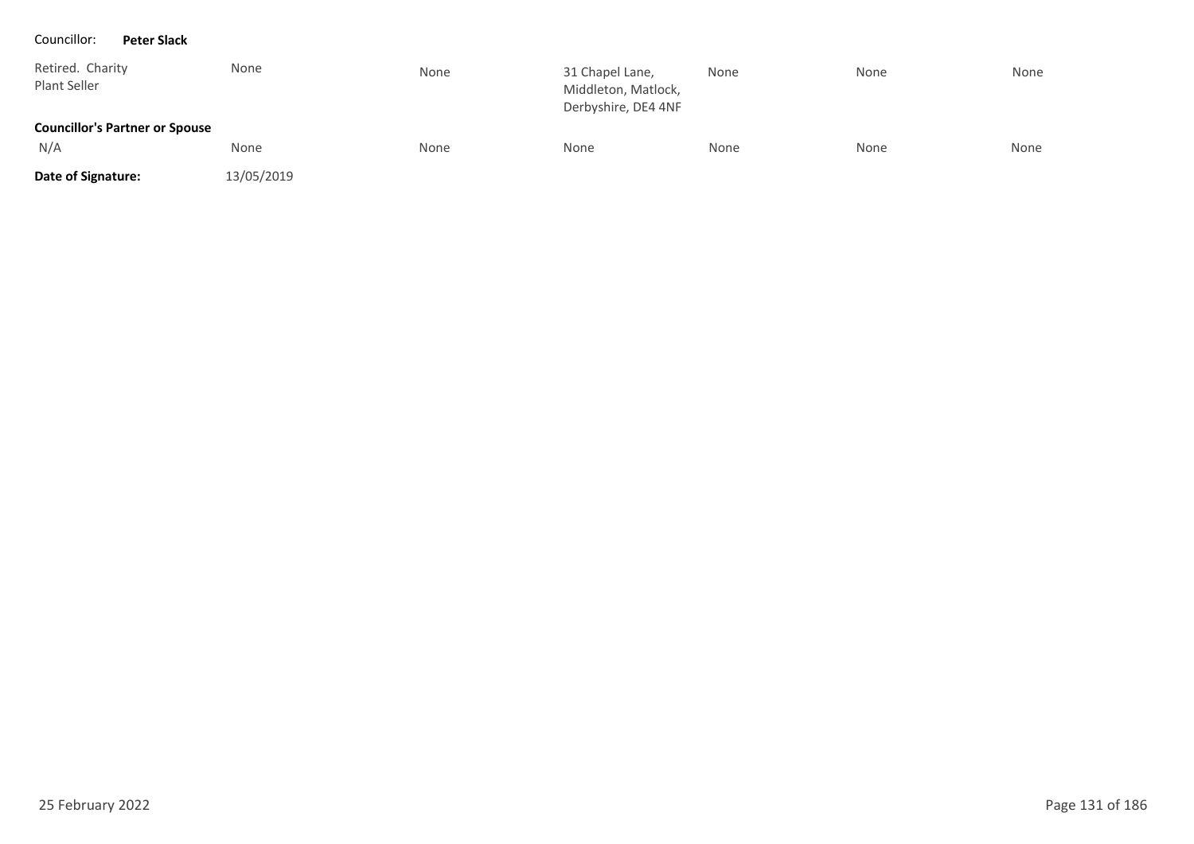Councillor: **Peter Slack**

| | | | | | | |
|---|---|---|---|---|---|---|
| Retired. Charity Plant Seller | None | None | 31 Chapel Lane, Middleton, Matlock, Derbyshire, DE4 4NF | None | None | None |
| **Councillor's Partner or Spouse** | | | | | | |
| N/A | None | None | None | None | None | None |

**Date of Signature:** 13/05/2019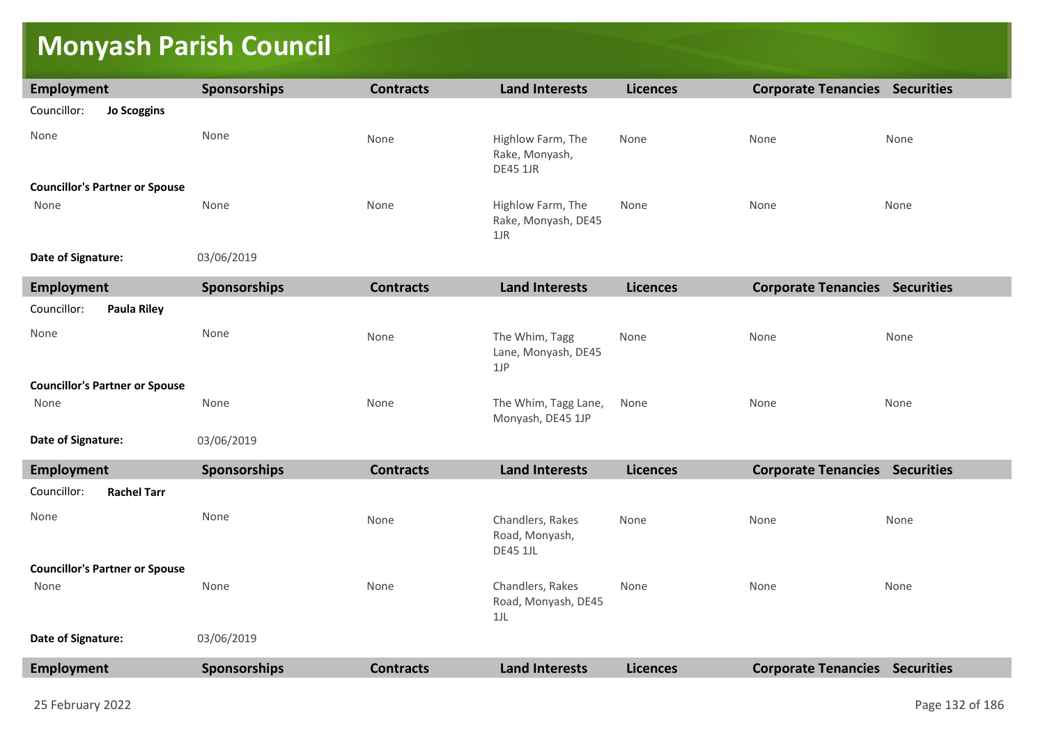# Monyash Parish Council

| Employment | Sponsorships | Contracts | Land Interests | Licences | Corporate Tenancies | Securities |
|---|---|---|---|---|---|---|
| Councillor: **Jo Scoggins** | | | | | | |
| None | None | None | Highlow Farm, The Rake, Monyash, DE45 1JR | None | None | None |
| **Councillor's Partner or Spouse** | | | | | | |
| None | None | None | Highlow Farm, The Rake, Monyash, DE45 1JR | None | None | None |
| **Date of Signature:** | 03/06/2019 | | | | | |

| Employment | Sponsorships | Contracts | Land Interests | Licences | Corporate Tenancies | Securities |
|---|---|---|---|---|---|---|
| Councillor: **Paula Riley** | | | | | | |
| None | None | None | The Whim, Tagg Lane, Monyash, DE45 1JP | None | None | None |
| **Councillor's Partner or Spouse** | | | | | | |
| None | None | None | The Whim, Tagg Lane, Monyash, DE45 1JP | None | None | None |
| **Date of Signature:** | 03/06/2019 | | | | | |

| Employment | Sponsorships | Contracts | Land Interests | Licences | Corporate Tenancies | Securities |
|---|---|---|---|---|---|---|
| Councillor: **Rachel Tarr** | | | | | | |
| None | None | None | Chandlers, Rakes Road, Monyash, DE45 1JL | None | None | None |
| **Councillor's Partner or Spouse** | | | | | | |
| None | None | None | Chandlers, Rakes Road, Monyash, DE45 1JL | None | None | None |
| **Date of Signature:** | 03/06/2019 | | | | | |

| Employment | Sponsorships | Contracts | Land Interests | Licences | Corporate Tenancies | Securities |
|---|---|---|---|---|---|---|

25 February 2022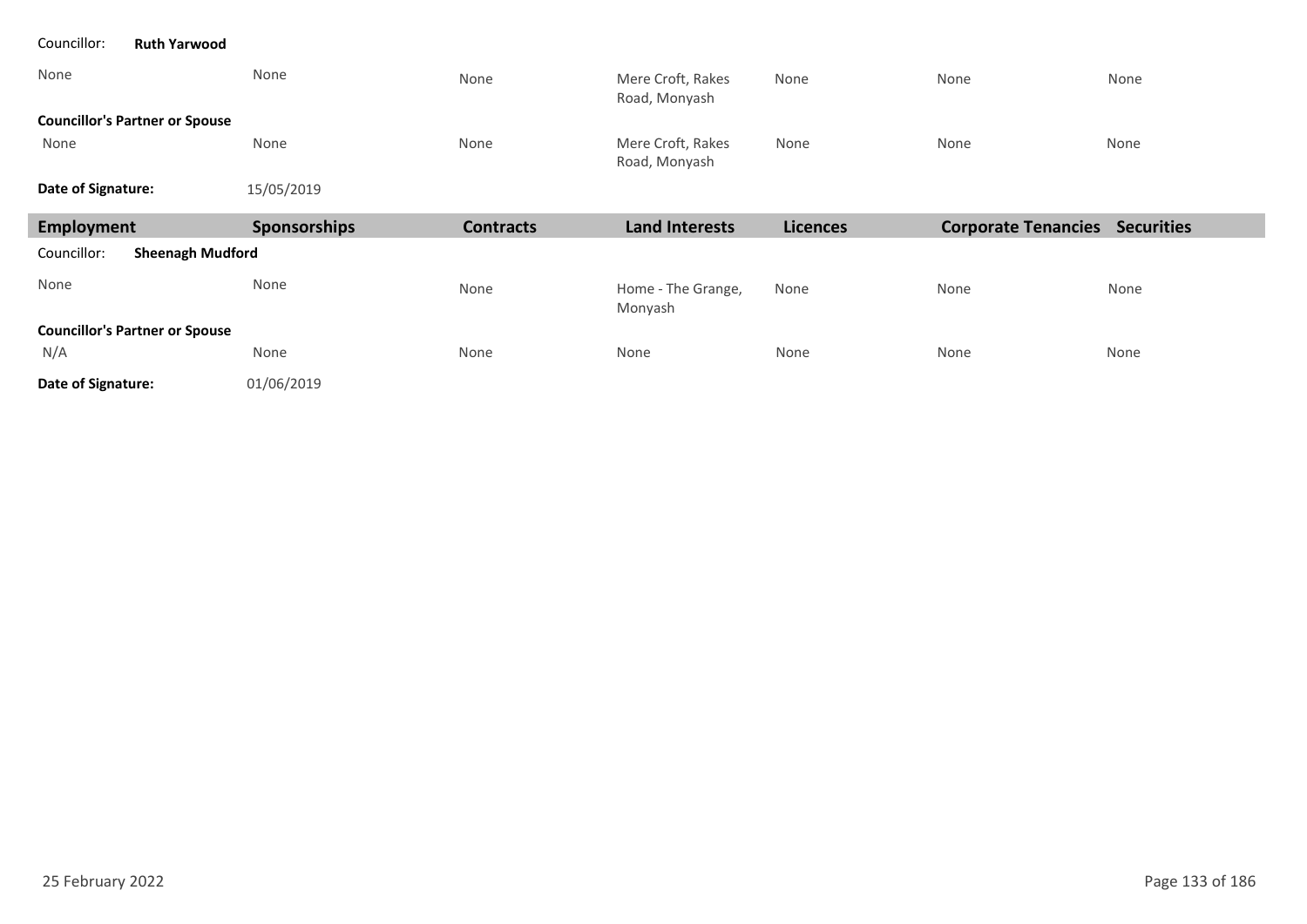Councillor: **Ruth Yarwood**

| Employment | Sponsorships | Contracts | Land Interests | Licences | Corporate Tenancies | Securities |
|---|---|---|---|---|---|---|
| None | None | None | Mere Croft, Rakes Road, Monyash | None | None | None |
| **Councillor's Partner or Spouse** | | | | | | |
| None | None | None | Mere Croft, Rakes Road, Monyash | None | None | None |

**Date of Signature:** 15/05/2019

Councillor: **Sheenagh Mudford**

| Employment | Sponsorships | Contracts | Land Interests | Licences | Corporate Tenancies | Securities |
|---|---|---|---|---|---|---|
| None | None | None | Home - The Grange, Monyash | None | None | None |
| **Councillor's Partner or Spouse** | | | | | | |
| N/A | None | None | None | None | None | None |

**Date of Signature:** 01/06/2019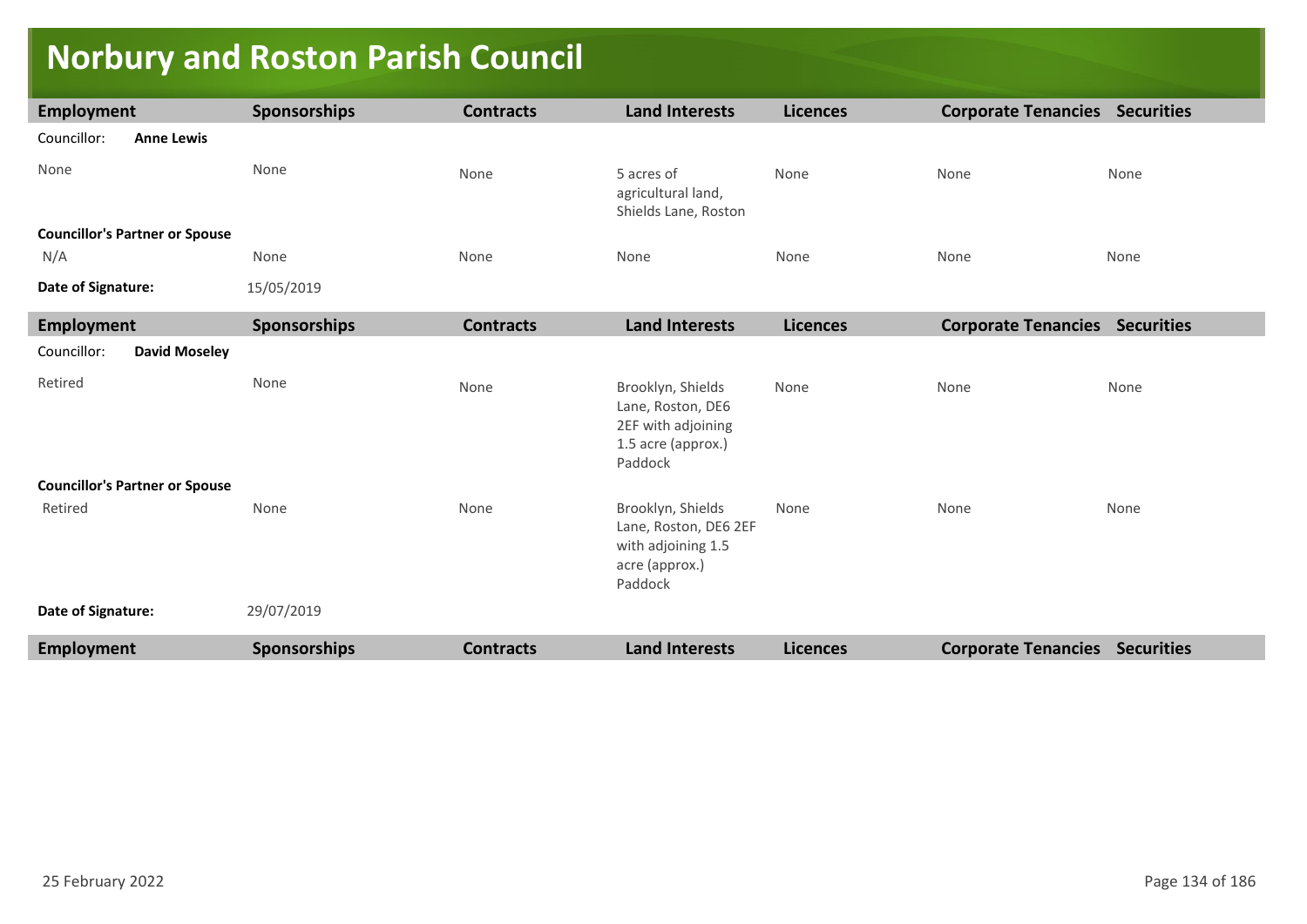# Norbury and Roston Parish Council

| Employment | Sponsorships | Contracts | Land Interests | Licences | Corporate Tenancies | Securities |
|---|---|---|---|---|---|---|
| Councillor: **Anne Lewis** | | | | | | |
| None | None | None | 5 acres of agricultural land, Shields Lane, Roston | None | None | None |
| **Councillor's Partner or Spouse** | | | | | | |
| N/A | None | None | None | None | None | None |
| **Date of Signature:** | 15/05/2019 | | | | | |

| Employment | Sponsorships | Contracts | Land Interests | Licences | Corporate Tenancies | Securities |
|---|---|---|---|---|---|---|
| Councillor: **David Moseley** | | | | | | |
| Retired | None | None | Brooklyn, Shields Lane, Roston, DE6 2EF with adjoining 1.5 acre (approx.) Paddock | None | None | None |
| **Councillor's Partner or Spouse** | | | | | | |
| Retired | None | None | Brooklyn, Shields Lane, Roston, DE6 2EF with adjoining 1.5 acre (approx.) Paddock | None | None | None |
| **Date of Signature:** | 29/07/2019 | | | | | |

| Employment | Sponsorships | Contracts | Land Interests | Licences | Corporate Tenancies | Securities |
|---|---|---|---|---|---|---|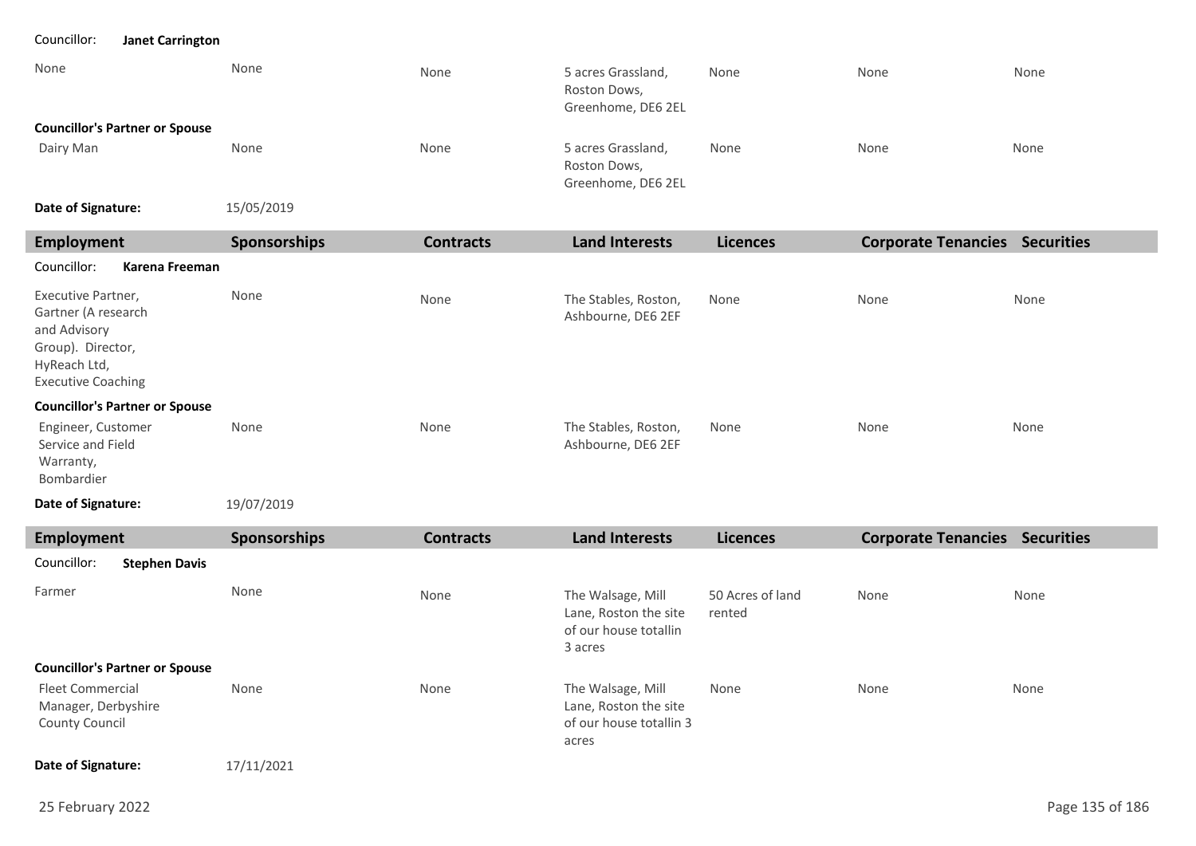Councillor: **Janet Carrington**

| | | | | | | |
|---|---|---|---|---|---|---|
| None | None | None | 5 acres Grassland, Roston Dows, Greenhome, DE6 2EL | None | None | None |
| **Councillor's Partner or Spouse** | | | | | | |
| Dairy Man | None | None | 5 acres Grassland, Roston Dows, Greenhome, DE6 2EL | None | None | None |

**Date of Signature:** 15/05/2019

| Employment | Sponsorships | Contracts | Land Interests | Licences | Corporate Tenancies | Securities |
|---|---|---|---|---|---|---|
| Councillor: **Karena Freeman** | | | | | | |
| Executive Partner, Gartner (A research and Advisory Group). Director, HyReach Ltd, Executive Coaching | None | None | The Stables, Roston, Ashbourne, DE6 2EF | None | None | None |
| **Councillor's Partner or Spouse** | | | | | | |
| Engineer, Customer Service and Field Warranty, Bombardier | None | None | The Stables, Roston, Ashbourne, DE6 2EF | None | None | None |

**Date of Signature:** 19/07/2019

| Employment | Sponsorships | Contracts | Land Interests | Licences | Corporate Tenancies | Securities |
|---|---|---|---|---|---|---|
| Councillor: **Stephen Davis** | | | | | | |
| Farmer | None | None | The Walsage, Mill Lane, Roston the site of our house totallin 3 acres | 50 Acres of land rented | None | None |
| **Councillor's Partner or Spouse** | | | | | | |
| Fleet Commercial Manager, Derbyshire County Council | None | None | The Walsage, Mill Lane, Roston the site of our house totallin 3 acres | None | None | None |

**Date of Signature:** 17/11/2021

25 February 2022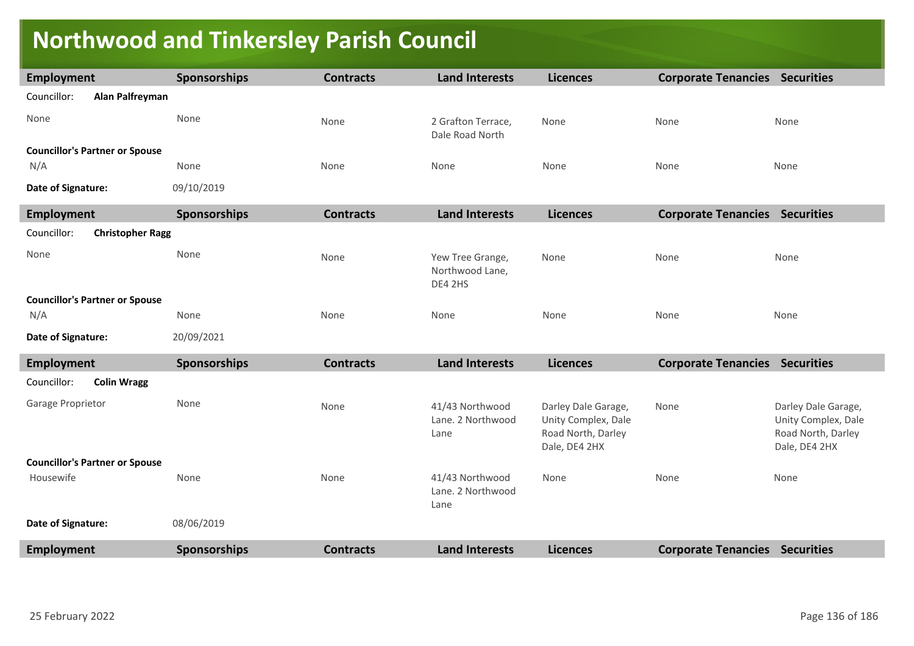# Northwood and Tinkersley Parish Council

| Employment | Sponsorships | Contracts | Land Interests | Licences | Corporate Tenancies | Securities |
|---|---|---|---|---|---|---|
| Councillor: **Alan Palfreyman** | | | | | | |
| None | None | None | 2 Grafton Terrace, Dale Road North | None | None | None |
| **Councillor's Partner or Spouse** | | | | | | |
| N/A | None | None | None | None | None | None |
| **Date of Signature:** | 09/10/2019 | | | | | |

| Employment | Sponsorships | Contracts | Land Interests | Licences | Corporate Tenancies | Securities |
|---|---|---|---|---|---|---|
| Councillor: **Christopher Ragg** | | | | | | |
| None | None | None | Yew Tree Grange, Northwood Lane, DE4 2HS | None | None | None |
| **Councillor's Partner or Spouse** | | | | | | |
| N/A | None | None | None | None | None | None |
| **Date of Signature:** | 20/09/2021 | | | | | |

| Employment | Sponsorships | Contracts | Land Interests | Licences | Corporate Tenancies | Securities |
|---|---|---|---|---|---|---|
| Councillor: **Colin Wragg** | | | | | | |
| Garage Proprietor | None | None | 41/43 Northwood Lane. 2 Northwood Lane | Darley Dale Garage, Unity Complex, Dale Road North, Darley Dale, DE4 2HX | None | Darley Dale Garage, Unity Complex, Dale Road North, Darley Dale, DE4 2HX |
| **Councillor's Partner or Spouse** | | | | | | |
| Housewife | None | None | 41/43 Northwood Lane. 2 Northwood Lane | None | None | None |
| **Date of Signature:** | 08/06/2019 | | | | | |

| Employment | Sponsorships | Contracts | Land Interests | Licences | Corporate Tenancies | Securities |
|---|---|---|---|---|---|---|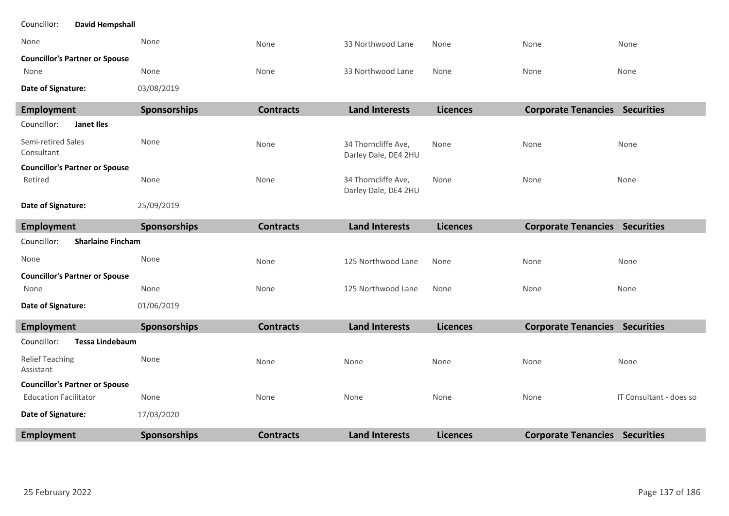| Employment | Sponsorships | Contracts | Land Interests | Licences | Corporate Tenancies | Securities |
|---|---|---|---|---|---|---|
| **Councillor: David Hempshall** | | | | | | |
| None | None | None | 33 Northwood Lane | None | None | None |
| **Councillor's Partner or Spouse** | | | | | | |
| None | None | None | 33 Northwood Lane | None | None | None |
| **Date of Signature:** | 03/08/2019 | | | | | |

| Employment | Sponsorships | Contracts | Land Interests | Licences | Corporate Tenancies | Securities |
|---|---|---|---|---|---|---|
| **Councillor: Janet Iles** | | | | | | |
| Semi-retired Sales Consultant | None | None | 34 Thorncliffe Ave, Darley Dale, DE4 2HU | None | None | None |
| **Councillor's Partner or Spouse** | | | | | | |
| Retired | None | None | 34 Thorncliffe Ave, Darley Dale, DE4 2HU | None | None | None |
| **Date of Signature:** | 25/09/2019 | | | | | |

| Employment | Sponsorships | Contracts | Land Interests | Licences | Corporate Tenancies | Securities |
|---|---|---|---|---|---|---|
| **Councillor: Sharlaine Fincham** | | | | | | |
| None | None | None | 125 Northwood Lane | None | None | None |
| **Councillor's Partner or Spouse** | | | | | | |
| None | None | None | 125 Northwood Lane | None | None | None |
| **Date of Signature:** | 01/06/2019 | | | | | |

| Employment | Sponsorships | Contracts | Land Interests | Licences | Corporate Tenancies | Securities |
|---|---|---|---|---|---|---|
| **Councillor: Tessa Lindebaum** | | | | | | |
| Relief Teaching Assistant | None | None | None | None | None | None |
| **Councillor's Partner or Spouse** | | | | | | |
| Education Facilitator | None | None | None | None | None | IT Consultant - does so |
| **Date of Signature:** | 17/03/2020 | | | | | |

| Employment | Sponsorships | Contracts | Land Interests | Licences | Corporate Tenancies | Securities |
|---|---|---|---|---|---|---|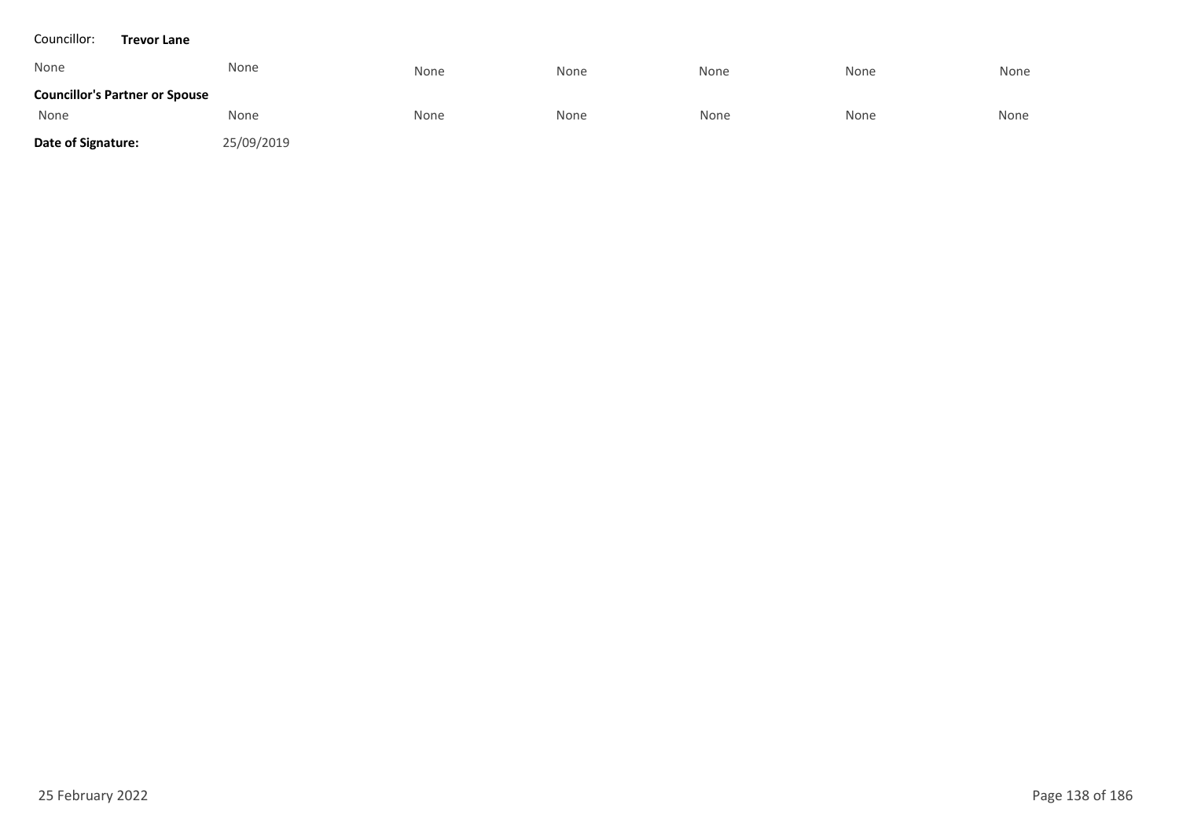Councillor: **Trevor Lane**

| None | None | None | None | None | None | None |
|---|---|---|---|---|---|---|

**Councillor's Partner or Spouse**

| None | None | None | None | None | None | None |
|---|---|---|---|---|---|---|

**Date of Signature:** 25/09/2019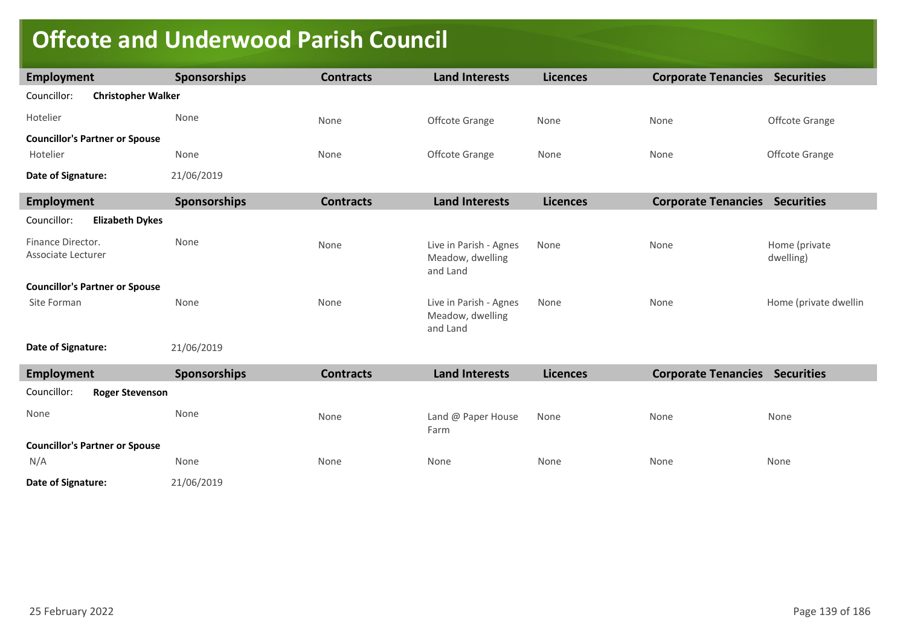# Offcote and Underwood Parish Council

| Employment | Sponsorships | Contracts | Land Interests | Licences | Corporate Tenancies | Securities |
| --- | --- | --- | --- | --- | --- | --- |
| Councillor: **Christopher Walker** | | | | | | |
| Hotelier | None | None | Offcote Grange | None | None | Offcote Grange |
| **Councillor's Partner or Spouse** | | | | | | |
| Hotelier | None | None | Offcote Grange | None | None | Offcote Grange |
| **Date of Signature:** | 21/06/2019 | | | | | |

| Employment | Sponsorships | Contracts | Land Interests | Licences | Corporate Tenancies | Securities |
| --- | --- | --- | --- | --- | --- | --- |
| Councillor: **Elizabeth Dykes** | | | | | | |
| Finance Director. Associate Lecturer | None | None | Live in Parish - Agnes Meadow, dwelling and Land | None | None | Home (private dwelling) |
| **Councillor's Partner or Spouse** | | | | | | |
| Site Forman | None | None | Live in Parish - Agnes Meadow, dwelling and Land | None | None | Home (private dwellin |
| **Date of Signature:** | 21/06/2019 | | | | | |

| Employment | Sponsorships | Contracts | Land Interests | Licences | Corporate Tenancies | Securities |
| --- | --- | --- | --- | --- | --- | --- |
| Councillor: **Roger Stevenson** | | | | | | |
| None | None | None | Land @ Paper House Farm | None | None | None |
| **Councillor's Partner or Spouse** | | | | | | |
| N/A | None | None | None | None | None | None |
| **Date of Signature:** | 21/06/2019 | | | | | |

25 February 2022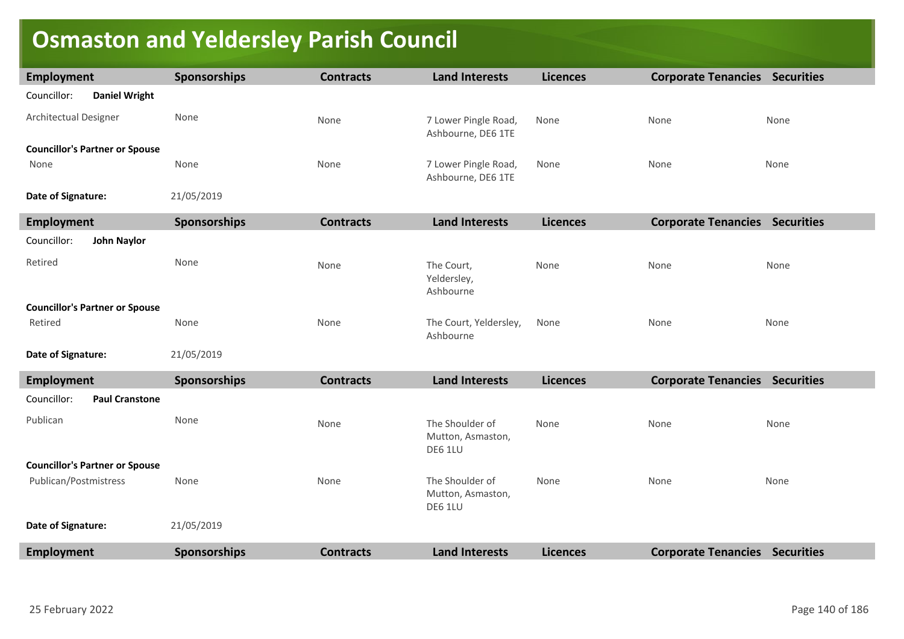# Osmaston and Yeldersley Parish Council

| Employment | Sponsorships | Contracts | Land Interests | Licences | Corporate Tenancies | Securities |
|---|---|---|---|---|---|---|
| Councillor: **Daniel Wright** | | | | | | |
| Architectual Designer | None | None | 7 Lower Pingle Road, Ashbourne, DE6 1TE | None | None | None |
| **Councillor's Partner or Spouse** | | | | | | |
| None | None | None | 7 Lower Pingle Road, Ashbourne, DE6 1TE | None | None | None |
| **Date of Signature:** | 21/05/2019 | | | | | |

| Employment | Sponsorships | Contracts | Land Interests | Licences | Corporate Tenancies | Securities |
|---|---|---|---|---|---|---|
| Councillor: **John Naylor** | | | | | | |
| Retired | None | None | The Court, Yeldersley, Ashbourne | None | None | None |
| **Councillor's Partner or Spouse** | | | | | | |
| Retired | None | None | The Court, Yeldersley, Ashbourne | None | None | None |
| **Date of Signature:** | 21/05/2019 | | | | | |

| Employment | Sponsorships | Contracts | Land Interests | Licences | Corporate Tenancies | Securities |
|---|---|---|---|---|---|---|
| Councillor: **Paul Cranstone** | | | | | | |
| Publican | None | None | The Shoulder of Mutton, Asmaston, DE6 1LU | None | None | None |
| **Councillor's Partner or Spouse** | | | | | | |
| Publican/Postmistress | None | None | The Shoulder of Mutton, Asmaston, DE6 1LU | None | None | None |
| **Date of Signature:** | 21/05/2019 | | | | | |

| Employment | Sponsorships | Contracts | Land Interests | Licences | Corporate Tenancies | Securities |
|---|---|---|---|---|---|---|

25 February 2022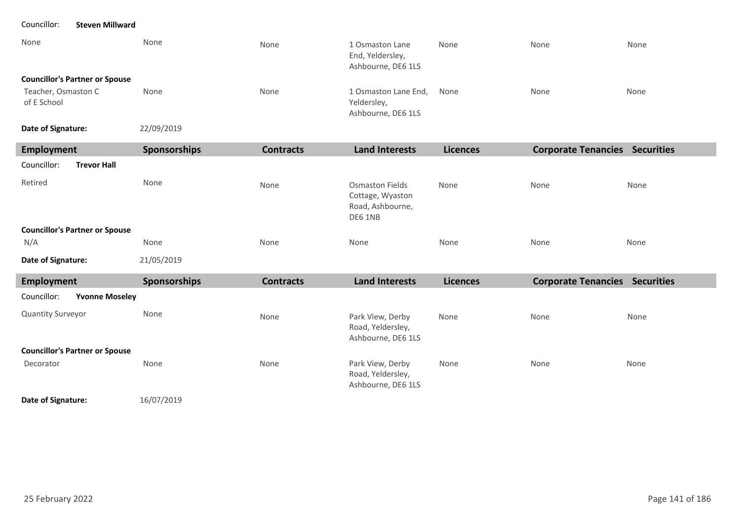Councillor: **Steven Millward**

| Employment | Sponsorships | Contracts | Land Interests | Licences | Corporate Tenancies | Securities |
|---|---|---|---|---|---|---|
| None | None | None | 1 Osmaston Lane End, Yeldersley, Ashbourne, DE6 1LS | None | None | None |
| **Councillor's Partner or Spouse** | | | | | | |
| Teacher, Osmaston C of E School | None | None | 1 Osmaston Lane End, Yeldersley, Ashbourne, DE6 1LS | None | None | None |

**Date of Signature:** 22/09/2019

| Employment | Sponsorships | Contracts | Land Interests | Licences | Corporate Tenancies | Securities |
|---|---|---|---|---|---|---|

Councillor: **Trevor Hall**

| Employment | Sponsorships | Contracts | Land Interests | Licences | Corporate Tenancies | Securities |
|---|---|---|---|---|---|---|
| Retired | None | None | Osmaston Fields Cottage, Wyaston Road, Ashbourne, DE6 1NB | None | None | None |
| **Councillor's Partner or Spouse** | | | | | | |
| N/A | None | None | None | None | None | None |

**Date of Signature:** 21/05/2019

| Employment | Sponsorships | Contracts | Land Interests | Licences | Corporate Tenancies | Securities |
|---|---|---|---|---|---|---|

Councillor: **Yvonne Moseley**

| Employment | Sponsorships | Contracts | Land Interests | Licences | Corporate Tenancies | Securities |
|---|---|---|---|---|---|---|
| Quantity Surveyor | None | None | Park View, Derby Road, Yeldersley, Ashbourne, DE6 1LS | None | None | None |
| **Councillor's Partner or Spouse** | | | | | | |
| Decorator | None | None | Park View, Derby Road, Yeldersley, Ashbourne, DE6 1LS | None | None | None |

**Date of Signature:** 16/07/2019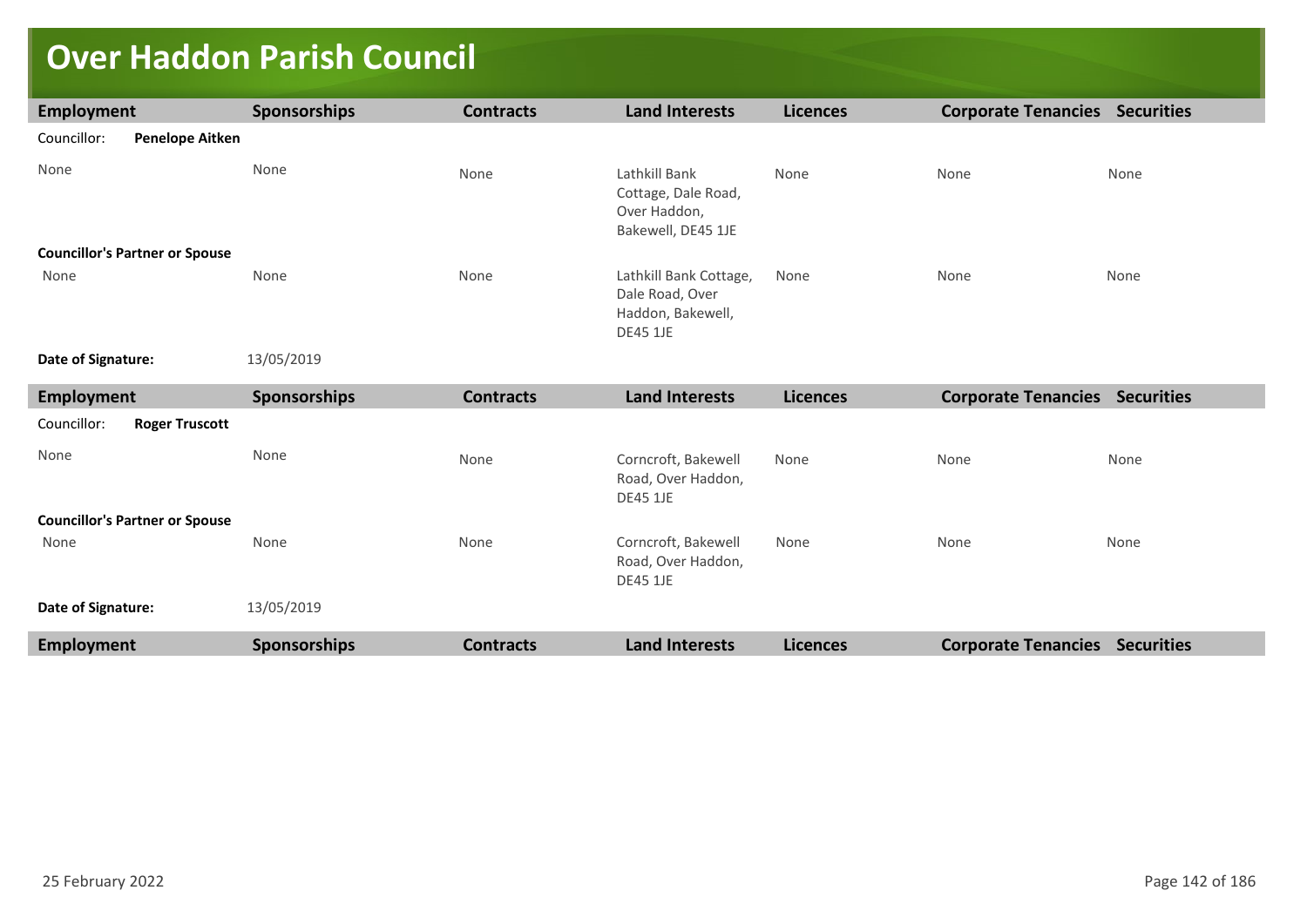# Over Haddon Parish Council

| Employment | Sponsorships | Contracts | Land Interests | Licences | Corporate Tenancies | Securities |
|---|---|---|---|---|---|---|
| Councillor: **Penelope Aitken** | | | | | | |
| None | None | None | Lathkill Bank Cottage, Dale Road, Over Haddon, Bakewell, DE45 1JE | None | None | None |
| **Councillor's Partner or Spouse** | | | | | | |
| None | None | None | Lathkill Bank Cottage, Dale Road, Over Haddon, Bakewell, DE45 1JE | None | None | None |
| **Date of Signature:** | 13/05/2019 | | | | | |

| Employment | Sponsorships | Contracts | Land Interests | Licences | Corporate Tenancies | Securities |
|---|---|---|---|---|---|---|
| Councillor: **Roger Truscott** | | | | | | |
| None | None | None | Corncroft, Bakewell Road, Over Haddon, DE45 1JE | None | None | None |
| **Councillor's Partner or Spouse** | | | | | | |
| None | None | None | Corncroft, Bakewell Road, Over Haddon, DE45 1JE | None | None | None |
| **Date of Signature:** | 13/05/2019 | | | | | |

| Employment | Sponsorships | Contracts | Land Interests | Licences | Corporate Tenancies | Securities |
|---|---|---|---|---|---|---|

25 February 2022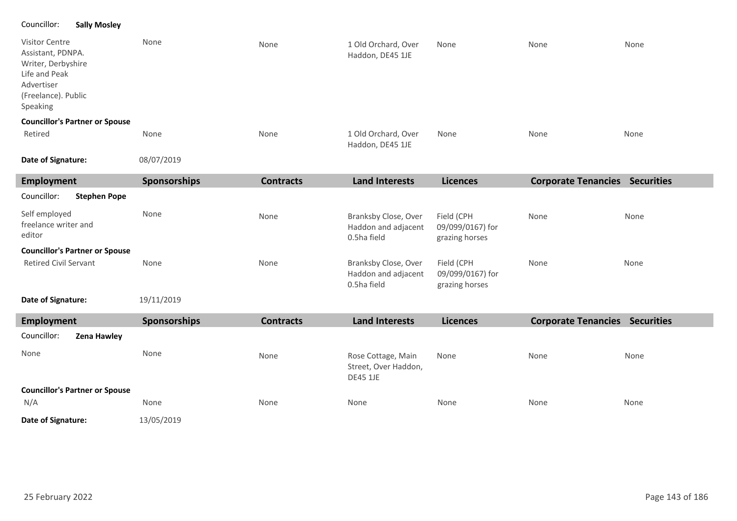| Employment | Sponsorships | Contracts | Land Interests | Licences | Corporate Tenancies | Securities |
|---|---|---|---|---|---|---|
| Councillor: **Sally Mosley** | | | | | | |
| Visitor Centre Assistant, PDNPA. Writer, Derbyshire Life and Peak Advertiser (Freelance). Public Speaking | None | None | 1 Old Orchard, Over Haddon, DE45 1JE | None | None | None |
| **Councillor's Partner or Spouse** | | | | | | |
| Retired | None | None | 1 Old Orchard, Over Haddon, DE45 1JE | None | None | None |
| **Date of Signature:** | 08/07/2019 | | | | | |

| Employment | Sponsorships | Contracts | Land Interests | Licences | Corporate Tenancies | Securities |
|---|---|---|---|---|---|---|
| Councillor: **Stephen Pope** | | | | | | |
| Self employed freelance writer and editor | None | None | Branksby Close, Over Haddon and adjacent 0.5ha field | Field (CPH 09/099/0167) for grazing horses | None | None |
| **Councillor's Partner or Spouse** | | | | | | |
| Retired Civil Servant | None | None | Branksby Close, Over Haddon and adjacent 0.5ha field | Field (CPH 09/099/0167) for grazing horses | None | None |
| **Date of Signature:** | 19/11/2019 | | | | | |

| Employment | Sponsorships | Contracts | Land Interests | Licences | Corporate Tenancies | Securities |
|---|---|---|---|---|---|---|
| Councillor: **Zena Hawley** | | | | | | |
| None | None | None | Rose Cottage, Main Street, Over Haddon, DE45 1JE | None | None | None |
| **Councillor's Partner or Spouse** | | | | | | |
| N/A | None | None | None | None | None | None |
| **Date of Signature:** | 13/05/2019 | | | | | |

25 February 2022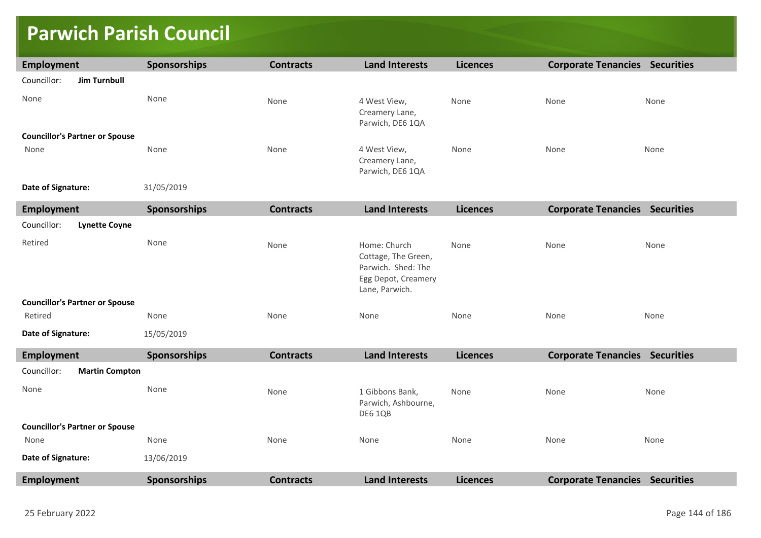# Parwich Parish Council

| Employment | Sponsorships | Contracts | Land Interests | Licences | Corporate Tenancies | Securities |
|---|---|---|---|---|---|---|
| Councillor: **Jim Turnbull** | | | | | | |
| None | None | None | 4 West View, Creamery Lane, Parwich, DE6 1QA | None | None | None |
| **Councillor's Partner or Spouse** | | | | | | |
| None | None | None | 4 West View, Creamery Lane, Parwich, DE6 1QA | None | None | None |
| **Date of Signature:** | 31/05/2019 | | | | | |

| Employment | Sponsorships | Contracts | Land Interests | Licences | Corporate Tenancies | Securities |
|---|---|---|---|---|---|---|
| Councillor: **Lynette Coyne** | | | | | | |
| Retired | None | None | Home: Church Cottage, The Green, Parwich. Shed: The Egg Depot, Creamery Lane, Parwich. | None | None | None |
| **Councillor's Partner or Spouse** | | | | | | |
| Retired | None | None | None | None | None | None |
| **Date of Signature:** | 15/05/2019 | | | | | |

| Employment | Sponsorships | Contracts | Land Interests | Licences | Corporate Tenancies | Securities |
|---|---|---|---|---|---|---|
| Councillor: **Martin Compton** | | | | | | |
| None | None | None | 1 Gibbons Bank, Parwich, Ashbourne, DE6 1QB | None | None | None |
| **Councillor's Partner or Spouse** | | | | | | |
| None | None | None | None | None | None | None |
| **Date of Signature:** | 13/06/2019 | | | | | |

| Employment | Sponsorships | Contracts | Land Interests | Licences | Corporate Tenancies | Securities |
|---|---|---|---|---|---|---|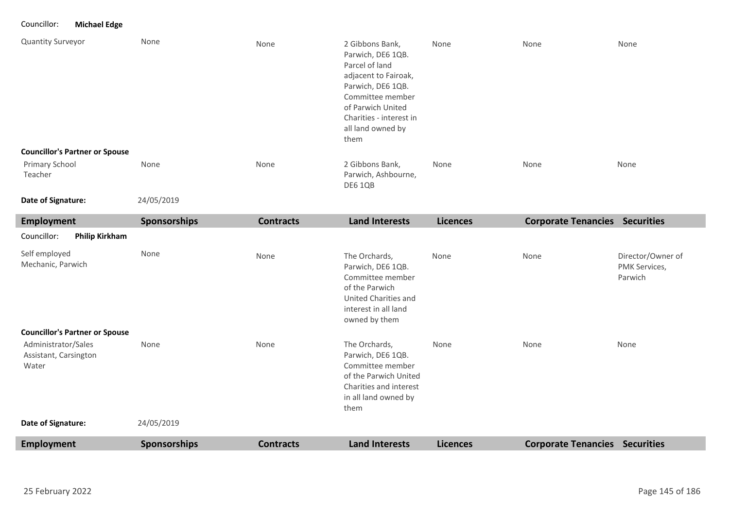Councillor: **Michael Edge**

| Employment | Sponsorships | Contracts | Land Interests | Licences | Corporate Tenancies | Securities |
|---|---|---|---|---|---|---|
| Quantity Surveyor | None | None | 2 Gibbons Bank, Parwich, DE6 1QB. Parcel of land adjacent to Fairoak, Parwich, DE6 1QB. Committee member of Parwich United Charities - interest in all land owned by them | None | None | None |
| **Councillor's Partner or Spouse** | | | | | | |
| Primary School Teacher | None | None | 2 Gibbons Bank, Parwich, Ashbourne, DE6 1QB | None | None | None |

**Date of Signature:** 24/05/2019

| Employment | Sponsorships | Contracts | Land Interests | Licences | Corporate Tenancies | Securities |
|---|---|---|---|---|---|---|

Councillor: **Philip Kirkham**

| Employment | Sponsorships | Contracts | Land Interests | Licences | Corporate Tenancies | Securities |
|---|---|---|---|---|---|---|
| Self employed Mechanic, Parwich | None | None | The Orchards, Parwich, DE6 1QB. Committee member of the Parwich United Charities and interest in all land owned by them | None | None | Director/Owner of PMK Services, Parwich |
| **Councillor's Partner or Spouse** | | | | | | |
| Administrator/Sales Assistant, Carsington Water | None | None | The Orchards, Parwich, DE6 1QB. Committee member of the Parwich United Charities and interest in all land owned by them | None | None | None |

**Date of Signature:** 24/05/2019

| Employment | Sponsorships | Contracts | Land Interests | Licences | Corporate Tenancies | Securities |
|---|---|---|---|---|---|---|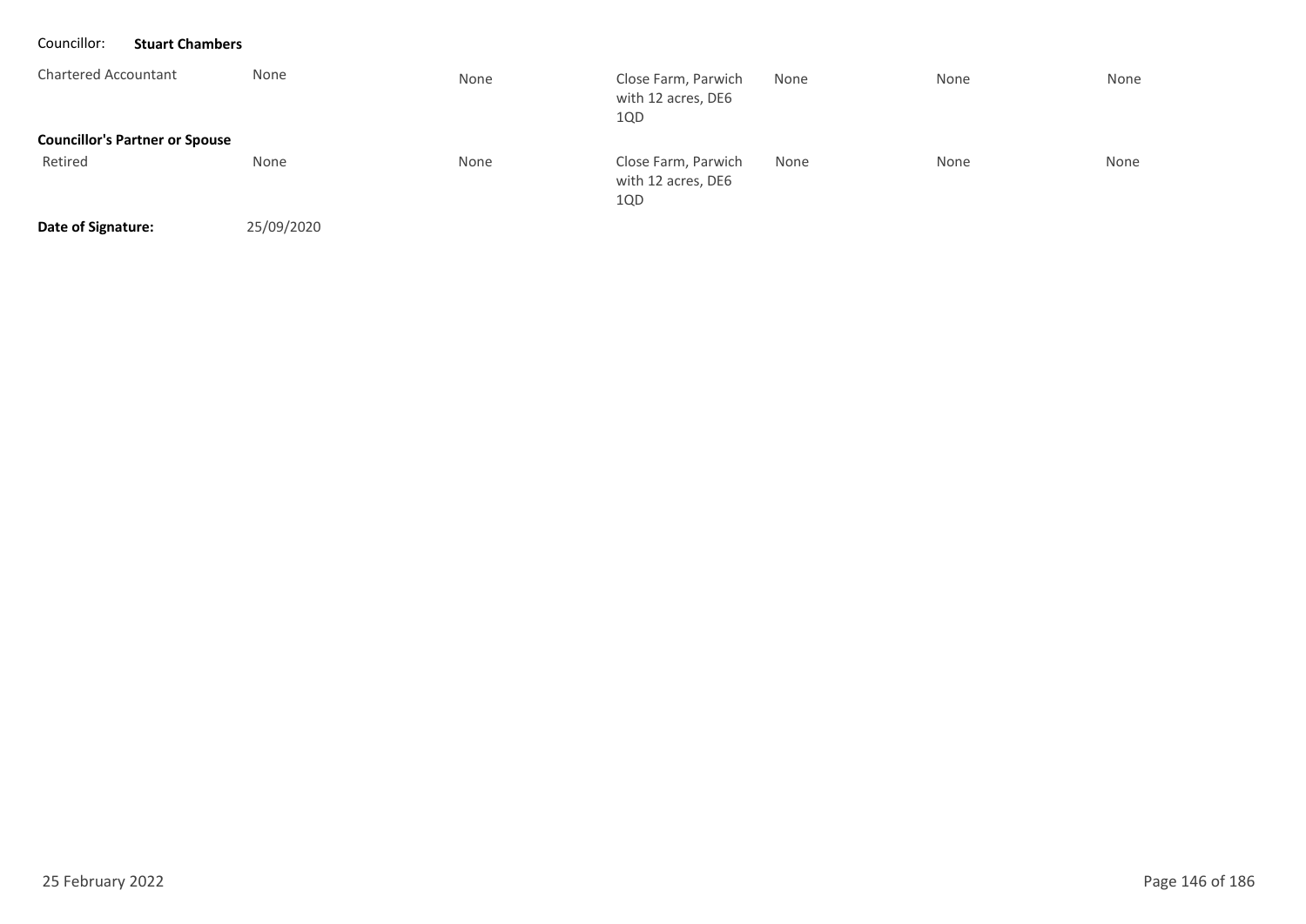Councillor: **Stuart Chambers**

| | | | | | | |
|---|---|---|---|---|---|---|
| Chartered Accountant | None | None | Close Farm, Parwich with 12 acres, DE6 1QD | None | None | None |
| **Councillor's Partner or Spouse** | | | | | | |
| Retired | None | None | Close Farm, Parwich with 12 acres, DE6 1QD | None | None | None |

**Date of Signature:** 25/09/2020

25 February 2022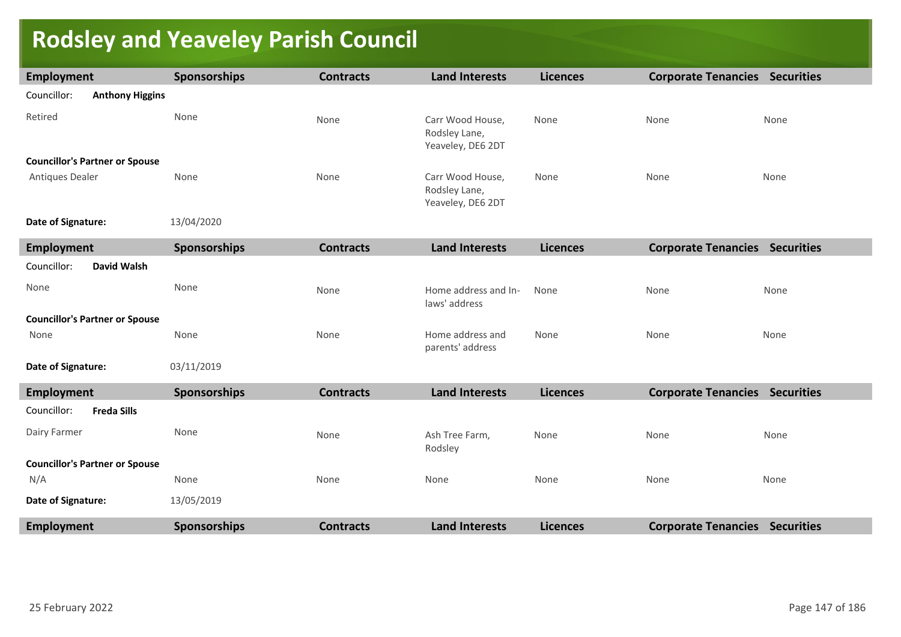# Rodsley and Yeaveley Parish Council

| Employment | Sponsorships | Contracts | Land Interests | Licences | Corporate Tenancies | Securities |
|---|---|---|---|---|---|---|
| Councillor: **Anthony Higgins** | | | | | | |
| Retired | None | None | Carr Wood House, Rodsley Lane, Yeaveley, DE6 2DT | None | None | None |
| **Councillor's Partner or Spouse** | | | | | | |
| Antiques Dealer | None | None | Carr Wood House, Rodsley Lane, Yeaveley, DE6 2DT | None | None | None |
| **Date of Signature:** | 13/04/2020 | | | | | |

| Employment | Sponsorships | Contracts | Land Interests | Licences | Corporate Tenancies | Securities |
|---|---|---|---|---|---|---|
| Councillor: **David Walsh** | | | | | | |
| None | None | None | Home address and In-laws' address | None | None | None |
| **Councillor's Partner or Spouse** | | | | | | |
| None | None | None | Home address and parents' address | None | None | None |
| **Date of Signature:** | 03/11/2019 | | | | | |

| Employment | Sponsorships | Contracts | Land Interests | Licences | Corporate Tenancies | Securities |
|---|---|---|---|---|---|---|
| Councillor: **Freda Sills** | | | | | | |
| Dairy Farmer | None | None | Ash Tree Farm, Rodsley | None | None | None |
| **Councillor's Partner or Spouse** | | | | | | |
| N/A | None | None | None | None | None | None |
| **Date of Signature:** | 13/05/2019 | | | | | |

| Employment | Sponsorships | Contracts | Land Interests | Licences | Corporate Tenancies | Securities |
|---|---|---|---|---|---|---|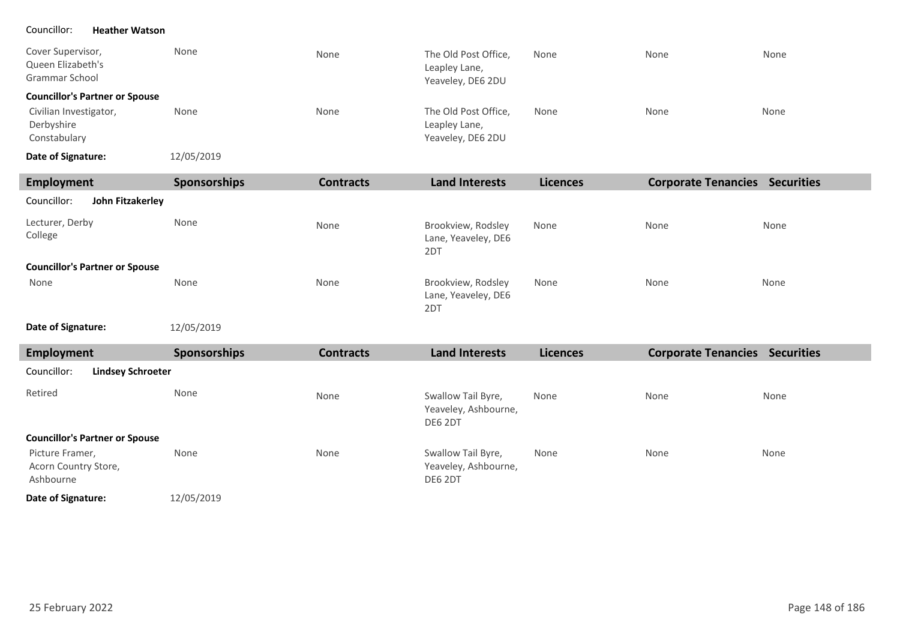Councillor: **Heather Watson**

| | | | | | | |
|---|---|---|---|---|---|---|
| Cover Supervisor, Queen Elizabeth's Grammar School | None | None | The Old Post Office, Leapley Lane, Yeaveley, DE6 2DU | None | None | None |
| **Councillor's Partner or Spouse** | | | | | | |
| Civilian Investigator, Derbyshire Constabulary | None | None | The Old Post Office, Leapley Lane, Yeaveley, DE6 2DU | None | None | None |
| **Date of Signature:** | 12/05/2019 | | | | | |

| Employment | Sponsorships | Contracts | Land Interests | Licences | Corporate Tenancies | Securities |
|---|---|---|---|---|---|---|
| Councillor: **John Fitzakerley** | | | | | | |
| Lecturer, Derby College | None | None | Brookview, Rodsley Lane, Yeaveley, DE6 2DT | None | None | None |
| **Councillor's Partner or Spouse** | | | | | | |
| None | None | None | Brookview, Rodsley Lane, Yeaveley, DE6 2DT | None | None | None |
| **Date of Signature:** | 12/05/2019 | | | | | |

| Employment | Sponsorships | Contracts | Land Interests | Licences | Corporate Tenancies | Securities |
|---|---|---|---|---|---|---|
| Councillor: **Lindsey Schroeter** | | | | | | |
| Retired | None | None | Swallow Tail Byre, Yeaveley, Ashbourne, DE6 2DT | None | None | None |
| **Councillor's Partner or Spouse** | | | | | | |
| Picture Framer, Acorn Country Store, Ashbourne | None | None | Swallow Tail Byre, Yeaveley, Ashbourne, DE6 2DT | None | None | None |
| **Date of Signature:** | 12/05/2019 | | | | | |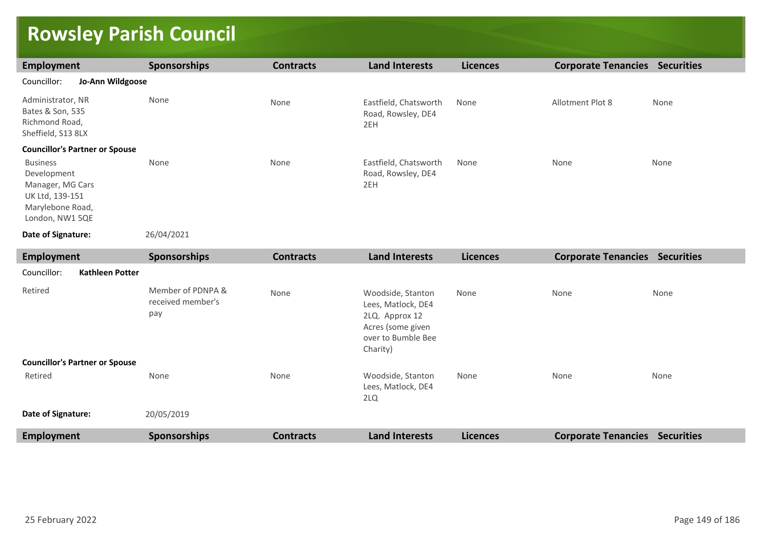# Rowsley Parish Council

| Employment | Sponsorships | Contracts | Land Interests | Licences | Corporate Tenancies | Securities |
| --- | --- | --- | --- | --- | --- | --- |
| Councillor: **Jo-Ann Wildgoose** | | | | | | |
| Administrator, NR Bates & Son, 535 Richmond Road, Sheffield, S13 8LX | None | None | Eastfield, Chatsworth Road, Rowsley, DE4 2EH | None | Allotment Plot 8 | None |
| **Councillor's Partner or Spouse** | | | | | | |
| Business Development Manager, MG Cars UK Ltd, 139-151 Marylebone Road, London, NW1 5QE | None | None | Eastfield, Chatsworth Road, Rowsley, DE4 2EH | None | None | None |
| **Date of Signature:** | 26/04/2021 | | | | | |

| Employment | Sponsorships | Contracts | Land Interests | Licences | Corporate Tenancies | Securities |
| --- | --- | --- | --- | --- | --- | --- |
| Councillor: **Kathleen Potter** | | | | | | |
| Retired | Member of PDNPA & received member's pay | None | Woodside, Stanton Lees, Matlock, DE4 2LQ. Approx 12 Acres (some given over to Bumble Bee Charity) | None | None | None |
| **Councillor's Partner or Spouse** | | | | | | |
| Retired | None | None | Woodside, Stanton Lees, Matlock, DE4 2LQ | None | None | None |
| **Date of Signature:** | 20/05/2019 | | | | | |

| Employment | Sponsorships | Contracts | Land Interests | Licences | Corporate Tenancies | Securities |
| --- | --- | --- | --- | --- | --- | --- |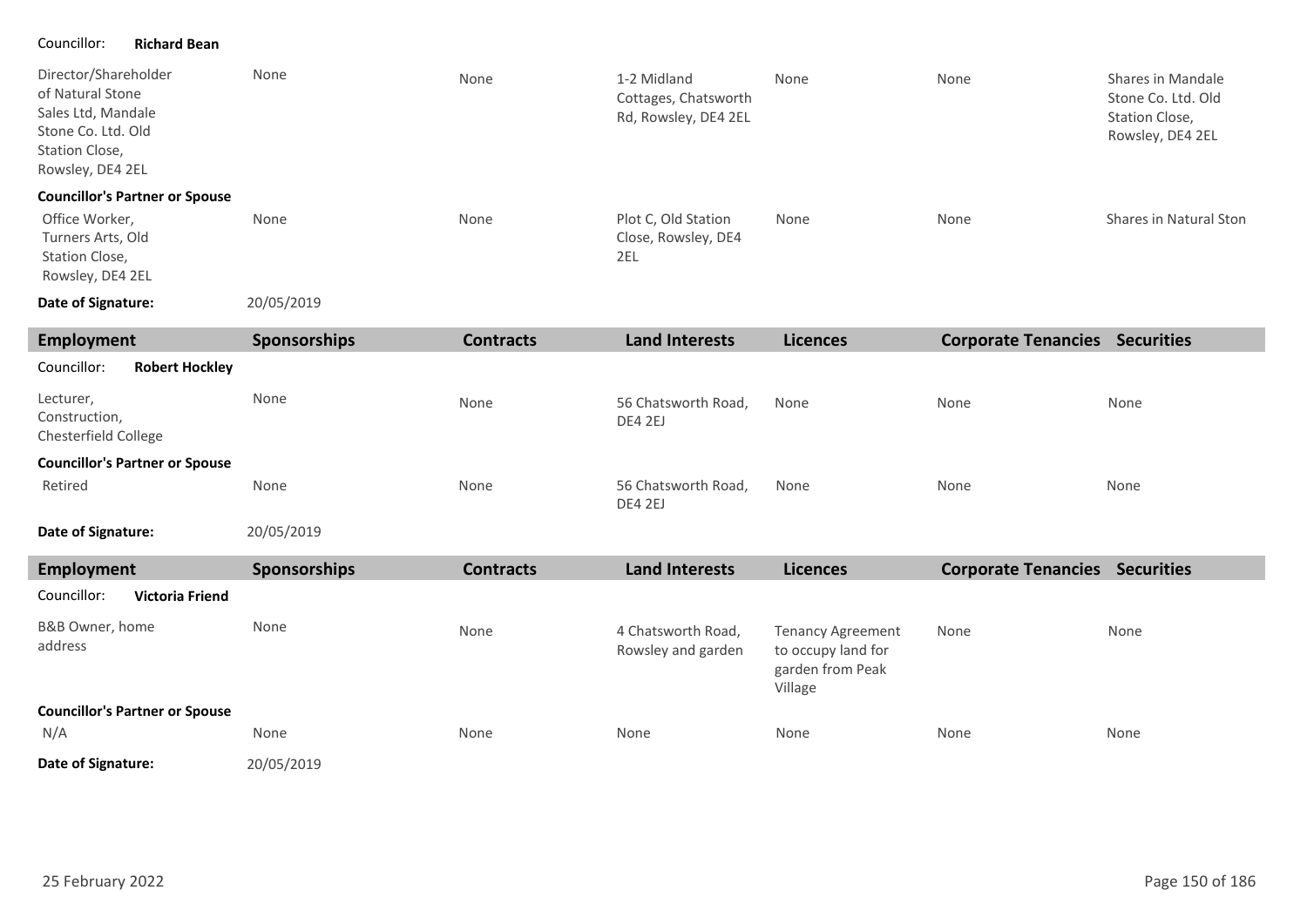Councillor: **Richard Bean**

| Employment | Sponsorships | Contracts | Land Interests | Licences | Corporate Tenancies | Securities |
|---|---|---|---|---|---|---|
| Director/Shareholder of Natural Stone Sales Ltd, Mandale Stone Co. Ltd. Old Station Close, Rowsley, DE4 2EL | None | None | 1-2 Midland Cottages, Chatsworth Rd, Rowsley, DE4 2EL | None | None | Shares in Mandale Stone Co. Ltd. Old Station Close, Rowsley, DE4 2EL |
| **Councillor's Partner or Spouse** | | | | | | |
| Office Worker, Turners Arts, Old Station Close, Rowsley, DE4 2EL | None | None | Plot C, Old Station Close, Rowsley, DE4 2EL | None | None | Shares in Natural Ston |

**Date of Signature:** 20/05/2019

| Employment | Sponsorships | Contracts | Land Interests | Licences | Corporate Tenancies | Securities |
|---|---|---|---|---|---|---|
| Councillor: **Robert Hockley** | | | | | | |
| Lecturer, Construction, Chesterfield College | None | None | 56 Chatsworth Road, DE4 2EJ | None | None | None |
| **Councillor's Partner or Spouse** | | | | | | |
| Retired | None | None | 56 Chatsworth Road, DE4 2EJ | None | None | None |

**Date of Signature:** 20/05/2019

| Employment | Sponsorships | Contracts | Land Interests | Licences | Corporate Tenancies | Securities |
|---|---|---|---|---|---|---|
| Councillor: **Victoria Friend** | | | | | | |
| B&B Owner, home address | None | None | 4 Chatsworth Road, Rowsley and garden | Tenancy Agreement to occupy land for garden from Peak Village | None | None |
| **Councillor's Partner or Spouse** | | | | | | |
| N/A | None | None | None | None | None | None |

**Date of Signature:** 20/05/2019

25 February 2022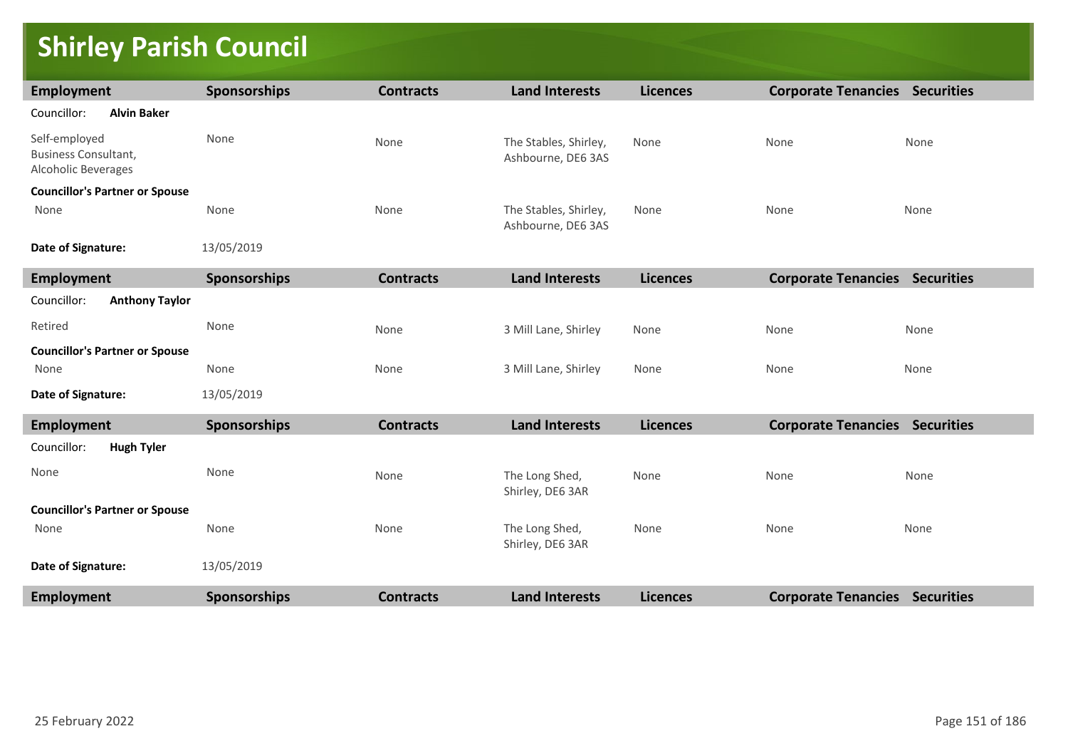# Shirley Parish Council

| Employment | Sponsorships | Contracts | Land Interests | Licences | Corporate Tenancies | Securities |
|---|---|---|---|---|---|---|
| Councillor: **Alvin Baker** | | | | | | |
| Self-employed Business Consultant, Alcoholic Beverages | None | None | The Stables, Shirley, Ashbourne, DE6 3AS | None | None | None |
| **Councillor's Partner or Spouse** | | | | | | |
| None | None | None | The Stables, Shirley, Ashbourne, DE6 3AS | None | None | None |
| **Date of Signature:** | 13/05/2019 | | | | | |

| Employment | Sponsorships | Contracts | Land Interests | Licences | Corporate Tenancies | Securities |
|---|---|---|---|---|---|---|
| Councillor: **Anthony Taylor** | | | | | | |
| Retired | None | None | 3 Mill Lane, Shirley | None | None | None |
| **Councillor's Partner or Spouse** | | | | | | |
| None | None | None | 3 Mill Lane, Shirley | None | None | None |
| **Date of Signature:** | 13/05/2019 | | | | | |

| Employment | Sponsorships | Contracts | Land Interests | Licences | Corporate Tenancies | Securities |
|---|---|---|---|---|---|---|
| Councillor: **Hugh Tyler** | | | | | | |
| None | None | None | The Long Shed, Shirley, DE6 3AR | None | None | None |
| **Councillor's Partner or Spouse** | | | | | | |
| None | None | None | The Long Shed, Shirley, DE6 3AR | None | None | None |
| **Date of Signature:** | 13/05/2019 | | | | | |

| Employment | Sponsorships | Contracts | Land Interests | Licences | Corporate Tenancies | Securities |
|---|---|---|---|---|---|---|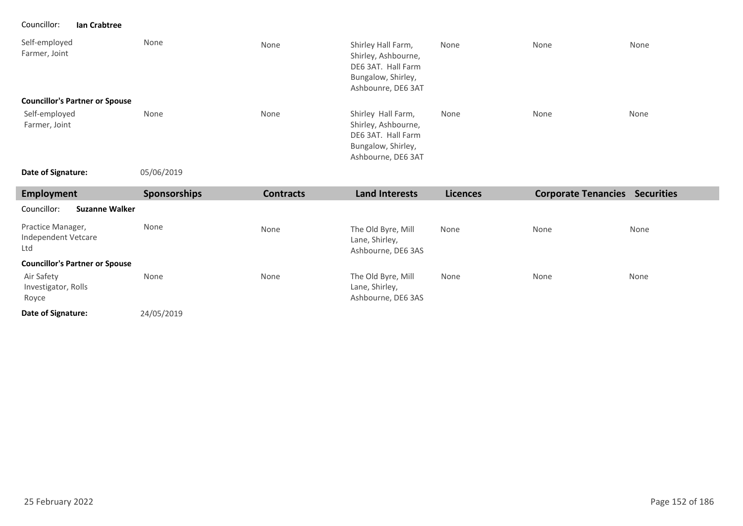| Employment | Sponsorships | Contracts | Land Interests | Licences | Corporate Tenancies | Securities |
|---|---|---|---|---|---|---|
| Councillor: **Ian Crabtree** | | | | | | |
| Self-employed Farmer, Joint | None | None | Shirley Hall Farm, Shirley, Ashbourne, DE6 3AT. Hall Farm Bungalow, Shirley, Ashbounre, DE6 3AT | None | None | None |
| **Councillor's Partner or Spouse** | | | | | | |
| Self-employed Farmer, Joint | None | None | Shirley Hall Farm, Shirley, Ashbourne, DE6 3AT. Hall Farm Bungalow, Shirley, Ashbourne, DE6 3AT | None | None | None |
| **Date of Signature:** | 05/06/2019 | | | | | |

| Employment | Sponsorships | Contracts | Land Interests | Licences | Corporate Tenancies | Securities |
|---|---|---|---|---|---|---|
| Councillor: **Suzanne Walker** | | | | | | |
| Practice Manager, Independent Vetcare Ltd | None | None | The Old Byre, Mill Lane, Shirley, Ashbourne, DE6 3AS | None | None | None |
| **Councillor's Partner or Spouse** | | | | | | |
| Air Safety Investigator, Rolls Royce | None | None | The Old Byre, Mill Lane, Shirley, Ashbourne, DE6 3AS | None | None | None |
| **Date of Signature:** | 24/05/2019 | | | | | |

25 February 2022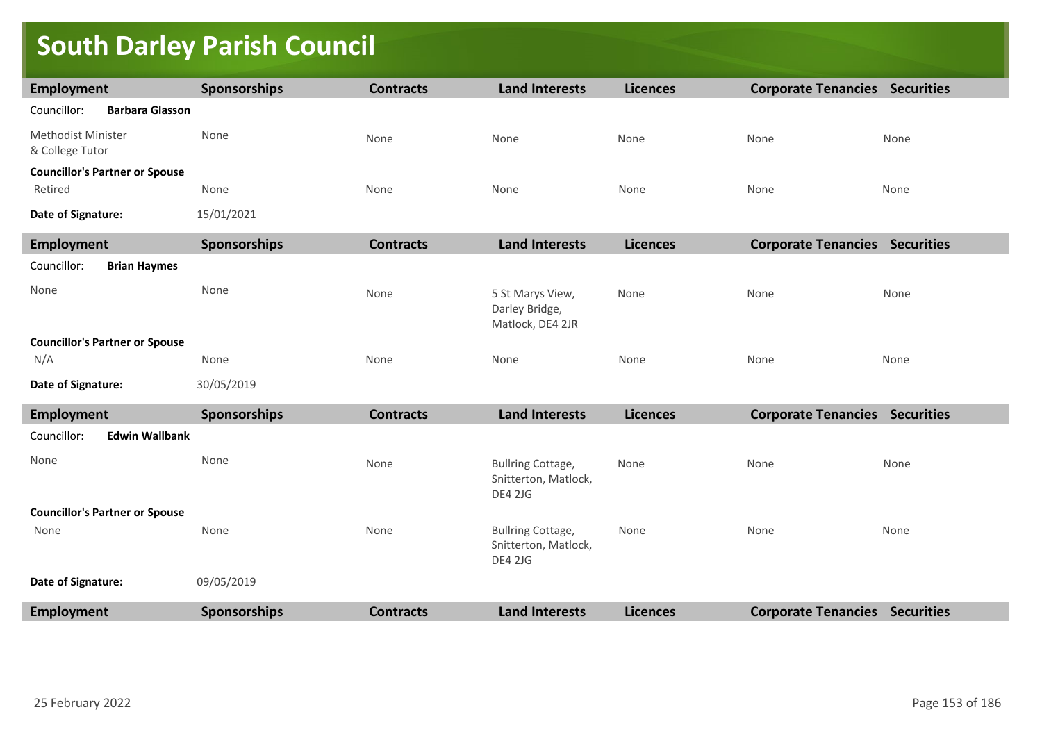# South Darley Parish Council

| Employment | Sponsorships | Contracts | Land Interests | Licences | Corporate Tenancies | Securities |
|---|---|---|---|---|---|---|
| Councillor: **Barbara Glasson** | | | | | | |
| Methodist Minister & College Tutor | None | None | None | None | None | None |
| **Councillor's Partner or Spouse** | | | | | | |
| Retired | None | None | None | None | None | None |
| **Date of Signature:** | 15/01/2021 | | | | | |

| Employment | Sponsorships | Contracts | Land Interests | Licences | Corporate Tenancies | Securities |
|---|---|---|---|---|---|---|
| Councillor: **Brian Haymes** | | | | | | |
| None | None | None | 5 St Marys View, Darley Bridge, Matlock, DE4 2JR | None | None | None |
| **Councillor's Partner or Spouse** | | | | | | |
| N/A | None | None | None | None | None | None |
| **Date of Signature:** | 30/05/2019 | | | | | |

| Employment | Sponsorships | Contracts | Land Interests | Licences | Corporate Tenancies | Securities |
|---|---|---|---|---|---|---|
| Councillor: **Edwin Wallbank** | | | | | | |
| None | None | None | Bullring Cottage, Snitterton, Matlock, DE4 2JG | None | None | None |
| **Councillor's Partner or Spouse** | | | | | | |
| None | None | None | Bullring Cottage, Snitterton, Matlock, DE4 2JG | None | None | None |
| **Date of Signature:** | 09/05/2019 | | | | | |

| Employment | Sponsorships | Contracts | Land Interests | Licences | Corporate Tenancies | Securities |
|---|---|---|---|---|---|---|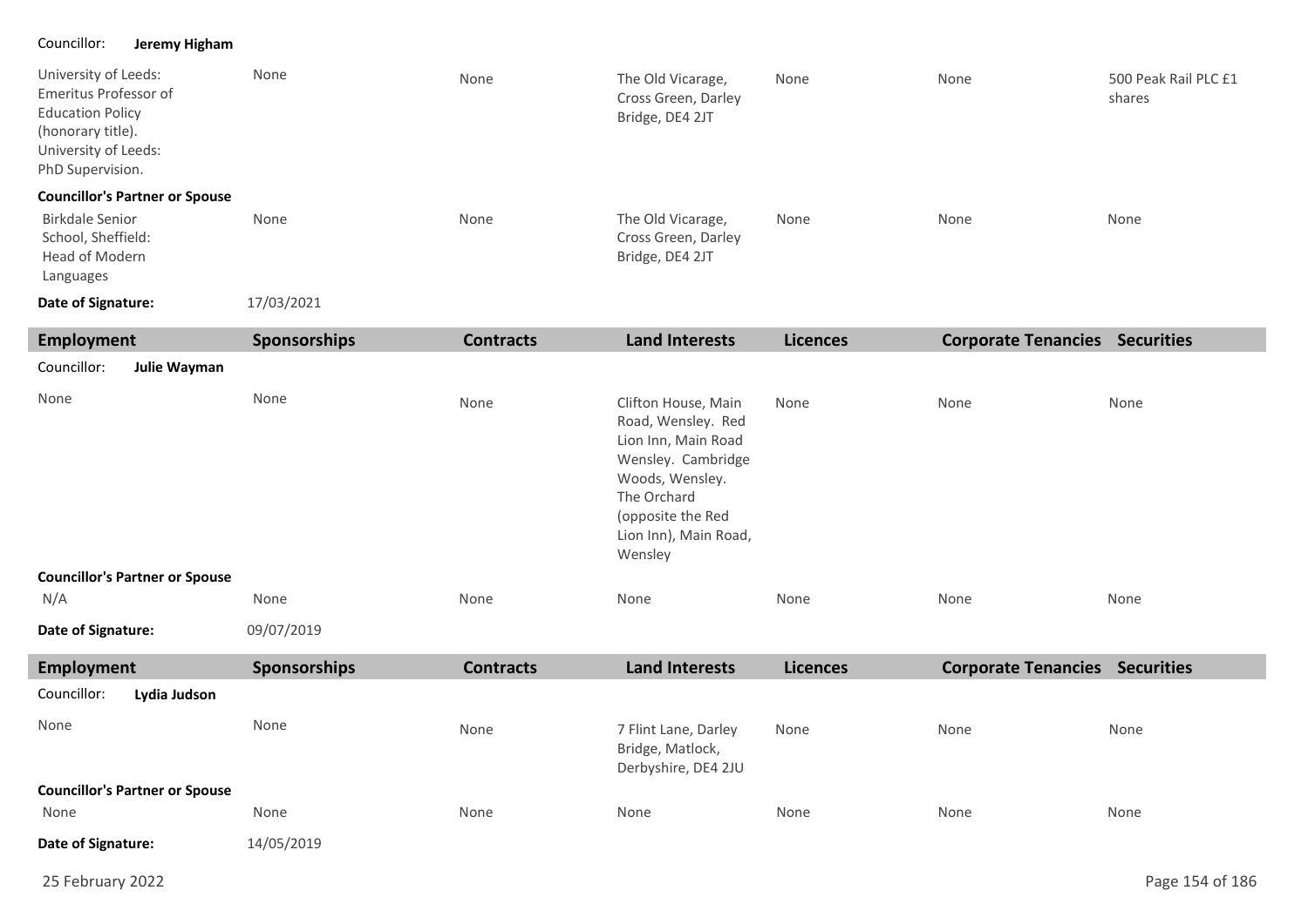Councillor: **Jeremy Higham**

| Employment | Sponsorships | Contracts | Land Interests | Licences | Corporate Tenancies | Securities |
|---|---|---|---|---|---|---|
| University of Leeds: Emeritus Professor of Education Policy (honorary title). University of Leeds: PhD Supervision. | None | None | The Old Vicarage, Cross Green, Darley Bridge, DE4 2JT | None | None | 500 Peak Rail PLC £1 shares |

**Councillor's Partner or Spouse**

| Employment | Sponsorships | Contracts | Land Interests | Licences | Corporate Tenancies | Securities |
|---|---|---|---|---|---|---|
| Birkdale Senior School, Sheffield: Head of Modern Languages | None | None | The Old Vicarage, Cross Green, Darley Bridge, DE4 2JT | None | None | None |

**Date of Signature:** 17/03/2021

| Employment | Sponsorships | Contracts | Land Interests | Licences | Corporate Tenancies | Securities |
|---|---|---|---|---|---|---|

Councillor: **Julie Wayman**

| Employment | Sponsorships | Contracts | Land Interests | Licences | Corporate Tenancies | Securities |
|---|---|---|---|---|---|---|
| None | None | None | Clifton House, Main Road, Wensley. Red Lion Inn, Main Road Wensley. Cambridge Woods, Wensley. The Orchard (opposite the Red Lion Inn), Main Road, Wensley | None | None | None |

**Councillor's Partner or Spouse**

| Employment | Sponsorships | Contracts | Land Interests | Licences | Corporate Tenancies | Securities |
|---|---|---|---|---|---|---|
| N/A | None | None | None | None | None | None |

**Date of Signature:** 09/07/2019

| Employment | Sponsorships | Contracts | Land Interests | Licences | Corporate Tenancies | Securities |
|---|---|---|---|---|---|---|

Councillor: **Lydia Judson**

| Employment | Sponsorships | Contracts | Land Interests | Licences | Corporate Tenancies | Securities |
|---|---|---|---|---|---|---|
| None | None | None | 7 Flint Lane, Darley Bridge, Matlock, Derbyshire, DE4 2JU | None | None | None |

**Councillor's Partner or Spouse**

| Employment | Sponsorships | Contracts | Land Interests | Licences | Corporate Tenancies | Securities |
|---|---|---|---|---|---|---|
| None | None | None | None | None | None | None |

**Date of Signature:** 14/05/2019

25 February 2022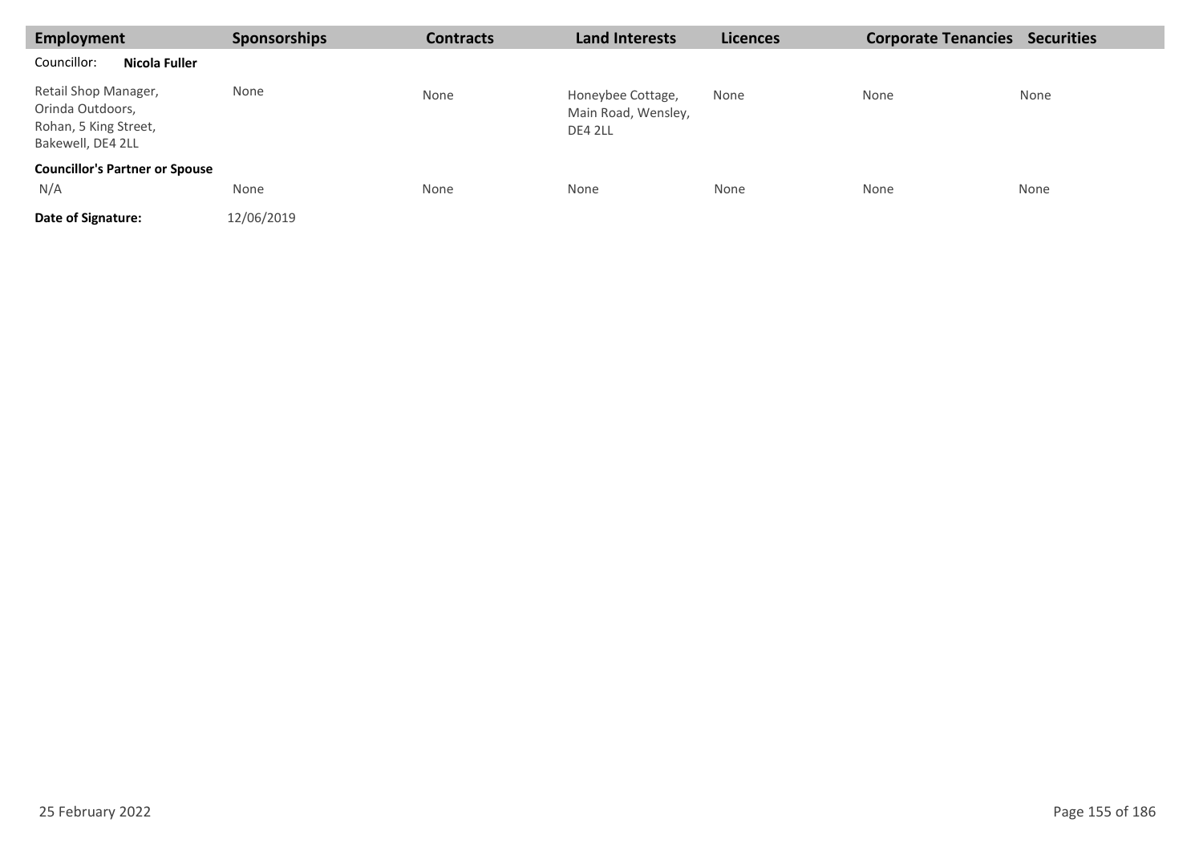| Employment | Sponsorships | Contracts | Land Interests | Licences | Corporate Tenancies | Securities |
|---|---|---|---|---|---|---|
| Councillor: **Nicola Fuller** | | | | | | |
| Retail Shop Manager, Orinda Outdoors, Rohan, 5 King Street, Bakewell, DE4 2LL | None | None | Honeybee Cottage, Main Road, Wensley, DE4 2LL | None | None | None |
| **Councillor's Partner or Spouse** | | | | | | |
| N/A | None | None | None | None | None | None |
| **Date of Signature:** | 12/06/2019 | | | | | |

25 February 2022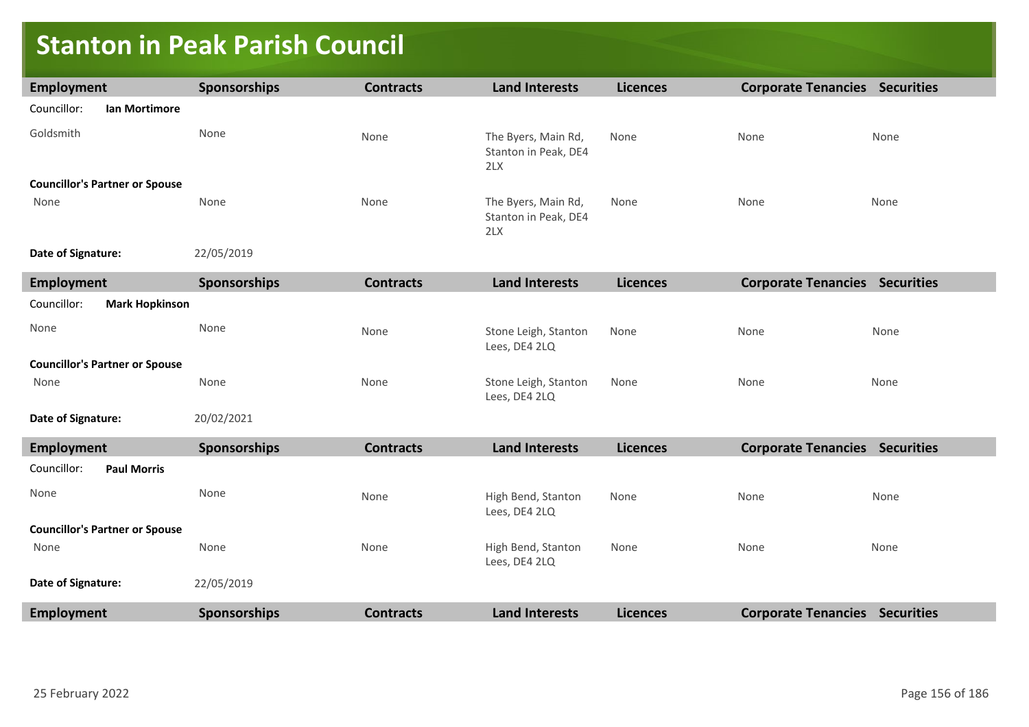# Stanton in Peak Parish Council

| Employment | Sponsorships | Contracts | Land Interests | Licences | Corporate Tenancies | Securities |
|---|---|---|---|---|---|---|
| Councillor: **Ian Mortimore** | | | | | | |
| Goldsmith | None | None | The Byers, Main Rd, Stanton in Peak, DE4 2LX | None | None | None |
| **Councillor's Partner or Spouse** | | | | | | |
| None | None | None | The Byers, Main Rd, Stanton in Peak, DE4 2LX | None | None | None |
| **Date of Signature:** | 22/05/2019 | | | | | |

| Employment | Sponsorships | Contracts | Land Interests | Licences | Corporate Tenancies | Securities |
|---|---|---|---|---|---|---|
| Councillor: **Mark Hopkinson** | | | | | | |
| None | None | None | Stone Leigh, Stanton Lees, DE4 2LQ | None | None | None |
| **Councillor's Partner or Spouse** | | | | | | |
| None | None | None | Stone Leigh, Stanton Lees, DE4 2LQ | None | None | None |
| **Date of Signature:** | 20/02/2021 | | | | | |

| Employment | Sponsorships | Contracts | Land Interests | Licences | Corporate Tenancies | Securities |
|---|---|---|---|---|---|---|
| Councillor: **Paul Morris** | | | | | | |
| None | None | None | High Bend, Stanton Lees, DE4 2LQ | None | None | None |
| **Councillor's Partner or Spouse** | | | | | | |
| None | None | None | High Bend, Stanton Lees, DE4 2LQ | None | None | None |
| **Date of Signature:** | 22/05/2019 | | | | | |

| Employment | Sponsorships | Contracts | Land Interests | Licences | Corporate Tenancies | Securities |
|---|---|---|---|---|---|---|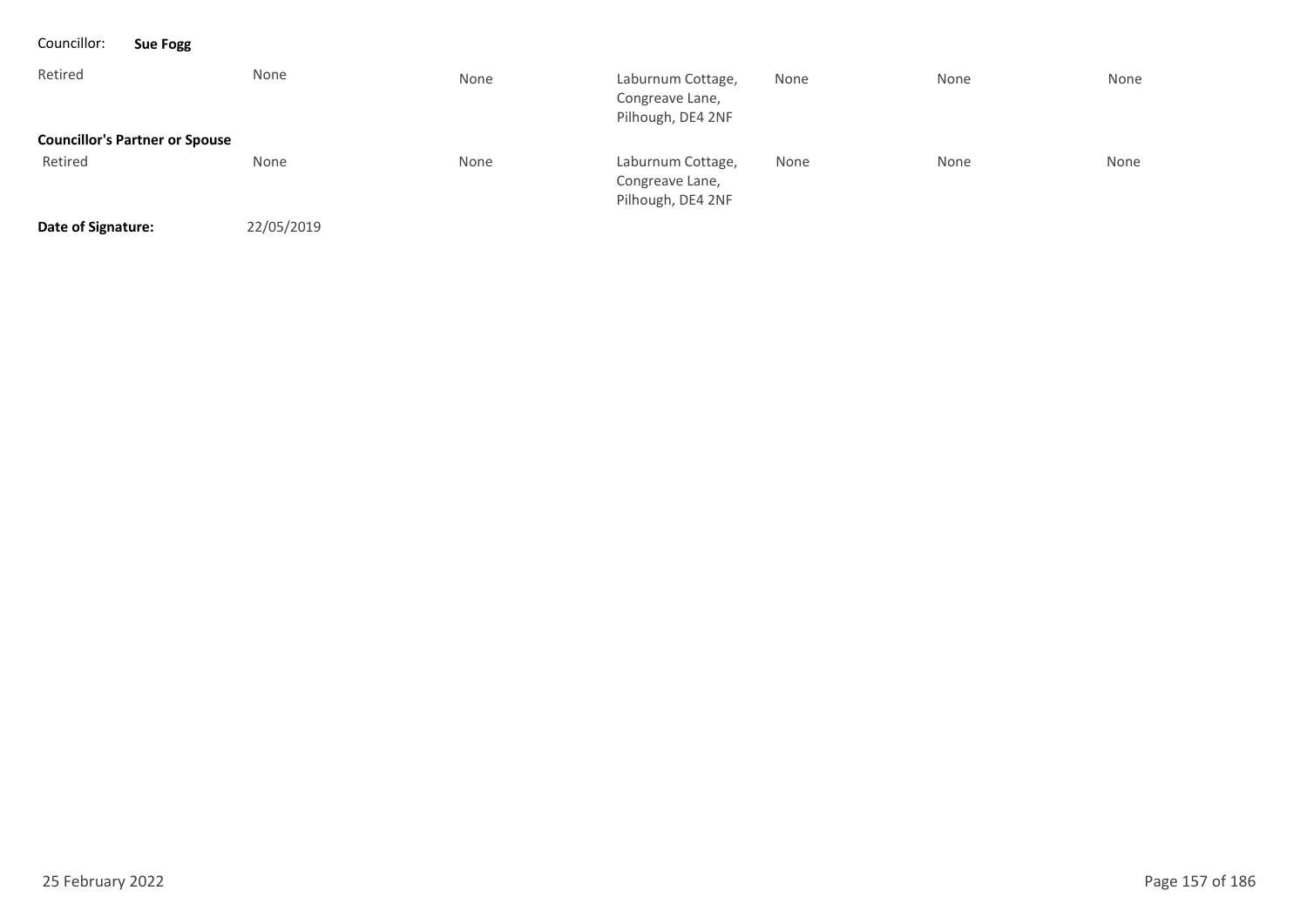Councillor: **Sue Fogg**

| | | | | | | |
|---|---|---|---|---|---|---|
| Retired | None | None | Laburnum Cottage, Congreave Lane, Pilhough, DE4 2NF | None | None | None |
| **Councillor's Partner or Spouse** | | | | | | |
| Retired | None | None | Laburnum Cottage, Congreave Lane, Pilhough, DE4 2NF | None | None | None |

**Date of Signature:** 22/05/2019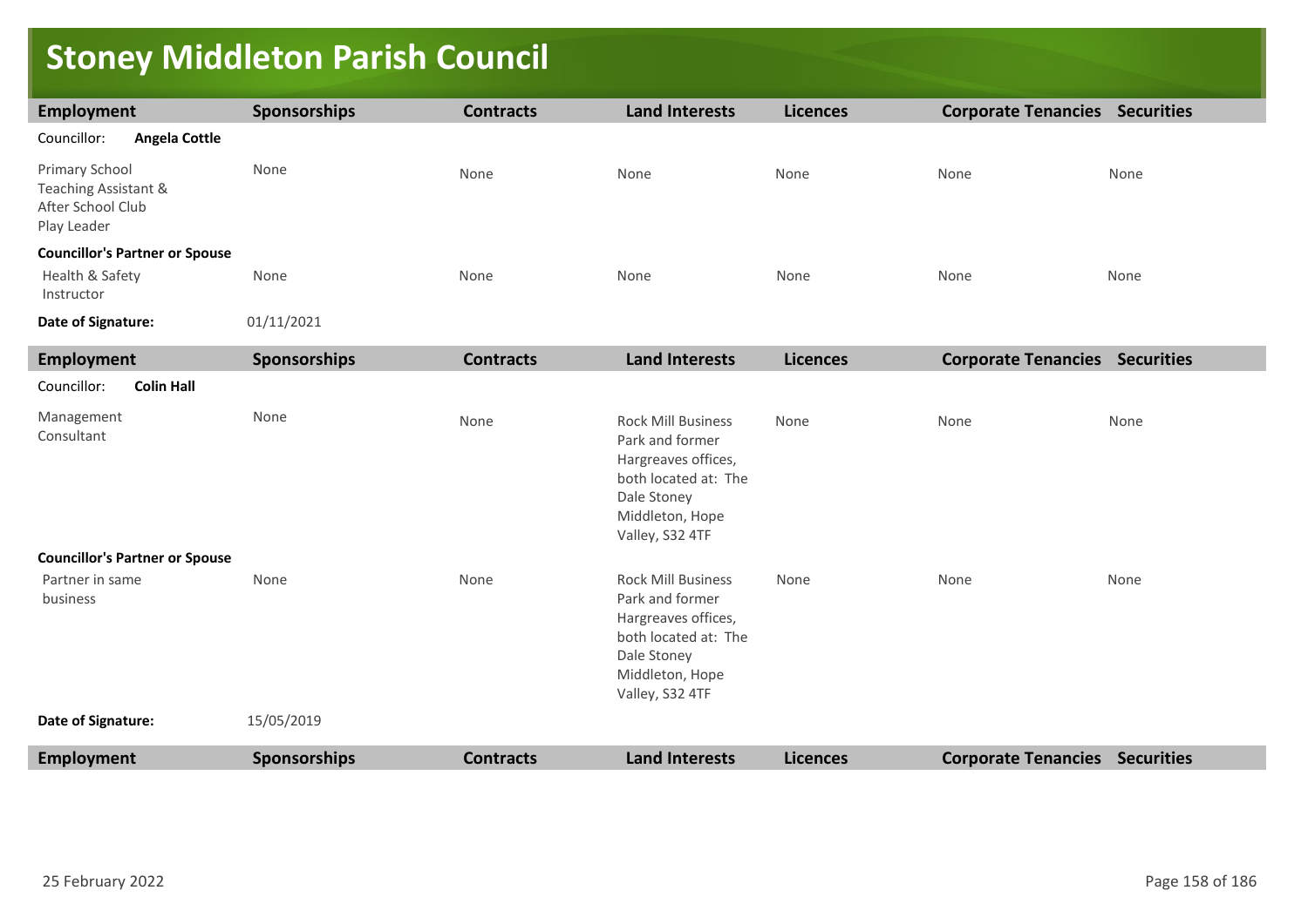# Stoney Middleton Parish Council

| Employment | Sponsorships | Contracts | Land Interests | Licences | Corporate Tenancies | Securities |
|---|---|---|---|---|---|---|
| Councillor: **Angela Cottle** | | | | | | |
| Primary School Teaching Assistant & After School Club Play Leader | None | None | None | None | None | None |
| **Councillor's Partner or Spouse** | | | | | | |
| Health & Safety Instructor | None | None | None | None | None | None |
| **Date of Signature:** | 01/11/2021 | | | | | |

| Employment | Sponsorships | Contracts | Land Interests | Licences | Corporate Tenancies | Securities |
|---|---|---|---|---|---|---|
| Councillor: **Colin Hall** | | | | | | |
| Management Consultant | None | None | Rock Mill Business Park and former Hargreaves offices, both located at: The Dale Stoney Middleton, Hope Valley, S32 4TF | None | None | None |
| **Councillor's Partner or Spouse** | | | | | | |
| Partner in same business | None | None | Rock Mill Business Park and former Hargreaves offices, both located at: The Dale Stoney Middleton, Hope Valley, S32 4TF | None | None | None |
| **Date of Signature:** | 15/05/2019 | | | | | |

| Employment | Sponsorships | Contracts | Land Interests | Licences | Corporate Tenancies | Securities |
|---|---|---|---|---|---|---|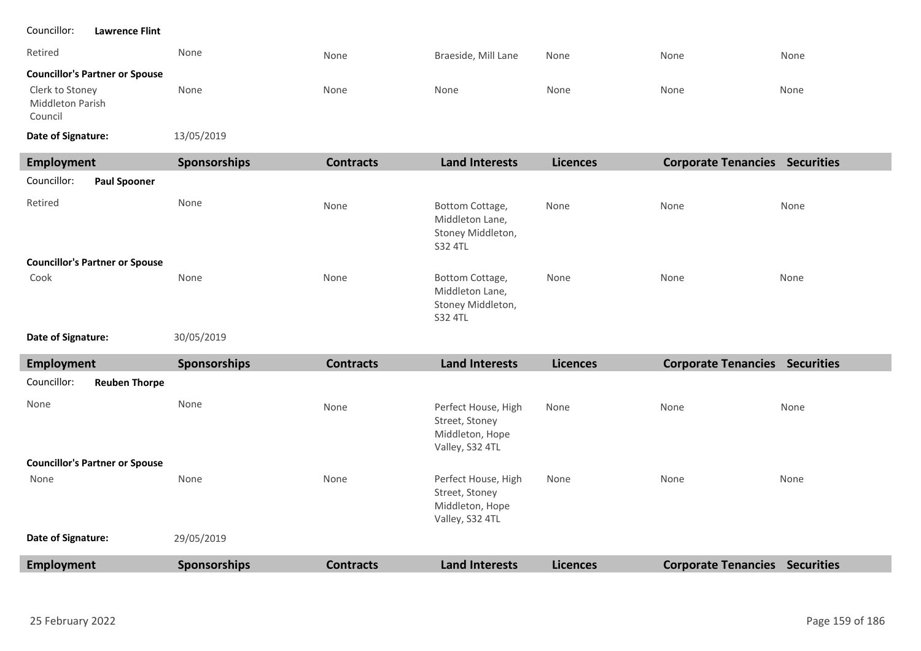Councillor: **Lawrence Flint**

| Employment | Sponsorships | Contracts | Land Interests | Licences | Corporate Tenancies | Securities |
|---|---|---|---|---|---|---|
| Retired | None | None | Braeside, Mill Lane | None | None | None |
| **Councillor's Partner or Spouse** | | | | | | |
| Clerk to Stoney Middleton Parish Council | None | None | None | None | None | None |

**Date of Signature:** 13/05/2019

| Employment | Sponsorships | Contracts | Land Interests | Licences | Corporate Tenancies | Securities |
|---|---|---|---|---|---|---|

Councillor: **Paul Spooner**

| Employment | Sponsorships | Contracts | Land Interests | Licences | Corporate Tenancies | Securities |
|---|---|---|---|---|---|---|
| Retired | None | None | Bottom Cottage, Middleton Lane, Stoney Middleton, S32 4TL | None | None | None |
| **Councillor's Partner or Spouse** | | | | | | |
| Cook | None | None | Bottom Cottage, Middleton Lane, Stoney Middleton, S32 4TL | None | None | None |

**Date of Signature:** 30/05/2019

Councillor: **Reuben Thorpe**

| Employment | Sponsorships | Contracts | Land Interests | Licences | Corporate Tenancies | Securities |
|---|---|---|---|---|---|---|
| None | None | None | Perfect House, High Street, Stoney Middleton, Hope Valley, S32 4TL | None | None | None |
| **Councillor's Partner or Spouse** | | | | | | |
| None | None | None | Perfect House, High Street, Stoney Middleton, Hope Valley, S32 4TL | None | None | None |

**Date of Signature:** 29/05/2019

| Employment | Sponsorships | Contracts | Land Interests | Licences | Corporate Tenancies | Securities |
|---|---|---|---|---|---|---|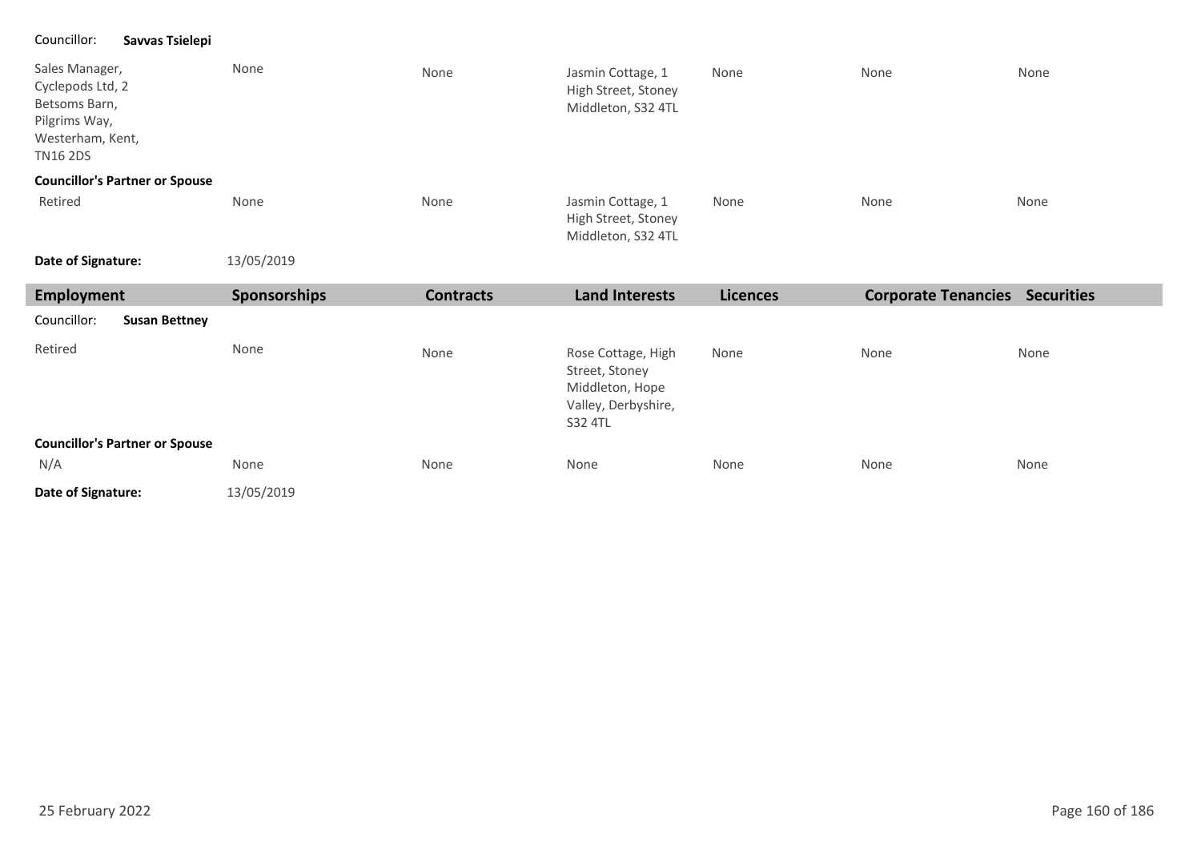| Employment | Sponsorships | Contracts | Land Interests | Licences | Corporate Tenancies | Securities |
|---|---|---|---|---|---|---|
| **Councillor: Savvas Tsielepi** | | | | | | |
| Sales Manager, Cyclepods Ltd, 2 Betsoms Barn, Pilgrims Way, Westerham, Kent, TN16 2DS | None | None | Jasmin Cottage, 1 High Street, Stoney Middleton, S32 4TL | None | None | None |
| **Councillor's Partner or Spouse** | | | | | | |
| Retired | None | None | Jasmin Cottage, 1 High Street, Stoney Middleton, S32 4TL | None | None | None |
| **Date of Signature:** | 13/05/2019 | | | | | |

| Employment | Sponsorships | Contracts | Land Interests | Licences | Corporate Tenancies | Securities |
|---|---|---|---|---|---|---|
| **Councillor: Susan Bettney** | | | | | | |
| Retired | None | None | Rose Cottage, High Street, Stoney Middleton, Hope Valley, Derbyshire, S32 4TL | None | None | None |
| **Councillor's Partner or Spouse** | | | | | | |
| N/A | None | None | None | None | None | None |
| **Date of Signature:** | 13/05/2019 | | | | | |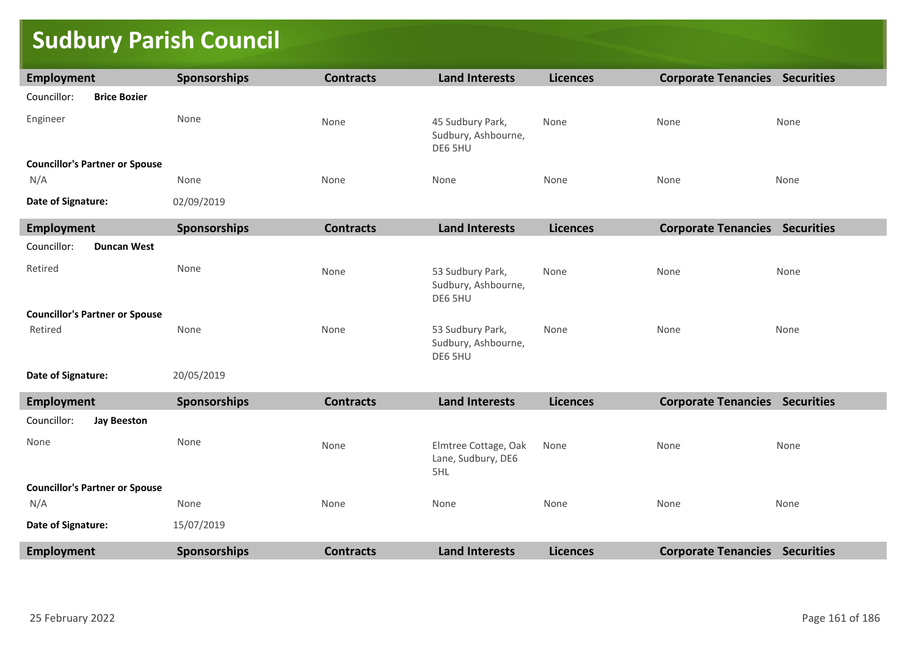# Sudbury Parish Council

| Employment | Sponsorships | Contracts | Land Interests | Licences | Corporate Tenancies | Securities |
|---|---|---|---|---|---|---|
| Councillor: **Brice Bozier** | | | | | | |
| Engineer | None | None | 45 Sudbury Park, Sudbury, Ashbourne, DE6 5HU | None | None | None |
| **Councillor's Partner or Spouse** | | | | | | |
| N/A | None | None | None | None | None | None |
| **Date of Signature:** | 02/09/2019 | | | | | |

| Employment | Sponsorships | Contracts | Land Interests | Licences | Corporate Tenancies | Securities |
|---|---|---|---|---|---|---|
| Councillor: **Duncan West** | | | | | | |
| Retired | None | None | 53 Sudbury Park, Sudbury, Ashbourne, DE6 5HU | None | None | None |
| **Councillor's Partner or Spouse** | | | | | | |
| Retired | None | None | 53 Sudbury Park, Sudbury, Ashbourne, DE6 5HU | None | None | None |
| **Date of Signature:** | 20/05/2019 | | | | | |

| Employment | Sponsorships | Contracts | Land Interests | Licences | Corporate Tenancies | Securities |
|---|---|---|---|---|---|---|
| Councillor: **Jay Beeston** | | | | | | |
| None | None | None | Elmtree Cottage, Oak Lane, Sudbury, DE6 5HL | None | None | None |
| **Councillor's Partner or Spouse** | | | | | | |
| N/A | None | None | None | None | None | None |
| **Date of Signature:** | 15/07/2019 | | | | | |

| Employment | Sponsorships | Contracts | Land Interests | Licences | Corporate Tenancies | Securities |
|---|---|---|---|---|---|---|

25 February 2022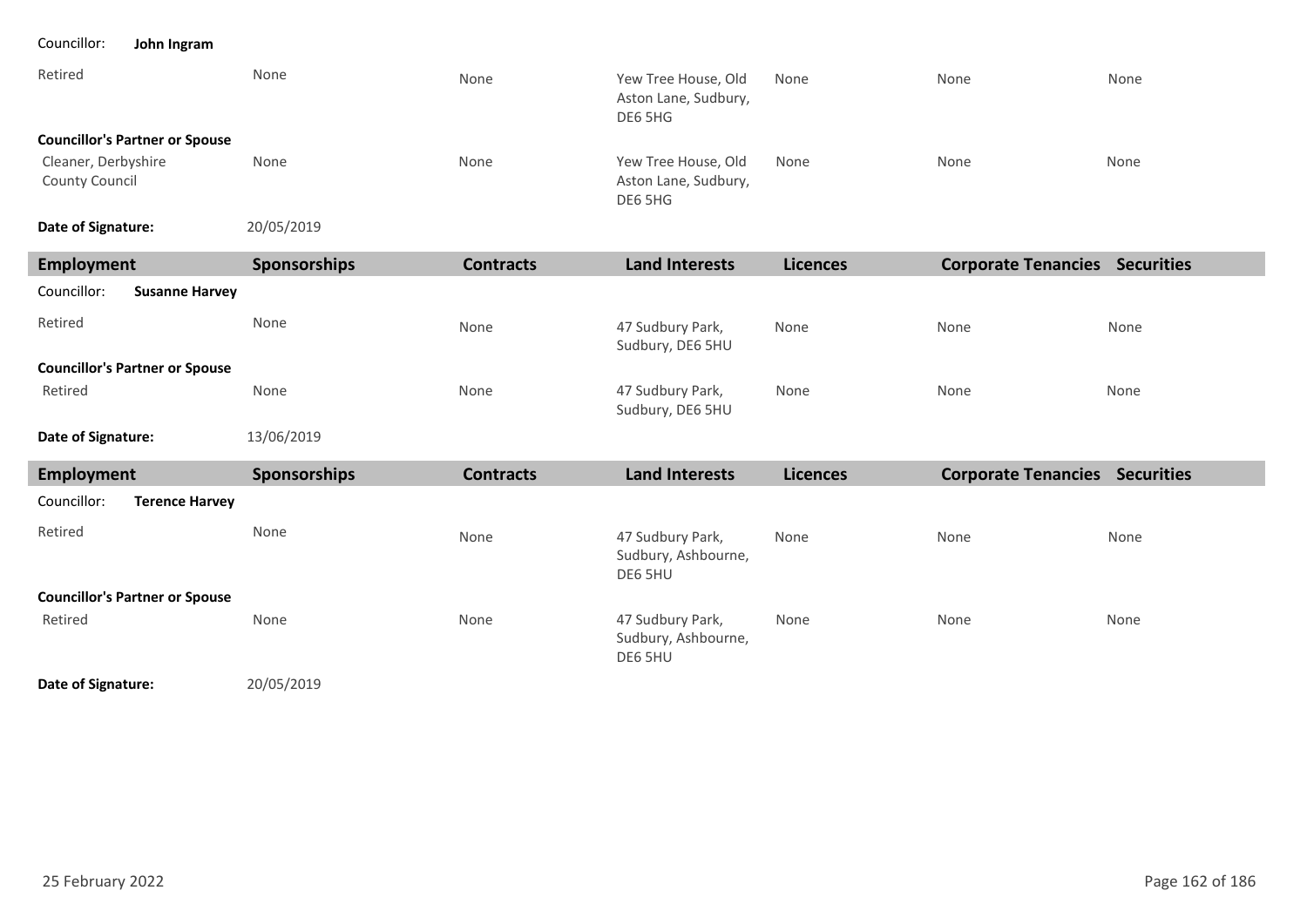Councillor: **John Ingram**

| Employment | Sponsorships | Contracts | Land Interests | Licences | Corporate Tenancies | Securities |
|---|---|---|---|---|---|---|
| Retired | None | None | Yew Tree House, Old Aston Lane, Sudbury, DE6 5HG | None | None | None |
| **Councillor's Partner or Spouse** | | | | | | |
| Cleaner, Derbyshire County Council | None | None | Yew Tree House, Old Aston Lane, Sudbury, DE6 5HG | None | None | None |

**Date of Signature:** 20/05/2019

| Employment | Sponsorships | Contracts | Land Interests | Licences | Corporate Tenancies | Securities |
|---|---|---|---|---|---|---|
| Councillor: **Susanne Harvey** | | | | | | |
| Retired | None | None | 47 Sudbury Park, Sudbury, DE6 5HU | None | None | None |
| **Councillor's Partner or Spouse** | | | | | | |
| Retired | None | None | 47 Sudbury Park, Sudbury, DE6 5HU | None | None | None |

**Date of Signature:** 13/06/2019

| Employment | Sponsorships | Contracts | Land Interests | Licences | Corporate Tenancies | Securities |
|---|---|---|---|---|---|---|
| Councillor: **Terence Harvey** | | | | | | |
| Retired | None | None | 47 Sudbury Park, Sudbury, Ashbourne, DE6 5HU | None | None | None |
| **Councillor's Partner or Spouse** | | | | | | |
| Retired | None | None | 47 Sudbury Park, Sudbury, Ashbourne, DE6 5HU | None | None | None |

**Date of Signature:** 20/05/2019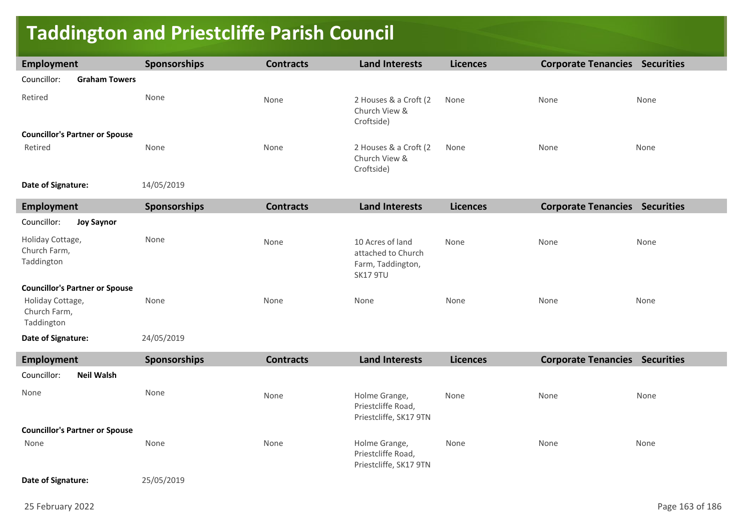# Taddington and Priestcliffe Parish Council

| Employment | Sponsorships | Contracts | Land Interests | Licences | Corporate Tenancies | Securities |
|---|---|---|---|---|---|---|
| Councillor: **Graham Towers** | | | | | | |
| Retired | None | None | 2 Houses & a Croft (2 Church View & Croftside) | None | None | None |
| **Councillor's Partner or Spouse** | | | | | | |
| Retired | None | None | 2 Houses & a Croft (2 Church View & Croftside) | None | None | None |
| **Date of Signature:** | 14/05/2019 | | | | | |

| Employment | Sponsorships | Contracts | Land Interests | Licences | Corporate Tenancies | Securities |
|---|---|---|---|---|---|---|
| Councillor: **Joy Saynor** | | | | | | |
| Holiday Cottage, Church Farm, Taddington | None | None | 10 Acres of land attached to Church Farm, Taddington, SK17 9TU | None | None | None |
| **Councillor's Partner or Spouse** | | | | | | |
| Holiday Cottage, Church Farm, Taddington | None | None | None | None | None | None |
| **Date of Signature:** | 24/05/2019 | | | | | |

| Employment | Sponsorships | Contracts | Land Interests | Licences | Corporate Tenancies | Securities |
|---|---|---|---|---|---|---|
| Councillor: **Neil Walsh** | | | | | | |
| None | None | None | Holme Grange, Priestcliffe Road, Priestcliffe, SK17 9TN | None | None | None |
| **Councillor's Partner or Spouse** | | | | | | |
| None | None | None | Holme Grange, Priestcliffe Road, Priestcliffe, SK17 9TN | None | None | None |
| **Date of Signature:** | 25/05/2019 | | | | | |

25 February 2022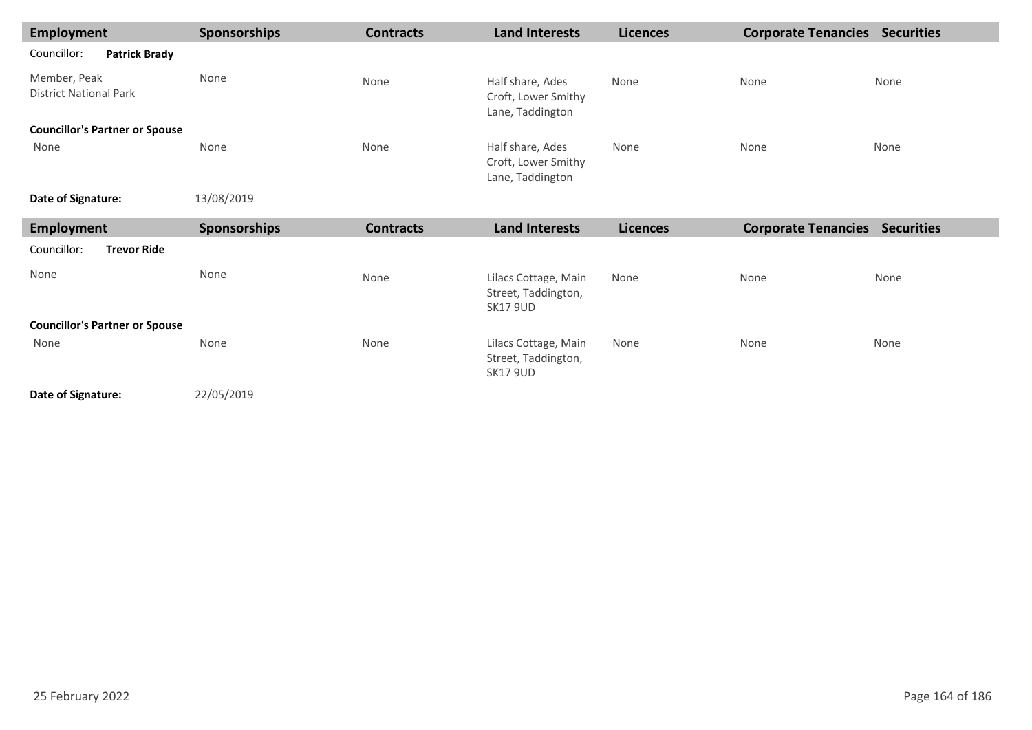| Employment | Sponsorships | Contracts | Land Interests | Licences | Corporate Tenancies | Securities |
|---|---|---|---|---|---|---|
| Councillor: **Patrick Brady** | | | | | | |
| Member, Peak District National Park | None | None | Half share, Ades Croft, Lower Smithy Lane, Taddington | None | None | None |
| **Councillor's Partner or Spouse** | | | | | | |
| None | None | None | Half share, Ades Croft, Lower Smithy Lane, Taddington | None | None | None |
| **Date of Signature:** | 13/08/2019 | | | | | |

| Employment | Sponsorships | Contracts | Land Interests | Licences | Corporate Tenancies | Securities |
|---|---|---|---|---|---|---|
| Councillor: **Trevor Ride** | | | | | | |
| None | None | None | Lilacs Cottage, Main Street, Taddington, SK17 9UD | None | None | None |
| **Councillor's Partner or Spouse** | | | | | | |
| None | None | None | Lilacs Cottage, Main Street, Taddington, SK17 9UD | None | None | None |
| **Date of Signature:** | 22/05/2019 | | | | | |

25 February 2022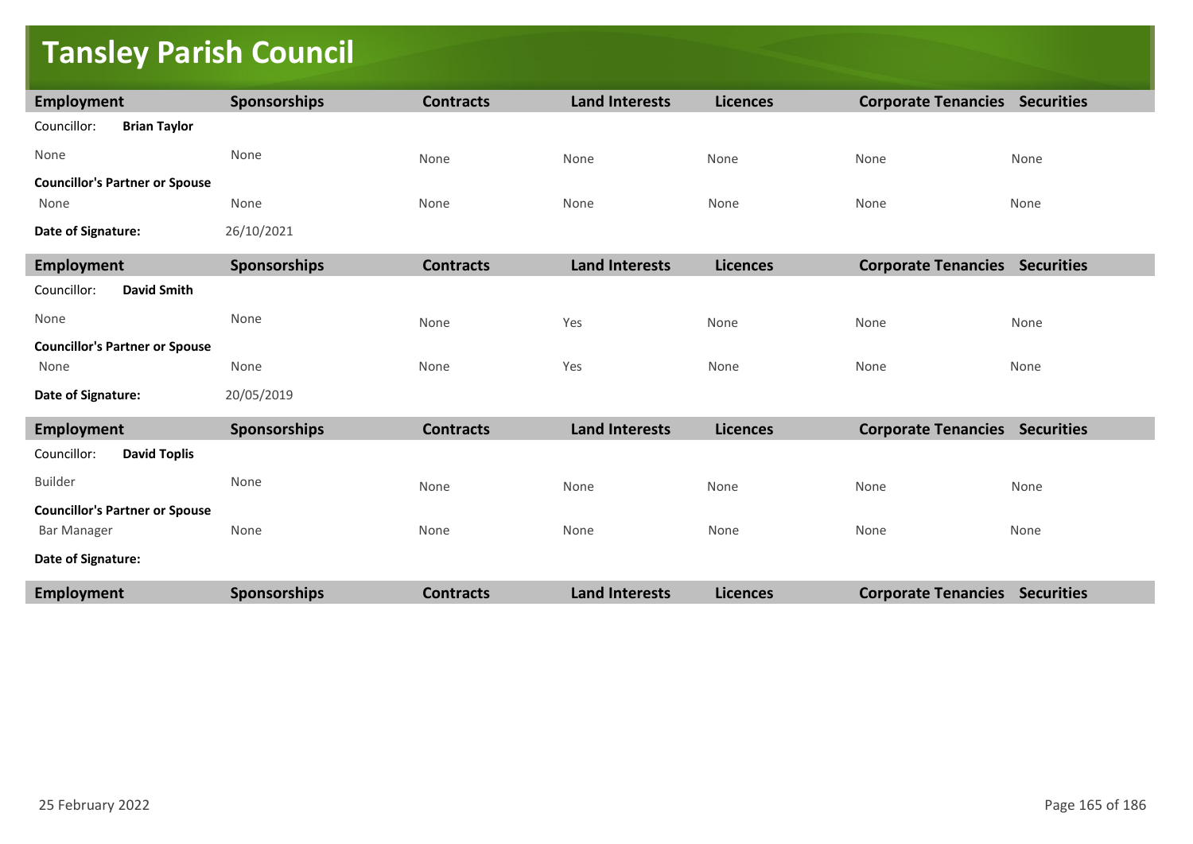# Tansley Parish Council

| Employment | Sponsorships | Contracts | Land Interests | Licences | Corporate Tenancies | Securities |
|---|---|---|---|---|---|---|
| Councillor: **Brian Taylor** | | | | | | |
| None | None | None | None | None | None | None |
| **Councillor's Partner or Spouse** | | | | | | |
| None | None | None | None | None | None | None |
| **Date of Signature:** | 26/10/2021 | | | | | |

| Employment | Sponsorships | Contracts | Land Interests | Licences | Corporate Tenancies | Securities |
|---|---|---|---|---|---|---|
| Councillor: **David Smith** | | | | | | |
| None | None | None | Yes | None | None | None |
| **Councillor's Partner or Spouse** | | | | | | |
| None | None | None | Yes | None | None | None |
| **Date of Signature:** | 20/05/2019 | | | | | |

| Employment | Sponsorships | Contracts | Land Interests | Licences | Corporate Tenancies | Securities |
|---|---|---|---|---|---|---|
| Councillor: **David Toplis** | | | | | | |
| Builder | None | None | None | None | None | None |
| **Councillor's Partner or Spouse** | | | | | | |
| Bar Manager | None | None | None | None | None | None |
| **Date of Signature:** | | | | | | |

| Employment | Sponsorships | Contracts | Land Interests | Licences | Corporate Tenancies | Securities |
|---|---|---|---|---|---|---|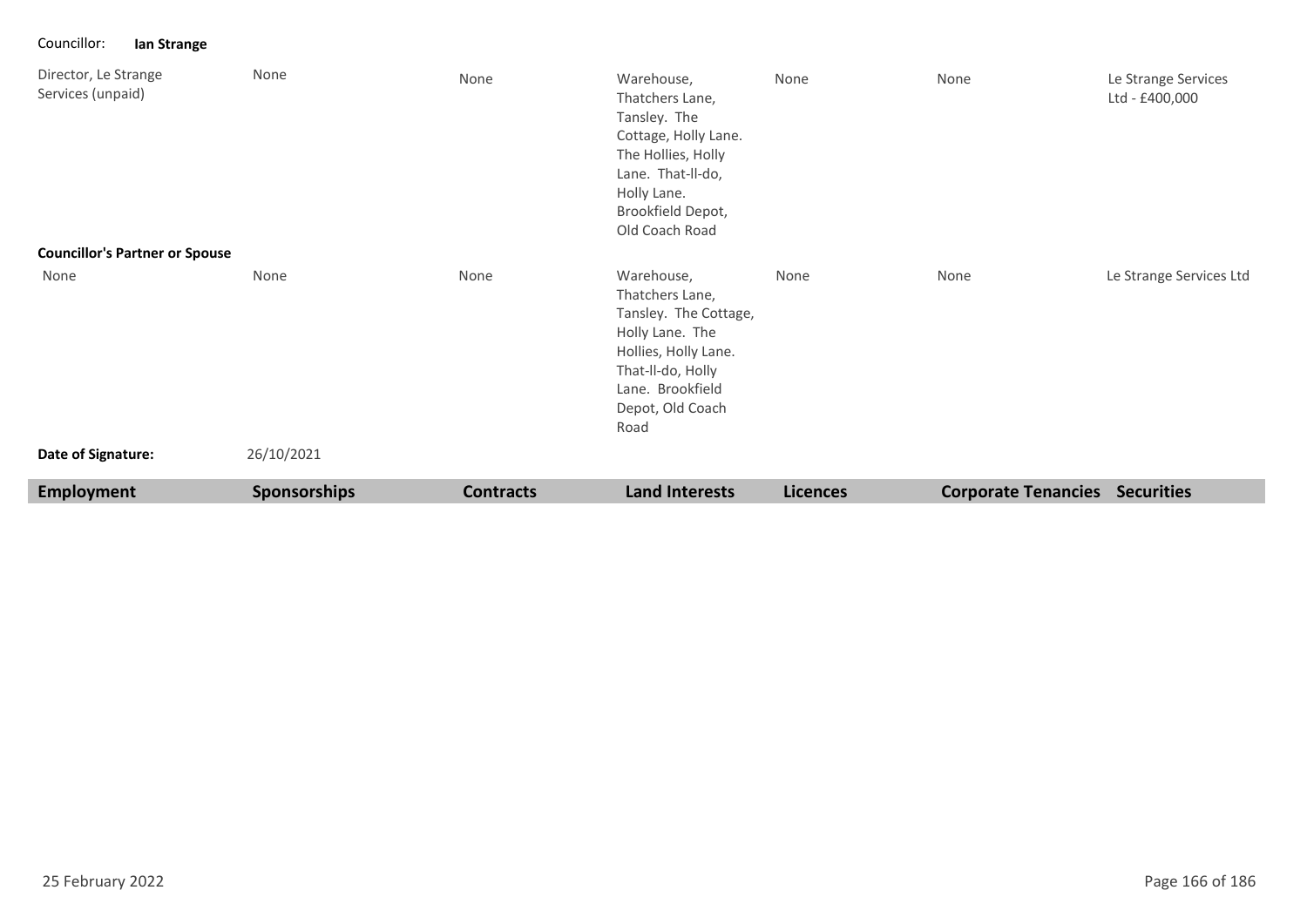Councillor: **Ian Strange**

| Employment | Sponsorships | Contracts | Land Interests | Licences | Corporate Tenancies | Securities |
|---|---|---|---|---|---|---|
| Director, Le Strange Services (unpaid) | None | None | Warehouse, Thatchers Lane, Tansley. The Cottage, Holly Lane. The Hollies, Holly Lane. That-ll-do, Holly Lane. Brookfield Depot, Old Coach Road | None | None | Le Strange Services Ltd - £400,000 |
| **Councillor's Partner or Spouse** | | | | | | |
| None | None | None | Warehouse, Thatchers Lane, Tansley. The Cottage, Holly Lane. The Hollies, Holly Lane. That-ll-do, Holly Lane. Brookfield Depot, Old Coach Road | None | None | Le Strange Services Ltd |

**Date of Signature:** 26/10/2021

25 February 2022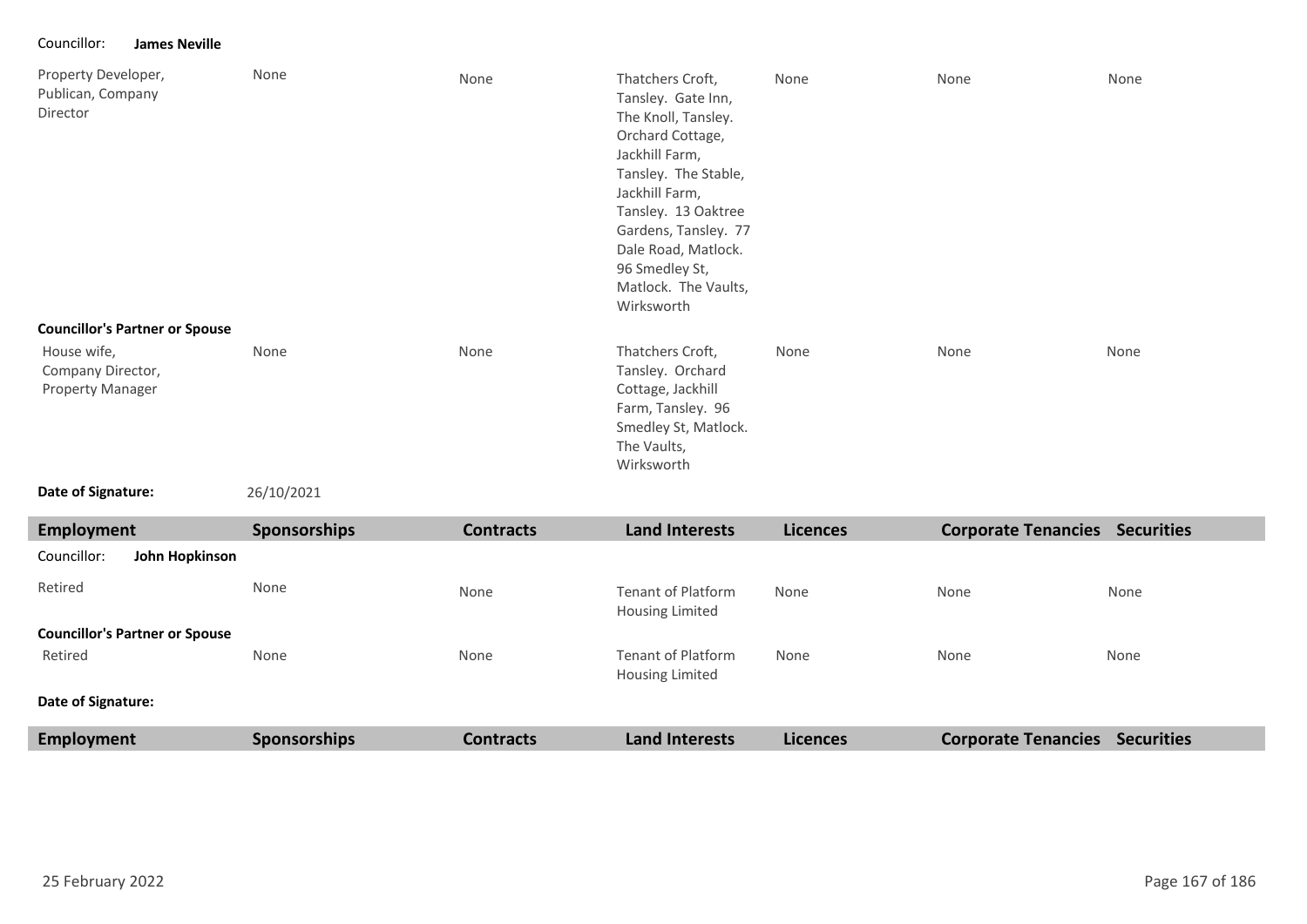Councillor: **James Neville**

| Employment | Sponsorships | Contracts | Land Interests | Licences | Corporate Tenancies | Securities |
|---|---|---|---|---|---|---|
| Property Developer, Publican, Company Director | None | None | Thatchers Croft, Tansley. Gate Inn, The Knoll, Tansley. Orchard Cottage, Jackhill Farm, Tansley. The Stable, Jackhill Farm, Tansley. 13 Oaktree Gardens, Tansley. 77 Dale Road, Matlock. 96 Smedley St, Matlock. The Vaults, Wirksworth | None | None | None |
| **Councillor's Partner or Spouse** | | | | | | |
| House wife, Company Director, Property Manager | None | None | Thatchers Croft, Tansley. Orchard Cottage, Jackhill Farm, Tansley. 96 Smedley St, Matlock. The Vaults, Wirksworth | None | None | None |

**Date of Signature:** 26/10/2021

| Employment | Sponsorships | Contracts | Land Interests | Licences | Corporate Tenancies | Securities |
|---|---|---|---|---|---|---|
| Councillor: **John Hopkinson** | | | | | | |
| Retired | None | None | Tenant of Platform Housing Limited | None | None | None |
| **Councillor's Partner or Spouse** | | | | | | |
| Retired | None | None | Tenant of Platform Housing Limited | None | None | None |

**Date of Signature:**

| Employment | Sponsorships | Contracts | Land Interests | Licences | Corporate Tenancies | Securities |
|---|---|---|---|---|---|---|

25 February 2022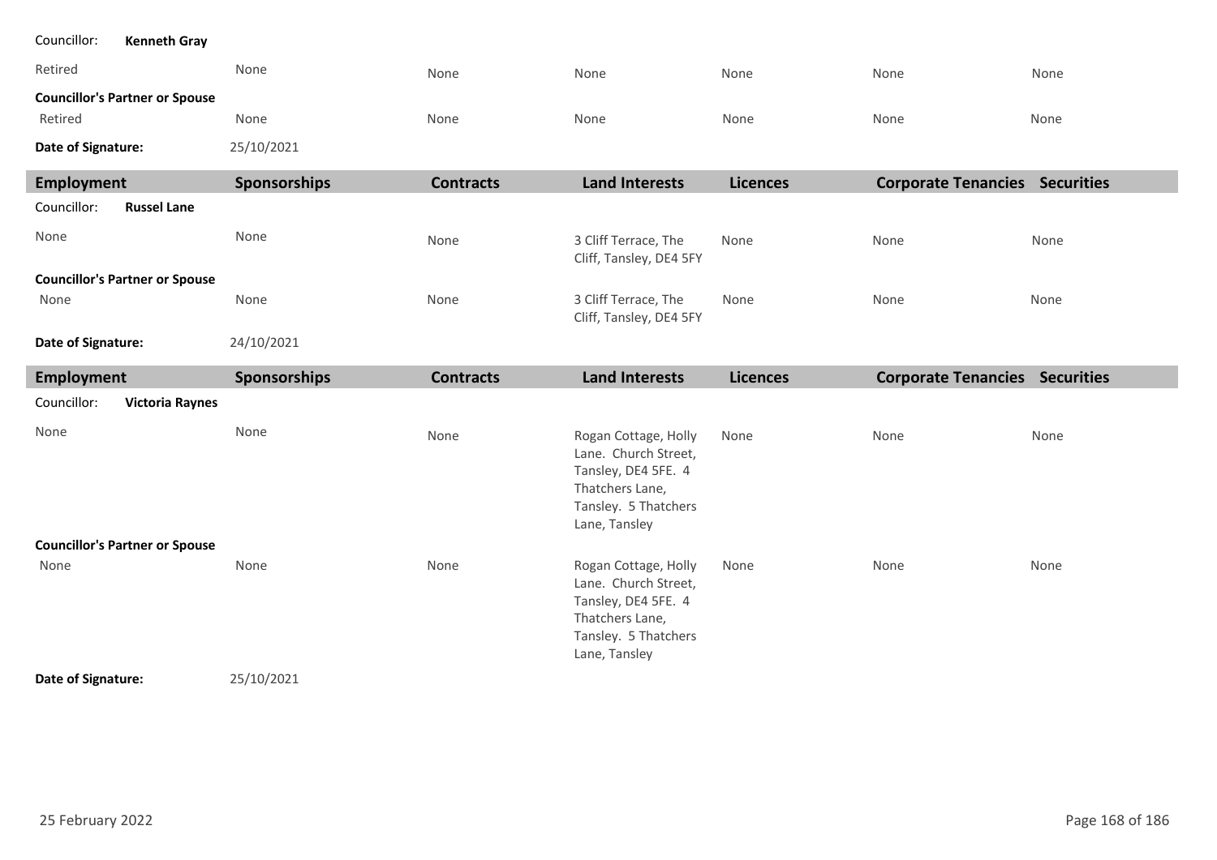| Employment | Sponsorships | Contracts | Land Interests | Licences | Corporate Tenancies | Securities |
|---|---|---|---|---|---|---|
| Councillor: **Kenneth Gray** | | | | | | |
| Retired | None | None | None | None | None | None |
| **Councillor's Partner or Spouse** | | | | | | |
| Retired | None | None | None | None | None | None |
| **Date of Signature:** | 25/10/2021 | | | | | |

| Employment | Sponsorships | Contracts | Land Interests | Licences | Corporate Tenancies | Securities |
|---|---|---|---|---|---|---|
| Councillor: **Russel Lane** | | | | | | |
| None | None | None | 3 Cliff Terrace, The Cliff, Tansley, DE4 5FY | None | None | None |
| **Councillor's Partner or Spouse** | | | | | | |
| None | None | None | 3 Cliff Terrace, The Cliff, Tansley, DE4 5FY | None | None | None |
| **Date of Signature:** | 24/10/2021 | | | | | |

| Employment | Sponsorships | Contracts | Land Interests | Licences | Corporate Tenancies | Securities |
|---|---|---|---|---|---|---|
| Councillor: **Victoria Raynes** | | | | | | |
| None | None | None | Rogan Cottage, Holly Lane. Church Street, Tansley, DE4 5FE. 4 Thatchers Lane, Tansley. 5 Thatchers Lane, Tansley | None | None | None |
| **Councillor's Partner or Spouse** | | | | | | |
| None | None | None | Rogan Cottage, Holly Lane. Church Street, Tansley, DE4 5FE. 4 Thatchers Lane, Tansley. 5 Thatchers Lane, Tansley | None | None | None |
| **Date of Signature:** | 25/10/2021 | | | | | |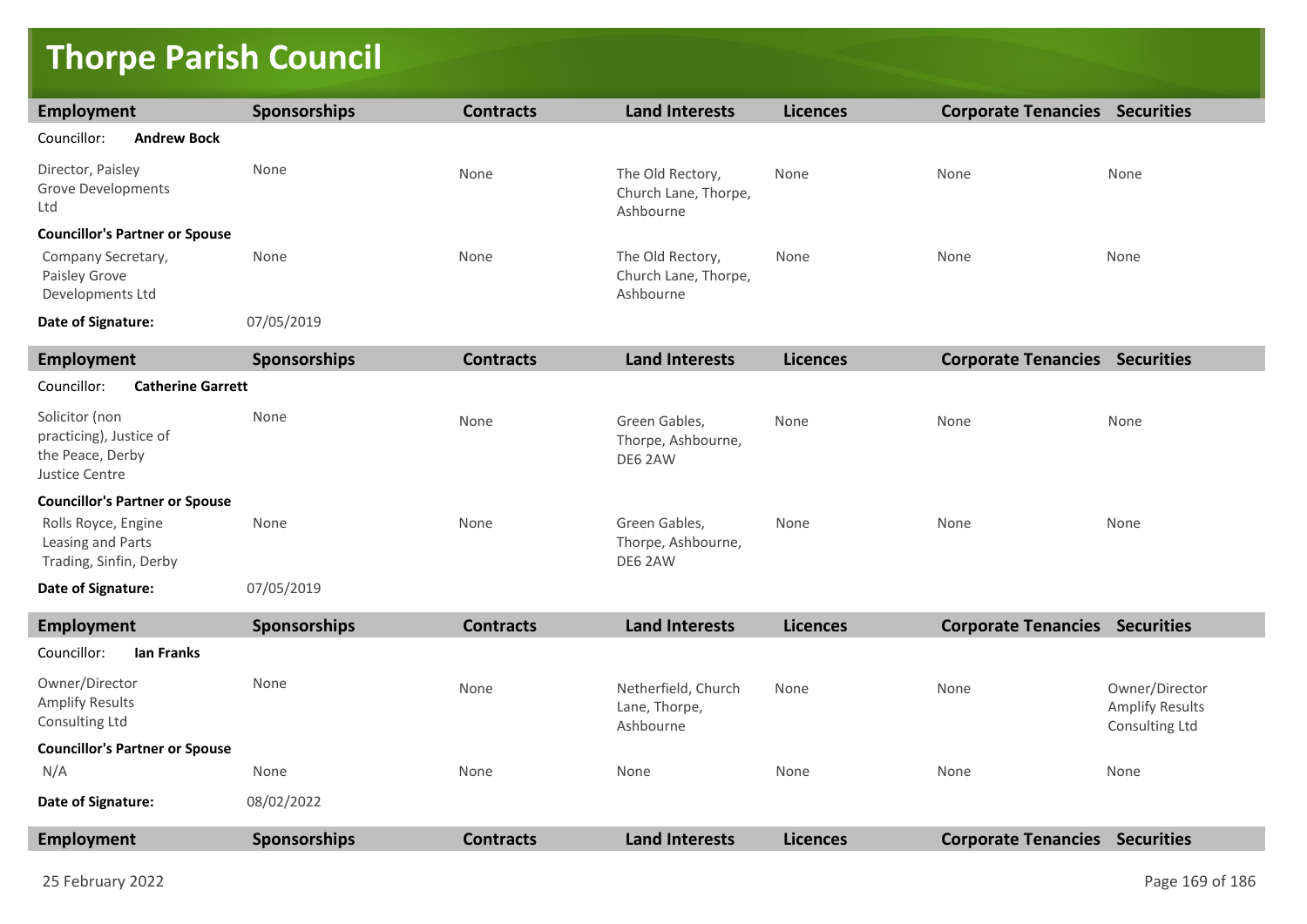# Thorpe Parish Council

| Employment | Sponsorships | Contracts | Land Interests | Licences | Corporate Tenancies | Securities |
|---|---|---|---|---|---|---|
| Councillor: **Andrew Bock** | | | | | | |
| Director, Paisley Grove Developments Ltd | None | None | The Old Rectory, Church Lane, Thorpe, Ashbourne | None | None | None |
| **Councillor's Partner or Spouse** | | | | | | |
| Company Secretary, Paisley Grove Developments Ltd | None | None | The Old Rectory, Church Lane, Thorpe, Ashbourne | None | None | None |
| **Date of Signature:** | 07/05/2019 | | | | | |

| Employment | Sponsorships | Contracts | Land Interests | Licences | Corporate Tenancies | Securities |
|---|---|---|---|---|---|---|
| Councillor: **Catherine Garrett** | | | | | | |
| Solicitor (non practicing), Justice of the Peace, Derby Justice Centre | None | None | Green Gables, Thorpe, Ashbourne, DE6 2AW | None | None | None |
| **Councillor's Partner or Spouse** | | | | | | |
| Rolls Royce, Engine Leasing and Parts Trading, Sinfin, Derby | None | None | Green Gables, Thorpe, Ashbourne, DE6 2AW | None | None | None |
| **Date of Signature:** | 07/05/2019 | | | | | |

| Employment | Sponsorships | Contracts | Land Interests | Licences | Corporate Tenancies | Securities |
|---|---|---|---|---|---|---|
| Councillor: **Ian Franks** | | | | | | |
| Owner/Director Amplify Results Consulting Ltd | None | None | Netherfield, Church Lane, Thorpe, Ashbourne | None | None | Owner/Director Amplify Results Consulting Ltd |
| **Councillor's Partner or Spouse** | | | | | | |
| N/A | None | None | None | None | None | None |
| **Date of Signature:** | 08/02/2022 | | | | | |

| Employment | Sponsorships | Contracts | Land Interests | Licences | Corporate Tenancies | Securities |
|---|---|---|---|---|---|---|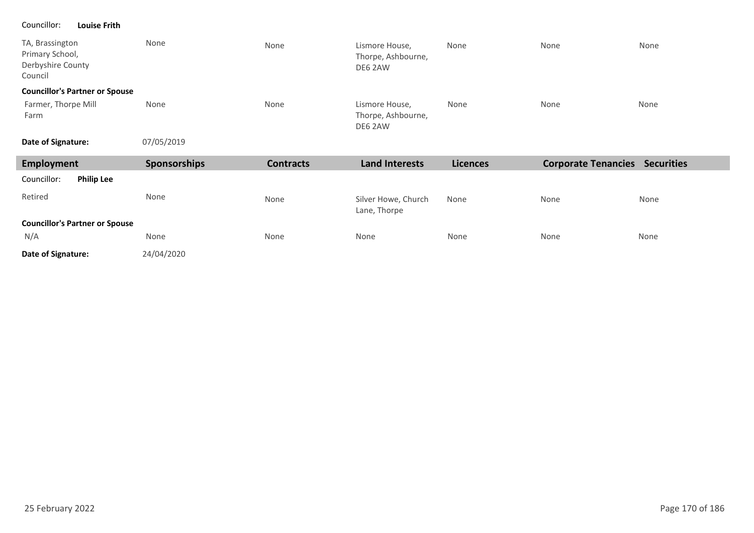Councillor: **Louise Frith**

| Employment | Sponsorships | Contracts | Land Interests | Licences | Corporate Tenancies | Securities |
|---|---|---|---|---|---|---|
| TA, Brassington Primary School, Derbyshire County Council | None | None | Lismore House, Thorpe, Ashbourne, DE6 2AW | None | None | None |
| **Councillor's Partner or Spouse** | | | | | | |
| Farmer, Thorpe Mill Farm | None | None | Lismore House, Thorpe, Ashbourne, DE6 2AW | None | None | None |

**Date of Signature:** 07/05/2019

| Employment | Sponsorships | Contracts | Land Interests | Licences | Corporate Tenancies | Securities |
|---|---|---|---|---|---|---|
| Councillor: **Philip Lee** | | | | | | |
| Retired | None | None | Silver Howe, Church Lane, Thorpe | None | None | None |
| **Councillor's Partner or Spouse** | | | | | | |
| N/A | None | None | None | None | None | None |

**Date of Signature:** 24/04/2020

25 February 2022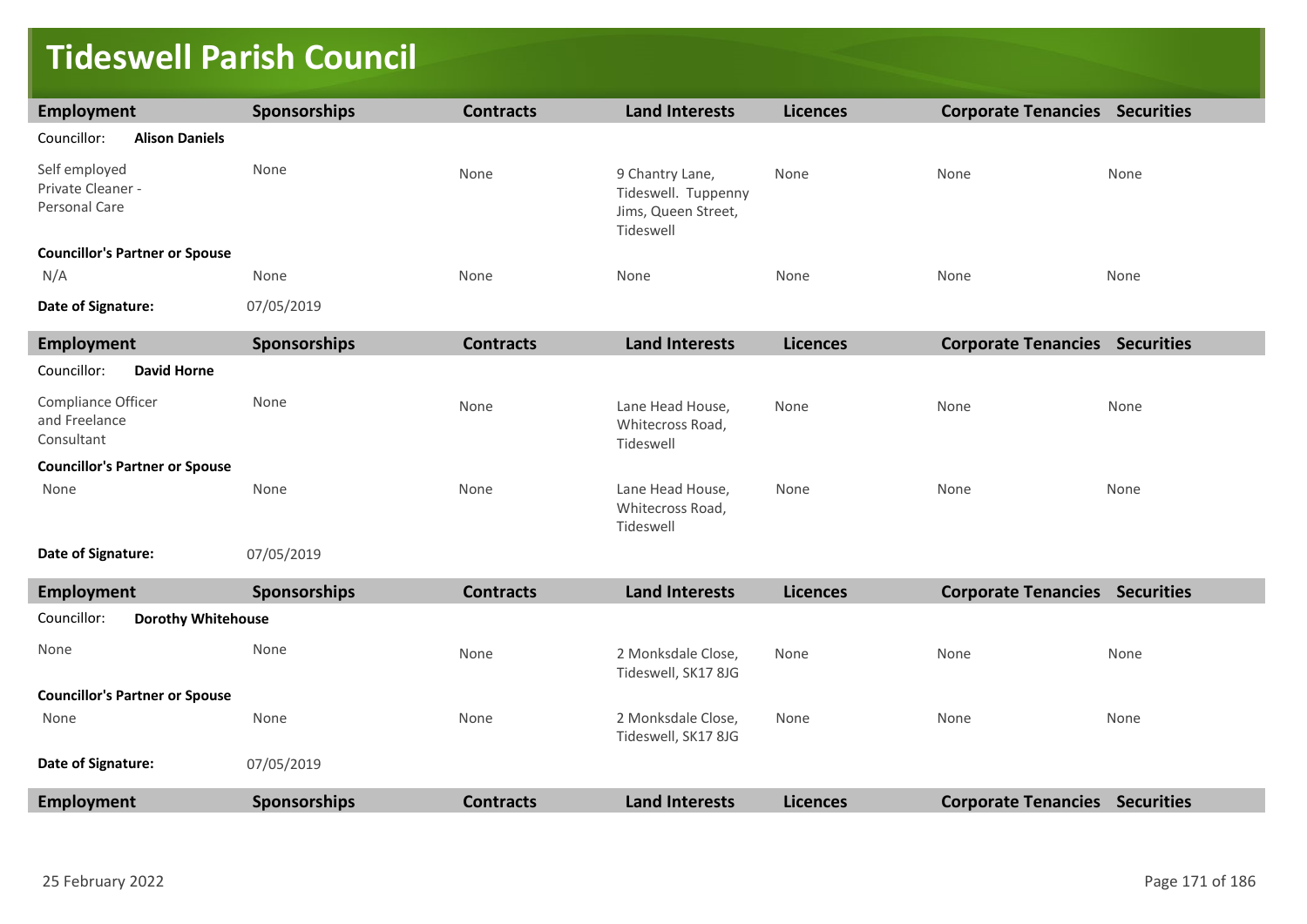# Tideswell Parish Council

| Employment | Sponsorships | Contracts | Land Interests | Licences | Corporate Tenancies | Securities |
|---|---|---|---|---|---|---|
| Councillor: **Alison Daniels** | | | | | | |
| Self employed Private Cleaner - Personal Care | None | None | 9 Chantry Lane, Tideswell. Tuppenny Jims, Queen Street, Tideswell | None | None | None |
| **Councillor's Partner or Spouse** | | | | | | |
| N/A | None | None | None | None | None | None |
| **Date of Signature:** | 07/05/2019 | | | | | |

| Employment | Sponsorships | Contracts | Land Interests | Licences | Corporate Tenancies | Securities |
|---|---|---|---|---|---|---|
| Councillor: **David Horne** | | | | | | |
| Compliance Officer and Freelance Consultant | None | None | Lane Head House, Whitecross Road, Tideswell | None | None | None |
| **Councillor's Partner or Spouse** | | | | | | |
| None | None | None | Lane Head House, Whitecross Road, Tideswell | None | None | None |
| **Date of Signature:** | 07/05/2019 | | | | | |

| Employment | Sponsorships | Contracts | Land Interests | Licences | Corporate Tenancies | Securities |
|---|---|---|---|---|---|---|
| Councillor: **Dorothy Whitehouse** | | | | | | |
| None | None | None | 2 Monksdale Close, Tideswell, SK17 8JG | None | None | None |
| **Councillor's Partner or Spouse** | | | | | | |
| None | None | None | 2 Monksdale Close, Tideswell, SK17 8JG | None | None | None |
| **Date of Signature:** | 07/05/2019 | | | | | |

| Employment | Sponsorships | Contracts | Land Interests | Licences | Corporate Tenancies | Securities |
|---|---|---|---|---|---|---|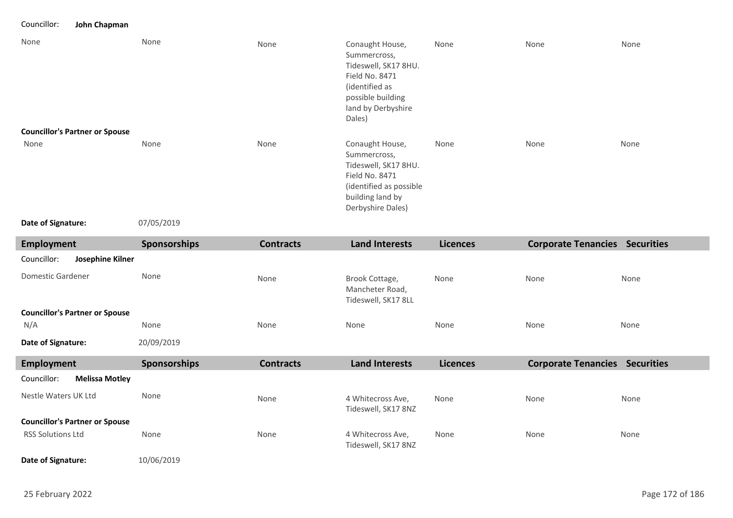Councillor: **John Chapman**

| | | | | | | |
|---|---|---|---|---|---|---|
| None | None | None | Conaught House, Summercross, Tideswell, SK17 8HU. Field No. 8471 (identified as possible building land by Derbyshire Dales) | None | None | None |
| **Councillor's Partner or Spouse** | | | | | | |
| None | None | None | Conaught House, Summercross, Tideswell, SK17 8HU. Field No. 8471 (identified as possible building land by Derbyshire Dales) | None | None | None |
| **Date of Signature:** | 07/05/2019 | | | | | |

| Employment | Sponsorships | Contracts | Land Interests | Licences | Corporate Tenancies | Securities |
|---|---|---|---|---|---|---|
| Councillor: **Josephine Kilner** | | | | | | |
| Domestic Gardener | None | None | Brook Cottage, Mancheter Road, Tideswell, SK17 8LL | None | None | None |
| **Councillor's Partner or Spouse** | | | | | | |
| N/A | None | None | None | None | None | None |
| **Date of Signature:** | 20/09/2019 | | | | | |

| Employment | Sponsorships | Contracts | Land Interests | Licences | Corporate Tenancies | Securities |
|---|---|---|---|---|---|---|
| Councillor: **Melissa Motley** | | | | | | |
| Nestle Waters UK Ltd | None | None | 4 Whitecross Ave, Tideswell, SK17 8NZ | None | None | None |
| **Councillor's Partner or Spouse** | | | | | | |
| RSS Solutions Ltd | None | None | 4 Whitecross Ave, Tideswell, SK17 8NZ | None | None | None |
| **Date of Signature:** | 10/06/2019 | | | | | |

25 February 2022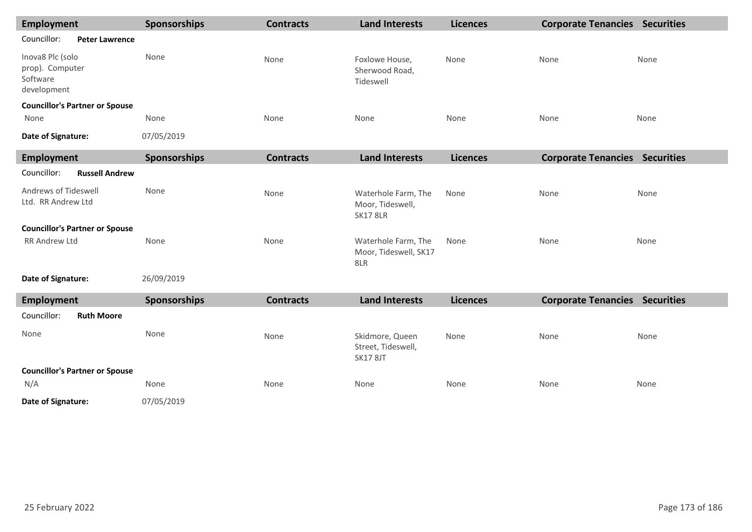| Employment | Sponsorships | Contracts | Land Interests | Licences | Corporate Tenancies | Securities |
|---|---|---|---|---|---|---|
| Councillor: **Peter Lawrence** | | | | | | |
| Inova8 Plc (solo prop). Computer Software development | None | None | Foxlowe House, Sherwood Road, Tideswell | None | None | None |
| **Councillor's Partner or Spouse** | | | | | | |
| None | None | None | None | None | None | None |
| **Date of Signature:** | 07/05/2019 | | | | | |

| Employment | Sponsorships | Contracts | Land Interests | Licences | Corporate Tenancies | Securities |
|---|---|---|---|---|---|---|
| Councillor: **Russell Andrew** | | | | | | |
| Andrews of Tideswell Ltd. RR Andrew Ltd | None | None | Waterhole Farm, The Moor, Tideswell, SK17 8LR | None | None | None |
| **Councillor's Partner or Spouse** | | | | | | |
| RR Andrew Ltd | None | None | Waterhole Farm, The Moor, Tideswell, SK17 8LR | None | None | None |
| **Date of Signature:** | 26/09/2019 | | | | | |

| Employment | Sponsorships | Contracts | Land Interests | Licences | Corporate Tenancies | Securities |
|---|---|---|---|---|---|---|
| Councillor: **Ruth Moore** | | | | | | |
| None | None | None | Skidmore, Queen Street, Tideswell, SK17 8JT | None | None | None |
| **Councillor's Partner or Spouse** | | | | | | |
| N/A | None | None | None | None | None | None |
| **Date of Signature:** | 07/05/2019 | | | | | |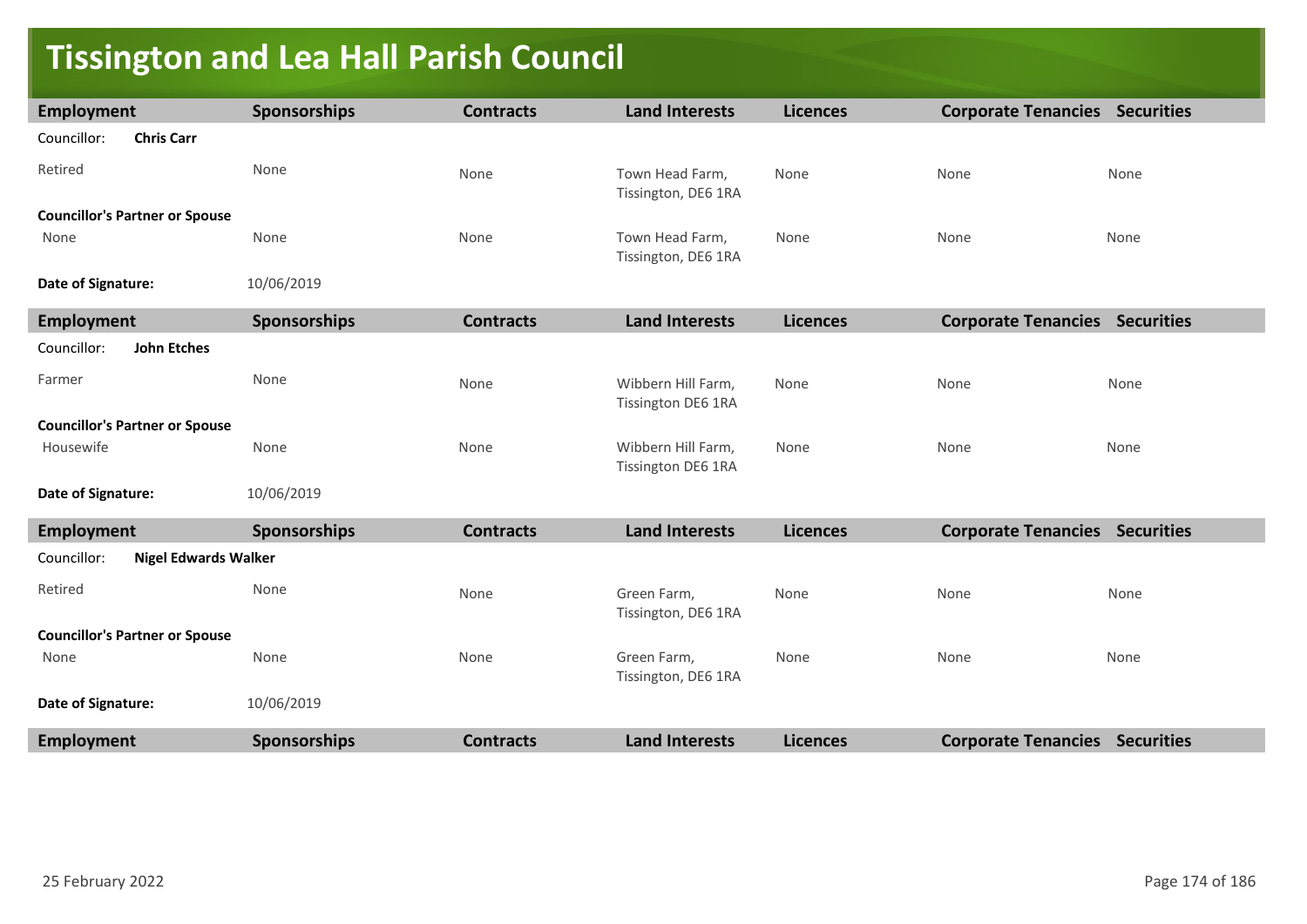# Tissington and Lea Hall Parish Council

| Employment | Sponsorships | Contracts | Land Interests | Licences | Corporate Tenancies | Securities |
|---|---|---|---|---|---|---|
| Councillor: **Chris Carr** | | | | | | |
| Retired | None | None | Town Head Farm, Tissington, DE6 1RA | None | None | None |
| **Councillor's Partner or Spouse** | | | | | | |
| None | None | None | Town Head Farm, Tissington, DE6 1RA | None | None | None |
| **Date of Signature:** | 10/06/2019 | | | | | |

| Employment | Sponsorships | Contracts | Land Interests | Licences | Corporate Tenancies | Securities |
|---|---|---|---|---|---|---|
| Councillor: **John Etches** | | | | | | |
| Farmer | None | None | Wibbern Hill Farm, Tissington DE6 1RA | None | None | None |
| **Councillor's Partner or Spouse** | | | | | | |
| Housewife | None | None | Wibbern Hill Farm, Tissington DE6 1RA | None | None | None |
| **Date of Signature:** | 10/06/2019 | | | | | |

| Employment | Sponsorships | Contracts | Land Interests | Licences | Corporate Tenancies | Securities |
|---|---|---|---|---|---|---|
| Councillor: **Nigel Edwards Walker** | | | | | | |
| Retired | None | None | Green Farm, Tissington, DE6 1RA | None | None | None |
| **Councillor's Partner or Spouse** | | | | | | |
| None | None | None | Green Farm, Tissington, DE6 1RA | None | None | None |
| **Date of Signature:** | 10/06/2019 | | | | | |

| Employment | Sponsorships | Contracts | Land Interests | Licences | Corporate Tenancies | Securities |
|---|---|---|---|---|---|---|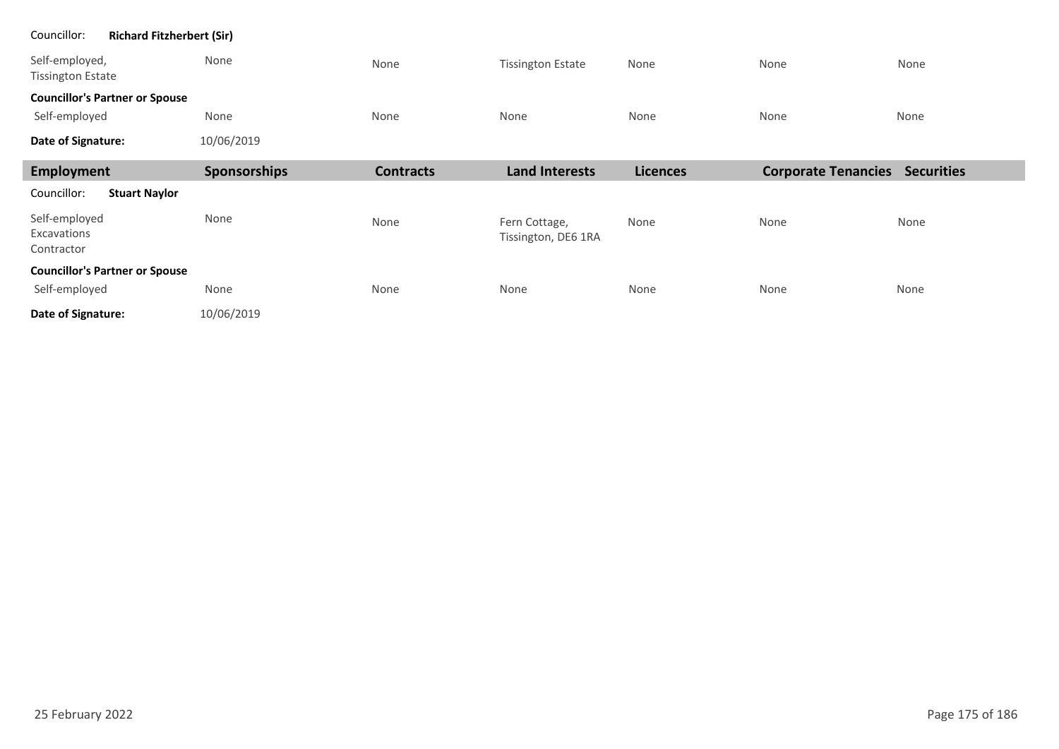Councillor: **Richard Fitzherbert (Sir)**

| | | | | | | |
|---|---|---|---|---|---|---|
| Self-employed, Tissington Estate | None | None | Tissington Estate | None | None | None |
| **Councillor's Partner or Spouse** | | | | | | |
| Self-employed | None | None | None | None | None | None |
| **Date of Signature:** | 10/06/2019 | | | | | |

| Employment | Sponsorships | Contracts | Land Interests | Licences | Corporate Tenancies | Securities |
|---|---|---|---|---|---|---|
| Councillor: **Stuart Naylor** | | | | | | |
| Self-employed Excavations Contractor | None | None | Fern Cottage, Tissington, DE6 1RA | None | None | None |
| **Councillor's Partner or Spouse** | | | | | | |
| Self-employed | None | None | None | None | None | None |
| **Date of Signature:** | 10/06/2019 | | | | | |

25 February 2022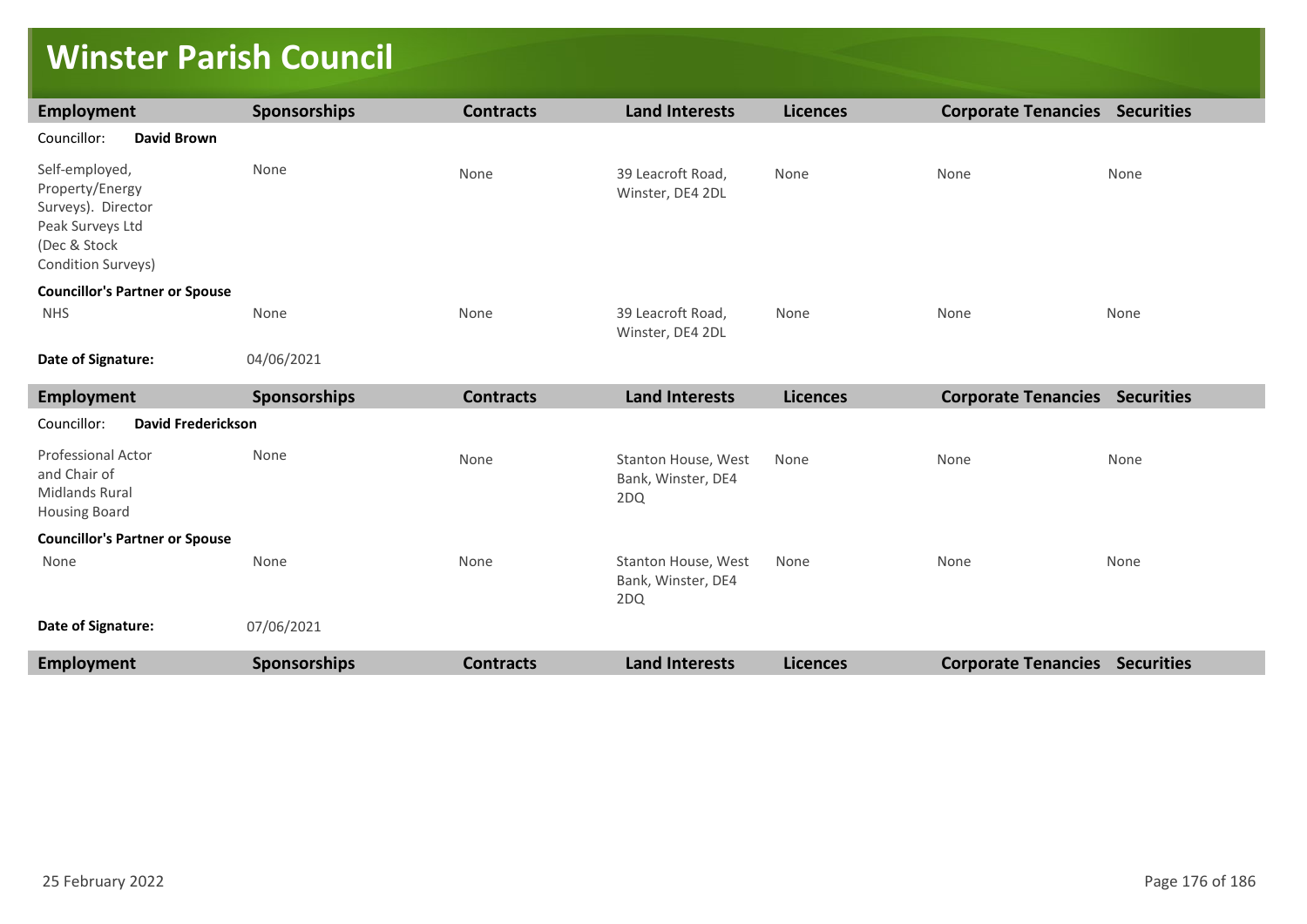# Winster Parish Council

| Employment | Sponsorships | Contracts | Land Interests | Licences | Corporate Tenancies | Securities |
|---|---|---|---|---|---|---|
| Councillor: **David Brown** | | | | | | |
| Self-employed, Property/Energy Surveys). Director Peak Surveys Ltd (Dec & Stock Condition Surveys) | None | None | 39 Leacroft Road, Winster, DE4 2DL | None | None | None |
| **Councillor's Partner or Spouse** | | | | | | |
| NHS | None | None | 39 Leacroft Road, Winster, DE4 2DL | None | None | None |
| **Date of Signature:** | 04/06/2021 | | | | | |

| Employment | Sponsorships | Contracts | Land Interests | Licences | Corporate Tenancies | Securities |
|---|---|---|---|---|---|---|
| Councillor: **David Frederickson** | | | | | | |
| Professional Actor and Chair of Midlands Rural Housing Board | None | None | Stanton House, West Bank, Winster, DE4 2DQ | None | None | None |
| **Councillor's Partner or Spouse** | | | | | | |
| None | None | None | Stanton House, West Bank, Winster, DE4 2DQ | None | None | None |
| **Date of Signature:** | 07/06/2021 | | | | | |

| Employment | Sponsorships | Contracts | Land Interests | Licences | Corporate Tenancies | Securities |
|---|---|---|---|---|---|---|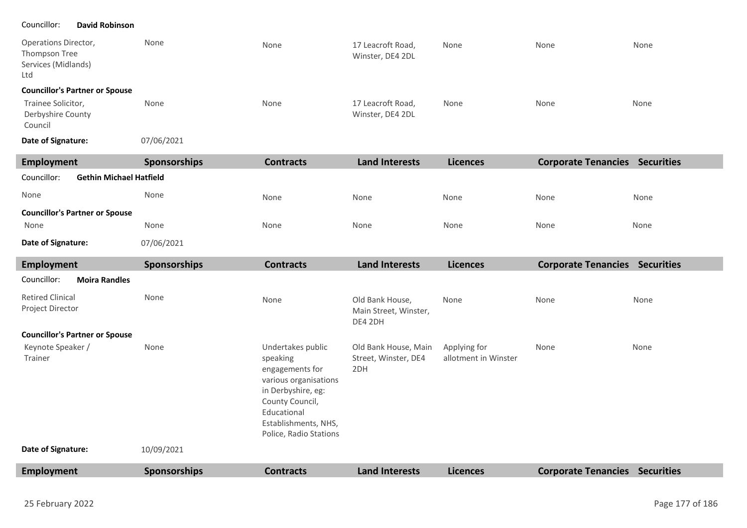| Employment | Sponsorships | Contracts | Land Interests | Licences | Corporate Tenancies | Securities |
|---|---|---|---|---|---|---|
| **Councillor: David Robinson** | | | | | | |
| Operations Director, Thompson Tree Services (Midlands) Ltd | None | None | 17 Leacroft Road, Winster, DE4 2DL | None | None | None |
| **Councillor's Partner or Spouse** | | | | | | |
| Trainee Solicitor, Derbyshire County Council | None | None | 17 Leacroft Road, Winster, DE4 2DL | None | None | None |
| **Date of Signature:** | 07/06/2021 | | | | | |

| Employment | Sponsorships | Contracts | Land Interests | Licences | Corporate Tenancies | Securities |
|---|---|---|---|---|---|---|
| **Councillor: Gethin Michael Hatfield** | | | | | | |
| None | None | None | None | None | None | None |
| **Councillor's Partner or Spouse** | | | | | | |
| None | None | None | None | None | None | None |
| **Date of Signature:** | 07/06/2021 | | | | | |

| Employment | Sponsorships | Contracts | Land Interests | Licences | Corporate Tenancies | Securities |
|---|---|---|---|---|---|---|
| **Councillor: Moira Randles** | | | | | | |
| Retired Clinical Project Director | None | None | Old Bank House, Main Street, Winster, DE4 2DH | None | None | None |
| **Councillor's Partner or Spouse** | | | | | | |
| Keynote Speaker / Trainer | None | Undertakes public speaking engagements for various organisations in Derbyshire, eg: County Council, Educational Establishments, NHS, Police, Radio Stations | Old Bank House, Main Street, Winster, DE4 2DH | Applying for allotment in Winster | None | None |
| **Date of Signature:** | 10/09/2021 | | | | | |

| Employment | Sponsorships | Contracts | Land Interests | Licences | Corporate Tenancies | Securities |
|---|---|---|---|---|---|---|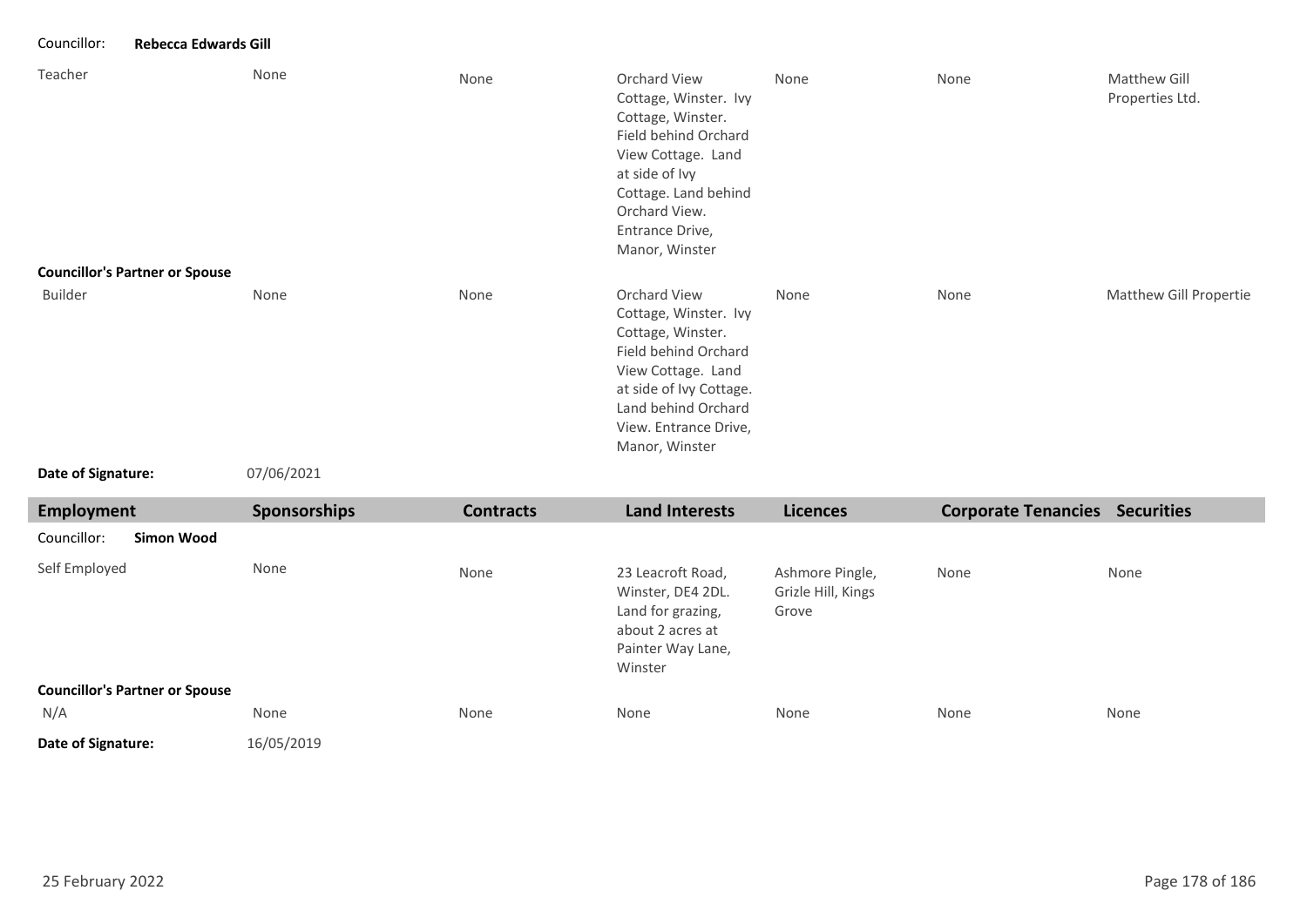Councillor: **Rebecca Edwards Gill**

| | | | | | | |
|---|---|---|---|---|---|---|
| Teacher | None | None | Orchard View Cottage, Winster. Ivy Cottage, Winster. Field behind Orchard View Cottage. Land at side of Ivy Cottage. Land behind Orchard View. Entrance Drive, Manor, Winster | None | None | Matthew Gill Properties Ltd. |
| **Councillor's Partner or Spouse** | | | | | | |
| Builder | None | None | Orchard View Cottage, Winster. Ivy Cottage, Winster. Field behind Orchard View Cottage. Land at side of Ivy Cottage. Land behind Orchard View. Entrance Drive, Manor, Winster | None | None | Matthew Gill Propertie |

**Date of Signature:** 07/06/2021

| Employment | Sponsorships | Contracts | Land Interests | Licences | Corporate Tenancies | Securities |
|---|---|---|---|---|---|---|
| Councillor: **Simon Wood** | | | | | | |
| Self Employed | None | None | 23 Leacroft Road, Winster, DE4 2DL. Land for grazing, about 2 acres at Painter Way Lane, Winster | Ashmore Pingle, Grizle Hill, Kings Grove | None | None |
| **Councillor's Partner or Spouse** | | | | | | |
| N/A | None | None | None | None | None | None |

**Date of Signature:** 16/05/2019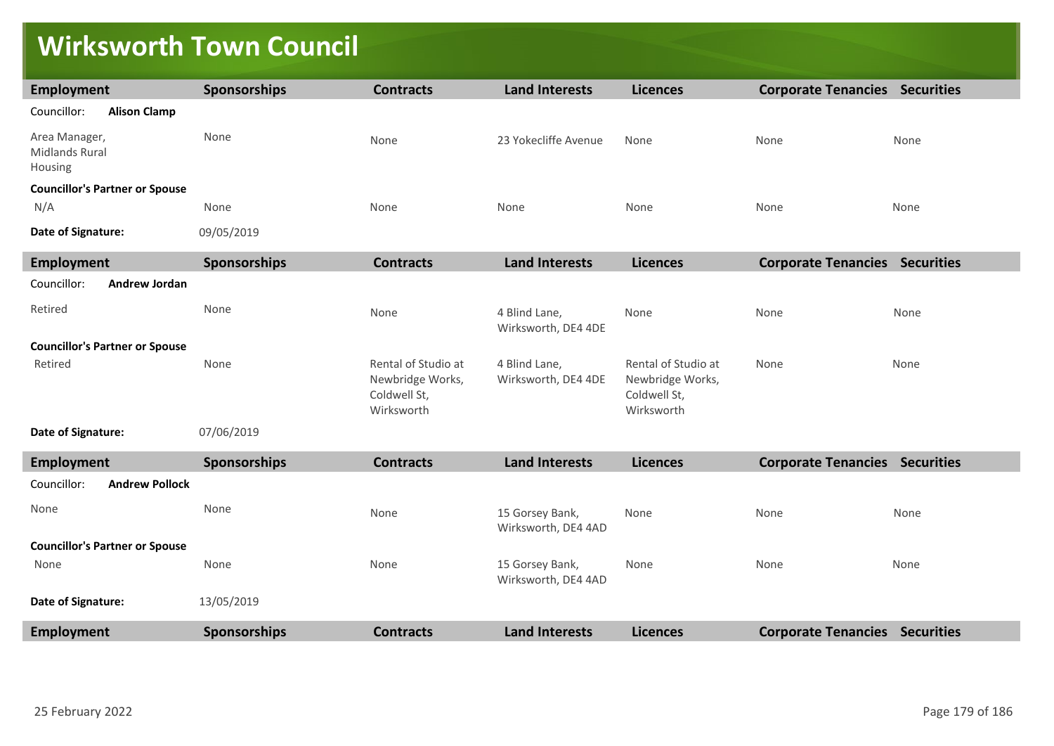# Wirksworth Town Council

| Employment | Sponsorships | Contracts | Land Interests | Licences | Corporate Tenancies | Securities |
|---|---|---|---|---|---|---|
| Councillor: **Alison Clamp** | | | | | | |
| Area Manager, Midlands Rural Housing | None | None | 23 Yokecliffe Avenue | None | None | None |
| **Councillor's Partner or Spouse** | | | | | | |
| N/A | None | None | None | None | None | None |
| **Date of Signature:** | 09/05/2019 | | | | | |

| Employment | Sponsorships | Contracts | Land Interests | Licences | Corporate Tenancies | Securities |
|---|---|---|---|---|---|---|
| Councillor: **Andrew Jordan** | | | | | | |
| Retired | None | None | 4 Blind Lane, Wirksworth, DE4 4DE | None | None | None |
| **Councillor's Partner or Spouse** | | | | | | |
| Retired | None | Rental of Studio at Newbridge Works, Coldwell St, Wirksworth | 4 Blind Lane, Wirksworth, DE4 4DE | Rental of Studio at Newbridge Works, Coldwell St, Wirksworth | None | None |
| **Date of Signature:** | 07/06/2019 | | | | | |

| Employment | Sponsorships | Contracts | Land Interests | Licences | Corporate Tenancies | Securities |
|---|---|---|---|---|---|---|
| Councillor: **Andrew Pollock** | | | | | | |
| None | None | None | 15 Gorsey Bank, Wirksworth, DE4 4AD | None | None | None |
| **Councillor's Partner or Spouse** | | | | | | |
| None | None | None | 15 Gorsey Bank, Wirksworth, DE4 4AD | None | None | None |
| **Date of Signature:** | 13/05/2019 | | | | | |

| Employment | Sponsorships | Contracts | Land Interests | Licences | Corporate Tenancies | Securities |
|---|---|---|---|---|---|---|

25 February 2022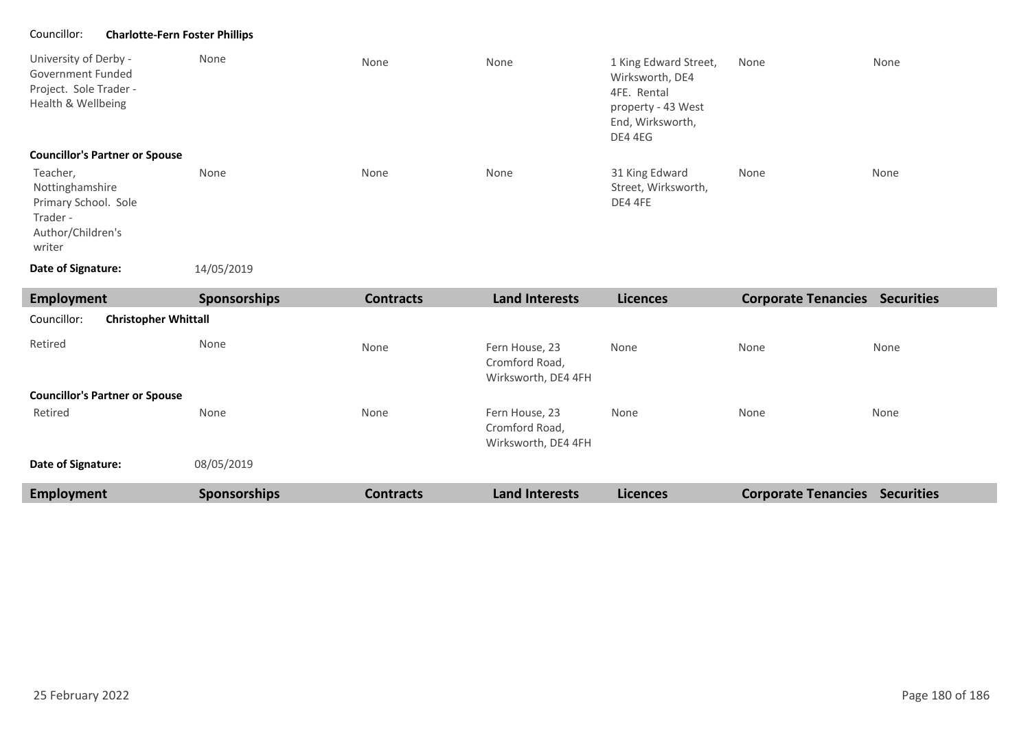Councillor: **Charlotte-Fern Foster Phillips**

| Employment | Sponsorships | Contracts | Land Interests | Licences | Corporate Tenancies | Securities |
|---|---|---|---|---|---|---|
| University of Derby - Government Funded Project. Sole Trader - Health & Wellbeing | None | None | None | 1 King Edward Street, Wirksworth, DE4 4FE. Rental property - 43 West End, Wirksworth, DE4 4EG | None | None |

**Councillor's Partner or Spouse**

| Employment | Sponsorships | Contracts | Land Interests | Licences | Corporate Tenancies | Securities |
|---|---|---|---|---|---|---|
| Teacher, Nottinghamshire Primary School. Sole Trader - Author/Children's writer | None | None | None | 31 King Edward Street, Wirksworth, DE4 4FE | None | None |

**Date of Signature:** 14/05/2019

Councillor: **Christopher Whittall**

| Employment | Sponsorships | Contracts | Land Interests | Licences | Corporate Tenancies | Securities |
|---|---|---|---|---|---|---|
| Retired | None | None | Fern House, 23 Cromford Road, Wirksworth, DE4 4FH | None | None | None |

**Councillor's Partner or Spouse**

| Employment | Sponsorships | Contracts | Land Interests | Licences | Corporate Tenancies | Securities |
|---|---|---|---|---|---|---|
| Retired | None | None | Fern House, 23 Cromford Road, Wirksworth, DE4 4FH | None | None | None |

**Date of Signature:** 08/05/2019

| Employment | Sponsorships | Contracts | Land Interests | Licences | Corporate Tenancies | Securities |
|---|---|---|---|---|---|---|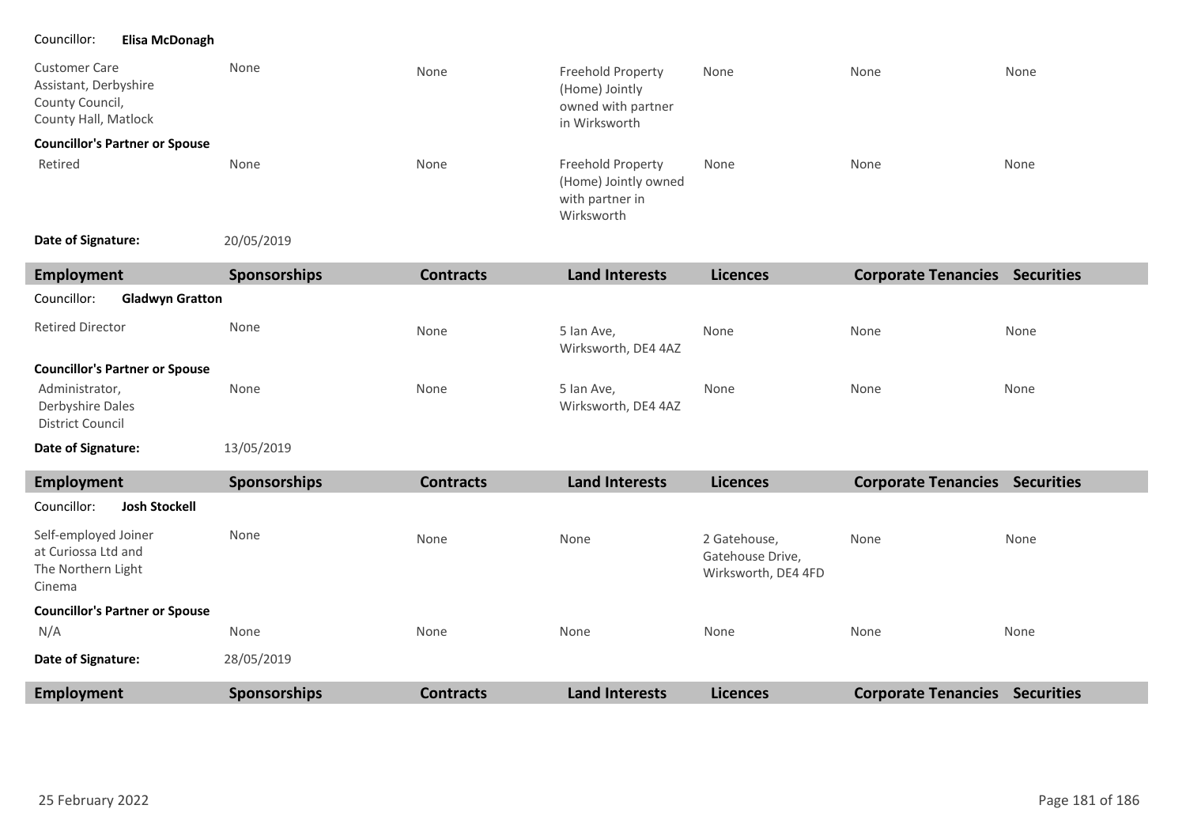Councillor: **Elisa McDonagh**

| | | | | | | |
|---|---|---|---|---|---|---|
| Customer Care Assistant, Derbyshire County Council, County Hall, Matlock | None | None | Freehold Property (Home) Jointly owned with partner in Wirksworth | None | None | None |
| **Councillor's Partner or Spouse** | | | | | | |
| Retired | None | None | Freehold Property (Home) Jointly owned with partner in Wirksworth | None | None | None |

**Date of Signature:** 20/05/2019

| Employment | Sponsorships | Contracts | Land Interests | Licences | Corporate Tenancies | Securities |
|---|---|---|---|---|---|---|
| Councillor: **Gladwyn Gratton** | | | | | | |
| Retired Director | None | None | 5 Ian Ave, Wirksworth, DE4 4AZ | None | None | None |
| **Councillor's Partner or Spouse** | | | | | | |
| Administrator, Derbyshire Dales District Council | None | None | 5 Ian Ave, Wirksworth, DE4 4AZ | None | None | None |

**Date of Signature:** 13/05/2019

| Employment | Sponsorships | Contracts | Land Interests | Licences | Corporate Tenancies | Securities |
|---|---|---|---|---|---|---|
| Councillor: **Josh Stockell** | | | | | | |
| Self-employed Joiner at Curiossa Ltd and The Northern Light Cinema | None | None | None | 2 Gatehouse, Gatehouse Drive, Wirksworth, DE4 4FD | None | None |
| **Councillor's Partner or Spouse** | | | | | | |
| N/A | None | None | None | None | None | None |

**Date of Signature:** 28/05/2019

| Employment | Sponsorships | Contracts | Land Interests | Licences | Corporate Tenancies | Securities |
|---|---|---|---|---|---|---|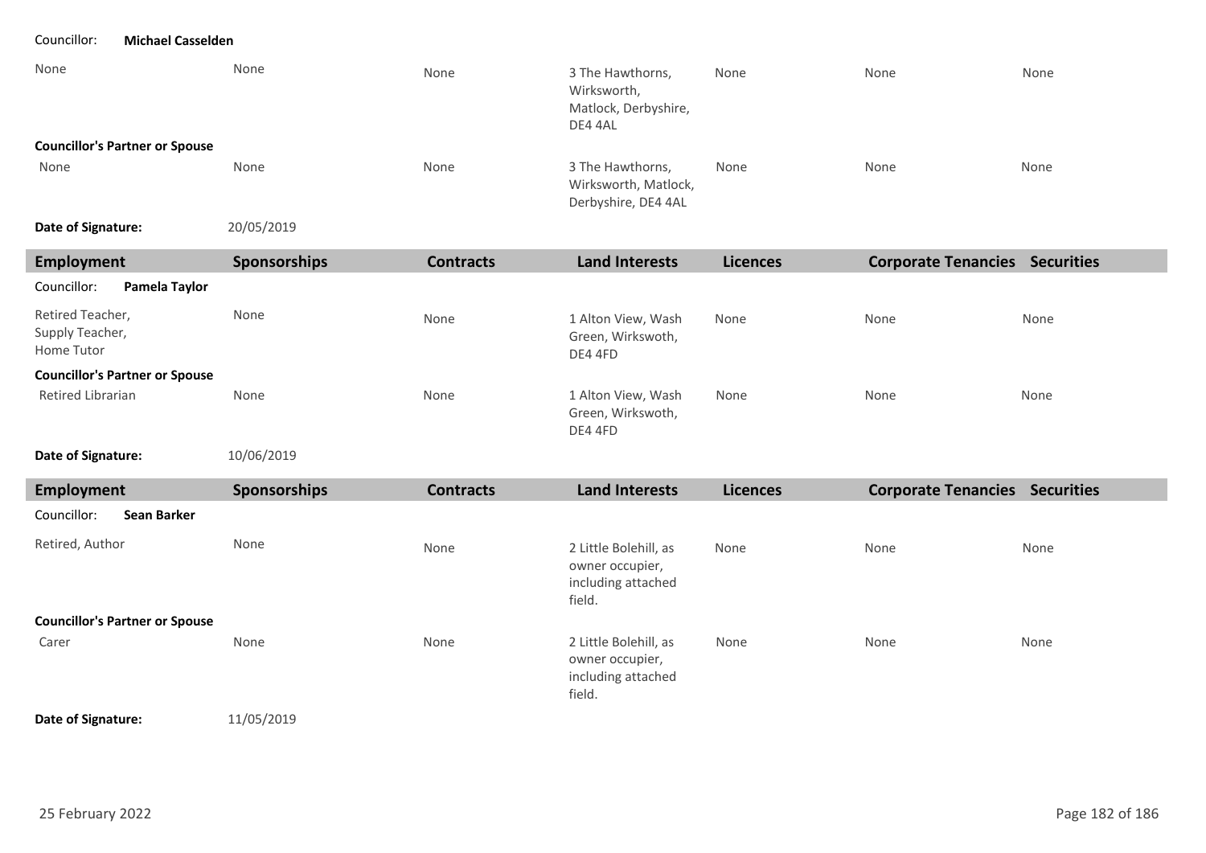Councillor: **Michael Casselden**

| | | | | | | |
|---|---|---|---|---|---|---|
| None | None | None | 3 The Hawthorns, Wirksworth, Matlock, Derbyshire, DE4 4AL | None | None | None |
| **Councillor's Partner or Spouse** | | | | | | |
| None | None | None | 3 The Hawthorns, Wirksworth, Matlock, Derbyshire, DE4 4AL | None | None | None |

**Date of Signature:** 20/05/2019

| Employment | Sponsorships | Contracts | Land Interests | Licences | Corporate Tenancies | Securities |
|---|---|---|---|---|---|---|
| Councillor: **Pamela Taylor** | | | | | | |
| Retired Teacher, Supply Teacher, Home Tutor | None | None | 1 Alton View, Wash Green, Wirksworth, DE4 4FD | None | None | None |
| **Councillor's Partner or Spouse** | | | | | | |
| Retired Librarian | None | None | 1 Alton View, Wash Green, Wirksworth, DE4 4FD | None | None | None |

**Date of Signature:** 10/06/2019

| Employment | Sponsorships | Contracts | Land Interests | Licences | Corporate Tenancies | Securities |
|---|---|---|---|---|---|---|
| Councillor: **Sean Barker** | | | | | | |
| Retired, Author | None | None | 2 Little Bolehill, as owner occupier, including attached field. | None | None | None |
| **Councillor's Partner or Spouse** | | | | | | |
| Carer | None | None | 2 Little Bolehill, as owner occupier, including attached field. | None | None | None |

**Date of Signature:** 11/05/2019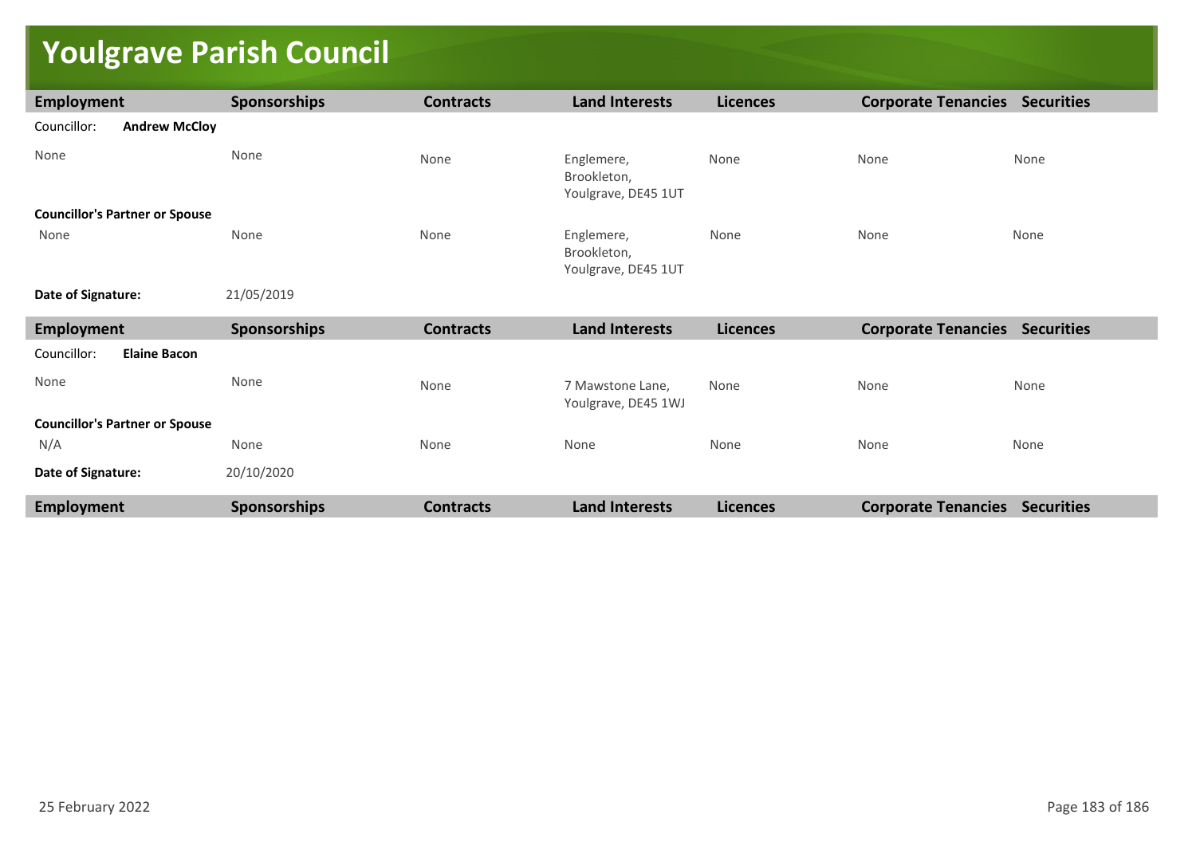# Youlgrave Parish Council

| Employment | Sponsorships | Contracts | Land Interests | Licences | Corporate Tenancies | Securities |
|---|---|---|---|---|---|---|
| Councillor: **Andrew McCloy** | | | | | | |
| None | None | None | Englemere, Brookleton, Youlgrave, DE45 1UT | None | None | None |
| **Councillor's Partner or Spouse** | | | | | | |
| None | None | None | Englemere, Brookleton, Youlgrave, DE45 1UT | None | None | None |
| **Date of Signature:** | 21/05/2019 | | | | | |

| Employment | Sponsorships | Contracts | Land Interests | Licences | Corporate Tenancies | Securities |
|---|---|---|---|---|---|---|
| Councillor: **Elaine Bacon** | | | | | | |
| None | None | None | 7 Mawstone Lane, Youlgrave, DE45 1WJ | None | None | None |
| **Councillor's Partner or Spouse** | | | | | | |
| N/A | None | None | None | None | None | None |
| **Date of Signature:** | 20/10/2020 | | | | | |

| Employment | Sponsorships | Contracts | Land Interests | Licences | Corporate Tenancies | Securities |
|---|---|---|---|---|---|---|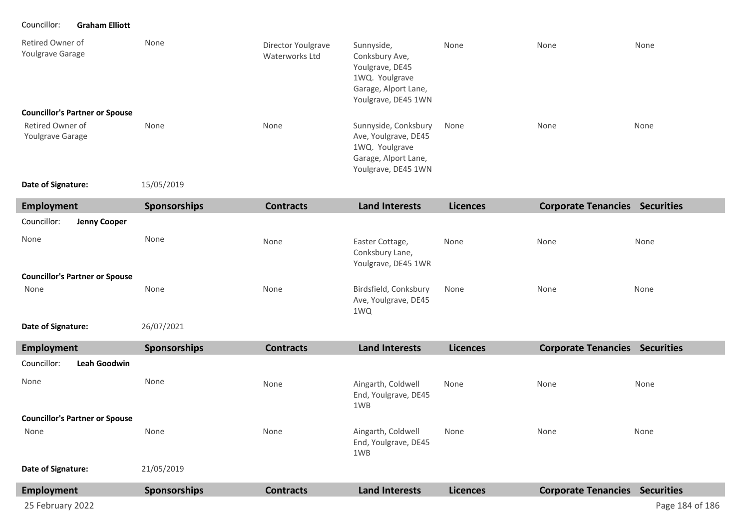Councillor: **Graham Elliott**

| Employment | Sponsorships | Contracts | Land Interests | Licences | Corporate Tenancies | Securities |
|---|---|---|---|---|---|---|
| Retired Owner of Youlgrave Garage | None | Director Youlgrave Waterworks Ltd | Sunnyside, Conksbury Ave, Youlgrave, DE45 1WQ. Youlgrave Garage, Alport Lane, Youlgrave, DE45 1WN | None | None | None |
| **Councillor's Partner or Spouse** | | | | | | |
| Retired Owner of Youlgrave Garage | None | None | Sunnyside, Conksbury Ave, Youlgrave, DE45 1WQ. Youlgrave Garage, Alport Lane, Youlgrave, DE45 1WN | None | None | None |

**Date of Signature:** 15/05/2019

Councillor: **Jenny Cooper**

| Employment | Sponsorships | Contracts | Land Interests | Licences | Corporate Tenancies | Securities |
|---|---|---|---|---|---|---|
| None | None | None | Easter Cottage, Conksbury Lane, Youlgrave, DE45 1WR | None | None | None |
| **Councillor's Partner or Spouse** | | | | | | |
| None | None | None | Birdsfield, Conksbury Ave, Youlgrave, DE45 1WQ | None | None | None |

**Date of Signature:** 26/07/2021

Councillor: **Leah Goodwin**

| Employment | Sponsorships | Contracts | Land Interests | Licences | Corporate Tenancies | Securities |
|---|---|---|---|---|---|---|
| None | None | None | Aingarth, Coldwell End, Youlgrave, DE45 1WB | None | None | None |
| **Councillor's Partner or Spouse** | | | | | | |
| None | None | None | Aingarth, Coldwell End, Youlgrave, DE45 1WB | None | None | None |

**Date of Signature:** 21/05/2019

| Employment | Sponsorships | Contracts | Land Interests | Licences | Corporate Tenancies | Securities |
|---|---|---|---|---|---|---|

25 February 2022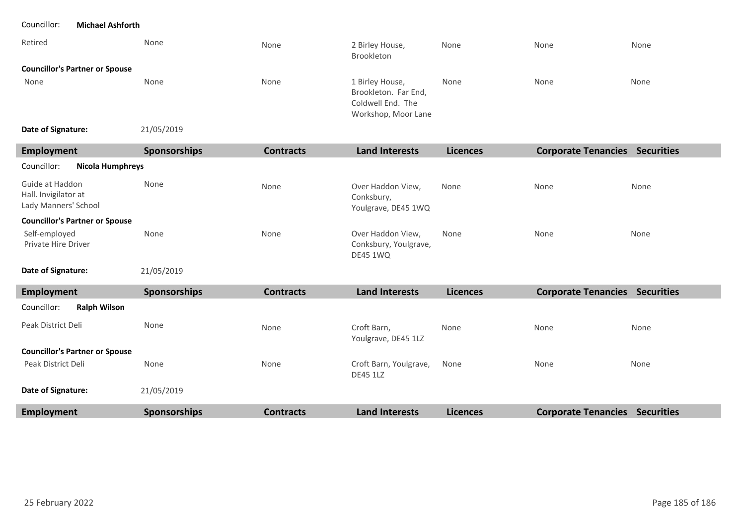Councillor: **Michael Ashforth**

| Employment | Sponsorships | Contracts | Land Interests | Licences | Corporate Tenancies | Securities |
|---|---|---|---|---|---|---|
| Retired | None | None | 2 Birley House, Brookleton | None | None | None |
| **Councillor's Partner or Spouse** | | | | | | |
| None | None | None | 1 Birley House, Brookleton. Far End, Coldwell End. The Workshop, Moor Lane | None | None | None |

**Date of Signature:** 21/05/2019

| Employment | Sponsorships | Contracts | Land Interests | Licences | Corporate Tenancies | Securities |
|---|---|---|---|---|---|---|
| Councillor: **Nicola Humphreys** | | | | | | |
| Guide at Haddon Hall. Invigilator at Lady Manners' School | None | None | Over Haddon View, Conksbury, Youlgrave, DE45 1WQ | None | None | None |
| **Councillor's Partner or Spouse** | | | | | | |
| Self-employed Private Hire Driver | None | None | Over Haddon View, Conksbury, Youlgrave, DE45 1WQ | None | None | None |

**Date of Signature:** 21/05/2019

| Employment | Sponsorships | Contracts | Land Interests | Licences | Corporate Tenancies | Securities |
|---|---|---|---|---|---|---|
| Councillor: **Ralph Wilson** | | | | | | |
| Peak District Deli | None | None | Croft Barn, Youlgrave, DE45 1LZ | None | None | None |
| **Councillor's Partner or Spouse** | | | | | | |
| Peak District Deli | None | None | Croft Barn, Youlgrave, DE45 1LZ | None | None | None |

**Date of Signature:** 21/05/2019

| Employment | Sponsorships | Contracts | Land Interests | Licences | Corporate Tenancies | Securities |
|---|---|---|---|---|---|---|

25 February 2022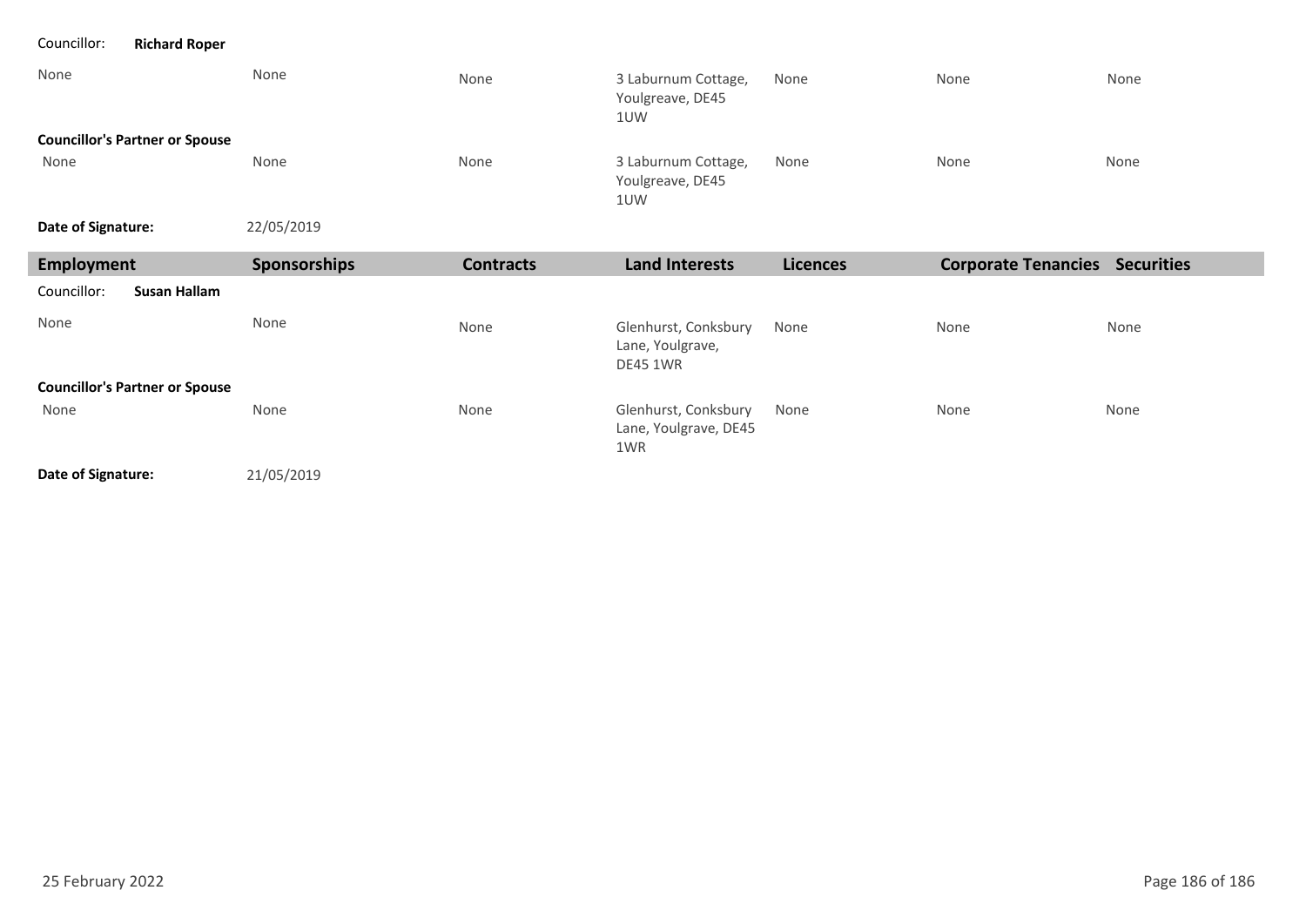Councillor: **Richard Roper**

| | | | | | | |
|---|---|---|---|---|---|---|
| None | None | None | 3 Laburnum Cottage, Youlgreave, DE45 1UW | None | None | None |

**Councillor's Partner or Spouse**

| | | | | | | |
|---|---|---|---|---|---|---|
| None | None | None | 3 Laburnum Cottage, Youlgreave, DE45 1UW | None | None | None |

**Date of Signature:** 22/05/2019

| Employment | Sponsorships | Contracts | Land Interests | Licences | Corporate Tenancies | Securities |
|---|---|---|---|---|---|---|

Councillor: **Susan Hallam**

| | | | | | | |
|---|---|---|---|---|---|---|
| None | None | None | Glenhurst, Conksbury Lane, Youlgrave, DE45 1WR | None | None | None |

**Councillor's Partner or Spouse**

| | | | | | | |
|---|---|---|---|---|---|---|
| None | None | None | Glenhurst, Conksbury Lane, Youlgrave, DE45 1WR | None | None | None |

**Date of Signature:** 21/05/2019